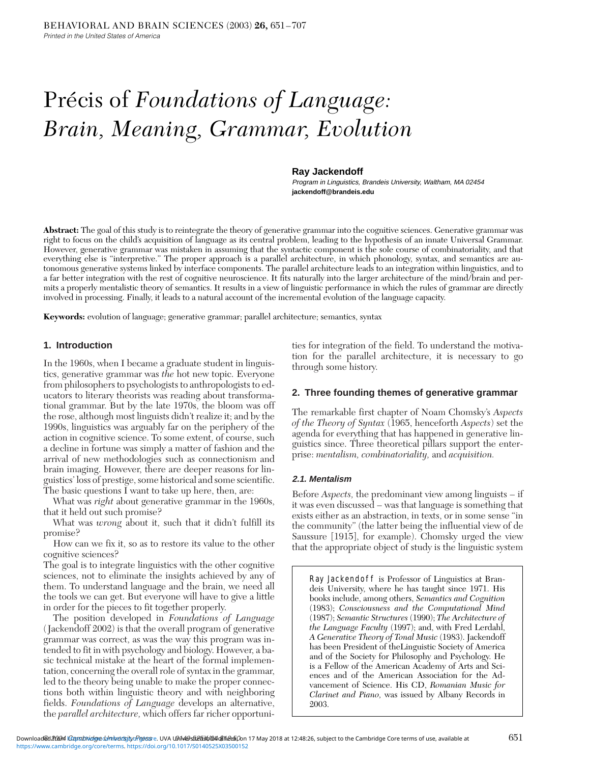# Précis of *Foundations of Language: Brain, Meaning, Grammar, Evolution*

**Ray Jackendoff**

*Program in Linguistics, Brandeis University, Waltham, MA 02454*
**jackendoff@brandeis.edu**

**Abstract:** The goal of this study is to reintegrate the theory of generative grammar into the cognitive sciences. Generative grammar was right to focus on the child's acquisition of language as its central problem, leading to the hypothesis of an innate Universal Grammar. However, generative grammar was mistaken in assuming that the syntactic component is the sole course of combinatoriality, and that everything else is "interpretive." The proper approach is a parallel architecture, in which phonology, syntax, and semantics are autonomous generative systems linked by interface components. The parallel architecture leads to an integration within linguistics, and to a far better integration with the rest of cognitive neuroscience. It fits naturally into the larger architecture of the mind/brain and permits a properly mentalistic theory of semantics. It results in a view of linguistic performance in which the rules of grammar are directly involved in processing. Finally, it leads to a natural account of the incremental evolution of the language capacity.

**Keywords:** evolution of language; generative grammar; parallel architecture; semantics, syntax

## 1. Introduction

In the 1960s, when I became a graduate student in linguistics, generative grammar was *the* hot new topic. Everyone from philosophers to psychologists to anthropologists to educators to literary theorists was reading about transformational grammar. But by the late 1970s, the bloom was off the rose, although most linguists didn't realize it; and by the 1990s, linguistics was arguably far on the periphery of the action in cognitive science. To some extent, of course, such a decline in fortune was simply a matter of fashion and the arrival of new methodologies such as connectionism and brain imaging. However, there are deeper reasons for linguistics' loss of prestige, some historical and some scientific. The basic questions I want to take up here, then, are:

What was *right* about generative grammar in the 1960s, that it held out such promise?

What was *wrong* about it, such that it didn't fulfill its promise?

How can we fix it, so as to restore its value to the other cognitive sciences?

The goal is to integrate linguistics with the other cognitive sciences, not to eliminate the insights achieved by any of them. To understand language and the brain, we need all the tools we can get. But everyone will have to give a little in order for the pieces to fit together properly.

The position developed in *Foundations of Language* (Jackendoff 2002) is that the overall program of generative grammar was correct, as was the way this program was intended to fit in with psychology and biology. However, a basic technical mistake at the heart of the formal implementation, concerning the overall role of syntax in the grammar, led to the theory being unable to make the proper connections both within linguistic theory and with neighboring fields. *Foundations of Language* develops an alternative, the *parallel architecture,* which offers far richer opportunities for integration of the field. To understand the motivation for the parallel architecture, it is necessary to go through some history.

## 2. Three founding themes of generative grammar

The remarkable first chapter of Noam Chomsky's *Aspects of the Theory of Syntax* (1965, henceforth *Aspects*) set the agenda for everything that has happened in generative linguistics since. Three theoretical pillars support the enterprise: *mentalism, combinatoriality,* and *acquisition.*

### 2.1. Mentalism

Before *Aspects,* the predominant view among linguists – if it was even discussed – was that language is something that exists either as an abstraction, in texts, or in some sense "in the community" (the latter being the influential view of de Saussure [1915], for example). Chomsky urged the view that the appropriate object of study is the linguistic system

RAY JACKENDOFF is Professor of Linguistics at Brandeis University, where he has taught since 1971. His books include, among others, *Semantics and Cognition* (1983); *Consciousness and the Computational Mind* (1987); *Semantic Structures* (1990); *The Architecture of the Language Faculty* (1997); and, with Fred Lerdahl, *A Generative Theory of Tonal Music* (1983). Jackendoff has been President of theLinguistic Society of America and of the Society for Philosophy and Psychology. He is a Fellow of the American Academy of Arts and Sciences and of the American Association for the Advancement of Science. His CD, *Romanian Music for Clarinet and Piano,* was issued by Albany Records in 2003.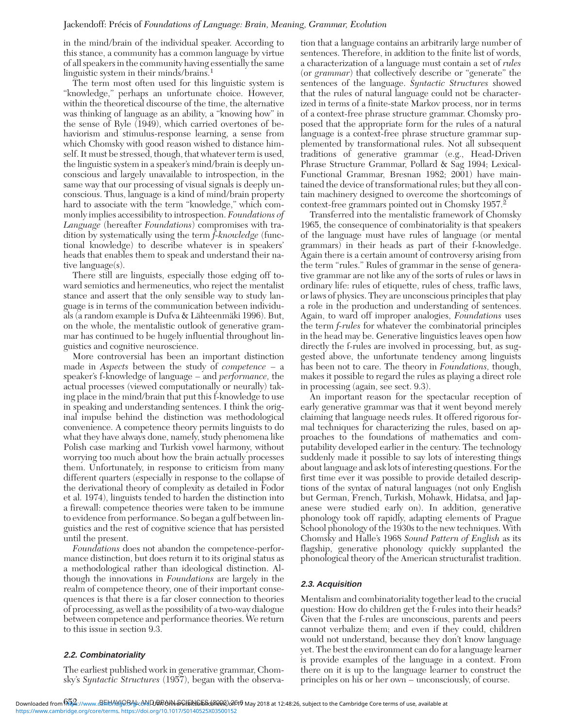in the mind/brain of the individual speaker. According to this stance, a community has a common language by virtue of all speakers in the community having essentially the same linguistic system in their minds/brains.[1]

The term most often used for this linguistic system is "knowledge," perhaps an unfortunate choice. However, within the theoretical discourse of the time, the alternative was thinking of language as an ability, a "knowing how" in the sense of Ryle (1949), which carried overtones of behaviorism and stimulus-response learning, a sense from which Chomsky with good reason wished to distance himself. It must be stressed, though, that whatever term is used, the linguistic system in a speaker's mind/brain is deeply unconscious and largely unavailable to introspection, in the same way that our processing of visual signals is deeply unconscious. Thus, language is a kind of mind/brain property hard to associate with the term "knowledge," which commonly implies accessibility to introspection. *Foundations of Language* (hereafter *Foundations*) compromises with tradition by systematically using the term *f-knowledge* (functional knowledge) to describe whatever is in speakers' heads that enables them to speak and understand their native language(s).

There still are linguists, especially those edging off toward semiotics and hermeneutics, who reject the mentalist stance and assert that the only sensible way to study language is in terms of the communication between individuals (a random example is Dufva & Lähteenmäki 1996). But, on the whole, the mentalistic outlook of generative grammar has continued to be hugely influential throughout linguistics and cognitive neuroscience.

More controversial has been an important distinction made in *Aspects* between the study of *competence* – a speaker's f-knowledge of language – and *performance*, the actual processes (viewed computationally or neurally) taking place in the mind/brain that put this f-knowledge to use in speaking and understanding sentences. I think the original impulse behind the distinction was methodological convenience. A competence theory permits linguists to do what they have always done, namely, study phenomena like Polish case marking and Turkish vowel harmony, without worrying too much about how the brain actually processes them. Unfortunately, in response to criticism from many different quarters (especially in response to the collapse of the derivational theory of complexity as detailed in Fodor et al. 1974), linguists tended to harden the distinction into a firewall: competence theories were taken to be immune to evidence from performance. So began a gulf between linguistics and the rest of cognitive science that has persisted until the present.

*Foundations* does not abandon the competence-performance distinction, but does return it to its original status as a methodological rather than ideological distinction. Although the innovations in *Foundations* are largely in the realm of competence theory, one of their important consequences is that there is a far closer connection to theories of processing, as well as the possibility of a two-way dialogue between competence and performance theories. We return to this issue in section 9.3.

### 2.2. Combinatoriality

The earliest published work in generative grammar, Chomsky's *Syntactic Structures* (1957), began with the observation that a language contains an arbitrarily large number of sentences. Therefore, in addition to the finite list of words, a characterization of a language must contain a set of *rules* (or *grammar*) that collectively describe or "generate" the sentences of the language. *Syntactic Structures* showed that the rules of natural language could not be characterized in terms of a finite-state Markov process, nor in terms of a context-free phrase structure grammar. Chomsky proposed that the appropriate form for the rules of a natural language is a context-free phrase structure grammar supplemented by transformational rules. Not all subsequent traditions of generative grammar (e.g., Head-Driven Phrase Structure Grammar, Pollard & Sag 1994; Lexical-Functional Grammar, Bresnan 1982; 2001) have maintained the device of transformational rules; but they all contain machinery designed to overcome the shortcomings of context-free grammars pointed out in Chomsky 1957.[2]

Transferred into the mentalistic framework of Chomsky 1965, the consequence of combinatoriality is that speakers of the language must have rules of language (or mental grammars) in their heads as part of their f-knowledge. Again there is a certain amount of controversy arising from the term "rules." Rules of grammar in the sense of generative grammar are not like any of the sorts of rules or laws in ordinary life: rules of etiquette, rules of chess, traffic laws, or laws of physics. They are unconscious principles that play a role in the production and understanding of sentences. Again, to ward off improper analogies, *Foundations* uses the term *f-rules* for whatever the combinatorial principles in the head may be. Generative linguistics leaves open how directly the f-rules are involved in processing, but, as suggested above, the unfortunate tendency among linguists has been not to care. The theory in *Foundations*, though, makes it possible to regard the rules as playing a direct role in processing (again, see sect. 9.3).

An important reason for the spectacular reception of early generative grammar was that it went beyond merely claiming that language needs rules. It offered rigorous formal techniques for characterizing the rules, based on approaches to the foundations of mathematics and computability developed earlier in the century. The technology suddenly made it possible to say lots of interesting things about language and ask lots of interesting questions. For the first time ever it was possible to provide detailed descriptions of the syntax of natural languages (not only English but German, French, Turkish, Mohawk, Hidatsa, and Japanese were studied early on). In addition, generative phonology took off rapidly, adapting elements of Prague School phonology of the 1930s to the new techniques. With Chomsky and Halle's 1968 *Sound Pattern of English* as its flagship, generative phonology quickly supplanted the phonological theory of the American structuralist tradition.

### 2.3. Acquisition

Mentalism and combinatoriality together lead to the crucial question: How do children get the f-rules into their heads? Given that the f-rules are unconscious, parents and peers cannot verbalize them; and even if they could, children would not understand, because they don't know language yet. The best the environment can do for a language learner is provide examples of the language in a context. From there on it is up to the language learner to construct the principles on his or her own – unconsciously, of course.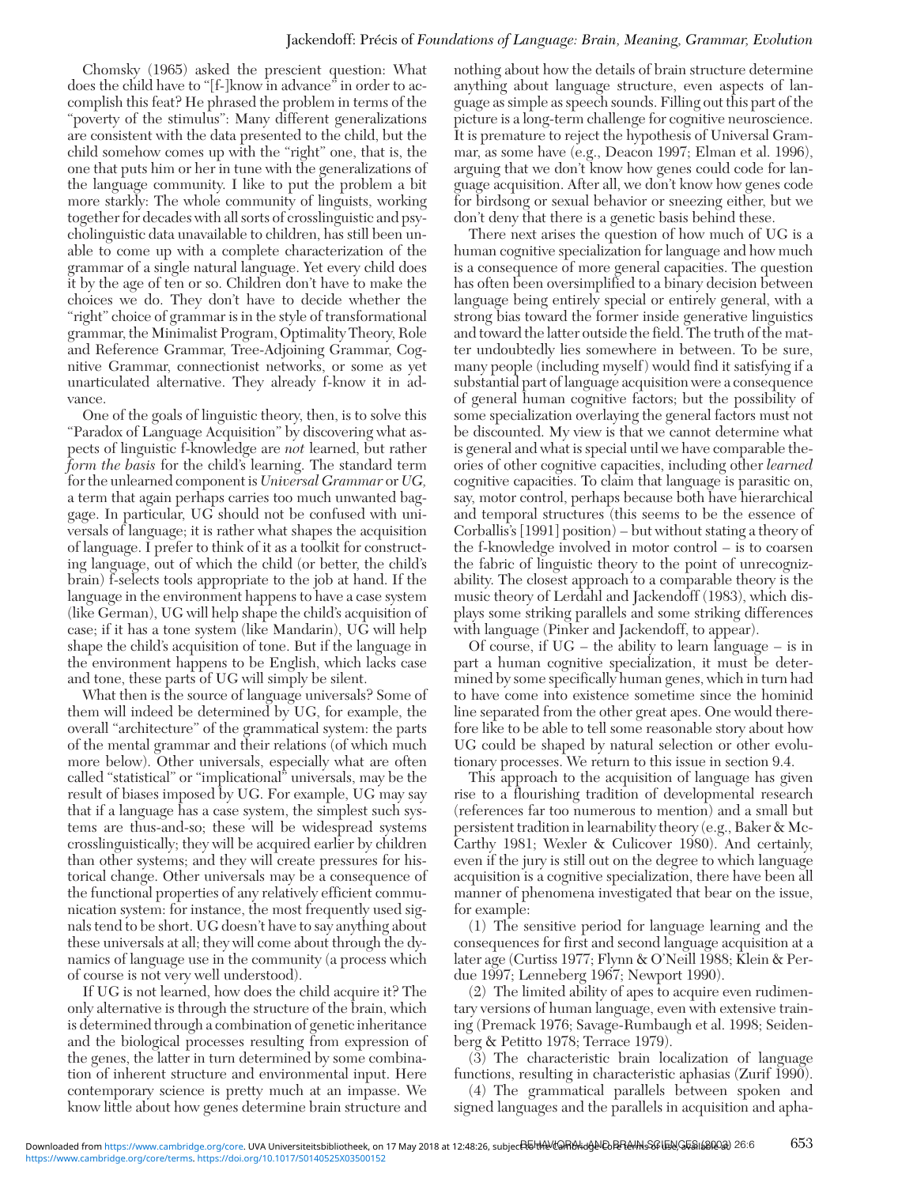Chomsky (1965) asked the prescient question: What does the child have to "[f-]know in advance" in order to accomplish this feat? He phrased the problem in terms of the "poverty of the stimulus": Many different generalizations are consistent with the data presented to the child, but the child somehow comes up with the "right" one, that is, the one that puts him or her in tune with the generalizations of the language community. I like to put the problem a bit more starkly: The whole community of linguists, working together for decades with all sorts of crosslinguistic and psycholinguistic data unavailable to children, has still been unable to come up with a complete characterization of the grammar of a single natural language. Yet every child does it by the age of ten or so. Children don't have to make the choices we do. They don't have to decide whether the "right" choice of grammar is in the style of transformational grammar, the Minimalist Program, Optimality Theory, Role and Reference Grammar, Tree-Adjoining Grammar, Cognitive Grammar, connectionist networks, or some as yet unarticulated alternative. They already f-know it in advance.

One of the goals of linguistic theory, then, is to solve this "Paradox of Language Acquisition" by discovering what aspects of linguistic f-knowledge are *not* learned, but rather *form the basis* for the child's learning. The standard term for the unlearned component is *Universal Grammar* or *UG,* a term that again perhaps carries too much unwanted baggage. In particular, UG should not be confused with universals of language; it is rather what shapes the acquisition of language. I prefer to think of it as a toolkit for constructing language, out of which the child (or better, the child's brain) f-selects tools appropriate to the job at hand. If the language in the environment happens to have a case system (like German), UG will help shape the child's acquisition of case; if it has a tone system (like Mandarin), UG will help shape the child's acquisition of tone. But if the language in the environment happens to be English, which lacks case and tone, these parts of UG will simply be silent.

What then is the source of language universals? Some of them will indeed be determined by UG, for example, the overall "architecture" of the grammatical system: the parts of the mental grammar and their relations (of which much more below). Other universals, especially what are often called "statistical" or "implicational" universals, may be the result of biases imposed by UG. For example, UG may say that if a language has a case system, the simplest such systems are thus-and-so; these will be widespread systems crosslinguistically; they will be acquired earlier by children than other systems; and they will create pressures for historical change. Other universals may be a consequence of the functional properties of any relatively efficient communication system: for instance, the most frequently used signals tend to be short. UG doesn't have to say anything about these universals at all; they will come about through the dynamics of language use in the community (a process which of course is not very well understood).

If UG is not learned, how does the child acquire it? The only alternative is through the structure of the brain, which is determined through a combination of genetic inheritance and the biological processes resulting from expression of the genes, the latter in turn determined by some combination of inherent structure and environmental input. Here contemporary science is pretty much at an impasse. We know little about how genes determine brain structure and nothing about how the details of brain structure determine anything about language structure, even aspects of language as simple as speech sounds. Filling out this part of the picture is a long-term challenge for cognitive neuroscience. It is premature to reject the hypothesis of Universal Grammar, as some have (e.g., Deacon 1997; Elman et al. 1996), arguing that we don't know how genes could code for language acquisition. After all, we don't know how genes code for birdsong or sexual behavior or sneezing either, but we don't deny that there is a genetic basis behind these.

There next arises the question of how much of UG is a human cognitive specialization for language and how much is a consequence of more general capacities. The question has often been oversimplified to a binary decision between language being entirely special or entirely general, with a strong bias toward the former inside generative linguistics and toward the latter outside the field. The truth of the matter undoubtedly lies somewhere in between. To be sure, many people (including myself) would find it satisfying if a substantial part of language acquisition were a consequence of general human cognitive factors; but the possibility of some specialization overlaying the general factors must not be discounted. My view is that we cannot determine what is general and what is special until we have comparable theories of other cognitive capacities, including other *learned* cognitive capacities. To claim that language is parasitic on, say, motor control, perhaps because both have hierarchical and temporal structures (this seems to be the essence of Corballis's [1991] position) – but without stating a theory of the f-knowledge involved in motor control – is to coarsen the fabric of linguistic theory to the point of unrecognizability. The closest approach to a comparable theory is the music theory of Lerdahl and Jackendoff (1983), which displays some striking parallels and some striking differences with language (Pinker and Jackendoff, to appear).

Of course, if UG – the ability to learn language – is in part a human cognitive specialization, it must be determined by some specifically human genes, which in turn had to have come into existence sometime since the hominid line separated from the other great apes. One would therefore like to be able to tell some reasonable story about how UG could be shaped by natural selection or other evolutionary processes. We return to this issue in section 9.4.

This approach to the acquisition of language has given rise to a flourishing tradition of developmental research (references far too numerous to mention) and a small but persistent tradition in learnability theory (e.g., Baker & McCarthy 1981; Wexler & Culicover 1980). And certainly, even if the jury is still out on the degree to which language acquisition is a cognitive specialization, there have been all manner of phenomena investigated that bear on the issue, for example:

(1) The sensitive period for language learning and the consequences for first and second language acquisition at a later age (Curtiss 1977; Flynn & O'Neill 1988; Klein & Perdue 1997; Lenneberg 1967; Newport 1990).

(2) The limited ability of apes to acquire even rudimentary versions of human language, even with extensive training (Premack 1976; Savage-Rumbaugh et al. 1998; Seidenberg & Petitto 1978; Terrace 1979).

(3) The characteristic brain localization of language functions, resulting in characteristic aphasias (Zurif 1990).

(4) The grammatical parallels between spoken and signed languages and the parallels in acquisition and apha-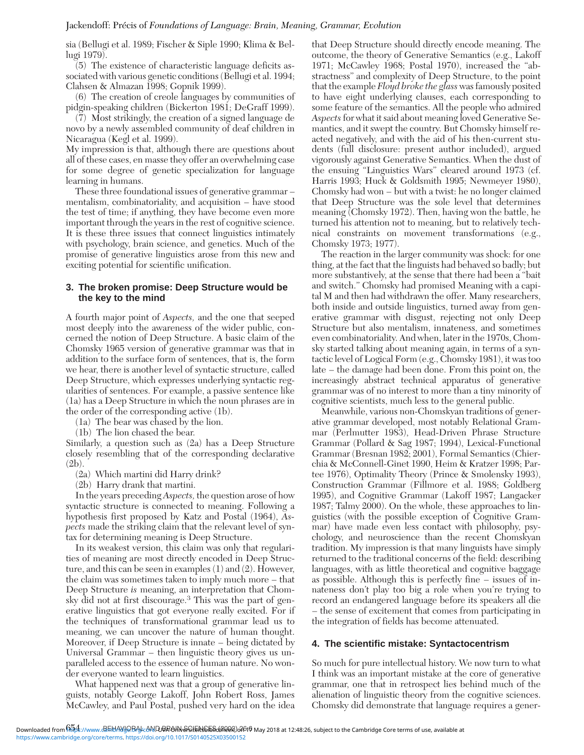sia (Bellugi et al. 1989; Fischer & Siple 1990; Klima & Bellugi 1979).

(5) The existence of characteristic language deficits associated with various genetic conditions (Bellugi et al. 1994; Clahsen & Almazan 1998; Gopnik 1999).

(6) The creation of creole languages by communities of pidgin-speaking children (Bickerton 1981; DeGraff 1999).

(7) Most strikingly, the creation of a signed language de novo by a newly assembled community of deaf children in Nicaragua (Kegl et al. 1999).

My impression is that, although there are questions about all of these cases, en masse they offer an overwhelming case for some degree of genetic specialization for language learning in humans.

These three foundational issues of generative grammar – mentalism, combinatoriality, and acquisition – have stood the test of time; if anything, they have become even more important through the years in the rest of cognitive science. It is these three issues that connect linguistics intimately with psychology, brain science, and genetics. Much of the promise of generative linguistics arose from this new and exciting potential for scientific unification.

## 3. The broken promise: Deep Structure would be the key to the mind

A fourth major point of *Aspects,* and the one that seeped most deeply into the awareness of the wider public, concerned the notion of Deep Structure. A basic claim of the Chomsky 1965 version of generative grammar was that in addition to the surface form of sentences, that is, the form we hear, there is another level of syntactic structure, called Deep Structure, which expresses underlying syntactic regularities of sentences. For example, a passive sentence like (1a) has a Deep Structure in which the noun phrases are in the order of the corresponding active (1b).

(1a) The bear was chased by the lion.

(1b) The lion chased the bear.

Similarly, a question such as (2a) has a Deep Structure closely resembling that of the corresponding declarative (2b).

(2a) Which martini did Harry drink?

(2b) Harry drank that martini.

In the years preceding *Aspects,* the question arose of how syntactic structure is connected to meaning. Following a hypothesis first proposed by Katz and Postal (1964), *Aspects* made the striking claim that the relevant level of syntax for determining meaning is Deep Structure.

In its weakest version, this claim was only that regularities of meaning are most directly encoded in Deep Structure, and this can be seen in examples (1) and (2). However, the claim was sometimes taken to imply much more – that Deep Structure *is* meaning, an interpretation that Chomsky did not at first discourage.[3] This was the part of generative linguistics that got everyone really excited. For if the techniques of transformational grammar lead us to meaning, we can uncover the nature of human thought. Moreover, if Deep Structure is innate – being dictated by Universal Grammar – then linguistic theory gives us unparalleled access to the essence of human nature. No wonder everyone wanted to learn linguistics.

What happened next was that a group of generative linguists, notably George Lakoff, John Robert Ross, James McCawley, and Paul Postal, pushed very hard on the idea that Deep Structure should directly encode meaning. The outcome, the theory of Generative Semantics (e.g., Lakoff 1971; McCawley 1968; Postal 1970), increased the "abstractness" and complexity of Deep Structure, to the point that the example *Floyd broke the glass* was famously posited to have eight underlying clauses, each corresponding to some feature of the semantics. All the people who admired *Aspects* for what it said about meaning loved Generative Semantics, and it swept the country. But Chomsky himself reacted negatively, and with the aid of his then-current students (full disclosure: present author included), argued vigorously against Generative Semantics. When the dust of the ensuing "Linguistics Wars" cleared around 1973 (cf. Harris 1993; Huck & Goldsmith 1995; Newmeyer 1980), Chomsky had won – but with a twist: he no longer claimed that Deep Structure was the sole level that determines meaning (Chomsky 1972). Then, having won the battle, he turned his attention not to meaning, but to relatively technical constraints on movement transformations (e.g., Chomsky 1973; 1977).

The reaction in the larger community was shock: for one thing, at the fact that the linguists had behaved so badly; but more substantively, at the sense that there had been a "bait and switch." Chomsky had promised Meaning with a capital M and then had withdrawn the offer. Many researchers, both inside and outside linguistics, turned away from generative grammar with disgust, rejecting not only Deep Structure but also mentalism, innateness, and sometimes even combinatoriality. And when, later in the 1970s, Chomsky started talking about meaning again, in terms of a syntactic level of Logical Form (e.g., Chomsky 1981), it was too late – the damage had been done. From this point on, the increasingly abstract technical apparatus of generative grammar was of no interest to more than a tiny minority of cognitive scientists, much less to the general public.

Meanwhile, various non-Chomskyan traditions of generative grammar developed, most notably Relational Grammar (Perlmutter 1983), Head-Driven Phrase Structure Grammar (Pollard & Sag 1987; 1994), Lexical-Functional Grammar (Bresnan 1982; 2001), Formal Semantics (Chierchia & McConnell-Ginet 1990, Heim & Kratzer 1998; Partee 1976), Optimality Theory (Prince & Smolensky 1993), Construction Grammar (Fillmore et al. 1988; Goldberg 1995), and Cognitive Grammar (Lakoff 1987; Langacker 1987; Talmy 2000). On the whole, these approaches to linguistics (with the possible exception of Cognitive Grammar) have made even less contact with philosophy, psychology, and neuroscience than the recent Chomskyan tradition. My impression is that many linguists have simply returned to the traditional concerns of the field: describing languages, with as little theoretical and cognitive baggage as possible. Although this is perfectly fine – issues of innateness don't play too big a role when you're trying to record an endangered language before its speakers all die – the sense of excitement that comes from participating in the integration of fields has become attenuated.

## 4. The scientific mistake: Syntactocentrism

So much for pure intellectual history. We now turn to what I think was an important mistake at the core of generative grammar, one that in retrospect lies behind much of the alienation of linguistic theory from the cognitive sciences. Chomsky did demonstrate that language requires a gener-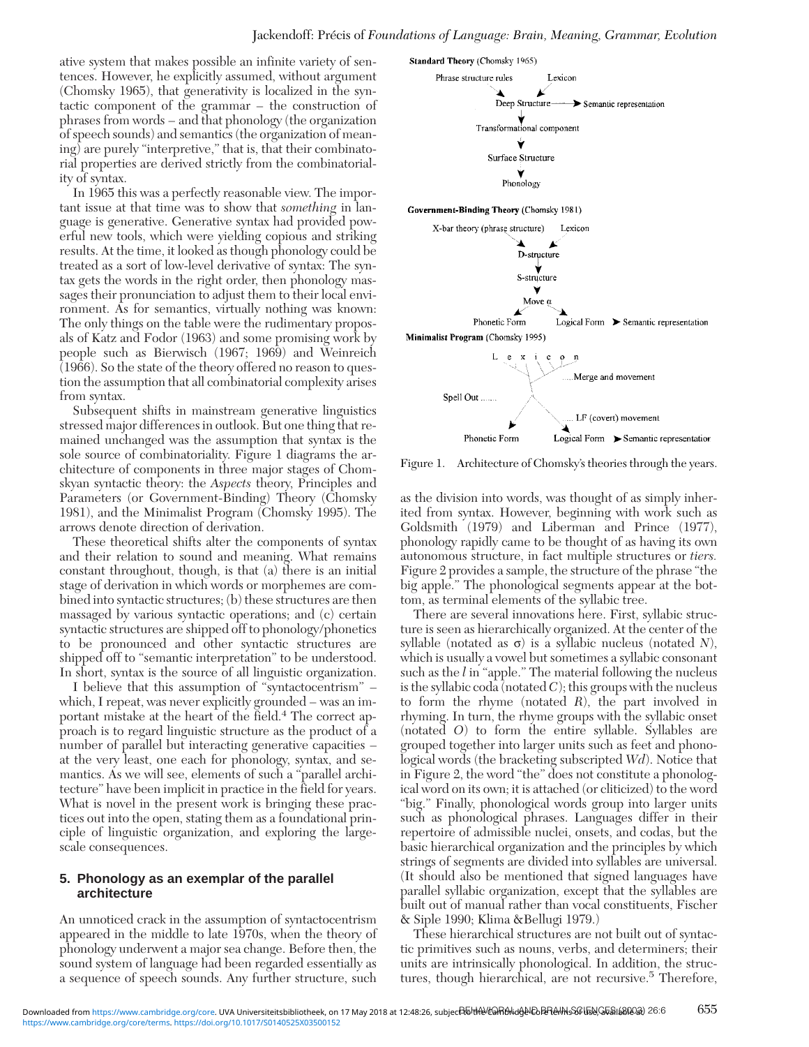ative system that makes possible an infinite variety of sentences. However, he explicitly assumed, without argument (Chomsky 1965), that generativity is localized in the syntactic component of the grammar – the construction of phrases from words – and that phonology (the organization of speech sounds) and semantics (the organization of meaning) are purely "interpretive," that is, that their combinatorial properties are derived strictly from the combinatoriality of syntax.

In 1965 this was a perfectly reasonable view. The important issue at that time was to show that *something* in language is generative. Generative syntax had provided powerful new tools, which were yielding copious and striking results. At the time, it looked as though phonology could be treated as a sort of low-level derivative of syntax: The syntax gets the words in the right order, then phonology massages their pronunciation to adjust them to their local environment. As for semantics, virtually nothing was known: The only things on the table were the rudimentary proposals of Katz and Fodor (1963) and some promising work by people such as Bierwisch (1967; 1969) and Weinreich (1966). So the state of the theory offered no reason to question the assumption that all combinatorial complexity arises from syntax.

Subsequent shifts in mainstream generative linguistics stressed major differences in outlook. But one thing that remained unchanged was the assumption that syntax is the sole source of combinatoriality. Figure 1 diagrams the architecture of components in three major stages of Chomskyan syntactic theory: the *Aspects* theory, Principles and Parameters (or Government-Binding) Theory (Chomsky 1981), and the Minimalist Program (Chomsky 1995). The arrows denote direction of derivation.

These theoretical shifts alter the components of syntax and their relation to sound and meaning. What remains constant throughout, though, is that (a) there is an initial stage of derivation in which words or morphemes are combined into syntactic structures; (b) these structures are then massaged by various syntactic operations; and (c) certain syntactic structures are shipped off to phonology/phonetics to be pronounced and other syntactic structures are shipped off to "semantic interpretation" to be understood. In short, syntax is the source of all linguistic organization.

I believe that this assumption of "syntactocentrism" – which, I repeat, was never explicitly grounded – was an important mistake at the heart of the field.[4] The correct approach is to regard linguistic structure as the product of a number of parallel but interacting generative capacities – at the very least, one each for phonology, syntax, and semantics. As we will see, elements of such a "parallel architecture" have been implicit in practice in the field for years. What is novel in the present work is bringing these practices out into the open, stating them as a foundational principle of linguistic organization, and exploring the large-scale consequences.

## 5. Phonology as an exemplar of the parallel architecture

An unnoticed crack in the assumption of syntactocentrism appeared in the middle to late 1970s, when the theory of phonology underwent a major sea change. Before then, the sound system of language had been regarded essentially as a sequence of speech sounds. Any further structure, such as the division into words, was thought of as simply inherited from syntax. However, beginning with work such as Goldsmith (1979) and Liberman and Prince (1977), phonology rapidly came to be thought of as having its own autonomous structure, in fact multiple structures or *tiers*. Figure 2 provides a sample, the structure of the phrase "the big apple." The phonological segments appear at the bottom, as terminal elements of the syllabic tree.

**Standard Theory** (Chomsky 1965)

Phrase structure rules → Deep Structure ← Lexicon
Deep Structure → Semantic representation
Deep Structure → Transformational component → Surface Structure → Phonology

**Government-Binding Theory** (Chomsky 1981)

X-bar theory (phrase structure) → D-structure ← Lexicon
D-structure → S-structure → Move α → Phonetic Form; Logical Form → Semantic representation

**Minimalist Program** (Chomsky 1995)

Lexicon → Merge and movement → Spell Out → Phonetic Form; LF (covert) movement → Logical Form → Semantic representation

Figure 1. Architecture of Chomsky's theories through the years.

There are several innovations here. First, syllabic structure is seen as hierarchically organized. At the center of the syllable (notated as σ) is a syllabic nucleus (notated *N*), which is usually a vowel but sometimes a syllabic consonant such as the *l* in "apple." The material following the nucleus is the syllabic coda (notated *C*); this groups with the nucleus to form the rhyme (notated *R*), the part involved in rhyming. In turn, the rhyme groups with the syllabic onset (notated *O*) to form the entire syllable. Syllables are grouped together into larger units such as feet and phonological words (the bracketing subscripted *Wd*). Notice that in Figure 2, the word "the" does not constitute a phonological word on its own; it is attached (or cliticized) to the word "big." Finally, phonological words group into larger units such as phonological phrases. Languages differ in their repertoire of admissible nuclei, onsets, and codas, but the basic hierarchical organization and the principles by which strings of segments are divided into syllables are universal. (It should also be mentioned that signed languages have parallel syllabic organization, except that the syllables are built out of manual rather than vocal constituents, Fischer & Siple 1990; Klima &Bellugi 1979.)

These hierarchical structures are not built out of syntactic primitives such as nouns, verbs, and determiners; their units are intrinsically phonological. In addition, the structures, though hierarchical, are not recursive.[5] Therefore,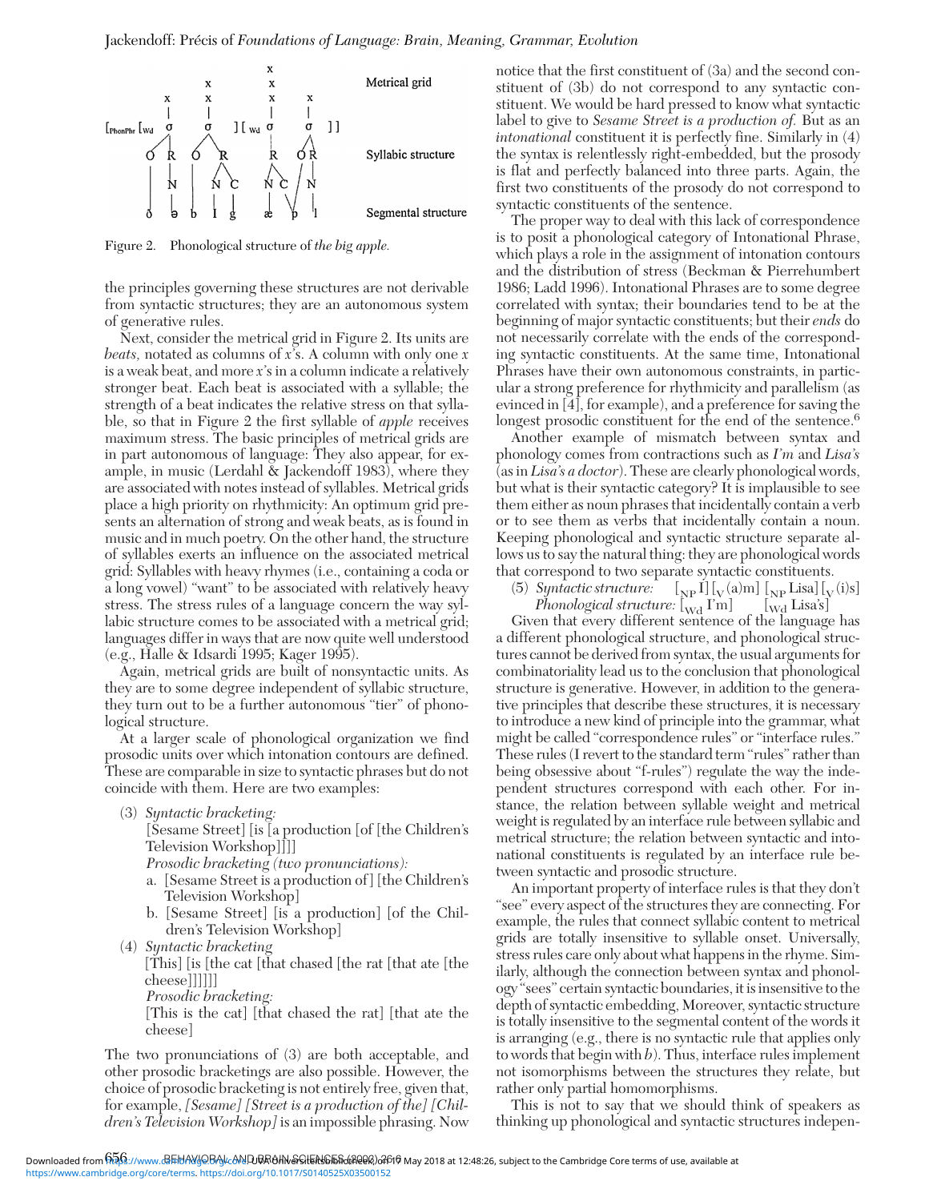Metrical grid

Syllabic structure

Segmental structure

Figure 2. Phonological structure of *the big apple.*

the principles governing these structures are not derivable from syntactic structures; they are an autonomous system of generative rules.

Next, consider the metrical grid in Figure 2. Its units are *beats,* notated as columns of *x*'s. A column with only one *x* is a weak beat, and more *x*'s in a column indicate a relatively stronger beat. Each beat is associated with a syllable; the strength of a beat indicates the relative stress on that syllable, so that in Figure 2 the first syllable of *apple* receives maximum stress. The basic principles of metrical grids are in part autonomous of language: They also appear, for example, in music (Lerdahl & Jackendoff 1983), where they are associated with notes instead of syllables. Metrical grids place a high priority on rhythmicity: An optimum grid presents an alternation of strong and weak beats, as is found in music and in much poetry. On the other hand, the structure of syllables exerts an influence on the associated metrical grid: Syllables with heavy rhymes (i.e., containing a coda or a long vowel) "want" to be associated with relatively heavy stress. The stress rules of a language concern the way syllabic structure comes to be associated with a metrical grid; languages differ in ways that are now quite well understood (e.g., Halle & Idsardi 1995; Kager 1995).

Again, metrical grids are built of nonsyntactic units. As they are to some degree independent of syllabic structure, they turn out to be a further autonomous "tier" of phonological structure.

At a larger scale of phonological organization we find prosodic units over which intonation contours are defined. These are comparable in size to syntactic phrases but do not coincide with them. Here are two examples:

(3) *Syntactic bracketing:*
[Sesame Street] [is [a production [of [the Children's Television Workshop]]]]
*Prosodic bracketing (two pronunciations):*
a. [Sesame Street is a production of] [the Children's Television Workshop]
b. [Sesame Street] [is a production] [of the Children's Television Workshop]

(4) *Syntactic bracketing*
[This] [is [the cat [that chased [the rat [that ate [the cheese]]]]]]
*Prosodic bracketing:*
[This is the cat] [that chased the rat] [that ate the cheese]

The two pronunciations of (3) are both acceptable, and other prosodic bracketings are also possible. However, the choice of prosodic bracketing is not entirely free, given that, for example, *[Sesame] [Street is a production of the] [Children's Television Workshop]* is an impossible phrasing. Now notice that the first constituent of (3a) and the second constituent of (3b) do not correspond to any syntactic constituent. We would be hard pressed to know what syntactic label to give to *Sesame Street is a production of.* But as an *intonational* constituent it is perfectly fine. Similarly in (4) the syntax is relentlessly right-embedded, but the prosody is flat and perfectly balanced into three parts. Again, the first two constituents of the prosody do not correspond to syntactic constituents of the sentence.

The proper way to deal with this lack of correspondence is to posit a phonological category of Intonational Phrase, which plays a role in the assignment of intonation contours and the distribution of stress (Beckman & Pierrehumbert 1986; Ladd 1996). Intonational Phrases are to some degree correlated with syntax; their boundaries tend to be at the beginning of major syntactic constituents; but their *ends* do not necessarily correlate with the ends of the corresponding syntactic constituents. At the same time, Intonational Phrases have their own autonomous constraints, in particular a strong preference for rhythmicity and parallelism (as evinced in [4], for example), and a preference for saving the longest prosodic constituent for the end of the sentence.[6]

Another example of mismatch between syntax and phonology comes from contractions such as *I'm* and *Lisa's* (as in *Lisa's a doctor*). These are clearly phonological words, but what is their syntactic category? It is implausible to see them either as noun phrases that incidentally contain a verb or to see them as verbs that incidentally contain a noun. Keeping phonological and syntactic structure separate allows us to say the natural thing: they are phonological words that correspond to two separate syntactic constituents.

(5) *Syntactic structure:* $[_{NP}$ I$]$ $[_{V}$ (a)m$]$ $[_{NP}$ Lisa$]$ $[_{V}$ (i)s$]$
*Phonological structure:* $[_{Wd}$ I'm$]$ $[_{Wd}$ Lisa's$]$

Given that every different sentence of the language has a different phonological structure, and phonological structures cannot be derived from syntax, the usual arguments for combinatoriality lead us to the conclusion that phonological structure is generative. However, in addition to the generative principles that describe these structures, it is necessary to introduce a new kind of principle into the grammar, what might be called "correspondence rules" or "interface rules." These rules (I revert to the standard term "rules" rather than being obsessive about "f-rules") regulate the way the independent structures correspond with each other. For instance, the relation between syllable weight and metrical weight is regulated by an interface rule between syllabic and metrical structure; the relation between syntactic and intonational constituents is regulated by an interface rule between syntactic and prosodic structure.

An important property of interface rules is that they don't "see" every aspect of the structures they are connecting. For example, the rules that connect syllabic content to metrical grids are totally insensitive to syllable onset. Universally, stress rules care only about what happens in the rhyme. Similarly, although the connection between syntax and phonology "sees" certain syntactic boundaries, it is insensitive to the depth of syntactic embedding, Moreover, syntactic structure is totally insensitive to the segmental content of the words it is arranging (e.g., there is no syntactic rule that applies only to words that begin with *b*). Thus, interface rules implement not isomorphisms between the structures they relate, but rather only partial homomorphisms.

This is not to say that we should think of speakers as thinking up phonological and syntactic structures indepen-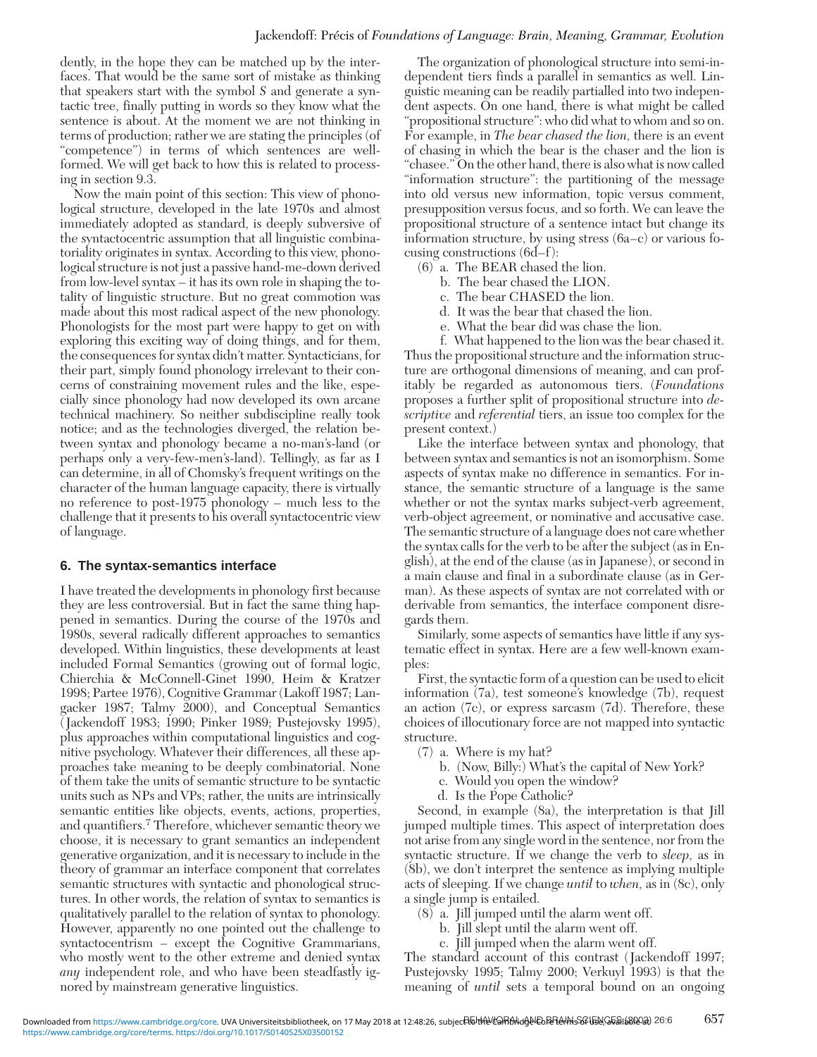dently, in the hope they can be matched up by the interfaces. That would be the same sort of mistake as thinking that speakers start with the symbol *S* and generate a syntactic tree, finally putting in words so they know what the sentence is about. At the moment we are not thinking in terms of production; rather we are stating the principles (of "competence") in terms of which sentences are well-formed. We will get back to how this is related to processing in section 9.3.

Now the main point of this section: This view of phonological structure, developed in the late 1970s and almost immediately adopted as standard, is deeply subversive of the syntactocentric assumption that all linguistic combinatoriality originates in syntax. According to this view, phonological structure is not just a passive hand-me-down derived from low-level syntax – it has its own role in shaping the totality of linguistic structure. But no great commotion was made about this most radical aspect of the new phonology. Phonologists for the most part were happy to get on with exploring this exciting way of doing things, and for them, the consequences for syntax didn't matter. Syntacticians, for their part, simply found phonology irrelevant to their concerns of constraining movement rules and the like, especially since phonology had now developed its own arcane technical machinery. So neither subdiscipline really took notice; and as the technologies diverged, the relation between syntax and phonology became a no-man's-land (or perhaps only a very-few-men's-land). Tellingly, as far as I can determine, in all of Chomsky's frequent writings on the character of the human language capacity, there is virtually no reference to post-1975 phonology – much less to the challenge that it presents to his overall syntactocentric view of language.

## 6. The syntax-semantics interface

I have treated the developments in phonology first because they are less controversial. But in fact the same thing happened in semantics. During the course of the 1970s and 1980s, several radically different approaches to semantics developed. Within linguistics, these developments at least included Formal Semantics (growing out of formal logic, Chierchia & McConnell-Ginet 1990, Heim & Kratzer 1998; Partee 1976), Cognitive Grammar (Lakoff 1987; Langacker 1987; Talmy 2000), and Conceptual Semantics (Jackendoff 1983; 1990; Pinker 1989; Pustejovsky 1995), plus approaches within computational linguistics and cognitive psychology. Whatever their differences, all these approaches take meaning to be deeply combinatorial. None of them take the units of semantic structure to be syntactic units such as NPs and VPs; rather, the units are intrinsically semantic entities like objects, events, actions, properties, and quantifiers.[7] Therefore, whichever semantic theory we choose, it is necessary to grant semantics an independent generative organization, and it is necessary to include in the theory of grammar an interface component that correlates semantic structures with syntactic and phonological structures. In other words, the relation of syntax to semantics is qualitatively parallel to the relation of syntax to phonology. However, apparently no one pointed out the challenge to syntactocentrism – except the Cognitive Grammarians, who mostly went to the other extreme and denied syntax *any* independent role, and who have been steadfastly ignored by mainstream generative linguistics.

The organization of phonological structure into semi-independent tiers finds a parallel in semantics as well. Linguistic meaning can be readily partialled into two independent aspects. On one hand, there is what might be called "propositional structure": who did what to whom and so on. For example, in *The bear chased the lion,* there is an event of chasing in which the bear is the chaser and the lion is "chasee." On the other hand, there is also what is now called "information structure": the partitioning of the message into old versus new information, topic versus comment, presupposition versus focus, and so forth. We can leave the propositional structure of a sentence intact but change its information structure, by using stress (6a–c) or various focusing constructions (6d–f):

(6) a. The BEAR chased the lion.
  b. The bear chased the LION.
  c. The bear CHASED the lion.
  d. It was the bear that chased the lion.
  e. What the bear did was chase the lion.
  f. What happened to the lion was the bear chased it.

Thus the propositional structure and the information structure are orthogonal dimensions of meaning, and can profitably be regarded as autonomous tiers. (*Foundations* proposes a further split of propositional structure into *descriptive* and *referential* tiers, an issue too complex for the present context.)

Like the interface between syntax and phonology, that between syntax and semantics is not an isomorphism. Some aspects of syntax make no difference in semantics. For instance, the semantic structure of a language is the same whether or not the syntax marks subject-verb agreement, verb-object agreement, or nominative and accusative case. The semantic structure of a language does not care whether the syntax calls for the verb to be after the subject (as in English), at the end of the clause (as in Japanese), or second in a main clause and final in a subordinate clause (as in German). As these aspects of syntax are not correlated with or derivable from semantics, the interface component disregards them.

Similarly, some aspects of semantics have little if any systematic effect in syntax. Here are a few well-known examples:

First, the syntactic form of a question can be used to elicit information (7a), test someone's knowledge (7b), request an action (7c), or express sarcasm (7d). Therefore, these choices of illocutionary force are not mapped into syntactic structure.

(7) a. Where is my hat?
  b. (Now, Billy:) What's the capital of New York?
  c. Would you open the window?
  d. Is the Pope Catholic?

Second, in example (8a), the interpretation is that Jill jumped multiple times. This aspect of interpretation does not arise from any single word in the sentence, nor from the syntactic structure. If we change the verb to *sleep,* as in (8b), we don't interpret the sentence as implying multiple acts of sleeping. If we change *until* to *when,* as in (8c), only a single jump is entailed.

(8) a. Jill jumped until the alarm went off.
  b. Jill slept until the alarm went off.
  c. Jill jumped when the alarm went off.

The standard account of this contrast (Jackendoff 1997; Pustejovsky 1995; Talmy 2000; Verkuyl 1993) is that the meaning of *until* sets a temporal bound on an ongoing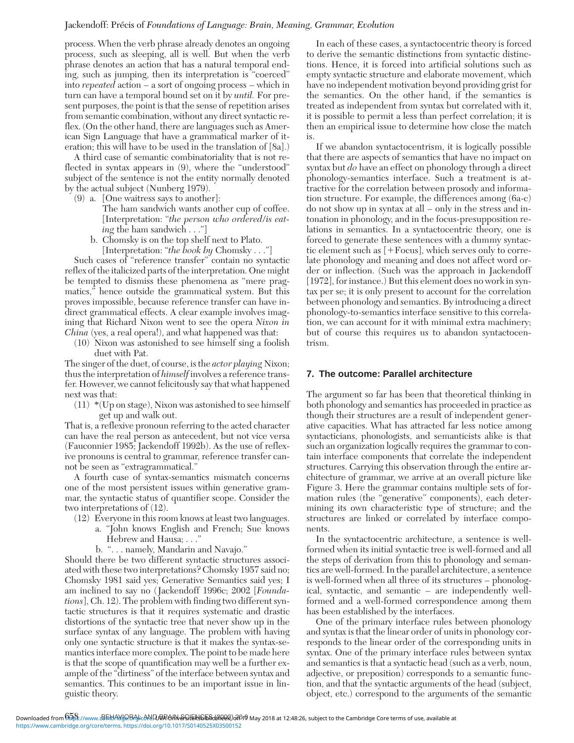process. When the verb phrase already denotes an ongoing process, such as sleeping, all is well. But when the verb phrase denotes an action that has a natural temporal ending, such as jumping, then its interpretation is "coerced" into *repeated* action – a sort of ongoing process – which in turn can have a temporal bound set on it by *until.* For present purposes, the point is that the sense of repetition arises from semantic combination, without any direct syntactic reflex. (On the other hand, there are languages such as American Sign Language that have a grammatical marker of iteration; this will have to be used in the translation of [8a].)

A third case of semantic combinatoriality that is not reflected in syntax appears in (9), where the "understood" subject of the sentence is not the entity normally denoted by the actual subject (Nunberg 1979).

(9) a. [One waitress says to another]:
The ham sandwich wants another cup of coffee.
[Interpretation: "*the person who ordered/is eating* the ham sandwich . . ."]

b. Chomsky is on the top shelf next to Plato.
[Interpretation: "*the book by* Chomsky . . ."]

Such cases of "reference transfer" contain no syntactic reflex of the italicized parts of the interpretation. One might be tempted to dismiss these phenomena as "mere pragmatics," hence outside the grammatical system. But this proves impossible, because reference transfer can have indirect grammatical effects. A clear example involves imagining that Richard Nixon went to see the opera *Nixon in China* (yes, a real opera!), and what happened was that:

(10) Nixon was astonished to see himself sing a foolish duet with Pat.

The singer of the duet, of course, is the *actor playing* Nixon; thus the interpretation of *himself* involves a reference transfer. However, we cannot felicitously say that what happened next was that:

(11) *(Up on stage), Nixon was astonished to see himself get up and walk out.

That is, a reflexive pronoun referring to the acted character can have the real person as antecedent, but not vice versa (Fauconnier 1985; Jackendoff 1992b). As the use of reflexive pronouns is central to grammar, reference transfer cannot be seen as "extragrammatical."

A fourth case of syntax-semantics mismatch concerns one of the most persistent issues within generative grammar, the syntactic status of quantifier scope. Consider the two interpretations of (12).

(12) Everyone in this room knows at least two languages.
a. "John knows English and French; Sue knows Hebrew and Hausa; . . ."
b. ". . . namely, Mandarin and Navajo."

Should there be two different syntactic structures associated with these two interpretations? Chomsky 1957 said no; Chomsky 1981 said yes; Generative Semantics said yes; I am inclined to say no (Jackendoff 1996c; 2002 [*Foundations*], Ch. 12). The problem with finding two different syntactic structures is that it requires systematic and drastic distortions of the syntactic tree that never show up in the surface syntax of any language. The problem with having only one syntactic structure is that it makes the syntax-semantics interface more complex. The point to be made here is that the scope of quantification may well be a further example of the "dirtiness" of the interface between syntax and semantics. This continues to be an important issue in linguistic theory.

In each of these cases, a syntactocentric theory is forced to derive the semantic distinctions from syntactic distinctions. Hence, it is forced into artificial solutions such as empty syntactic structure and elaborate movement, which have no independent motivation beyond providing grist for the semantics. On the other hand, if the semantics is treated as independent from syntax but correlated with it, it is possible to permit a less than perfect correlation; it is then an empirical issue to determine how close the match is.

If we abandon syntactocentrism, it is logically possible that there are aspects of semantics that have no impact on syntax but *do* have an effect on phonology through a direct phonology-semantics interface. Such a treatment is attractive for the correlation between prosody and information structure. For example, the differences among (6a-c) do not show up in syntax at all – only in the stress and intonation in phonology, and in the focus-presupposition relations in semantics. In a syntactocentric theory, one is forced to generate these sentences with a dummy syntactic element such as [+Focus], which serves only to correlate phonology and meaning and does not affect word order or inflection. (Such was the approach in Jackendoff [1972], for instance.) But this element does no work in syntax per se; it is only present to account for the correlation between phonology and semantics. By introducing a direct phonology-to-semantics interface sensitive to this correlation, we can account for it with minimal extra machinery; but of course this requires us to abandon syntactocentrism.

## 7. The outcome: Parallel architecture

The argument so far has been that theoretical thinking in both phonology and semantics has proceeded in practice as though their structures are a result of independent generative capacities. What has attracted far less notice among syntacticians, phonologists, and semanticists alike is that such an organization logically requires the grammar to contain interface components that correlate the independent structures. Carrying this observation through the entire architecture of grammar, we arrive at an overall picture like Figure 3. Here the grammar contains multiple sets of formation rules (the "generative" components), each determining its own characteristic type of structure; and the structures are linked or correlated by interface components.

In the syntactocentric architecture, a sentence is well-formed when its initial syntactic tree is well-formed and all the steps of derivation from this to phonology and semantics are well-formed. In the parallel architecture, a sentence is well-formed when all three of its structures – phonological, syntactic, and semantic – are independently well-formed and a well-formed correspondence among them has been established by the interfaces.

One of the primary interface rules between phonology and syntax is that the linear order of units in phonology corresponds to the linear order of the corresponding units in syntax. One of the primary interface rules between syntax and semantics is that a syntactic head (such as a verb, noun, adjective, or preposition) corresponds to a semantic function, and that the syntactic arguments of the head (subject, object, etc.) correspond to the arguments of the semantic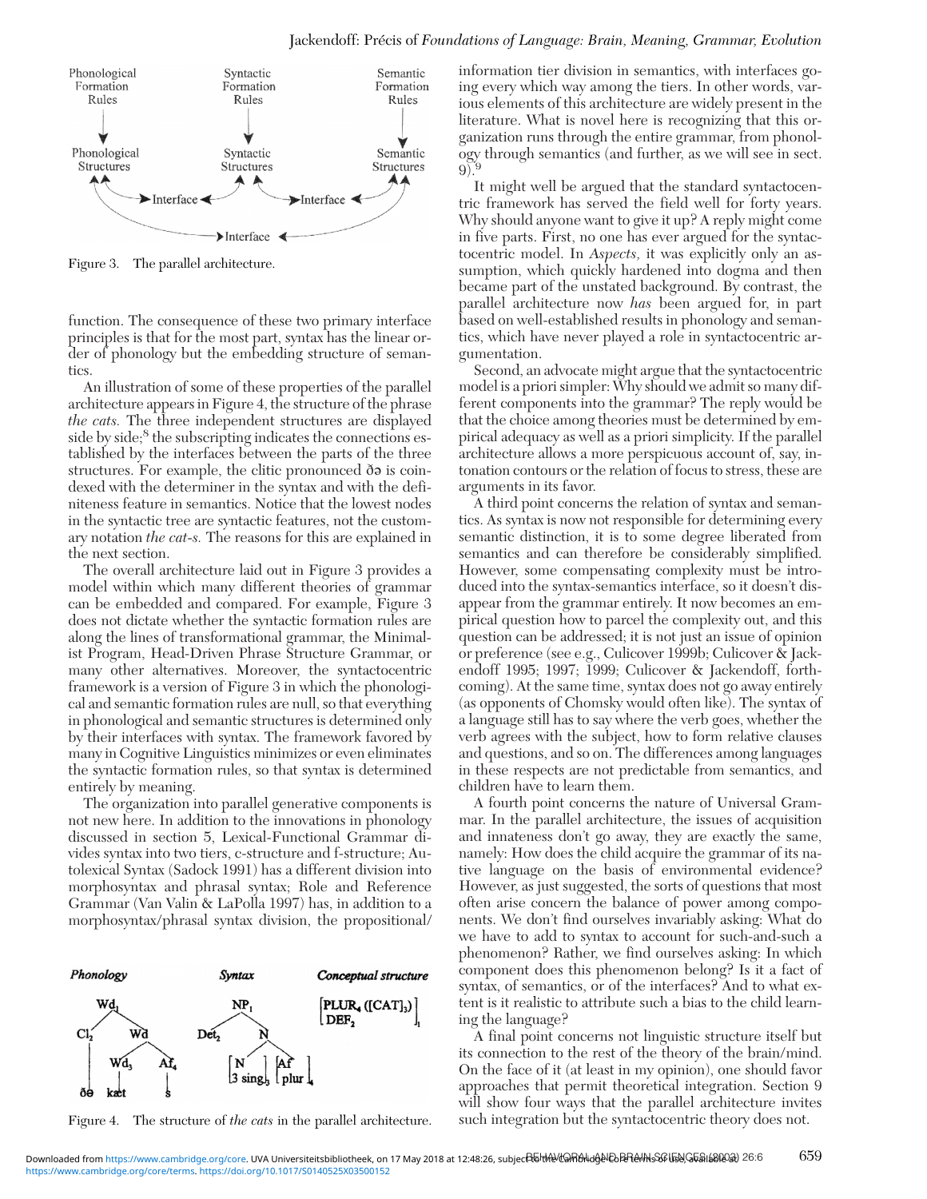Phonological Formation Rules

Syntactic Formation Rules

Semantic Formation Rules

Phonological Structures

Syntactic Structures

Semantic Structures

Interface

Interface

Interface

Figure 3. The parallel architecture.

function. The consequence of these two primary interface principles is that for the most part, syntax has the linear order of phonology but the embedding structure of semantics.

An illustration of some of these properties of the parallel architecture appears in Figure 4, the structure of the phrase *the cats.* The three independent structures are displayed side by side;[8] the subscripting indicates the connections established by the interfaces between the parts of the three structures. For example, the clitic pronounced ðə is coindexed with the determiner in the syntax and with the definiteness feature in semantics. Notice that the lowest nodes in the syntactic tree are syntactic features, not the customary notation *the cat-s.* The reasons for this are explained in the next section.

The overall architecture laid out in Figure 3 provides a model within which many different theories of grammar can be embedded and compared. For example, Figure 3 does not dictate whether the syntactic formation rules are along the lines of transformational grammar, the Minimalist Program, Head-Driven Phrase Structure Grammar, or many other alternatives. Moreover, the syntactocentric framework is a version of Figure 3 in which the phonological and semantic formation rules are null, so that everything in phonological and semantic structures is determined only by their interfaces with syntax. The framework favored by many in Cognitive Linguistics minimizes or even eliminates the syntactic formation rules, so that syntax is determined entirely by meaning.

The organization into parallel generative components is not new here. In addition to the innovations in phonology discussed in section 5, Lexical-Functional Grammar divides syntax into two tiers, c-structure and f-structure; Autolexical Syntax (Sadock 1991) has a different division into morphosyntax and phrasal syntax; Role and Reference Grammar (Van Valin & LaPolla 1997) has, in addition to a morphosyntax/phrasal syntax division, the propositional/information tier division in semantics, with interfaces going every which way among the tiers. In other words, various elements of this architecture are widely present in the literature. What is novel here is recognizing that this organization runs through the entire grammar, from phonology through semantics (and further, as we will see in sect. 9).[9]

*Phonology*

$Wd_1$ → $Cl_2$ (ðə), Wd → $Wd_3$ (kæt), $Af_4$ (s)

*Syntax*

$NP_1$ → $Det_2$, N → $\begin{bmatrix}N\\3\ sing\end{bmatrix}_3$ $\begin{bmatrix}Af\\plur\end{bmatrix}_4$

*Conceptual structure*

$\begin{bmatrix}PLUR_4\ ([CAT]_3)\\DEF_2\end{bmatrix}_1$

Figure 4. The structure of *the cats* in the parallel architecture.

It might well be argued that the standard syntactocentric framework has served the field well for forty years. Why should anyone want to give it up? A reply might come in five parts. First, no one has ever argued for the syntactocentric model. In *Aspects*, it was explicitly only an assumption, which quickly hardened into dogma and then became part of the unstated background. By contrast, the parallel architecture now *has* been argued for, in part based on well-established results in phonology and semantics, which have never played a role in syntactocentric argumentation.

Second, an advocate might argue that the syntactocentric model is a priori simpler: Why should we admit so many different components into the grammar? The reply would be that the choice among theories must be determined by empirical adequacy as well as a priori simplicity. If the parallel architecture allows a more perspicuous account of, say, intonation contours or the relation of focus to stress, these are arguments in its favor.

A third point concerns the relation of syntax and semantics. As syntax is now not responsible for determining every semantic distinction, it is to some degree liberated from semantics and can therefore be considerably simplified. However, some compensating complexity must be introduced into the syntax-semantics interface, so it doesn't disappear from the grammar entirely. It now becomes an empirical question how to parcel the complexity out, and this question can be addressed; it is not just an issue of opinion or preference (see e.g., Culicover 1999b; Culicover & Jackendoff 1995; 1997; 1999; Culicover & Jackendoff, forthcoming). At the same time, syntax does not go away entirely (as opponents of Chomsky would often like). The syntax of a language still has to say where the verb goes, whether the verb agrees with the subject, how to form relative clauses and questions, and so on. The differences among languages in these respects are not predictable from semantics, and children have to learn them.

A fourth point concerns the nature of Universal Grammar. In the parallel architecture, the issues of acquisition and innateness don't go away, they are exactly the same, namely: How does the child acquire the grammar of its native language on the basis of environmental evidence? However, as just suggested, the sorts of questions that most often arise concern the balance of power among components. We don't find ourselves invariably asking: What do we have to add to syntax to account for such-and-such a phenomenon? Rather, we find ourselves asking: In which component does this phenomenon belong? Is it a fact of syntax, of semantics, or of the interfaces? And to what extent is it realistic to attribute such a bias to the child learning the language?

A final point concerns not linguistic structure itself but its connection to the rest of the theory of the brain/mind. On the face of it (at least in my opinion), one should favor approaches that permit theoretical integration. Section 9 will show four ways that the parallel architecture invites such integration but the syntactocentric theory does not.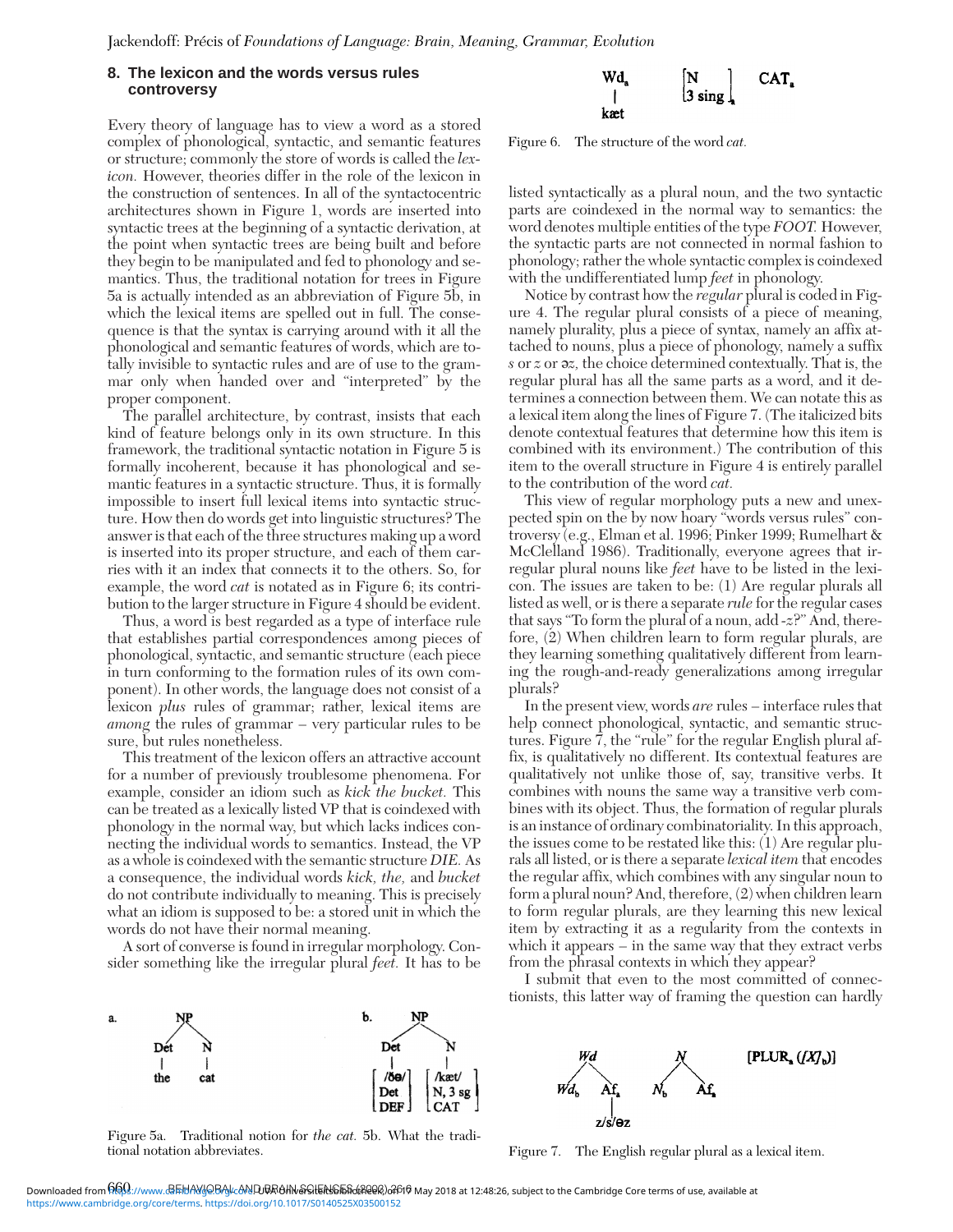## 8. The lexicon and the words versus rules controversy

Every theory of language has to view a word as a stored complex of phonological, syntactic, and semantic features or structure; commonly the store of words is called the *lexicon.* However, theories differ in the role of the lexicon in the construction of sentences. In all of the syntactocentric architectures shown in Figure 1, words are inserted into syntactic trees at the beginning of a syntactic derivation, at the point when syntactic trees are being built and before they begin to be manipulated and fed to phonology and semantics. Thus, the traditional notation for trees in Figure 5a is actually intended as an abbreviation of Figure 5b, in which the lexical items are spelled out in full. The consequence is that the syntax is carrying around with it all the phonological and semantic features of words, which are totally invisible to syntactic rules and are of use to the grammar only when handed over and "interpreted" by the proper component.

The parallel architecture, by contrast, insists that each kind of feature belongs only in its own structure. In this framework, the traditional syntactic notation in Figure 5 is formally incoherent, because it has phonological and semantic features in a syntactic structure. Thus, it is formally impossible to insert full lexical items into syntactic structure. How then do words get into linguistic structures? The answer is that each of the three structures making up a word is inserted into its proper structure, and each of them carries with it an index that connects it to the others. So, for example, the word *cat* is notated as in Figure 6; its contribution to the larger structure in Figure 4 should be evident.

Thus, a word is best regarded as a type of interface rule that establishes partial correspondences among pieces of phonological, syntactic, and semantic structure (each piece in turn conforming to the formation rules of its own component). In other words, the language does not consist of a lexicon *plus* rules of grammar; rather, lexical items are *among* the rules of grammar – very particular rules to be sure, but rules nonetheless.

This treatment of the lexicon offers an attractive account for a number of previously troublesome phenomena. For example, consider an idiom such as *kick the bucket.* This can be treated as a lexically listed VP that is coindexed with phonology in the normal way, but which lacks indices connecting the individual words to semantics. Instead, the VP as a whole is coindexed with the semantic structure *DIE.* As a consequence, the individual words *kick, the,* and *bucket* do not contribute individually to meaning. This is precisely what an idiom is supposed to be: a stored unit in which the words do not have their normal meaning.

A sort of converse is found in irregular morphology. Consider something like the irregular plural *feet.* It has to be listed syntactically as a plural noun, and the two syntactic parts are coindexed in the normal way to semantics: the word denotes multiple entities of the type *FOOT.* However, the syntactic parts are not connected in normal fashion to phonology; rather the whole syntactic complex is coindexed with the undifferentiated lump *feet* in phonology.

Figure 5a. Traditional notion for *the cat.* 5b. What the traditional notation abbreviates.

Figure 6. The structure of the word *cat.*

Notice by contrast how the *regular* plural is coded in Figure 4. The regular plural consists of a piece of meaning, namely plurality, plus a piece of syntax, namely an affix attached to nouns, plus a piece of phonology, namely a suffix *s* or *z* or *əz,* the choice determined contextually. That is, the regular plural has all the same parts as a word, and it determines a connection between them. We can notate this as a lexical item along the lines of Figure 7. (The italicized bits denote contextual features that determine how this item is combined with its environment.) The contribution of this item to the overall structure in Figure 4 is entirely parallel to the contribution of the word *cat.*

This view of regular morphology puts a new and unexpected spin on the by now hoary "words versus rules" controversy (e.g., Elman et al. 1996; Pinker 1999; Rumelhart & McClelland 1986). Traditionally, everyone agrees that irregular plural nouns like *feet* have to be listed in the lexicon. The issues are taken to be: (1) Are regular plurals all listed as well, or is there a separate *rule* for the regular cases that says "To form the plural of a noun, add -*z*?" And, therefore, (2) When children learn to form regular plurals, are they learning something qualitatively different from learning the rough-and-ready generalizations among irregular plurals?

In the present view, words *are* rules – interface rules that help connect phonological, syntactic, and semantic structures. Figure 7, the "rule" for the regular English plural affix, is qualitatively no different. Its contextual features are qualitatively not unlike those of, say, transitive verbs. It combines with nouns the same way a transitive verb combines with its object. Thus, the formation of regular plurals is an instance of ordinary combinatoriality. In this approach, the issues come to be restated like this: (1) Are regular plurals all listed, or is there a separate *lexical item* that encodes the regular affix, which combines with any singular noun to form a plural noun? And, therefore, (2) when children learn to form regular plurals, are they learning this new lexical item by extracting it as a regularity from the contexts in which it appears – in the same way that they extract verbs from the phrasal contexts in which they appear?

I submit that even to the most committed of connectionists, this latter way of framing the question can hardly

Figure 7. The English regular plural as a lexical item.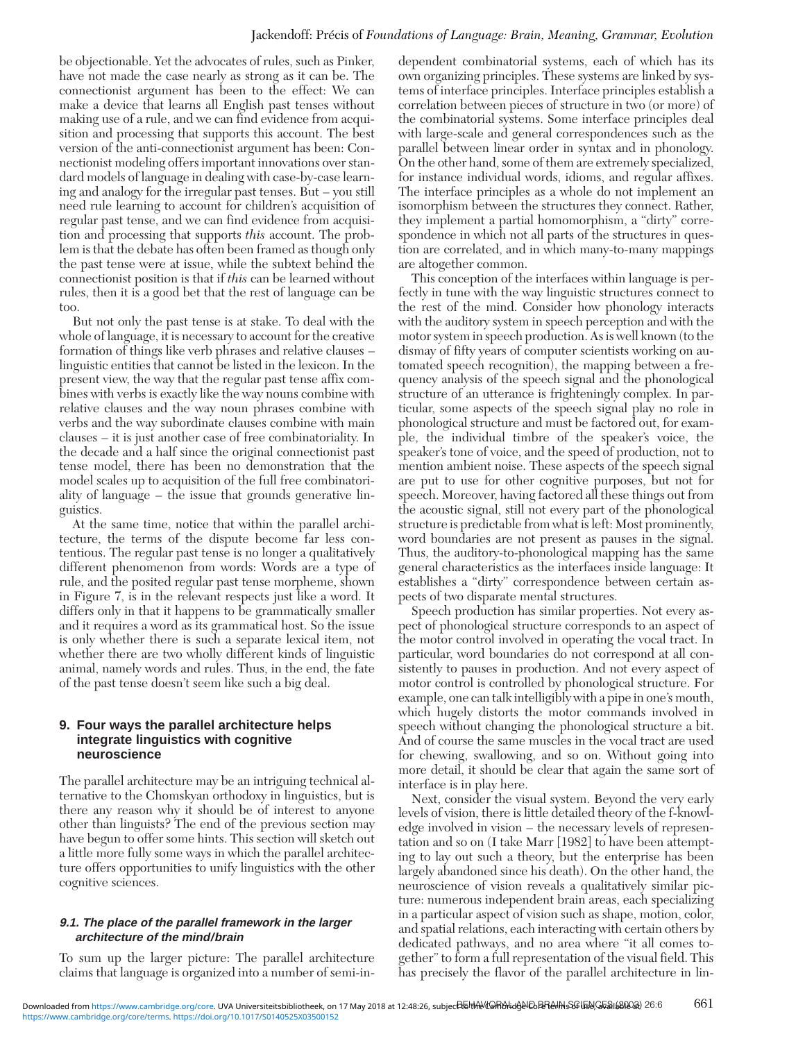be objectionable. Yet the advocates of rules, such as Pinker, have not made the case nearly as strong as it can be. The connectionist argument has been to the effect: We can make a device that learns all English past tenses without making use of a rule, and we can find evidence from acquisition and processing that supports this account. The best version of the anti-connectionist argument has been: Connectionist modeling offers important innovations over standard models of language in dealing with case-by-case learning and analogy for the irregular past tenses. But – you still need rule learning to account for children's acquisition of regular past tense, and we can find evidence from acquisition and processing that supports *this* account. The problem is that the debate has often been framed as though only the past tense were at issue, while the subtext behind the connectionist position is that if *this* can be learned without rules, then it is a good bet that the rest of language can be too.

But not only the past tense is at stake. To deal with the whole of language, it is necessary to account for the creative formation of things like verb phrases and relative clauses – linguistic entities that cannot be listed in the lexicon. In the present view, the way that the regular past tense affix combines with verbs is exactly like the way nouns combine with relative clauses and the way noun phrases combine with verbs and the way subordinate clauses combine with main clauses – it is just another case of free combinatoriality. In the decade and a half since the original connectionist past tense model, there has been no demonstration that the model scales up to acquisition of the full free combinatoriality of language – the issue that grounds generative linguistics.

At the same time, notice that within the parallel architecture, the terms of the dispute become far less contentious. The regular past tense is no longer a qualitatively different phenomenon from words: Words are a type of rule, and the posited regular past tense morpheme, shown in Figure 7, is in the relevant respects just like a word. It differs only in that it happens to be grammatically smaller and it requires a word as its grammatical host. So the issue is only whether there is such a separate lexical item, not whether there are two wholly different kinds of linguistic animal, namely words and rules. Thus, in the end, the fate of the past tense doesn't seem like such a big deal.

## 9. Four ways the parallel architecture helps integrate linguistics with cognitive neuroscience

The parallel architecture may be an intriguing technical alternative to the Chomskyan orthodoxy in linguistics, but is there any reason why it should be of interest to anyone other than linguists? The end of the previous section may have begun to offer some hints. This section will sketch out a little more fully some ways in which the parallel architecture offers opportunities to unify linguistics with the other cognitive sciences.

### 9.1. The place of the parallel framework in the larger architecture of the mind/brain

To sum up the larger picture: The parallel architecture claims that language is organized into a number of semi-independent combinatorial systems, each of which has its own organizing principles. These systems are linked by systems of interface principles. Interface principles establish a correlation between pieces of structure in two (or more) of the combinatorial systems. Some interface principles deal with large-scale and general correspondences such as the parallel between linear order in syntax and in phonology. On the other hand, some of them are extremely specialized, for instance individual words, idioms, and regular affixes. The interface principles as a whole do not implement an isomorphism between the structures they connect. Rather, they implement a partial homomorphism, a "dirty" correspondence in which not all parts of the structures in question are correlated, and in which many-to-many mappings are altogether common.

This conception of the interfaces within language is perfectly in tune with the way linguistic structures connect to the rest of the mind. Consider how phonology interacts with the auditory system in speech perception and with the motor system in speech production. As is well known (to the dismay of fifty years of computer scientists working on automated speech recognition), the mapping between a frequency analysis of the speech signal and the phonological structure of an utterance is frighteningly complex. In particular, some aspects of the speech signal play no role in phonological structure and must be factored out, for example, the individual timbre of the speaker's voice, the speaker's tone of voice, and the speed of production, not to mention ambient noise. These aspects of the speech signal are put to use for other cognitive purposes, but not for speech. Moreover, having factored all these things out from the acoustic signal, still not every part of the phonological structure is predictable from what is left: Most prominently, word boundaries are not present as pauses in the signal. Thus, the auditory-to-phonological mapping has the same general characteristics as the interfaces inside language: It establishes a "dirty" correspondence between certain aspects of two disparate mental structures.

Speech production has similar properties. Not every aspect of phonological structure corresponds to an aspect of the motor control involved in operating the vocal tract. In particular, word boundaries do not correspond at all consistently to pauses in production. And not every aspect of motor control is controlled by phonological structure. For example, one can talk intelligibly with a pipe in one's mouth, which hugely distorts the motor commands involved in speech without changing the phonological structure a bit. And of course the same muscles in the vocal tract are used for chewing, swallowing, and so on. Without going into more detail, it should be clear that again the same sort of interface is in play here.

Next, consider the visual system. Beyond the very early levels of vision, there is little detailed theory of the f-knowledge involved in vision – the necessary levels of representation and so on (I take Marr [1982] to have been attempting to lay out such a theory, but the enterprise has been largely abandoned since his death). On the other hand, the neuroscience of vision reveals a qualitatively similar picture: numerous independent brain areas, each specializing in a particular aspect of vision such as shape, motion, color, and spatial relations, each interacting with certain others by dedicated pathways, and no area where "it all comes together" to form a full representation of the visual field. This has precisely the flavor of the parallel architecture in lin-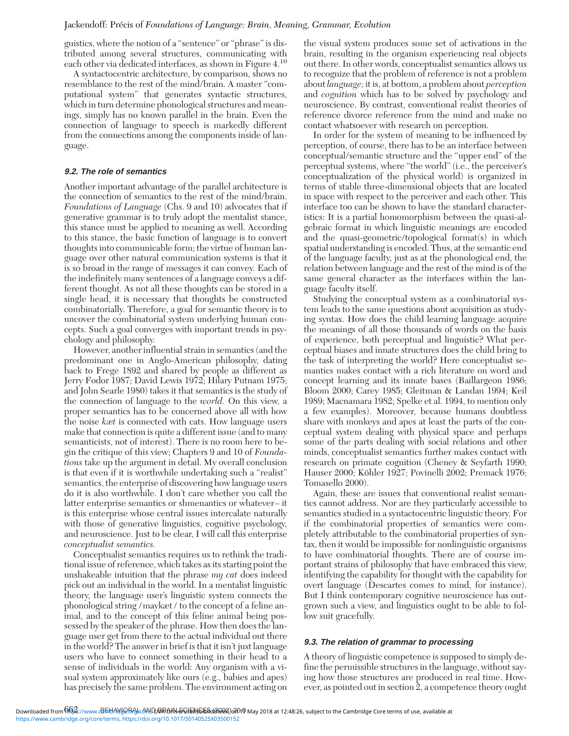guistics, where the notion of a "sentence" or "phrase" is distributed among several structures, communicating with each other via dedicated interfaces, as shown in Figure 4.[10]

A syntactocentric architecture, by comparison, shows no resemblance to the rest of the mind/brain. A master "computational system" that generates syntactic structures, which in turn determine phonological structures and meanings, simply has no known parallel in the brain. Even the connection of language to speech is markedly different from the connections among the components inside of language.

### 9.2. The role of semantics

Another important advantage of the parallel architecture is the connection of semantics to the rest of the mind/brain. *Foundations of Language* (Chs. 9 and 10) advocates that if generative grammar is to truly adopt the mentalist stance, this stance must be applied to meaning as well. According to this stance, the basic function of language is to convert thoughts into communicable form; the virtue of human language over other natural communication systems is that it is so broad in the range of messages it can convey. Each of the indefinitely many sentences of a language conveys a different thought. As not all these thoughts can be stored in a single head, it is necessary that thoughts be constructed combinatorially. Therefore, a goal for semantic theory is to uncover the combinatorial system underlying human concepts. Such a goal converges with important trends in psychology and philosophy.

However, another influential strain in semantics (and the predominant one in Anglo-American philosophy, dating back to Frege 1892 and shared by people as different as Jerry Fodor 1987; David Lewis 1972; Hilary Putnam 1975; and John Searle 1980) takes it that semantics is the study of the connection of language to the *world*. On this view, a proper semantics has to be concerned above all with how the noise *kæt* is connected with cats. How language users make that connection is quite a different issue (and to many semanticists, not of interest). There is no room here to begin the critique of this view; Chapters 9 and 10 of *Foundations* take up the argument in detail. My overall conclusion is that even if it is worthwhile undertaking such a "realist" semantics, the enterprise of discovering how language users do it is also worthwhile. I don't care whether you call the latter enterprise semantics or shmenantics or whatever– it is this enterprise whose central issues intercalate naturally with those of generative linguistics, cognitive psychology, and neuroscience. Just to be clear, I will call this enterprise *conceptualist semantics*.

Conceptualist semantics requires us to rethink the traditional issue of reference, which takes as its starting point the unshakeable intuition that the phrase *my cat* does indeed pick out an individual in the world. In a mentalist linguistic theory, the language user's linguistic system connects the phonological string /maykæt/ to the concept of a feline animal, and to the concept of this feline animal being possessed by the speaker of the phrase. How then does the language user get from there to the actual individual out there in the world? The answer in brief is that it isn't just language users who have to connect something in their head to a sense of individuals in the world: Any organism with a visual system approximately like ours (e.g., babies and apes) has precisely the same problem. The environment acting on the visual system produces some set of activations in the brain, resulting in the organism experiencing real objects out there. In other words, conceptualist semantics allows us to recognize that the problem of reference is not a problem about *language*; it is, at bottom, a problem about *perception* and *cognition* which has to be solved by psychology and neuroscience. By contrast, conventional realist theories of reference divorce reference from the mind and make no contact whatsoever with research on perception.

In order for the system of meaning to be influenced by perception, of course, there has to be an interface between conceptual/semantic structure and the "upper end" of the perceptual systems, where "the world" (i.e., the perceiver's conceptualization of the physical world) is organized in terms of stable three-dimensional objects that are located in space with respect to the perceiver and each other. This interface too can be shown to have the standard characteristics: It is a partial homomorphism between the quasi-algebraic format in which linguistic meanings are encoded and the quasi-geometric/topological format(s) in which spatial understanding is encoded. Thus, at the semantic end of the language faculty, just as at the phonological end, the relation between language and the rest of the mind is of the same general character as the interfaces within the language faculty itself.

Studying the conceptual system as a combinatorial system leads to the same questions about acquisition as studying syntax. How does the child learning language acquire the meanings of all those thousands of words on the basis of experience, both perceptual and linguistic? What perceptual biases and innate structures does the child bring to the task of interpreting the world? Here conceptualist semantics makes contact with a rich literature on word and concept learning and its innate bases (Baillargeon 1986; Bloom 2000; Carey 1985; Gleitman & Landau 1994; Keil 1989; Macnamara 1982; Spelke et al. 1994, to mention only a few examples). Moreover, because humans doubtless share with monkeys and apes at least the parts of the conceptual system dealing with physical space and perhaps some of the parts dealing with social relations and other minds, conceptualist semantics further makes contact with research on primate cognition (Cheney & Seyfarth 1990; Hauser 2000; Köhler 1927; Povinelli 2002; Premack 1976; Tomasello 2000).

Again, these are issues that conventional realist semantics cannot address. Nor are they particularly accessible to semantics studied in a syntactocentric linguistic theory. For if the combinatorial properties of semantics were completely attributable to the combinatorial properties of syntax, then it would be impossible for nonlinguistic organisms to have combinatorial thoughts. There are of course important strains of philosophy that have embraced this view, identifying the capability for thought with the capability for overt language (Descartes comes to mind, for instance). But I think contemporary cognitive neuroscience has outgrown such a view, and linguistics ought to be able to follow suit gracefully.

### 9.3. The relation of grammar to processing

A theory of linguistic competence is supposed to simply define the permissible structures in the language, without saying how those structures are produced in real time. However, as pointed out in section 2, a competence theory ought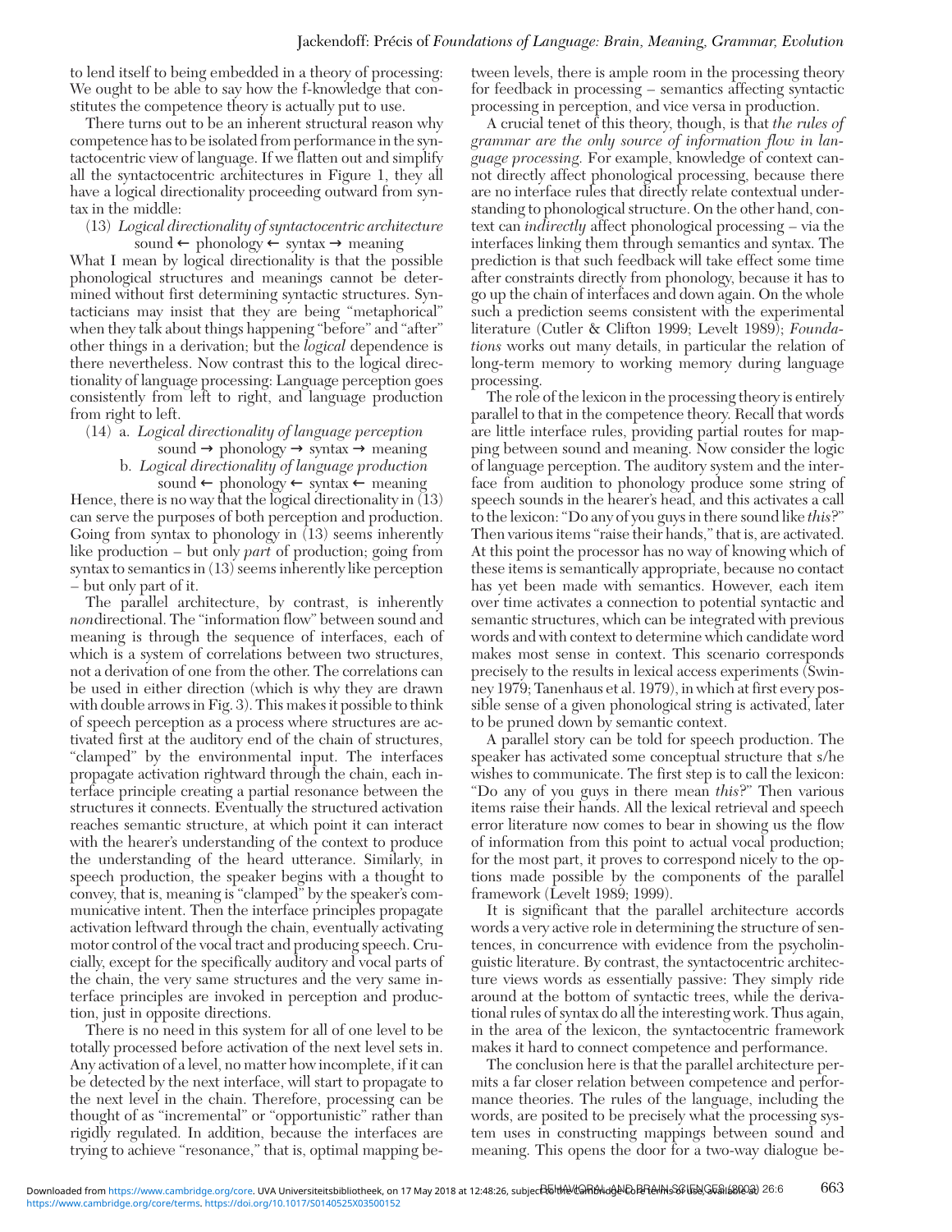to lend itself to being embedded in a theory of processing: We ought to be able to say how the f-knowledge that constitutes the competence theory is actually put to use.

There turns out to be an inherent structural reason why competence has to be isolated from performance in the syntactocentric view of language. If we flatten out and simplify all the syntactocentric architectures in Figure 1, they all have a logical directionality proceeding outward from syntax in the middle:

(13) *Logical directionality of syntactocentric architecture*
sound ← phonology ← syntax → meaning

What I mean by logical directionality is that the possible phonological structures and meanings cannot be determined without first determining syntactic structures. Syntacticians may insist that they are being "metaphorical" when they talk about things happening "before" and "after" other things in a derivation; but the *logical* dependence is there nevertheless. Now contrast this to the logical directionality of language processing: Language perception goes consistently from left to right, and language production from right to left.

(14) a. *Logical directionality of language perception*
sound → phonology → syntax → meaning
b. *Logical directionality of language production*
sound ← phonology ← syntax ← meaning

Hence, there is no way that the logical directionality in (13) can serve the purposes of both perception and production. Going from syntax to phonology in (13) seems inherently like production – but only *part* of production; going from syntax to semantics in (13) seems inherently like perception – but only part of it.

The parallel architecture, by contrast, is inherently *non*directional. The "information flow" between sound and meaning is through the sequence of interfaces, each of which is a system of correlations between two structures, not a derivation of one from the other. The correlations can be used in either direction (which is why they are drawn with double arrows in Fig. 3). This makes it possible to think of speech perception as a process where structures are activated first at the auditory end of the chain of structures, "clamped" by the environmental input. The interfaces propagate activation rightward through the chain, each interface principle creating a partial resonance between the structures it connects. Eventually the structured activation reaches semantic structure, at which point it can interact with the hearer's understanding of the context to produce the understanding of the heard utterance. Similarly, in speech production, the speaker begins with a thought to convey, that is, meaning is "clamped" by the speaker's communicative intent. Then the interface principles propagate activation leftward through the chain, eventually activating motor control of the vocal tract and producing speech. Crucially, except for the specifically auditory and vocal parts of the chain, the very same structures and the very same interface principles are invoked in perception and production, just in opposite directions.

There is no need in this system for all of one level to be totally processed before activation of the next level sets in. Any activation of a level, no matter how incomplete, if it can be detected by the next interface, will start to propagate to the next level in the chain. Therefore, processing can be thought of as "incremental" or "opportunistic" rather than rigidly regulated. In addition, because the interfaces are trying to achieve "resonance," that is, optimal mapping between levels, there is ample room in the processing theory for feedback in processing – semantics affecting syntactic processing in perception, and vice versa in production.

A crucial tenet of this theory, though, is that *the rules of grammar are the only source of information flow in language processing.* For example, knowledge of context cannot directly affect phonological processing, because there are no interface rules that directly relate contextual understanding to phonological structure. On the other hand, context can *indirectly* affect phonological processing – via the interfaces linking them through semantics and syntax. The prediction is that such feedback will take effect some time after constraints directly from phonology, because it has to go up the chain of interfaces and down again. On the whole such a prediction seems consistent with the experimental literature (Cutler & Clifton 1999; Levelt 1989); *Foundations* works out many details, in particular the relation of long-term memory to working memory during language processing.

The role of the lexicon in the processing theory is entirely parallel to that in the competence theory. Recall that words are little interface rules, providing partial routes for mapping between sound and meaning. Now consider the logic of language perception. The auditory system and the interface from audition to phonology produce some string of speech sounds in the hearer's head, and this activates a call to the lexicon: "Do any of you guys in there sound like *this*?" Then various items "raise their hands," that is, are activated. At this point the processor has no way of knowing which of these items is semantically appropriate, because no contact has yet been made with semantics. However, each item over time activates a connection to potential syntactic and semantic structures, which can be integrated with previous words and with context to determine which candidate word makes most sense in context. This scenario corresponds precisely to the results in lexical access experiments (Swinney 1979; Tanenhaus et al. 1979), in which at first every possible sense of a given phonological string is activated, later to be pruned down by semantic context.

A parallel story can be told for speech production. The speaker has activated some conceptual structure that s/he wishes to communicate. The first step is to call the lexicon: "Do any of you guys in there mean *this*?" Then various items raise their hands. All the lexical retrieval and speech error literature now comes to bear in showing us the flow of information from this point to actual vocal production; for the most part, it proves to correspond nicely to the options made possible by the components of the parallel framework (Levelt 1989; 1999).

It is significant that the parallel architecture accords words a very active role in determining the structure of sentences, in concurrence with evidence from the psycholinguistic literature. By contrast, the syntactocentric architecture views words as essentially passive: They simply ride around at the bottom of syntactic trees, while the derivational rules of syntax do all the interesting work. Thus again, in the area of the lexicon, the syntactocentric framework makes it hard to connect competence and performance.

The conclusion here is that the parallel architecture permits a far closer relation between competence and performance theories. The rules of the language, including the words, are posited to be precisely what the processing system uses in constructing mappings between sound and meaning. This opens the door for a two-way dialogue be-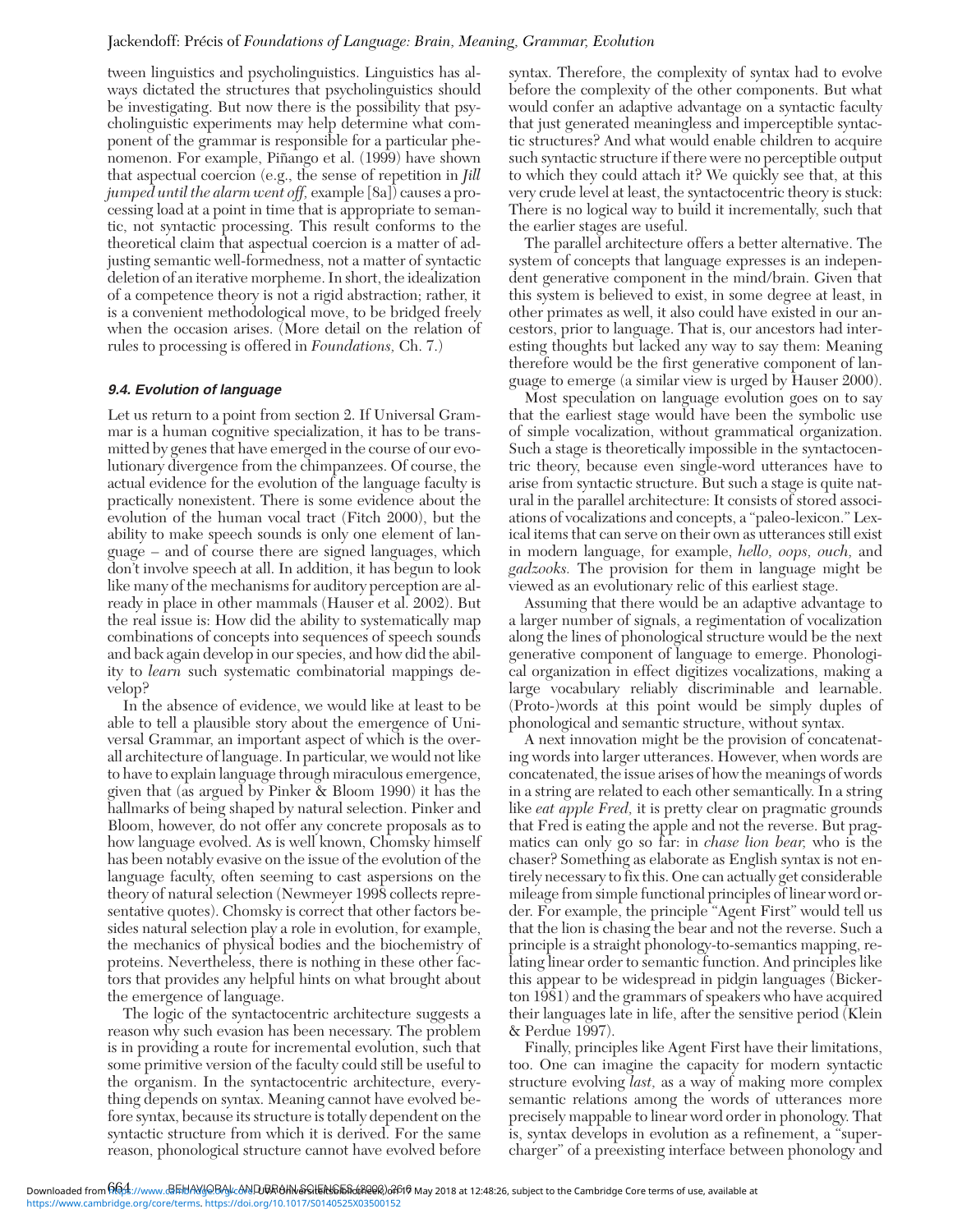tween linguistics and psycholinguistics. Linguistics has always dictated the structures that psycholinguistics should be investigating. But now there is the possibility that psycholinguistic experiments may help determine what component of the grammar is responsible for a particular phenomenon. For example, Piñango et al. (1999) have shown that aspectual coercion (e.g., the sense of repetition in *Jill jumped until the alarm went off,* example [8a]) causes a processing load at a point in time that is appropriate to semantic, not syntactic processing. This result conforms to the theoretical claim that aspectual coercion is a matter of adjusting semantic well-formedness, not a matter of syntactic deletion of an iterative morpheme. In short, the idealization of a competence theory is not a rigid abstraction; rather, it is a convenient methodological move, to be bridged freely when the occasion arises. (More detail on the relation of rules to processing is offered in *Foundations,* Ch. 7.)

### 9.4. Evolution of language

Let us return to a point from section 2. If Universal Grammar is a human cognitive specialization, it has to be transmitted by genes that have emerged in the course of our evolutionary divergence from the chimpanzees. Of course, the actual evidence for the evolution of the language faculty is practically nonexistent. There is some evidence about the evolution of the human vocal tract (Fitch 2000), but the ability to make speech sounds is only one element of language – and of course there are signed languages, which don't involve speech at all. In addition, it has begun to look like many of the mechanisms for auditory perception are already in place in other mammals (Hauser et al. 2002). But the real issue is: How did the ability to systematically map combinations of concepts into sequences of speech sounds and back again develop in our species, and how did the ability to *learn* such systematic combinatorial mappings develop?

In the absence of evidence, we would like at least to be able to tell a plausible story about the emergence of Universal Grammar, an important aspect of which is the overall architecture of language. In particular, we would not like to have to explain language through miraculous emergence, given that (as argued by Pinker & Bloom 1990) it has the hallmarks of being shaped by natural selection. Pinker and Bloom, however, do not offer any concrete proposals as to how language evolved. As is well known, Chomsky himself has been notably evasive on the issue of the evolution of the language faculty, often seeming to cast aspersions on the theory of natural selection (Newmeyer 1998 collects representative quotes). Chomsky is correct that other factors besides natural selection play a role in evolution, for example, the mechanics of physical bodies and the biochemistry of proteins. Nevertheless, there is nothing in these other factors that provides any helpful hints on what brought about the emergence of language.

The logic of the syntactocentric architecture suggests a reason why such evasion has been necessary. The problem is in providing a route for incremental evolution, such that some primitive version of the faculty could still be useful to the organism. In the syntactocentric architecture, everything depends on syntax. Meaning cannot have evolved before syntax, because its structure is totally dependent on the syntactic structure from which it is derived. For the same reason, phonological structure cannot have evolved before syntax. Therefore, the complexity of syntax had to evolve before the complexity of the other components. But what would confer an adaptive advantage on a syntactic faculty that just generated meaningless and imperceptible syntactic structures? And what would enable children to acquire such syntactic structure if there were no perceptible output to which they could attach it? We quickly see that, at this very crude level at least, the syntactocentric theory is stuck: There is no logical way to build it incrementally, such that the earlier stages are useful.

The parallel architecture offers a better alternative. The system of concepts that language expresses is an independent generative component in the mind/brain. Given that this system is believed to exist, in some degree at least, in other primates as well, it also could have existed in our ancestors, prior to language. That is, our ancestors had interesting thoughts but lacked any way to say them: Meaning therefore would be the first generative component of language to emerge (a similar view is urged by Hauser 2000).

Most speculation on language evolution goes on to say that the earliest stage would have been the symbolic use of simple vocalization, without grammatical organization. Such a stage is theoretically impossible in the syntactocentric theory, because even single-word utterances have to arise from syntactic structure. But such a stage is quite natural in the parallel architecture: It consists of stored associations of vocalizations and concepts, a "paleo-lexicon." Lexical items that can serve on their own as utterances still exist in modern language, for example, *hello, oops, ouch,* and *gadzooks.* The provision for them in language might be viewed as an evolutionary relic of this earliest stage.

Assuming that there would be an adaptive advantage to a larger number of signals, a regimentation of vocalization along the lines of phonological structure would be the next generative component of language to emerge. Phonological organization in effect digitizes vocalizations, making a large vocabulary reliably discriminable and learnable. (Proto-)words at this point would be simply duples of phonological and semantic structure, without syntax.

A next innovation might be the provision of concatenating words into larger utterances. However, when words are concatenated, the issue arises of how the meanings of words in a string are related to each other semantically. In a string like *eat apple Fred,* it is pretty clear on pragmatic grounds that Fred is eating the apple and not the reverse. But pragmatics can only go so far: in *chase lion bear,* who is the chaser? Something as elaborate as English syntax is not entirely necessary to fix this. One can actually get considerable mileage from simple functional principles of linear word order. For example, the principle "Agent First" would tell us that the lion is chasing the bear and not the reverse. Such a principle is a straight phonology-to-semantics mapping, relating linear order to semantic function. And principles like this appear to be widespread in pidgin languages (Bickerton 1981) and the grammars of speakers who have acquired their languages late in life, after the sensitive period (Klein & Perdue 1997).

Finally, principles like Agent First have their limitations, too. One can imagine the capacity for modern syntactic structure evolving *last,* as a way of making more complex semantic relations among the words of utterances more precisely mappable to linear word order in phonology. That is, syntax develops in evolution as a refinement, a "supercharger" of a preexisting interface between phonology and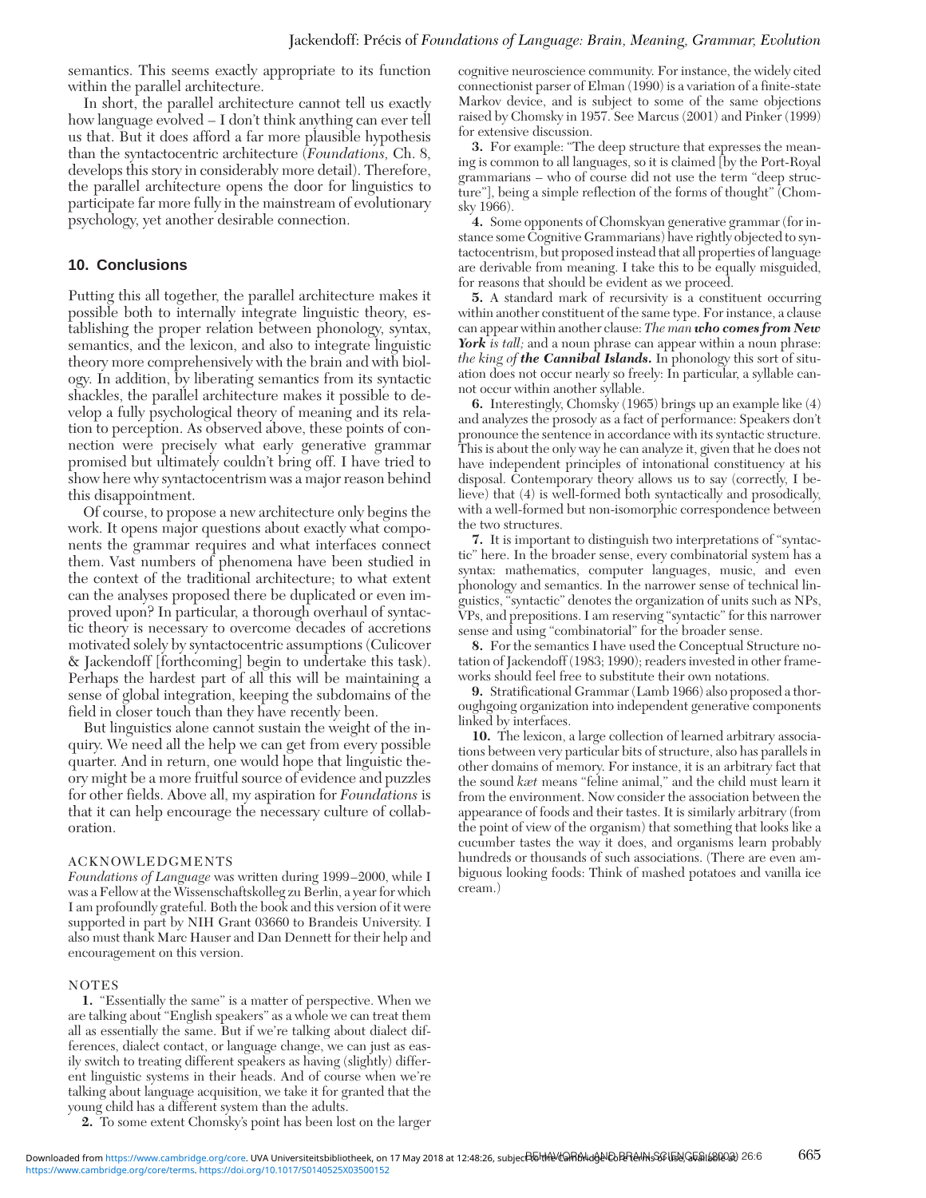semantics. This seems exactly appropriate to its function within the parallel architecture.

In short, the parallel architecture cannot tell us exactly how language evolved – I don't think anything can ever tell us that. But it does afford a far more plausible hypothesis than the syntactocentric architecture (*Foundations,* Ch. 8, develops this story in considerably more detail). Therefore, the parallel architecture opens the door for linguistics to participate far more fully in the mainstream of evolutionary psychology, yet another desirable connection.

## 10. Conclusions

Putting this all together, the parallel architecture makes it possible both to internally integrate linguistic theory, establishing the proper relation between phonology, syntax, semantics, and the lexicon, and also to integrate linguistic theory more comprehensively with the brain and with biology. In addition, by liberating semantics from its syntactic shackles, the parallel architecture makes it possible to develop a fully psychological theory of meaning and its relation to perception. As observed above, these points of connection were precisely what early generative grammar promised but ultimately couldn't bring off. I have tried to show here why syntactocentrism was a major reason behind this disappointment.

Of course, to propose a new architecture only begins the work. It opens major questions about exactly what components the grammar requires and what interfaces connect them. Vast numbers of phenomena have been studied in the context of the traditional architecture; to what extent can the analyses proposed there be duplicated or even improved upon? In particular, a thorough overhaul of syntactic theory is necessary to overcome decades of accretions motivated solely by syntactocentric assumptions (Culicover & Jackendoff [forthcoming] begin to undertake this task). Perhaps the hardest part of all this will be maintaining a sense of global integration, keeping the subdomains of the field in closer touch than they have recently been.

But linguistics alone cannot sustain the weight of the inquiry. We need all the help we can get from every possible quarter. And in return, one would hope that linguistic theory might be a more fruitful source of evidence and puzzles for other fields. Above all, my aspiration for *Foundations* is that it can help encourage the necessary culture of collaboration.

### ACKNOWLEDGMENTS

*Foundations of Language* was written during 1999–2000, while I was a Fellow at the Wissenschaftskolleg zu Berlin, a year for which I am profoundly grateful. Both the book and this version of it were supported in part by NIH Grant 03660 to Brandeis University. I also must thank Marc Hauser and Dan Dennett for their help and encouragement on this version.

### NOTES

**1.** "Essentially the same" is a matter of perspective. When we are talking about "English speakers" as a whole we can treat them all as essentially the same. But if we're talking about dialect differences, dialect contact, or language change, we can just as easily switch to treating different speakers as having (slightly) different linguistic systems in their heads. And of course when we're talking about language acquisition, we take it for granted that the young child has a different system than the adults.

**2.** To some extent Chomsky's point has been lost on the larger cognitive neuroscience community. For instance, the widely cited connectionist parser of Elman (1990) is a variation of a finite-state Markov device, and is subject to some of the same objections raised by Chomsky in 1957. See Marcus (2001) and Pinker (1999) for extensive discussion.

**3.** For example: "The deep structure that expresses the meaning is common to all languages, so it is claimed [by the Port-Royal grammarians – who of course did not use the term "deep structure"], being a simple reflection of the forms of thought" (Chomsky 1966).

**4.** Some opponents of Chomskyan generative grammar (for instance some Cognitive Grammarians) have rightly objected to syntactocentrism, but proposed instead that all properties of language are derivable from meaning. I take this to be equally misguided, for reasons that should be evident as we proceed.

**5.** A standard mark of recursivity is a constituent occurring within another constituent of the same type. For instance, a clause can appear within another clause: *The man* ***who comes from New York*** *is tall;* and a noun phrase can appear within a noun phrase: *the king of* ***the Cannibal Islands.*** In phonology this sort of situation does not occur nearly so freely: In particular, a syllable cannot occur within another syllable.

**6.** Interestingly, Chomsky (1965) brings up an example like (4) and analyzes the prosody as a fact of performance: Speakers don't pronounce the sentence in accordance with its syntactic structure. This is about the only way he can analyze it, given that he does not have independent principles of intonational constituency at his disposal. Contemporary theory allows us to say (correctly, I believe) that (4) is well-formed both syntactically and prosodically, with a well-formed but non-isomorphic correspondence between the two structures.

**7.** It is important to distinguish two interpretations of "syntactic" here. In the broader sense, every combinatorial system has a syntax: mathematics, computer languages, music, and even phonology and semantics. In the narrower sense of technical linguistics, "syntactic" denotes the organization of units such as NPs, VPs, and prepositions. I am reserving "syntactic" for this narrower sense and using "combinatorial" for the broader sense.

**8.** For the semantics I have used the Conceptual Structure notation of Jackendoff (1983; 1990); readers invested in other frameworks should feel free to substitute their own notations.

**9.** Stratificational Grammar (Lamb 1966) also proposed a thoroughgoing organization into independent generative components linked by interfaces.

**10.** The lexicon, a large collection of learned arbitrary associations between very particular bits of structure, also has parallels in other domains of memory. For instance, it is an arbitrary fact that the sound *kæt* means "feline animal," and the child must learn it from the environment. Now consider the association between the appearance of foods and their tastes. It is similarly arbitrary (from the point of view of the organism) that something that looks like a cucumber tastes the way it does, and organisms learn probably hundreds or thousands of such associations. (There are even ambiguous looking foods: Think of mashed potatoes and vanilla ice cream.)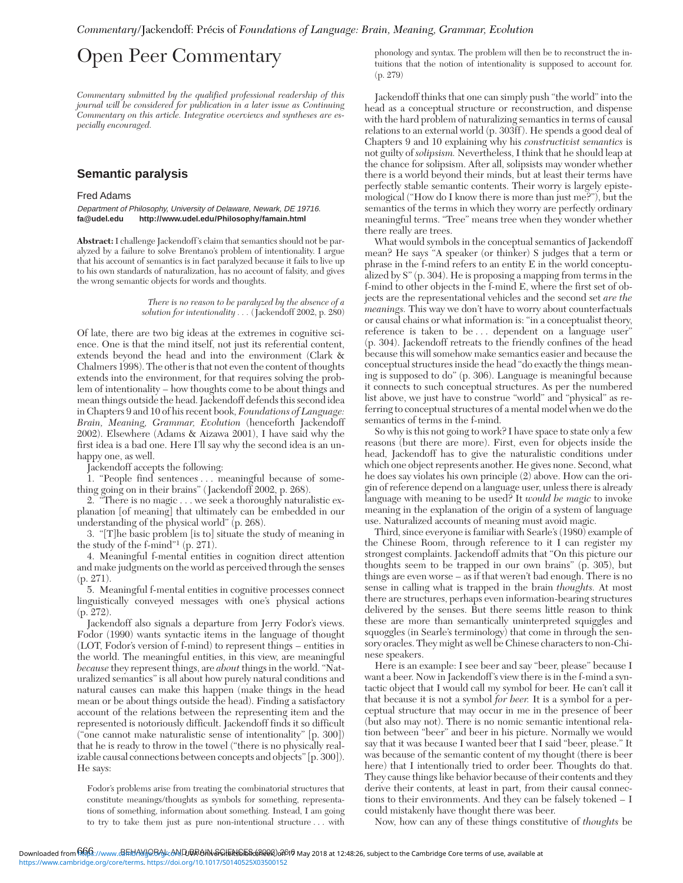# Open Peer Commentary

*Commentary submitted by the qualified professional readership of this journal will be considered for publication in a later issue as Continuing Commentary on this article. Integrative overviews and syntheses are especially encouraged.*

## Semantic paralysis

Fred Adams

*Department of Philosophy, University of Delaware, Newark, DE 19716.*
**fa@udel.edu http://www.udel.edu/Philosophy/famain.html**

**Abstract:** I challenge Jackendoff's claim that semantics should not be paralyzed by a failure to solve Brentano's problem of intentionality. I argue that his account of semantics is in fact paralyzed because it fails to live up to his own standards of naturalization, has no account of falsity, and gives the wrong semantic objects for words and thoughts.

> *There is no reason to be paralyzed by the absence of a solution for intentionality . . .* (Jackendoff 2002, p. 280)

Of late, there are two big ideas at the extremes in cognitive science. One is that the mind itself, not just its referential content, extends beyond the head and into the environment (Clark & Chalmers 1998). The other is that not even the content of thoughts extends into the environment, for that requires solving the problem of intentionality – how thoughts come to be about things and mean things outside the head. Jackendoff defends this second idea in Chapters 9 and 10 of his recent book, *Foundations of Language: Brain, Meaning, Grammar, Evolution* (henceforth Jackendoff 2002). Elsewhere (Adams & Aizawa 2001), I have said why the first idea is a bad one. Here I'll say why the second idea is an unhappy one, as well.

Jackendoff accepts the following:

1. "People find sentences . . . meaningful because of something going on in their brains" (Jackendoff 2002, p. 268).

2. "There is no magic . . . we seek a thoroughly naturalistic explanation [of meaning] that ultimately can be embedded in our understanding of the physical world" (p. 268).

3. "[T]he basic problem [is to] situate the study of meaning in the study of the f-mind"[1] (p. 271).

4. Meaningful f-mental entities in cognition direct attention and make judgments on the world as perceived through the senses (p. 271).

5. Meaningful f-mental entities in cognitive processes connect linguistically conveyed messages with one's physical actions (p. 272).

Jackendoff also signals a departure from Jerry Fodor's views. Fodor (1990) wants syntactic items in the language of thought (LOT, Fodor's version of f-mind) to represent things – entities in the world. The meaningful entities, in this view, are meaningful *because* they represent things, are *about* things in the world. "Naturalized semantics" is all about how purely natural conditions and natural causes can make this happen (make things in the head mean or be about things outside the head). Finding a satisfactory account of the relations between the representing item and the represented is notoriously difficult. Jackendoff finds it so difficult ("one cannot make naturalistic sense of intentionality" [p. 300]) that he is ready to throw in the towel ("there is no physically realizable causal connections between concepts and objects" [p. 300]). He says:

> Fodor's problems arise from treating the combinatorial structures that constitute meanings/thoughts as symbols for something, representations of something, information about something. Instead, I am going to try to take them just as pure non-intentional structure . . . with phonology and syntax. The problem will then be to reconstruct the intuitions that the notion of intentionality is supposed to account for. (p. 279)

Jackendoff thinks that one can simply push "the world" into the head as a conceptual structure or reconstruction, and dispense with the hard problem of naturalizing semantics in terms of causal relations to an external world (p. 303ff). He spends a good deal of Chapters 9 and 10 explaining why his *constructivist semantics* is not guilty of *solipsism.* Nevertheless, I think that he should leap at the chance for solipsism. After all, solipsists may wonder whether there is a world beyond their minds, but at least their terms have perfectly stable semantic contents. Their worry is largely epistemological ("How do I know there is more than just me?"), but the semantics of the terms in which they worry are perfectly ordinary meaningful terms. "Tree" means tree when they wonder whether there really are trees.

What would symbols in the conceptual semantics of Jackendoff mean? He says "A speaker (or thinker) S judges that a term or phrase in the f-mind refers to an entity E in the world conceptualized by S" (p. 304). He is proposing a mapping from terms in the f-mind to other objects in the f-mind E, where the first set of objects are the representational vehicles and the second set *are the meanings.* This way we don't have to worry about counterfactuals or causal chains or what information is: "in a conceptualist theory, reference is taken to be . . . dependent on a language user" (p. 304). Jackendoff retreats to the friendly confines of the head because this will somehow make semantics easier and because the conceptual structures inside the head "do exactly the things meaning is supposed to do" (p. 306). Language is meaningful because it connects to such conceptual structures. As per the numbered list above, we just have to construe "world" and "physical" as referring to conceptual structures of a mental model when we do the semantics of terms in the f-mind.

So why is this not going to work? I have space to state only a few reasons (but there are more). First, even for objects inside the head, Jackendoff has to give the naturalistic conditions under which one object represents another. He gives none. Second, what he does say violates his own principle (2) above. How can the origin of reference depend on a language user, unless there is already language with meaning to be used? It *would be magic* to invoke meaning in the explanation of the origin of a system of language use. Naturalized accounts of meaning must avoid magic.

Third, since everyone is familiar with Searle's (1980) example of the Chinese Room, through reference to it I can register my strongest complaints. Jackendoff admits that "On this picture our thoughts seem to be trapped in our own brains" (p. 305), but things are even worse – as if that weren't bad enough. There is no sense in calling what is trapped in the brain *thoughts.* At most there are structures, perhaps even information-bearing structures delivered by the senses. But there seems little reason to think these are more than semantically uninterpreted squiggles and squoggles (in Searle's terminology) that come in through the sensory oracles. They might as well be Chinese characters to non-Chinese speakers.

Here is an example: I see beer and say "beer, please" because I want a beer. Now in Jackendoff's view there is in the f-mind a syntactic object that I would call my symbol for beer. He can't call it that because it is not a symbol *for beer.* It is a symbol for a perceptual structure that may occur in me in the presence of beer (but also may not). There is no nomic semantic intentional relation between "beer" and beer in his picture. Normally we would say that it was because I wanted beer that I said "beer, please." It was because of the semantic content of my thought (there is beer here) that I intentionally tried to order beer. Thoughts do that. They cause things like behavior because of their contents and they derive their contents, at least in part, from their causal connections to their environments. And they can be falsely tokened – I could mistakenly have thought there was beer.

Now, how can any of these things constitutive of *thoughts* be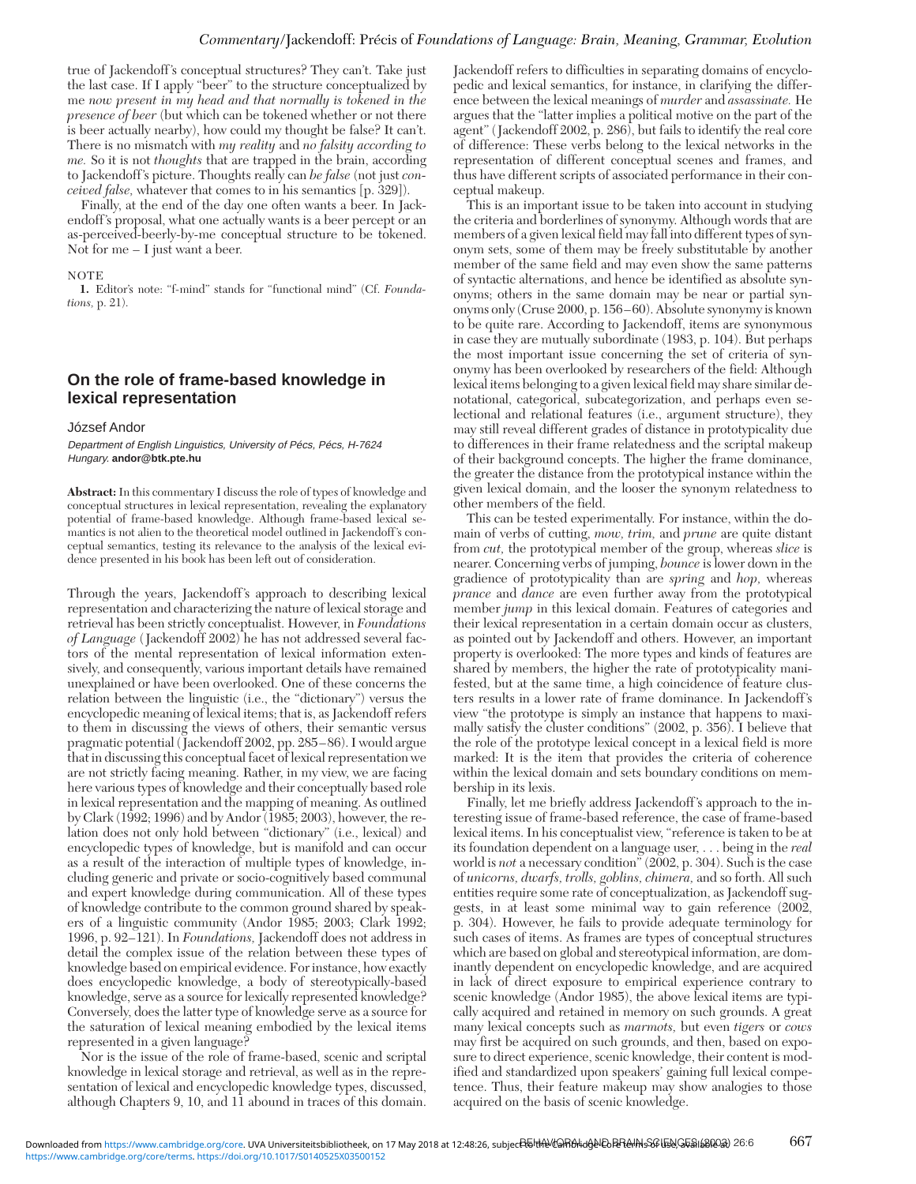true of Jackendoff's conceptual structures? They can't. Take just the last case. If I apply "beer" to the structure conceptualized by me *now present in my head and that normally is tokened in the presence of beer* (but which can be tokened whether or not there is beer actually nearby), how could my thought be false? It can't. There is no mismatch with *my reality* and *no falsity according to me.* So it is not *thoughts* that are trapped in the brain, according to Jackendoff's picture. Thoughts really can *be false* (not just *conceived false,* whatever that comes to in his semantics [p. 329]).

Finally, at the end of the day one often wants a beer. In Jackendoff's proposal, what one actually wants is a beer percept or an as-perceived-beerly-by-me conceptual structure to be tokened. Not for me – I just want a beer.

NOTE

1. Editor's note: "f-mind" stands for "functional mind" (Cf. *Foundations,* p. 21).

## On the role of frame-based knowledge in lexical representation

József Andor

*Department of English Linguistics, University of Pécs, Pécs, H-7624 Hungary.* **andor@btk.pte.hu**

**Abstract:** In this commentary I discuss the role of types of knowledge and conceptual structures in lexical representation, revealing the explanatory potential of frame-based knowledge. Although frame-based lexical semantics is not alien to the theoretical model outlined in Jackendoff's conceptual semantics, testing its relevance to the analysis of the lexical evidence presented in his book has been left out of consideration.

Through the years, Jackendoff's approach to describing lexical representation and characterizing the nature of lexical storage and retrieval has been strictly conceptualist. However, in *Foundations of Language* (Jackendoff 2002) he has not addressed several factors of the mental representation of lexical information extensively, and consequently, various important details have remained unexplained or have been overlooked. One of these concerns the relation between the linguistic (i.e., the "dictionary") versus the encyclopedic meaning of lexical items; that is, as Jackendoff refers to them in discussing the views of others, their semantic versus pragmatic potential (Jackendoff 2002, pp. 285–86). I would argue that in discussing this conceptual facet of lexical representation we are not strictly facing meaning. Rather, in my view, we are facing here various types of knowledge and their conceptually based role in lexical representation and the mapping of meaning. As outlined by Clark (1992; 1996) and by Andor (1985; 2003), however, the relation does not only hold between "dictionary" (i.e., lexical) and encyclopedic types of knowledge, but is manifold and can occur as a result of the interaction of multiple types of knowledge, including generic and private or socio-cognitively based communal and expert knowledge during communication. All of these types of knowledge contribute to the common ground shared by speakers of a linguistic community (Andor 1985; 2003; Clark 1992; 1996, p. 92–121). In *Foundations,* Jackendoff does not address in detail the complex issue of the relation between these types of knowledge based on empirical evidence. For instance, how exactly does encyclopedic knowledge, a body of stereotypically-based knowledge, serve as a source for lexically represented knowledge? Conversely, does the latter type of knowledge serve as a source for the saturation of lexical meaning embodied by the lexical items represented in a given language?

Nor is the issue of the role of frame-based, scenic and scriptal knowledge in lexical storage and retrieval, as well as in the representation of lexical and encyclopedic knowledge types, discussed, although Chapters 9, 10, and 11 abound in traces of this domain. Jackendoff refers to difficulties in separating domains of encyclopedic and lexical semantics, for instance, in clarifying the difference between the lexical meanings of *murder* and *assassinate.* He argues that the "latter implies a political motive on the part of the agent" (Jackendoff 2002, p. 286), but fails to identify the real core of difference: These verbs belong to the lexical networks in the representation of different conceptual scenes and frames, and thus have different scripts of associated performance in their conceptual makeup.

This is an important issue to be taken into account in studying the criteria and borderlines of synonymy. Although words that are members of a given lexical field may fall into different types of synonym sets, some of them may be freely substitutable by another member of the same field and may even show the same patterns of syntactic alternations, and hence be identified as absolute synonyms; others in the same domain may be near or partial synonyms only (Cruse 2000, p. 156–60). Absolute synonymy is known to be quite rare. According to Jackendoff, items are synonymous in case they are mutually subordinate (1983, p. 104). But perhaps the most important issue concerning the set of criteria of synonymy has been overlooked by researchers of the field: Although lexical items belonging to a given lexical field may share similar denotational, categorical, subcategorization, and perhaps even selectional and relational features (i.e., argument structure), they may still reveal different grades of distance in prototypicality due to differences in their frame relatedness and the scriptal makeup of their background concepts. The higher the frame dominance, the greater the distance from the prototypical instance within the given lexical domain, and the looser the synonym relatedness to other members of the field.

This can be tested experimentally. For instance, within the domain of verbs of cutting, *mow, trim,* and *prune* are quite distant from *cut,* the prototypical member of the group, whereas *slice* is nearer. Concerning verbs of jumping, *bounce* is lower down in the gradience of prototypicality than are *spring* and *hop,* whereas *prance* and *dance* are even further away from the prototypical member *jump* in this lexical domain. Features of categories and their lexical representation in a certain domain occur as clusters, as pointed out by Jackendoff and others. However, an important property is overlooked: The more types and kinds of features are shared by members, the higher the rate of prototypicality manifested, but at the same time, a high coincidence of feature clusters results in a lower rate of frame dominance. In Jackendoff's view "the prototype is simply an instance that happens to maximally satisfy the cluster conditions" (2002, p. 356). I believe that the role of the prototype lexical concept in a lexical field is more marked: It is the item that provides the criteria of coherence within the lexical domain and sets boundary conditions on membership in its lexis.

Finally, let me briefly address Jackendoff's approach to the interesting issue of frame-based reference, the case of frame-based lexical items. In his conceptualist view, "reference is taken to be at its foundation dependent on a language user, . . . being in the *real* world is *not* a necessary condition" (2002, p. 304). Such is the case of *unicorns, dwarfs, trolls, goblins, chimera,* and so forth. All such entities require some rate of conceptualization, as Jackendoff suggests, in at least some minimal way to gain reference (2002, p. 304). However, he fails to provide adequate terminology for such cases of reference. As frames are types of conceptual structures which are based on global and stereotypical information, are dominantly dependent on encyclopedic knowledge, and are acquired in lack of direct exposure to empirical experience contrary to scenic knowledge (Andor 1985), the above lexical items are typically acquired and retained in memory on such grounds. A great many lexical concepts such as *marmots,* but even *tigers* or *cows* may first be acquired on such grounds, and then, based on exposure to direct experience, scenic knowledge, their content is modified and standardized upon speakers' gaining full lexical competence. Thus, their feature makeup may show analogies to those acquired on the basis of scenic knowledge.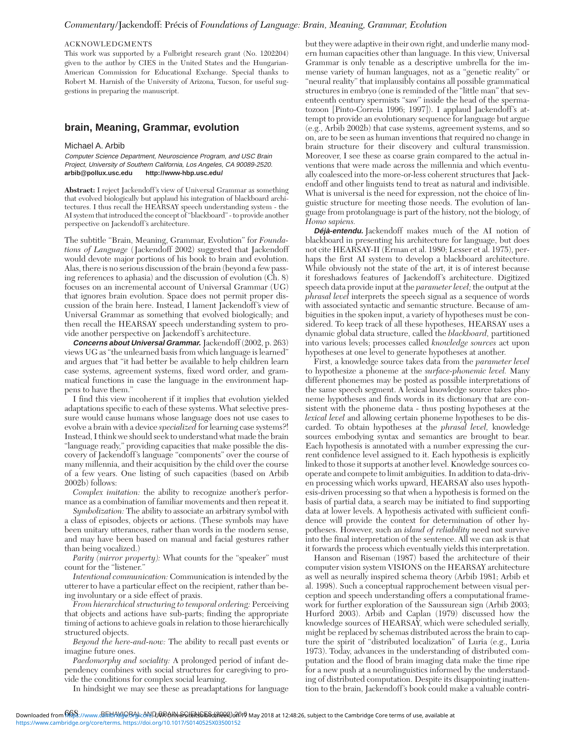ACKNOWLEDGMENTS

This work was supported by a Fulbright research grant (No. 1202204) given to the author by CIES in the United States and the Hungarian-American Commission for Educational Exchange. Special thanks to Robert M. Harnish of the University of Arizona, Tucson, for useful suggestions in preparing the manuscript.

## brain, Meaning, Grammar, evolution

Michael A. Arbib

*Computer Science Department, Neuroscience Program, and USC Brain Project, University of Southern California, Los Angeles, CA 90089-2520.*
**arbib@pollux.usc.edu http://www-hbp.usc.edu/**

**Abstract:** I reject Jackendoff's view of Universal Grammar as something that evolved biologically but applaud his integration of blackboard architectures. I thus recall the HEARSAY speech understanding system - the AI system that introduced the concept of "blackboard" - to provide another perspective on Jackendoff's architecture.

The subtitle "Brain, Meaning, Grammar, Evolution" for *Foundations of Language* (Jackendoff 2002) suggested that Jackendoff would devote major portions of his book to brain and evolution. Alas, there is no serious discussion of the brain (beyond a few passing references to aphasia) and the discussion of evolution (Ch. 8) focuses on an incremental account of Universal Grammar (UG) that ignores brain evolution. Space does not permit proper discussion of the brain here. Instead, I lament Jackendoff's view of Universal Grammar as something that evolved biologically; and then recall the HEARSAY speech understanding system to provide another perspective on Jackendoff's architecture.

***Concerns about Universal Grammar.*** Jackendoff (2002, p. 263) views UG as "the unlearned basis from which language is learned" and argues that "it had better be available to help children learn case systems, agreement systems, fixed word order, and grammatical functions in case the language in the environment happens to have them."

I find this view incoherent if it implies that evolution yielded adaptations specific to each of these systems. What selective pressure would cause humans whose language does not use cases to evolve a brain with a device *specialized* for learning case systems?! Instead, I think we should seek to understand what made the brain "language ready," providing capacities that make possible the discovery of Jackendoff's language "components" over the course of many millennia, and their acquisition by the child over the course of a few years. One listing of such capacities (based on Arbib 2002b) follows:

*Complex imitation:* the ability to recognize another's performance as a combination of familiar movements and then repeat it.

*Symbolization:* The ability to associate an arbitrary symbol with a class of episodes, objects or actions. (These symbols may have been unitary utterances, rather than words in the modern sense, and may have been based on manual and facial gestures rather than being vocalized.)

*Parity (mirror property):* What counts for the "speaker" must count for the "listener."

*Intentional communication:* Communication is intended by the utterer to have a particular effect on the recipient, rather than being involuntary or a side effect of praxis.

*From hierarchical structuring to temporal ordering:* Perceiving that objects and actions have sub-parts; finding the appropriate timing of actions to achieve goals in relation to those hierarchically structured objects.

*Beyond the here-and-now:* The ability to recall past events or imagine future ones.

*Paedomorphy and sociality:* A prolonged period of infant dependency combines with social structures for caregiving to provide the conditions for complex social learning.

In hindsight we may see these as preadaptations for language but they were adaptive in their own right, and underlie many modern human capacities other than language. In this view, Universal Grammar is only tenable as a descriptive umbrella for the immense variety of human languages, not as a "genetic reality" or "neural reality" that implausibly contains all possible grammatical structures in embryo (one is reminded of the "little man" that seventeenth century spermists "saw" inside the head of the spermatozoon [Pinto-Correia 1996; 1997]). I applaud Jackendoff's attempt to provide an evolutionary sequence for language but argue (e.g., Arbib 2002b) that case systems, agreement systems, and so on, are to be seen as human inventions that required no change in brain structure for their discovery and cultural transmission. Moreover, I see these as coarse grain compared to the actual inventions that were made across the millennia and which eventually coalesced into the more-or-less coherent structures that Jackendoff and other linguists tend to treat as natural and indivisible. What is universal is the need for expression, not the choice of linguistic structure for meeting those needs. The evolution of language from protolanguage is part of the history, not the biology, of *Homo sapiens.*

***Déjà-entendu.*** Jackendoff makes much of the AI notion of blackboard in presenting his architecture for language, but does not cite HEARSAY-II (Erman et al. 1980; Lesser et al. 1975), perhaps the first AI system to develop a blackboard architecture. While obviously not the state of the art, it is of interest because it foreshadows features of Jackendoff's architecture. Digitized speech data provide input at the *parameter level;* the output at the *phrasal level* interprets the speech signal as a sequence of words with associated syntactic and semantic structure. Because of ambiguities in the spoken input, a variety of hypotheses must be considered. To keep track of all these hypotheses, HEARSAY uses a dynamic global data structure, called the *blackboard,* partitioned into various levels; processes called *knowledge sources* act upon hypotheses at one level to generate hypotheses at another.

First, a knowledge source takes data from the *parameter level* to hypothesize a phoneme at the *surface-phonemic level.* Many different phonemes may be posted as possible interpretations of the same speech segment. A lexical knowledge source takes phoneme hypotheses and finds words in its dictionary that are consistent with the phoneme data - thus posting hypotheses at the *lexical level* and allowing certain phoneme hypotheses to be discarded. To obtain hypotheses at the *phrasal level,* knowledge sources embodying syntax and semantics are brought to bear. Each hypothesis is annotated with a number expressing the current confidence level assigned to it. Each hypothesis is explicitly linked to those it supports at another level. Knowledge sources cooperate and compete to limit ambiguities. In addition to data-driven processing which works upward, HEARSAY also uses hypothesis-driven processing so that when a hypothesis is formed on the basis of partial data, a search may be initiated to find supporting data at lower levels. A hypothesis activated with sufficient confidence will provide the context for determination of other hypotheses. However, such an *island of reliability* need not survive into the final interpretation of the sentence. All we can ask is that it forwards the process which eventually yields this interpretation.

Hanson and Riseman (1987) based the architecture of their computer vision system VISIONS on the HEARSAY architecture as well as neurally inspired schema theory (Arbib 1981; Arbib et al. 1998). Such a conceptual rapprochement between visual perception and speech understanding offers a computational framework for further exploration of the Saussurean sign (Arbib 2003; Hurford 2003). Arbib and Caplan (1979) discussed how the knowledge sources of HEARSAY, which were scheduled serially, might be replaced by schemas distributed across the brain to capture the spirit of "distributed localization" of Luria (e.g., Luria 1973). Today, advances in the understanding of distributed computation and the flood of brain imaging data make the time ripe for a new push at a neurolinguistics informed by the understanding of distributed computation. Despite its disappointing inattention to the brain, Jackendoff's book could make a valuable contri-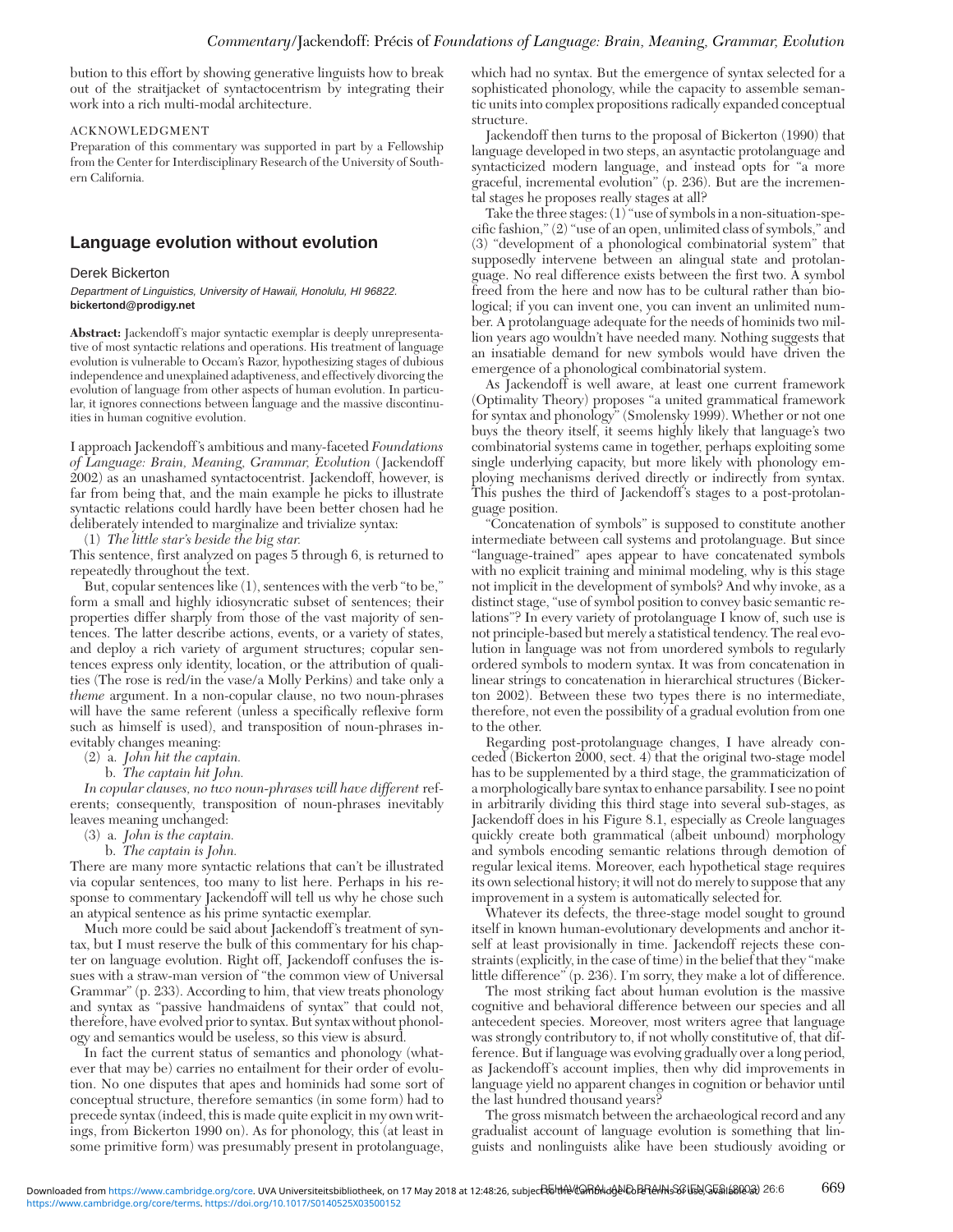bution to this effort by showing generative linguists how to break out of the straitjacket of syntactocentrism by integrating their work into a rich multi-modal architecture.

ACKNOWLEDGMENT

Preparation of this commentary was supported in part by a Fellowship from the Center for Interdisciplinary Research of the University of Southern California.

## Language evolution without evolution

Derek Bickerton

*Department of Linguistics, University of Hawaii, Honolulu, HI 96822.* **bickertond@prodigy.net**

**Abstract:** Jackendoff's major syntactic exemplar is deeply unrepresentative of most syntactic relations and operations. His treatment of language evolution is vulnerable to Occam's Razor, hypothesizing stages of dubious independence and unexplained adaptiveness, and effectively divorcing the evolution of language from other aspects of human evolution. In particular, it ignores connections between language and the massive discontinuities in human cognitive evolution.

I approach Jackendoff's ambitious and many-faceted *Foundations of Language: Brain, Meaning, Grammar, Evolution* (Jackendoff 2002) as an unashamed syntactocentrist. Jackendoff, however, is far from being that, and the main example he picks to illustrate syntactic relations could hardly have been better chosen had he deliberately intended to marginalize and trivialize syntax:

(1) *The little star's beside the big star.*

This sentence, first analyzed on pages 5 through 6, is returned to repeatedly throughout the text.

But, copular sentences like (1), sentences with the verb "to be," form a small and highly idiosyncratic subset of sentences; their properties differ sharply from those of the vast majority of sentences. The latter describe actions, events, or a variety of states, and deploy a rich variety of argument structures; copular sentences express only identity, location, or the attribution of qualities (The rose is red/in the vase/a Molly Perkins) and take only a *theme* argument. In a non-copular clause, no two noun-phrases will have the same referent (unless a specifically reflexive form such as himself is used), and transposition of noun-phrases inevitably changes meaning:

(2) a. *John hit the captain.*
 b. *The captain hit John.*

*In copular clauses, no two noun-phrases will have different* referents; consequently, transposition of noun-phrases inevitably leaves meaning unchanged:

(3) a. *John is the captain.*
 b. *The captain is John.*

There are many more syntactic relations that can't be illustrated via copular sentences, too many to list here. Perhaps in his response to commentary Jackendoff will tell us why he chose such an atypical sentence as his prime syntactic exemplar.

Much more could be said about Jackendoff's treatment of syntax, but I must reserve the bulk of this commentary for his chapter on language evolution. Right off, Jackendoff confuses the issues with a straw-man version of "the common view of Universal Grammar" (p. 233). According to him, that view treats phonology and syntax as "passive handmaidens of syntax" that could not, therefore, have evolved prior to syntax. But syntax without phonology and semantics would be useless, so this view is absurd.

In fact the current status of semantics and phonology (whatever that may be) carries no entailment for their order of evolution. No one disputes that apes and hominids had some sort of conceptual structure, therefore semantics (in some form) had to precede syntax (indeed, this is made quite explicit in my own writings, from Bickerton 1990 on). As for phonology, this (at least in some primitive form) was presumably present in protolanguage, which had no syntax. But the emergence of syntax selected for a sophisticated phonology, while the capacity to assemble semantic units into complex propositions radically expanded conceptual structure.

Jackendoff then turns to the proposal of Bickerton (1990) that language developed in two steps, an asyntactic protolanguage and syntacticized modern language, and instead opts for "a more graceful, incremental evolution" (p. 236). But are the incremental stages he proposes really stages at all?

Take the three stages: (1) "use of symbols in a non-situation-specific fashion," (2) "use of an open, unlimited class of symbols," and (3) "development of a phonological combinatorial system" that supposedly intervene between an alingual state and protolanguage. No real difference exists between the first two. A symbol freed from the here and now has to be cultural rather than biological; if you can invent one, you can invent an unlimited number. A protolanguage adequate for the needs of hominids two million years ago wouldn't have needed many. Nothing suggests that an insatiable demand for new symbols would have driven the emergence of a phonological combinatorial system.

As Jackendoff is well aware, at least one current framework (Optimality Theory) proposes "a united grammatical framework for syntax and phonology" (Smolensky 1999). Whether or not one buys the theory itself, it seems highly likely that language's two combinatorial systems came in together, perhaps exploiting some single underlying capacity, but more likely with phonology employing mechanisms derived directly or indirectly from syntax. This pushes the third of Jackendoff's stages to a post-protolanguage position.

"Concatenation of symbols" is supposed to constitute another intermediate between call systems and protolanguage. But since "language-trained" apes appear to have concatenated symbols with no explicit training and minimal modeling, why is this stage not implicit in the development of symbols? And why invoke, as a distinct stage, "use of symbol position to convey basic semantic relations"? In every variety of protolanguage I know of, such use is not principle-based but merely a statistical tendency. The real evolution in language was not from unordered symbols to regularly ordered symbols to modern syntax. It was from concatenation in linear strings to concatenation in hierarchical structures (Bickerton 2002). Between these two types there is no intermediate, therefore, not even the possibility of a gradual evolution from one to the other.

Regarding post-protolanguage changes, I have already conceded (Bickerton 2000, sect. 4) that the original two-stage model has to be supplemented by a third stage, the grammaticization of a morphologically bare syntax to enhance parsability. I see no point in arbitrarily dividing this third stage into several sub-stages, as Jackendoff does in his Figure 8.1, especially as Creole languages quickly create both grammatical (albeit unbound) morphology and symbols encoding semantic relations through demotion of regular lexical items. Moreover, each hypothetical stage requires its own selectional history; it will not do merely to suppose that any improvement in a system is automatically selected for.

Whatever its defects, the three-stage model sought to ground itself in known human-evolutionary developments and anchor itself at least provisionally in time. Jackendoff rejects these constraints (explicitly, in the case of time) in the belief that they "make little difference" (p. 236). I'm sorry, they make a lot of difference.

The most striking fact about human evolution is the massive cognitive and behavioral difference between our species and all antecedent species. Moreover, most writers agree that language was strongly contributory to, if not wholly constitutive of, that difference. But if language was evolving gradually over a long period, as Jackendoff's account implies, then why did improvements in language yield no apparent changes in cognition or behavior until the last hundred thousand years?

The gross mismatch between the archaeological record and any gradualist account of language evolution is something that linguists and nonlinguists alike have been studiously avoiding or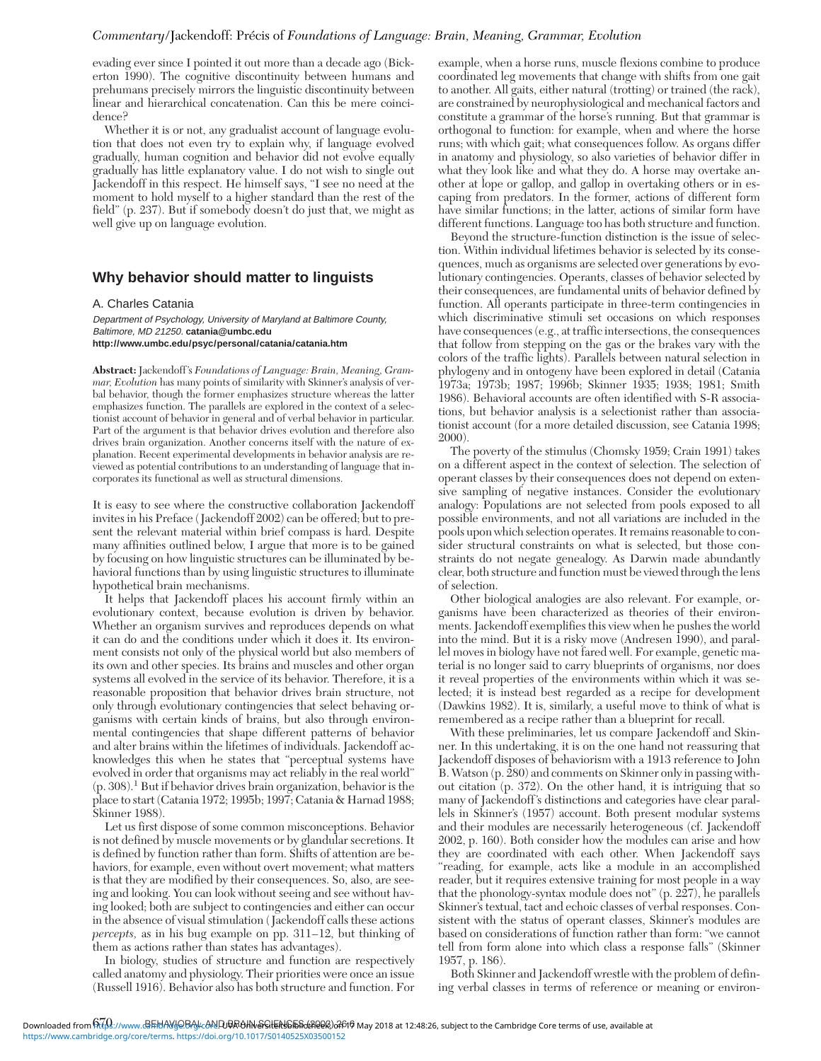evading ever since I pointed it out more than a decade ago (Bickerton 1990). The cognitive discontinuity between humans and prehumans precisely mirrors the linguistic discontinuity between linear and hierarchical concatenation. Can this be mere coincidence?

Whether it is or not, any gradualist account of language evolution that does not even try to explain why, if language evolved gradually, human cognition and behavior did not evolve equally gradually has little explanatory value. I do not wish to single out Jackendoff in this respect. He himself says, "I see no need at the moment to hold myself to a higher standard than the rest of the field" (p. 237). But if somebody doesn't do just that, we might as well give up on language evolution.

## Why behavior should matter to linguists

A. Charles Catania

*Department of Psychology, University of Maryland at Baltimore County, Baltimore, MD 21250.* **catania@umbc.edu**
**http://www.umbc.edu/psyc/personal/catania/catania.htm**

**Abstract:** Jackendoff's *Foundations of Language: Brain, Meaning, Grammar, Evolution* has many points of similarity with Skinner's analysis of verbal behavior, though the former emphasizes structure whereas the latter emphasizes function. The parallels are explored in the context of a selectionist account of behavior in general and of verbal behavior in particular. Part of the argument is that behavior drives evolution and therefore also drives brain organization. Another concerns itself with the nature of explanation. Recent experimental developments in behavior analysis are reviewed as potential contributions to an understanding of language that incorporates its functional as well as structural dimensions.

It is easy to see where the constructive collaboration Jackendoff invites in his Preface (Jackendoff 2002) can be offered; but to present the relevant material within brief compass is hard. Despite many affinities outlined below, I argue that more is to be gained by focusing on how linguistic structures can be illuminated by behavioral functions than by using linguistic structures to illuminate hypothetical brain mechanisms.

It helps that Jackendoff places his account firmly within an evolutionary context, because evolution is driven by behavior. Whether an organism survives and reproduces depends on what it can do and the conditions under which it does it. Its environment consists not only of the physical world but also members of its own and other species. Its brains and muscles and other organ systems all evolved in the service of its behavior. Therefore, it is a reasonable proposition that behavior drives brain structure, not only through evolutionary contingencies that select behaving organisms with certain kinds of brains, but also through environmental contingencies that shape different patterns of behavior and alter brains within the lifetimes of individuals. Jackendoff acknowledges this when he states that "perceptual systems have evolved in order that organisms may act reliably in the real world" (p. 308).[1] But if behavior drives brain organization, behavior is the place to start (Catania 1972; 1995b; 1997; Catania & Harnad 1988; Skinner 1988).

Let us first dispose of some common misconceptions. Behavior is not defined by muscle movements or by glandular secretions. It is defined by function rather than form. Shifts of attention are behaviors, for example, even without overt movement; what matters is that they are modified by their consequences. So, also, are seeing and looking. You can look without seeing and see without having looked; both are subject to contingencies and either can occur in the absence of visual stimulation (Jackendoff calls these actions *percepts*, as in his bug example on pp. 311–12, but thinking of them as actions rather than states has advantages).

In biology, studies of structure and function are respectively called anatomy and physiology. Their priorities were once an issue (Russell 1916). Behavior also has both structure and function. For example, when a horse runs, muscle flexions combine to produce coordinated leg movements that change with shifts from one gait to another. All gaits, either natural (trotting) or trained (the rack), are constrained by neurophysiological and mechanical factors and constitute a grammar of the horse's running. But that grammar is orthogonal to function: for example, when and where the horse runs; with which gait; what consequences follow. As organs differ in anatomy and physiology, so also varieties of behavior differ in what they look like and what they do. A horse may overtake another at lope or gallop, and gallop in overtaking others or in escaping from predators. In the former, actions of different form have similar functions; in the latter, actions of similar form have different functions. Language too has both structure and function.

Beyond the structure-function distinction is the issue of selection. Within individual lifetimes behavior is selected by its consequences, much as organisms are selected over generations by evolutionary contingencies. Operants, classes of behavior selected by their consequences, are fundamental units of behavior defined by function. All operants participate in three-term contingencies in which discriminative stimuli set occasions on which responses have consequences (e.g., at traffic intersections, the consequences that follow from stepping on the gas or the brakes vary with the colors of the traffic lights). Parallels between natural selection in phylogeny and in ontogeny have been explored in detail (Catania 1973a; 1973b; 1987; 1996b; Skinner 1935; 1938; 1981; Smith 1986). Behavioral accounts are often identified with S-R associations, but behavior analysis is a selectionist rather than associationist account (for a more detailed discussion, see Catania 1998; 2000).

The poverty of the stimulus (Chomsky 1959; Crain 1991) takes on a different aspect in the context of selection. The selection of operant classes by their consequences does not depend on extensive sampling of negative instances. Consider the evolutionary analogy: Populations are not selected from pools exposed to all possible environments, and not all variations are included in the pools upon which selection operates. It remains reasonable to consider structural constraints on what is selected, but those constraints do not negate genealogy. As Darwin made abundantly clear, both structure and function must be viewed through the lens of selection.

Other biological analogies are also relevant. For example, organisms have been characterized as theories of their environments. Jackendoff exemplifies this view when he pushes the world into the mind. But it is a risky move (Andresen 1990), and parallel moves in biology have not fared well. For example, genetic material is no longer said to carry blueprints of organisms, nor does it reveal properties of the environments within which it was selected; it is instead best regarded as a recipe for development (Dawkins 1982). It is, similarly, a useful move to think of what is remembered as a recipe rather than a blueprint for recall.

With these preliminaries, let us compare Jackendoff and Skinner. In this undertaking, it is on the one hand not reassuring that Jackendoff disposes of behaviorism with a 1913 reference to John B. Watson (p. 280) and comments on Skinner only in passing without citation (p. 372). On the other hand, it is intriguing that so many of Jackendoff's distinctions and categories have clear parallels in Skinner's (1957) account. Both present modular systems and their modules are necessarily heterogeneous (cf. Jackendoff 2002, p. 160). Both consider how the modules can arise and how they are coordinated with each other. When Jackendoff says "reading, for example, acts like a module in an accomplished reader, but it requires extensive training for most people in a way that the phonology-syntax module does not" (p. 227), he parallels Skinner's textual, tact and echoic classes of verbal responses. Consistent with the status of operant classes, Skinner's modules are based on considerations of function rather than form: "we cannot tell from form alone into which class a response falls" (Skinner 1957, p. 186).

Both Skinner and Jackendoff wrestle with the problem of defining verbal classes in terms of reference or meaning or environ-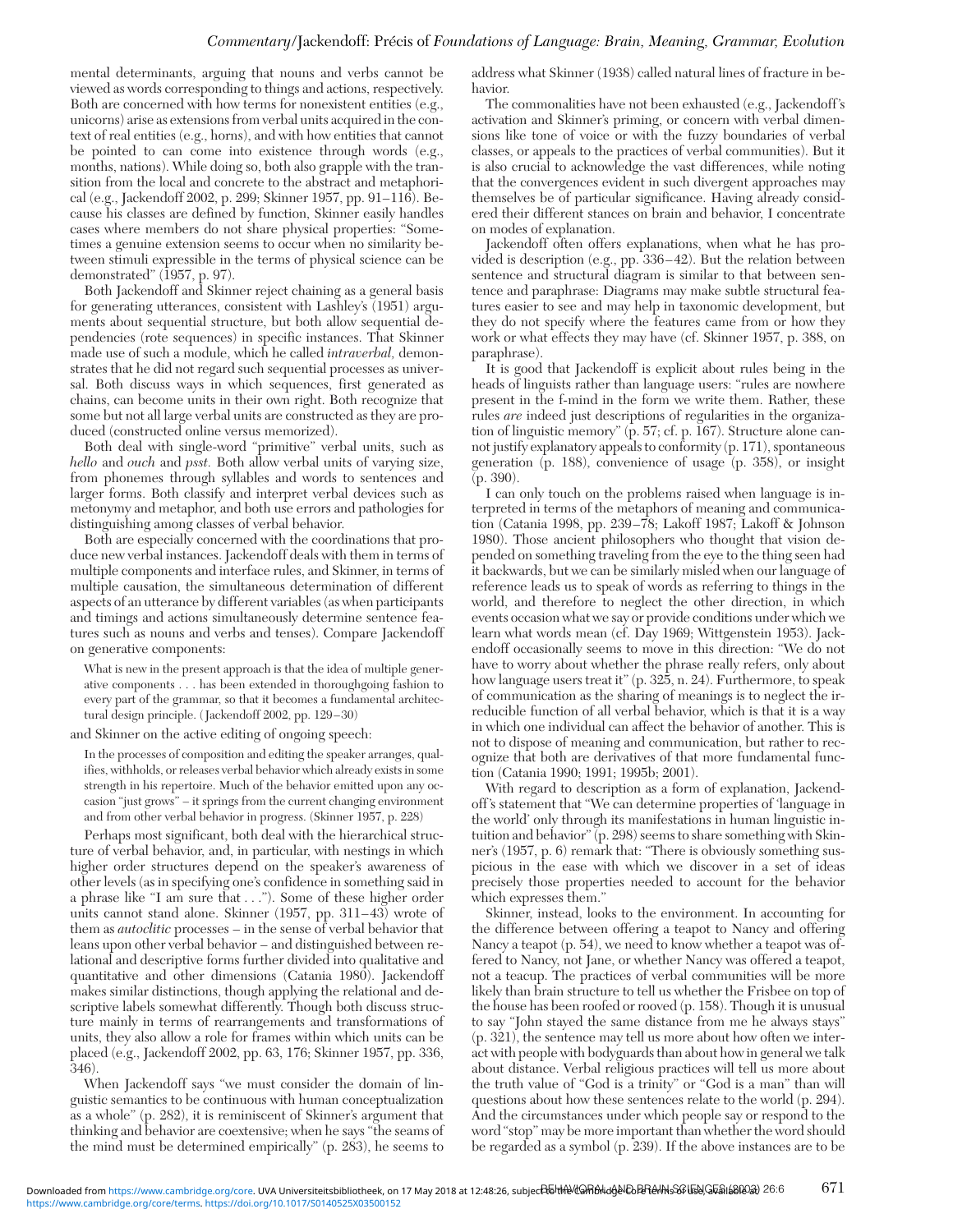mental determinants, arguing that nouns and verbs cannot be viewed as words corresponding to things and actions, respectively. Both are concerned with how terms for nonexistent entities (e.g., unicorns) arise as extensions from verbal units acquired in the context of real entities (e.g., horns), and with how entities that cannot be pointed to can come into existence through words (e.g., months, nations). While doing so, both also grapple with the transition from the local and concrete to the abstract and metaphorical (e.g., Jackendoff 2002, p. 299; Skinner 1957, pp. 91–116). Because his classes are defined by function, Skinner easily handles cases where members do not share physical properties: "Sometimes a genuine extension seems to occur when no similarity between stimuli expressible in the terms of physical science can be demonstrated" (1957, p. 97).

Both Jackendoff and Skinner reject chaining as a general basis for generating utterances, consistent with Lashley's (1951) arguments about sequential structure, but both allow sequential dependencies (rote sequences) in specific instances. That Skinner made use of such a module, which he called *intraverbal*, demonstrates that he did not regard such sequential processes as universal. Both discuss ways in which sequences, first generated as chains, can become units in their own right. Both recognize that some but not all large verbal units are constructed as they are produced (constructed online versus memorized).

Both deal with single-word "primitive" verbal units, such as *hello* and *ouch* and *psst.* Both allow verbal units of varying size, from phonemes through syllables and words to sentences and larger forms. Both classify and interpret verbal devices such as metonymy and metaphor, and both use errors and pathologies for distinguishing among classes of verbal behavior.

Both are especially concerned with the coordinations that produce new verbal instances. Jackendoff deals with them in terms of multiple components and interface rules, and Skinner, in terms of multiple causation, the simultaneous determination of different aspects of an utterance by different variables (as when participants and timings and actions simultaneously determine sentence features such as nouns and verbs and tenses). Compare Jackendoff on generative components:

> What is new in the present approach is that the idea of multiple generative components . . . has been extended in thoroughgoing fashion to every part of the grammar, so that it becomes a fundamental architectural design principle. (Jackendoff 2002, pp. 129–30)

and Skinner on the active editing of ongoing speech:

> In the processes of composition and editing the speaker arranges, qualifies, withholds, or releases verbal behavior which already exists in some strength in his repertoire. Much of the behavior emitted upon any occasion "just grows" – it springs from the current changing environment and from other verbal behavior in progress. (Skinner 1957, p. 228)

Perhaps most significant, both deal with the hierarchical structure of verbal behavior, and, in particular, with nestings in which higher order structures depend on the speaker's awareness of other levels (as in specifying one's confidence in something said in a phrase like "I am sure that . . ."). Some of these higher order units cannot stand alone. Skinner (1957, pp. 311–43) wrote of them as *autoclitic* processes – in the sense of verbal behavior that leans upon other verbal behavior – and distinguished between relational and descriptive forms further divided into qualitative and quantitative and other dimensions (Catania 1980). Jackendoff makes similar distinctions, though applying the relational and descriptive labels somewhat differently. Though both discuss structure mainly in terms of rearrangements and transformations of units, they also allow a role for frames within which units can be placed (e.g., Jackendoff 2002, pp. 63, 176; Skinner 1957, pp. 336, 346).

When Jackendoff says "we must consider the domain of linguistic semantics to be continuous with human conceptualization as a whole" (p. 282), it is reminiscent of Skinner's argument that thinking and behavior are coextensive; when he says "the seams of the mind must be determined empirically" (p. 283), he seems to address what Skinner (1938) called natural lines of fracture in behavior.

The commonalities have not been exhausted (e.g., Jackendoff's activation and Skinner's priming, or concern with verbal dimensions like tone of voice or with the fuzzy boundaries of verbal classes, or appeals to the practices of verbal communities). But it is also crucial to acknowledge the vast differences, while noting that the convergences evident in such divergent approaches may themselves be of particular significance. Having already considered their different stances on brain and behavior, I concentrate on modes of explanation.

Jackendoff often offers explanations, when what he has provided is description (e.g., pp. 336–42). But the relation between sentence and structural diagram is similar to that between sentence and paraphrase: Diagrams may make subtle structural features easier to see and may help in taxonomic development, but they do not specify where the features came from or how they work or what effects they may have (cf. Skinner 1957, p. 388, on paraphrase).

It is good that Jackendoff is explicit about rules being in the heads of linguists rather than language users: "rules are nowhere present in the f-mind in the form we write them. Rather, these rules *are* indeed just descriptions of regularities in the organization of linguistic memory" (p. 57; cf. p. 167). Structure alone cannot justify explanatory appeals to conformity (p. 171), spontaneous generation (p. 188), convenience of usage (p. 358), or insight (p. 390).

I can only touch on the problems raised when language is interpreted in terms of the metaphors of meaning and communication (Catania 1998, pp. 239–78; Lakoff 1987; Lakoff & Johnson 1980). Those ancient philosophers who thought that vision depended on something traveling from the eye to the thing seen had it backwards, but we can be similarly misled when our language of reference leads us to speak of words as referring to things in the world, and therefore to neglect the other direction, in which events occasion what we say or provide conditions under which we learn what words mean (cf. Day 1969; Wittgenstein 1953). Jackendoff occasionally seems to move in this direction: "We do not have to worry about whether the phrase really refers, only about how language users treat it" (p. 325, n. 24). Furthermore, to speak of communication as the sharing of meanings is to neglect the irreducible function of all verbal behavior, which is that it is a way in which one individual can affect the behavior of another. This is not to dispose of meaning and communication, but rather to recognize that both are derivatives of that more fundamental function (Catania 1990; 1991; 1995b; 2001).

With regard to description as a form of explanation, Jackendoff's statement that "We can determine properties of 'language in the world' only through its manifestations in human linguistic intuition and behavior" (p. 298) seems to share something with Skinner's (1957, p. 6) remark that: "There is obviously something suspicious in the ease with which we discover in a set of ideas precisely those properties needed to account for the behavior which expresses them."

Skinner, instead, looks to the environment. In accounting for the difference between offering a teapot to Nancy and offering Nancy a teapot (p. 54), we need to know whether a teapot was offered to Nancy, not Jane, or whether Nancy was offered a teapot, not a teacup. The practices of verbal communities will be more likely than brain structure to tell us whether the Frisbee on top of the house has been roofed or rooved (p. 158). Though it is unusual to say "John stayed the same distance from me he always stays" (p. 321), the sentence may tell us more about how often we interact with people with bodyguards than about how in general we talk about distance. Verbal religious practices will tell us more about the truth value of "God is a trinity" or "God is a man" than will questions about how these sentences relate to the world (p. 294). And the circumstances under which people say or respond to the word "stop" may be more important than whether the word should be regarded as a symbol (p. 239). If the above instances are to be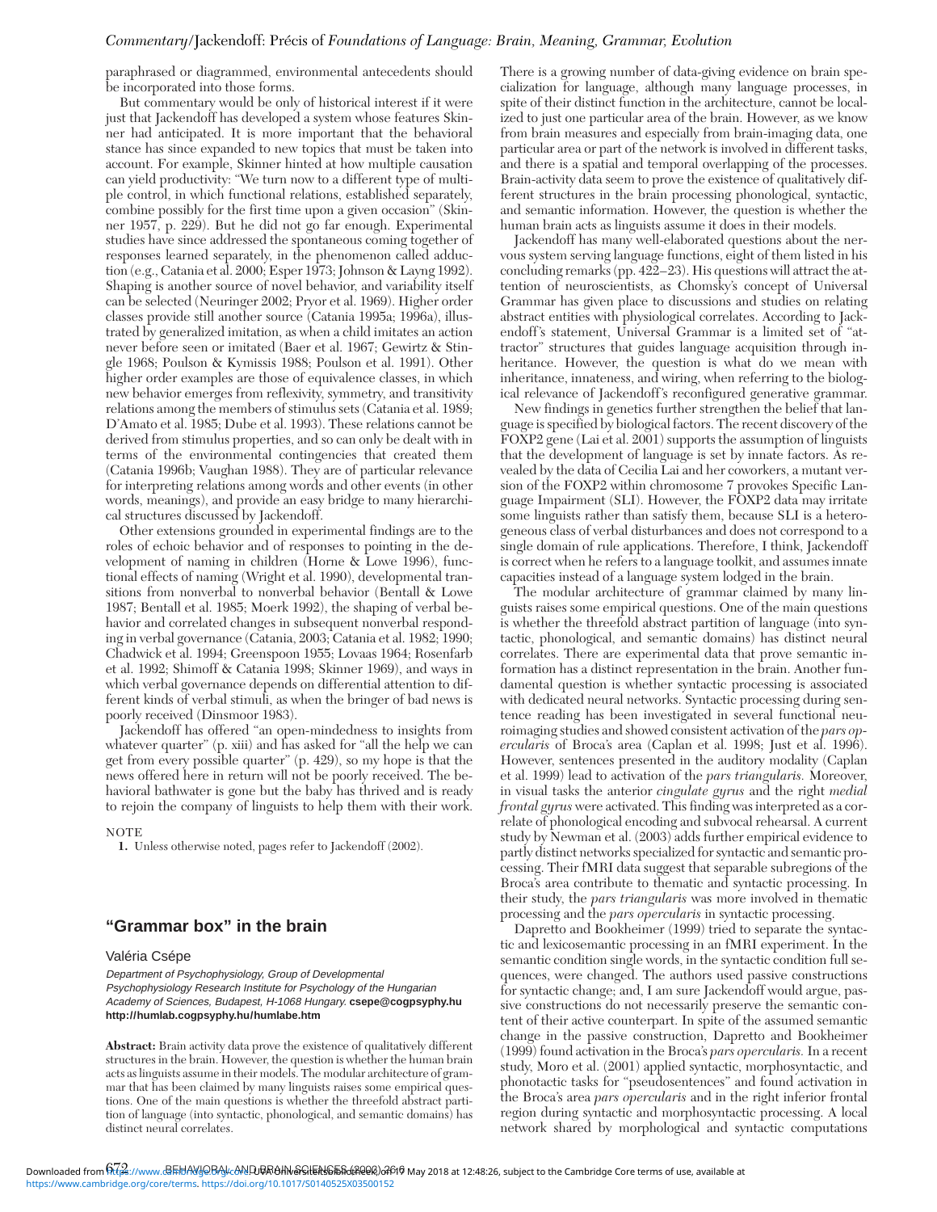paraphrased or diagrammed, environmental antecedents should be incorporated into those forms.

But commentary would be only of historical interest if it were just that Jackendoff has developed a system whose features Skinner had anticipated. It is more important that the behavioral stance has since expanded to new topics that must be taken into account. For example, Skinner hinted at how multiple causation can yield productivity: "We turn now to a different type of multiple control, in which functional relations, established separately, combine possibly for the first time upon a given occasion" (Skinner 1957, p. 229). But he did not go far enough. Experimental studies have since addressed the spontaneous coming together of responses learned separately, in the phenomenon called adduction (e.g., Catania et al. 2000; Esper 1973; Johnson & Layng 1992). Shaping is another source of novel behavior, and variability itself can be selected (Neuringer 2002; Pryor et al. 1969). Higher order classes provide still another source (Catania 1995a; 1996a), illustrated by generalized imitation, as when a child imitates an action never before seen or imitated (Baer et al. 1967; Gewirtz & Stingle 1968; Poulson & Kymissis 1988; Poulson et al. 1991). Other higher order examples are those of equivalence classes, in which new behavior emerges from reflexivity, symmetry, and transitivity relations among the members of stimulus sets (Catania et al. 1989; D'Amato et al. 1985; Dube et al. 1993). These relations cannot be derived from stimulus properties, and so can only be dealt with in terms of the environmental contingencies that created them (Catania 1996b; Vaughan 1988). They are of particular relevance for interpreting relations among words and other events (in other words, meanings), and provide an easy bridge to many hierarchical structures discussed by Jackendoff.

Other extensions grounded in experimental findings are to the roles of echoic behavior and of responses to pointing in the development of naming in children (Horne & Lowe 1996), functional effects of naming (Wright et al. 1990), developmental transitions from nonverbal to nonverbal behavior (Bentall & Lowe 1987; Bentall et al. 1985; Moerk 1992), the shaping of verbal behavior and correlated changes in subsequent nonverbal responding in verbal governance (Catania, 2003; Catania et al. 1982; 1990; Chadwick et al. 1994; Greenspoon 1955; Lovaas 1964; Rosenfarb et al. 1992; Shimoff & Catania 1998; Skinner 1969), and ways in which verbal governance depends on differential attention to different kinds of verbal stimuli, as when the bringer of bad news is poorly received (Dinsmoor 1983).

Jackendoff has offered "an open-mindedness to insights from whatever quarter" (p. xiii) and has asked for "all the help we can get from every possible quarter" (p. 429), so my hope is that the news offered here in return will not be poorly received. The behavioral bathwater is gone but the baby has thrived and is ready to rejoin the company of linguists to help them with their work.

NOTE

1. Unless otherwise noted, pages refer to Jackendoff (2002).

## "Grammar box" in the brain

Valéria Csépe

*Department of Psychophysiology, Group of Developmental Psychophysiology Research Institute for Psychology of the Hungarian Academy of Sciences, Budapest, H-1068 Hungary.* **csepe@cogpsyphy.hu** **http://humlab.cogpsyphy.hu/humlabe.htm**

**Abstract:** Brain activity data prove the existence of qualitatively different structures in the brain. However, the question is whether the human brain acts as linguists assume in their models. The modular architecture of grammar that has been claimed by many linguists raises some empirical questions. One of the main questions is whether the threefold abstract partition of language (into syntactic, phonological, and semantic domains) has distinct neural correlates.

There is a growing number of data-giving evidence on brain specialization for language, although many language processes, in spite of their distinct function in the architecture, cannot be localized to just one particular area of the brain. However, as we know from brain measures and especially from brain-imaging data, one particular area or part of the network is involved in different tasks, and there is a spatial and temporal overlapping of the processes. Brain-activity data seem to prove the existence of qualitatively different structures in the brain processing phonological, syntactic, and semantic information. However, the question is whether the human brain acts as linguists assume it does in their models.

Jackendoff has many well-elaborated questions about the nervous system serving language functions, eight of them listed in his concluding remarks (pp. 422–23). His questions will attract the attention of neuroscientists, as Chomsky's concept of Universal Grammar has given place to discussions and studies on relating abstract entities with physiological correlates. According to Jackendoff's statement, Universal Grammar is a limited set of "attractor" structures that guides language acquisition through inheritance. However, the question is what do we mean with inheritance, innateness, and wiring, when referring to the biological relevance of Jackendoff's reconfigured generative grammar.

New findings in genetics further strengthen the belief that language is specified by biological factors. The recent discovery of the FOXP2 gene (Lai et al. 2001) supports the assumption of linguists that the development of language is set by innate factors. As revealed by the data of Cecilia Lai and her coworkers, a mutant version of the FOXP2 within chromosome 7 provokes Specific Language Impairment (SLI). However, the FOXP2 data may irritate some linguists rather than satisfy them, because SLI is a heterogeneous class of verbal disturbances and does not correspond to a single domain of rule applications. Therefore, I think, Jackendoff is correct when he refers to a language toolkit, and assumes innate capacities instead of a language system lodged in the brain.

The modular architecture of grammar claimed by many linguists raises some empirical questions. One of the main questions is whether the threefold abstract partition of language (into syntactic, phonological, and semantic domains) has distinct neural correlates. There are experimental data that prove semantic information has a distinct representation in the brain. Another fundamental question is whether syntactic processing is associated with dedicated neural networks. Syntactic processing during sentence reading has been investigated in several functional neuroimaging studies and showed consistent activation of the *pars opercularis* of Broca's area (Caplan et al. 1998; Just et al. 1996). However, sentences presented in the auditory modality (Caplan et al. 1999) lead to activation of the *pars triangularis.* Moreover, in visual tasks the anterior *cingulate gyrus* and the right *medial frontal gyrus* were activated. This finding was interpreted as a correlate of phonological encoding and subvocal rehearsal. A current study by Newman et al. (2003) adds further empirical evidence to partly distinct networks specialized for syntactic and semantic processing. Their fMRI data suggest that separable subregions of the Broca's area contribute to thematic and syntactic processing. In their study, the *pars triangularis* was more involved in thematic processing and the *pars opercularis* in syntactic processing.

Dapretto and Bookheimer (1999) tried to separate the syntactic and lexicosemantic processing in an fMRI experiment. In the semantic condition single words, in the syntactic condition full sequences, were changed. The authors used passive constructions for syntactic change; and, I am sure Jackendoff would argue, passive constructions do not necessarily preserve the semantic content of their active counterpart. In spite of the assumed semantic change in the passive construction, Dapretto and Bookheimer (1999) found activation in the Broca's *pars opercularis.* In a recent study, Moro et al. (2001) applied syntactic, morphosyntactic, and phonotactic tasks for "pseudosentences" and found activation in the Broca's area *pars opercularis* and in the right inferior frontal region during syntactic and morphosyntactic processing. A local network shared by morphological and syntactic computations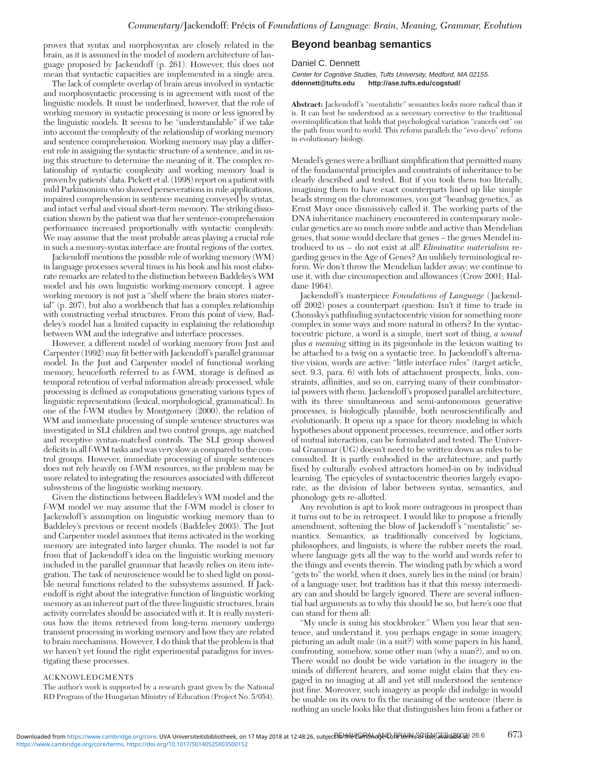proves that syntax and morphosyntax are closely related in the brain, as it is assumed in the model of modern architecture of language proposed by Jackendoff (p. 261). However, this does not mean that syntactic capacities are implemented in a single area.

The lack of complete overlap of brain areas involved in syntactic and morphosyntactic processing is in agreement with most of the linguistic models. It must be underlined, however, that the role of working memory in syntactic processing is more or less ignored by the linguistic models. It seems to be "understandable" if we take into account the complexity of the relationship of working memory and sentence comprehension. Working memory may play a different role in assigning the syntactic structure of a sentence, and in using this structure to determine the meaning of it. The complex relationship of syntactic complexity and working memory load is proven by patients' data. Pickett et al. (1998) report on a patient with mild Parkinsonism who showed perseverations in rule applications, impaired comprehension in sentence meaning conveyed by syntax, and intact verbal and visual short-term memory. The striking dissociation shown by the patient was that her sentence-comprehension performance increased proportionally with syntactic complexity. We may assume that the most probable areas playing a crucial role in such a memory-syntax interface are frontal regions of the cortex.

Jackendoff mentions the possible role of working memory (WM) in language processes several times in his book and his most elaborate remarks are related to the distinction between Baddeley's WM model and his own linguistic working-memory concept. I agree working memory is not just a "shelf where the brain stores material" (p. 207), but also a workbench that has a complex relationship with constructing verbal structures. From this point of view, Baddeley's model has a limited capacity in explaining the relationship between WM and the integrative and interface processes.

However, a different model of working memory from Just and Carpenter (1992) may fit better with Jackendoff's parallel grammar model. In the Just and Carpenter model of functional working memory, henceforth referred to as f-WM, storage is defined as temporal retention of verbal information already processed, while processing is defined as computations generating various types of linguistic representations (lexical, morphological, grammatical). In one of the f-WM studies by Montgomery (2000), the relation of WM and immediate processing of simple sentence structures was investigated in SLI children and two control groups, age matched and receptive syntax-matched controls. The SLI group showed deficits in all f-WM tasks and was very slow as compared to the control groups. However, immediate processing of simple sentences does not rely heavily on f-WM resources, so the problem may be more related to integrating the resources associated with different subsystems of the linguistic working memory.

Given the distinctions between Baddeley's WM model and the f-WM model we may assume that the f-WM model is closer to Jackendoff's assumption on linguistic working memory than to Baddeley's previous or recent models (Baddeley 2003). The Just and Carpenter model assumes that items activated in the working memory are integrated into larger chunks. The model is not far from that of Jackendoff's idea on the linguistic working memory included in the parallel grammar that heavily relies on item integration. The task of neuroscience would be to shed light on possible neural functions related to the subsystems assumed. If Jackendoff is right about the integrative function of linguistic working memory as an inherent part of the three linguistic structures, brain activity correlates should be associated with it. It is really mysterious how the items retrieved from long-term memory undergo transient processing in working memory and how they are related to brain mechanisms. However, I do think that the problem is that we haven't yet found the right experimental paradigms for investigating these processes.

ACKNOWLEDGMENTS

The author's work is supported by a research grant given by the National RD Program of the Hungarian Ministry of Education (Project No. 5/054).

## Beyond beanbag semantics

Daniel C. Dennett

*Center for Cognitive Studies, Tufts University, Medford, MA 02155.*
**ddennett@tufts.edu** **http://ase.tufts.edu/cogstud/**

**Abstract:** Jackendoff's "mentalistic" semantics looks more radical than it is. It can best be understood as a necessary corrective to the traditional oversimplification that holds that psychological variation "cancels out" on the path from word to world. This reform parallels the "evo-devo" reform in evolutionary biology.

Mendel's genes were a brilliant simplification that permitted many of the fundamental principles and constraints of inheritance to be clearly described and tested. But if you took them too literally, imagining them to have exact counterparts lined up like simple beads strung on the chromosomes, you got "beanbag genetics," as Ernst Mayr once dismissively called it. The working parts of the DNA inheritance machinery encountered in contemporary molecular genetics are so much more subtle and active than Mendelian genes, that some would declare that genes – the genes Mendel introduced to us – do not exist at all! *Eliminative materialism* regarding genes in the Age of Genes? An unlikely terminological reform. We don't throw the Mendelian ladder away; we continue to use it, with due circumspection and allowances (Crow 2001; Haldane 1964).

Jackendoff's masterpiece *Foundations of Language* (Jackendoff 2002) poses a counterpart question: Isn't it time to trade in Chomsky's pathfinding syntactocentric vision for something more complex in some ways and more natural in others? In the syntactocentric picture, a word is a simple, inert sort of thing, *a sound* plus *a meaning* sitting in its pigeonhole in the lexicon waiting to be attached to a twig on a syntactic tree. In Jackendoff's alternative vision, words are active: "little interface rules" (target article, sect. 9.3, para. 6) with lots of attachment prospects, links, constraints, affinities, and so on, carrying many of their combinatorial powers with them. Jackendoff's proposed parallel architecture, with its three simultaneous and semi-autonomous generative processes, is biologically plausible, both neuroscientifically and evolutionarily. It opens up a space for theory modeling in which hypotheses about opponent processes, recurrence, and other sorts of mutual interaction, can be formulated and tested. The Universal Grammar (UG) doesn't need to be written down as rules to be consulted. It is partly embodied in the architecture, and partly fixed by culturally evolved attractors homed-in on by individual learning. The epicycles of syntactocentric theories largely evaporate, as the division of labor between syntax, semantics, and phonology gets re-allotted.

Any revolution is apt to look more outrageous in prospect than it turns out to be in retrospect. I would like to propose a friendly amendment, softening the blow of Jackendoff's "mentalistic" semantics. Semantics, as traditionally conceived by logicians, philosophers, and linguists, is where the rubber meets the road, where language gets all the way to the world and words refer to the things and events therein. The winding path by which a word "gets to" the world, when it does, surely lies in the mind (or brain) of a language user, but tradition has it that this messy intermediary can and should be largely ignored. There are several influential bad arguments as to why this should be so, but here's one that can stand for them all:

"My uncle is suing his stockbroker." When you hear that sentence, and understand it, you perhaps engage in some imagery, picturing an adult male (in a suit?) with some papers in his hand, confronting, somehow, some other man (why a man?), and so on. There would no doubt be wide variation in the imagery in the minds of different hearers, and some might claim that they engaged in no imaging at all and yet still understood the sentence just fine. Moreover, such imagery as people did indulge in would be unable on its own to fix the meaning of the sentence (there is nothing an uncle looks like that distinguishes him from a father or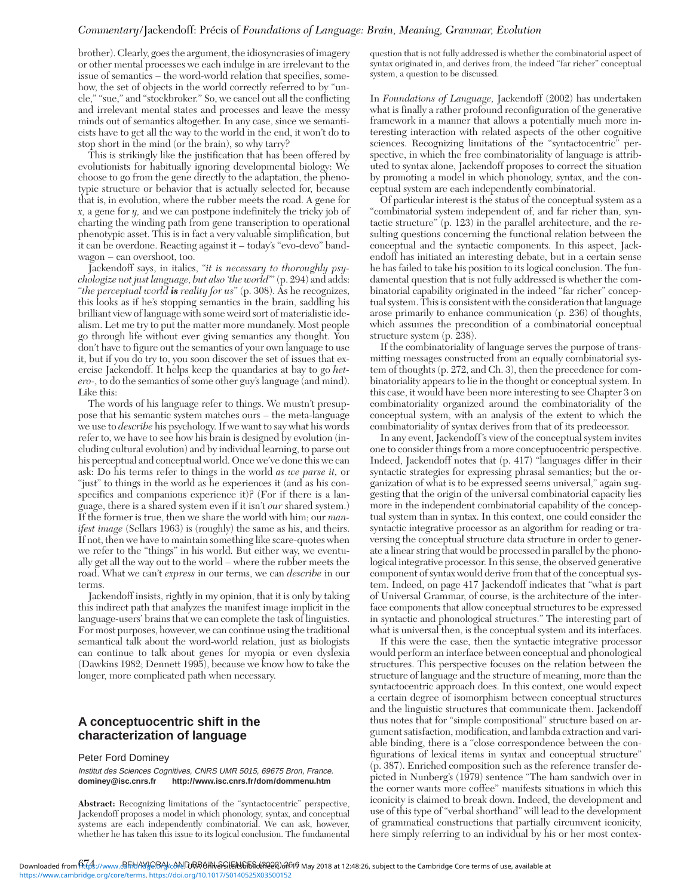brother). Clearly, goes the argument, the idiosyncrasies of imagery or other mental processes we each indulge in are irrelevant to the issue of semantics – the word-world relation that specifies, somehow, the set of objects in the world correctly referred to by "uncle," "sue," and "stockbroker." So, we cancel out all the conflicting and irrelevant mental states and processes and leave the messy minds out of semantics altogether. In any case, since we semanticists have to get all the way to the world in the end, it won't do to stop short in the mind (or the brain), so why tarry?

This is strikingly like the justification that has been offered by evolutionists for habitually ignoring developmental biology: We choose to go from the gene directly to the adaptation, the phenotypic structure or behavior that is actually selected for, because that is, in evolution, where the rubber meets the road. A gene for *x*, a gene for *y*, and we can postpone indefinitely the tricky job of charting the winding path from gene transcription to operational phenotypic asset. This is in fact a very valuable simplification, but it can be overdone. Reacting against it – today's "evo-devo" bandwagon – can overshoot, too.

Jackendoff says, in italics, "*it is necessary to thoroughly psychologize not just language, but also 'the world'*" (p. 294) and adds: "*the perceptual world* ***is*** *reality for us*" (p. 308). As he recognizes, this looks as if he's stopping semantics in the brain, saddling his brilliant view of language with some weird sort of materialistic idealism. Let me try to put the matter more mundanely. Most people go through life without ever giving semantics any thought. You don't have to figure out the semantics of your own language to use it, but if you do try to, you soon discover the set of issues that exercise Jackendoff. It helps keep the quandaries at bay to go *hetero-*, to do the semantics of some other guy's language (and mind). Like this:

The words of his language refer to things. We mustn't presuppose that his semantic system matches ours – the meta-language we use to *describe* his psychology. If we want to say what his words refer to, we have to see how his brain is designed by evolution (including cultural evolution) and by individual learning, to parse out his perceptual and conceptual world. Once we've done this we can ask: Do his terms refer to things in the world *as we parse it*, or "just" to things in the world as he experiences it (and as his conspecifics and companions experience it)? (For if there is a language, there is a shared system even if it isn't *our* shared system.) If the former is true, then we share the world with him; our *manifest image* (Sellars 1963) is (roughly) the same as his, and theirs. If not, then we have to maintain something like scare-quotes when we refer to the "things" in his world. But either way, we eventually get all the way out to the world – where the rubber meets the road. What we can't *express* in our terms, we can *describe* in our terms.

Jackendoff insists, rightly in my opinion, that it is only by taking this indirect path that analyzes the manifest image implicit in the language-users' brains that we can complete the task of linguistics. For most purposes, however, we can continue using the traditional semantical talk about the word-world relation, just as biologists can continue to talk about genes for myopia or even dyslexia (Dawkins 1982; Dennett 1995), because we know how to take the longer, more complicated path when necessary.

## A conceptuocentric shift in the characterization of language

Peter Ford Dominey

*Institut des Sciences Cognitives, CNRS UMR 5015, 69675 Bron, France.*
**dominey@isc.cnrs.fr http://www.isc.cnrs.fr/dom/dommenu.htm**

**Abstract:** Recognizing limitations of the "syntactocentric" perspective, Jackendoff proposes a model in which phonology, syntax, and conceptual systems are each independently combinatorial. We can ask, however, whether he has taken this issue to its logical conclusion. The fundamental question that is not fully addressed is whether the combinatorial aspect of syntax originated in, and derives from, the indeed "far richer" conceptual system, a question to be discussed.

In *Foundations of Language*, Jackendoff (2002) has undertaken what is finally a rather profound reconfiguration of the generative framework in a manner that allows a potentially much more interesting interaction with related aspects of the other cognitive sciences. Recognizing limitations of the "syntactocentric" perspective, in which the free combinatoriality of language is attributed to syntax alone, Jackendoff proposes to correct the situation by promoting a model in which phonology, syntax, and the conceptual system are each independently combinatorial.

Of particular interest is the status of the conceptual system as a "combinatorial system independent of, and far richer than, syntactic structure" (p. 123) in the parallel architecture, and the resulting questions concerning the functional relation between the conceptual and the syntactic components. In this aspect, Jackendoff has initiated an interesting debate, but in a certain sense he has failed to take his position to its logical conclusion. The fundamental question that is not fully addressed is whether the combinatorial capability originated in the indeed "far richer" conceptual system. This is consistent with the consideration that language arose primarily to enhance communication (p. 236) of thoughts, which assumes the precondition of a combinatorial conceptual structure system (p. 238).

If the combinatoriality of language serves the purpose of transmitting messages constructed from an equally combinatorial system of thoughts (p. 272, and Ch. 3), then the precedence for combinatoriality appears to lie in the thought or conceptual system. In this case, it would have been more interesting to see Chapter 3 on combinatoriality organized around the combinatoriality of the conceptual system, with an analysis of the extent to which the combinatoriality of syntax derives from that of its predecessor.

In any event, Jackendoff's view of the conceptual system invites one to consider things from a more conceptuocentric perspective. Indeed, Jackendoff notes that (p. 417) "languages differ in their syntactic strategies for expressing phrasal semantics; but the organization of what is to be expressed seems universal," again suggesting that the origin of the universal combinatorial capacity lies more in the independent combinatorial capability of the conceptual system than in syntax. In this context, one could consider the syntactic integrative processor as an algorithm for reading or traversing the conceptual structure data structure in order to generate a linear string that would be processed in parallel by the phonological integrative processor. In this sense, the observed generative component of syntax would derive from that of the conceptual system. Indeed, on page 417 Jackendoff indicates that "what *is* part of Universal Grammar, of course, is the architecture of the interface components that allow conceptual structures to be expressed in syntactic and phonological structures." The interesting part of what is universal then, is the conceptual system and its interfaces.

If this were the case, then the syntactic integrative processor would perform an interface between conceptual and phonological structures. This perspective focuses on the relation between the structure of language and the structure of meaning, more than the syntactocentric approach does. In this context, one would expect a certain degree of isomorphism between conceptual structures and the linguistic structures that communicate them. Jackendoff thus notes that for "simple compositional" structure based on argument satisfaction, modification, and lambda extraction and variable binding, there is a "close correspondence between the configurations of lexical items in syntax and conceptual structure" (p. 387). Enriched composition such as the reference transfer depicted in Nunberg's (1979) sentence "The ham sandwich over in the corner wants more coffee" manifests situations in which this iconicity is claimed to break down. Indeed, the development and use of this type of "verbal shorthand" will lead to the development of grammatical constructions that partially circumvent iconicity, here simply referring to an individual by his or her most contex-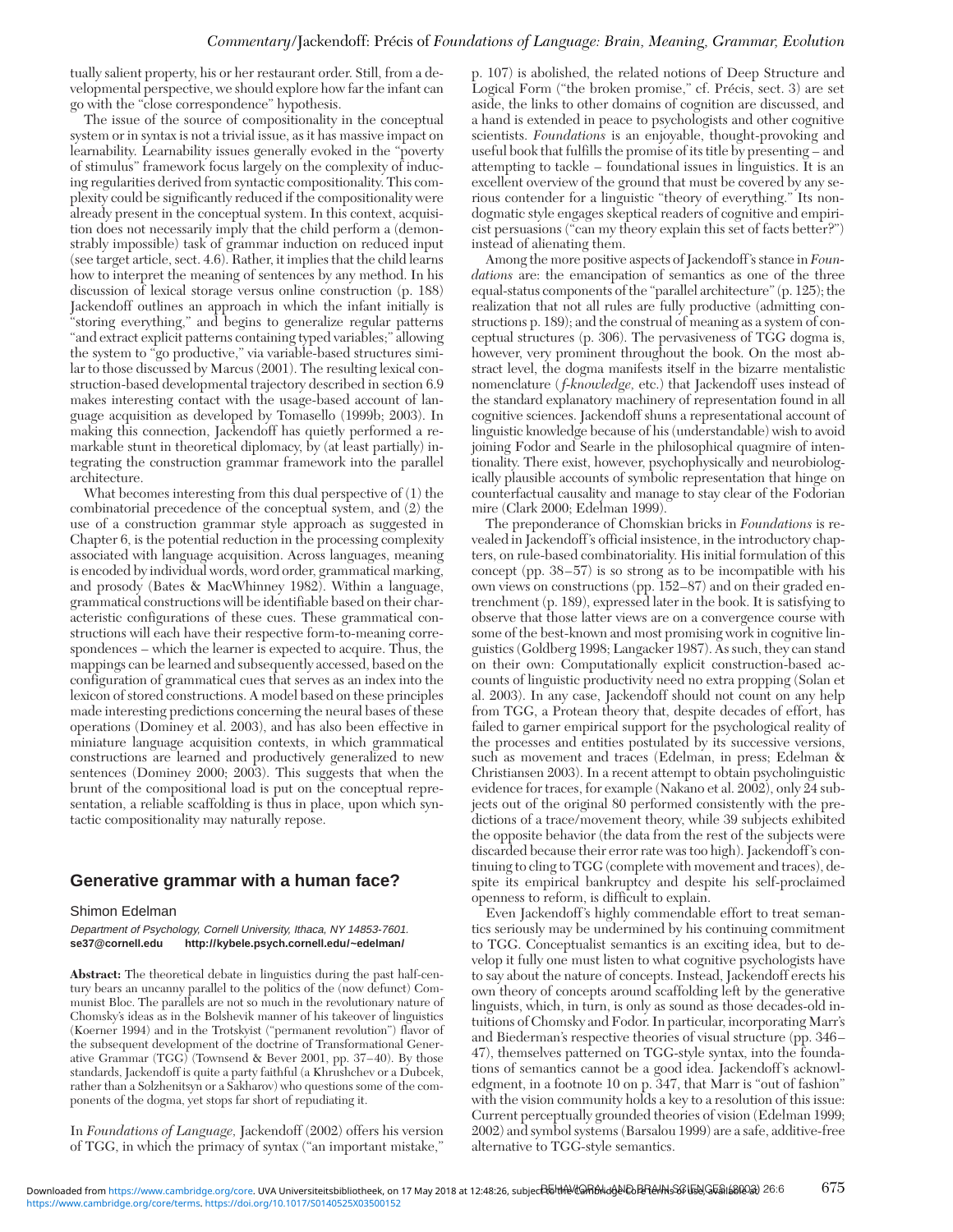tually salient property, his or her restaurant order. Still, from a developmental perspective, we should explore how far the infant can go with the "close correspondence" hypothesis.

The issue of the source of compositionality in the conceptual system or in syntax is not a trivial issue, as it has massive impact on learnability. Learnability issues generally evoked in the "poverty of stimulus" framework focus largely on the complexity of inducing regularities derived from syntactic compositionality. This complexity could be significantly reduced if the compositionality were already present in the conceptual system. In this context, acquisition does not necessarily imply that the child perform a (demonstrably impossible) task of grammar induction on reduced input (see target article, sect. 4.6). Rather, it implies that the child learns how to interpret the meaning of sentences by any method. In his discussion of lexical storage versus online construction (p. 188) Jackendoff outlines an approach in which the infant initially is "storing everything," and begins to generalize regular patterns "and extract explicit patterns containing typed variables;" allowing the system to "go productive," via variable-based structures similar to those discussed by Marcus (2001). The resulting lexical construction-based developmental trajectory described in section 6.9 makes interesting contact with the usage-based account of language acquisition as developed by Tomasello (1999b; 2003). In making this connection, Jackendoff has quietly performed a remarkable stunt in theoretical diplomacy, by (at least partially) integrating the construction grammar framework into the parallel architecture.

What becomes interesting from this dual perspective of (1) the combinatorial precedence of the conceptual system, and (2) the use of a construction grammar style approach as suggested in Chapter 6, is the potential reduction in the processing complexity associated with language acquisition. Across languages, meaning is encoded by individual words, word order, grammatical marking, and prosody (Bates & MacWhinney 1982). Within a language, grammatical constructions will be identifiable based on their characteristic configurations of these cues. These grammatical constructions will each have their respective form-to-meaning correspondences – which the learner is expected to acquire. Thus, the mappings can be learned and subsequently accessed, based on the configuration of grammatical cues that serves as an index into the lexicon of stored constructions. A model based on these principles made interesting predictions concerning the neural bases of these operations (Dominey et al. 2003), and has also been effective in miniature language acquisition contexts, in which grammatical constructions are learned and productively generalized to new sentences (Dominey 2000; 2003). This suggests that when the brunt of the compositional load is put on the conceptual representation, a reliable scaffolding is thus in place, upon which syntactic compositionality may naturally repose.

## Generative grammar with a human face?

Shimon Edelman

*Department of Psychology, Cornell University, Ithaca, NY 14853-7601.*
**se37@cornell.edu http://kybele.psych.cornell.edu/~edelman/**

**Abstract:** The theoretical debate in linguistics during the past half-century bears an uncanny parallel to the politics of the (now defunct) Communist Bloc. The parallels are not so much in the revolutionary nature of Chomsky's ideas as in the Bolshevik manner of his takeover of linguistics (Koerner 1994) and in the Trotskyist ("permanent revolution") flavor of the subsequent development of the doctrine of Transformational Generative Grammar (TGG) (Townsend & Bever 2001, pp. 37–40). By those standards, Jackendoff is quite a party faithful (a Khrushchev or a Dubcek, rather than a Solzhenitsyn or a Sakharov) who questions some of the components of the dogma, yet stops far short of repudiating it.

In *Foundations of Language,* Jackendoff (2002) offers his version of TGG, in which the primacy of syntax ("an important mistake," p. 107) is abolished, the related notions of Deep Structure and Logical Form ("the broken promise," cf. Précis, sect. 3) are set aside, the links to other domains of cognition are discussed, and a hand is extended in peace to psychologists and other cognitive scientists. *Foundations* is an enjoyable, thought-provoking and useful book that fulfills the promise of its title by presenting – and attempting to tackle – foundational issues in linguistics. It is an excellent overview of the ground that must be covered by any serious contender for a linguistic "theory of everything." Its nondogmatic style engages skeptical readers of cognitive and empiricist persuasions ("can my theory explain this set of facts better?") instead of alienating them.

Among the more positive aspects of Jackendoff's stance in *Foundations* are: the emancipation of semantics as one of the three equal-status components of the "parallel architecture" (p. 125); the realization that not all rules are fully productive (admitting constructions p. 189); and the construal of meaning as a system of conceptual structures (p. 306). The pervasiveness of TGG dogma is, however, very prominent throughout the book. On the most abstract level, the dogma manifests itself in the bizarre mentalistic nomenclature (*f-knowledge,* etc.) that Jackendoff uses instead of the standard explanatory machinery of representation found in all cognitive sciences. Jackendoff shuns a representational account of linguistic knowledge because of his (understandable) wish to avoid joining Fodor and Searle in the philosophical quagmire of intentionality. There exist, however, psychophysically and neurobiologically plausible accounts of symbolic representation that hinge on counterfactual causality and manage to stay clear of the Fodorian mire (Clark 2000; Edelman 1999).

The preponderance of Chomskian bricks in *Foundations* is revealed in Jackendoff's official insistence, in the introductory chapters, on rule-based combinatoriality. His initial formulation of this concept (pp. 38–57) is so strong as to be incompatible with his own views on constructions (pp. 152–87) and on their graded entrenchment (p. 189), expressed later in the book. It is satisfying to observe that these latter views are on a convergence course with some of the best-known and most promising work in cognitive linguistics (Goldberg 1998; Langacker 1987). As such, they can stand on their own: Computationally explicit construction-based accounts of linguistic productivity need no extra propping (Solan et al. 2003). In any case, Jackendoff should not count on any help from TGG, a Protean theory that, despite decades of effort, has failed to garner empirical support for the psychological reality of the processes and entities postulated by its successive versions, such as movement and traces (Edelman, in press; Edelman & Christiansen 2003). In a recent attempt to obtain psycholinguistic evidence for traces, for example (Nakano et al. 2002), only 24 subjects out of the original 80 performed consistently with the predictions of a trace/movement theory, while 39 subjects exhibited the opposite behavior (the data from the rest of the subjects were discarded because their error rate was too high). Jackendoff's continuing to cling to TGG (complete with movement and traces), despite its empirical bankruptcy and despite his self-proclaimed openness to reform, is difficult to explain.

Even Jackendoff's highly commendable effort to treat semantics seriously may be undermined by his continuing commitment to TGG. Conceptualist semantics is an exciting idea, but to develop it fully one must listen to what cognitive psychologists have to say about the nature of concepts. Instead, Jackendoff erects his own theory of concepts around scaffolding left by the generative linguists, which, in turn, is only as sound as those decades-old intuitions of Chomsky and Fodor. In particular, incorporating Marr's and Biederman's respective theories of visual structure (pp. 346–47), themselves patterned on TGG-style syntax, into the foundations of semantics cannot be a good idea. Jackendoff's acknowledgment, in a footnote 10 on p. 347, that Marr is "out of fashion" with the vision community holds a key to a resolution of this issue: Current perceptually grounded theories of vision (Edelman 1999; 2002) and symbol systems (Barsalou 1999) are a safe, additive-free alternative to TGG-style semantics.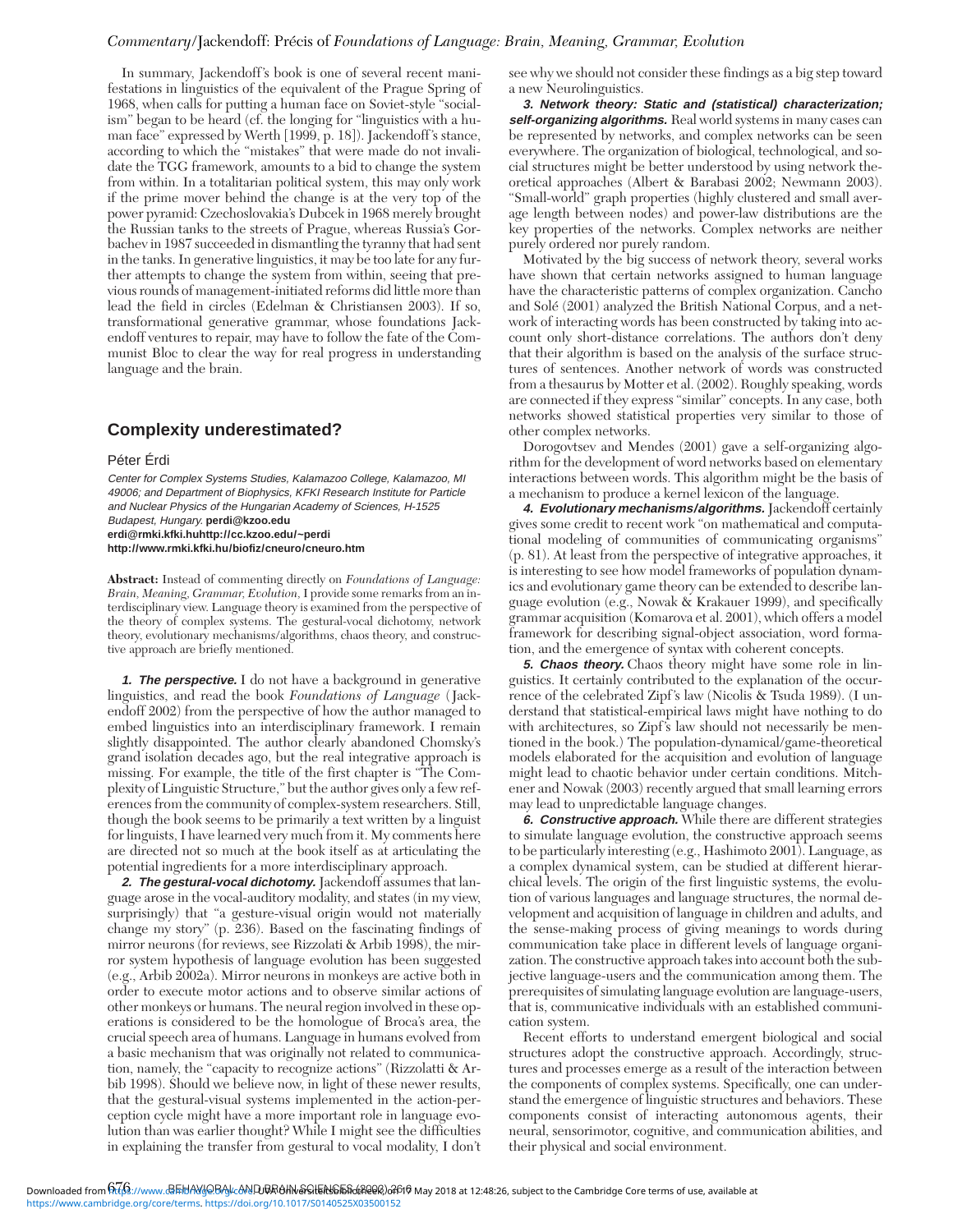In summary, Jackendoff's book is one of several recent manifestations in linguistics of the equivalent of the Prague Spring of 1968, when calls for putting a human face on Soviet-style "socialism" began to be heard (cf. the longing for "linguistics with a human face" expressed by Werth [1999, p. 18]). Jackendoff's stance, according to which the "mistakes" that were made do not invalidate the TGG framework, amounts to a bid to change the system from within. In a totalitarian political system, this may only work if the prime mover behind the change is at the very top of the power pyramid: Czechoslovakia's Dubcek in 1968 merely brought the Russian tanks to the streets of Prague, whereas Russia's Gorbachev in 1987 succeeded in dismantling the tyranny that had sent in the tanks. In generative linguistics, it may be too late for any further attempts to change the system from within, seeing that previous rounds of management-initiated reforms did little more than lead the field in circles (Edelman & Christiansen 2003). If so, transformational generative grammar, whose foundations Jackendoff ventures to repair, may have to follow the fate of the Communist Bloc to clear the way for real progress in understanding language and the brain.

## Complexity underestimated?

Péter Érdi

*Center for Complex Systems Studies, Kalamazoo College, Kalamazoo, MI 49006; and Department of Biophysics, KFKI Research Institute for Particle and Nuclear Physics of the Hungarian Academy of Sciences, H-1525 Budapest, Hungary.* **perdi@kzoo.edu erdi@rmki.kfki.huhttp://cc.kzoo.edu/~perdi http://www.rmki.kfki.hu/biofiz/cneuro/cneuro.htm**

**Abstract:** Instead of commenting directly on *Foundations of Language: Brain, Meaning, Grammar, Evolution*, I provide some remarks from an interdisciplinary view. Language theory is examined from the perspective of the theory of complex systems. The gestural-vocal dichotomy, network theory, evolutionary mechanisms/algorithms, chaos theory, and constructive approach are briefly mentioned.

***1. The perspective.*** I do not have a background in generative linguistics, and read the book *Foundations of Language* (Jackendoff 2002) from the perspective of how the author managed to embed linguistics into an interdisciplinary framework. I remain slightly disappointed. The author clearly abandoned Chomsky's grand isolation decades ago, but the real integrative approach is missing. For example, the title of the first chapter is "The Complexity of Linguistic Structure," but the author gives only a few references from the community of complex-system researchers. Still, though the book seems to be primarily a text written by a linguist for linguists, I have learned very much from it. My comments here are directed not so much at the book itself as at articulating the potential ingredients for a more interdisciplinary approach.

***2. The gestural-vocal dichotomy.*** Jackendoff assumes that language arose in the vocal-auditory modality, and states (in my view, surprisingly) that "a gesture-visual origin would not materially change my story" (p. 236). Based on the fascinating findings of mirror neurons (for reviews, see Rizzolati & Arbib 1998), the mirror system hypothesis of language evolution has been suggested (e.g., Arbib 2002a). Mirror neurons in monkeys are active both in order to execute motor actions and to observe similar actions of other monkeys or humans. The neural region involved in these operations is considered to be the homologue of Broca's area, the crucial speech area of humans. Language in humans evolved from a basic mechanism that was originally not related to communication, namely, the "capacity to recognize actions" (Rizzolatti & Arbib 1998). Should we believe now, in light of these newer results, that the gestural-visual systems implemented in the action-perception cycle might have a more important role in language evolution than was earlier thought? While I might see the difficulties in explaining the transfer from gestural to vocal modality, I don't see why we should not consider these findings as a big step toward a new Neurolinguistics.

***3. Network theory: Static and (statistical) characterization; self-organizing algorithms.*** Real world systems in many cases can be represented by networks, and complex networks can be seen everywhere. The organization of biological, technological, and social structures might be better understood by using network theoretical approaches (Albert & Barabasi 2002; Newmann 2003). "Small-world" graph properties (highly clustered and small average length between nodes) and power-law distributions are the key properties of the networks. Complex networks are neither purely ordered nor purely random.

Motivated by the big success of network theory, several works have shown that certain networks assigned to human language have the characteristic patterns of complex organization. Cancho and Solé (2001) analyzed the British National Corpus, and a network of interacting words has been constructed by taking into account only short-distance correlations. The authors don't deny that their algorithm is based on the analysis of the surface structures of sentences. Another network of words was constructed from a thesaurus by Motter et al. (2002). Roughly speaking, words are connected if they express "similar" concepts. In any case, both networks showed statistical properties very similar to those of other complex networks.

Dorogovtsev and Mendes (2001) gave a self-organizing algorithm for the development of word networks based on elementary interactions between words. This algorithm might be the basis of a mechanism to produce a kernel lexicon of the language.

***4. Evolutionary mechanisms/algorithms.*** Jackendoff certainly gives some credit to recent work "on mathematical and computational modeling of communities of communicating organisms" (p. 81). At least from the perspective of integrative approaches, it is interesting to see how model frameworks of population dynamics and evolutionary game theory can be extended to describe language evolution (e.g., Nowak & Krakauer 1999), and specifically grammar acquisition (Komarova et al. 2001), which offers a model framework for describing signal-object association, word formation, and the emergence of syntax with coherent concepts.

***5. Chaos theory.*** Chaos theory might have some role in linguistics. It certainly contributed to the explanation of the occurrence of the celebrated Zipf's law (Nicolis & Tsuda 1989). (I understand that statistical-empirical laws might have nothing to do with architectures, so Zipf's law should not necessarily be mentioned in the book.) The population-dynamical/game-theoretical models elaborated for the acquisition and evolution of language might lead to chaotic behavior under certain conditions. Mitchener and Nowak (2003) recently argued that small learning errors may lead to unpredictable language changes.

***6. Constructive approach.*** While there are different strategies to simulate language evolution, the constructive approach seems to be particularly interesting (e.g., Hashimoto 2001). Language, as a complex dynamical system, can be studied at different hierarchical levels. The origin of the first linguistic systems, the evolution of various languages and language structures, the normal development and acquisition of language in children and adults, and the sense-making process of giving meanings to words during communication take place in different levels of language organization. The constructive approach takes into account both the subjective language-users and the communication among them. The prerequisites of simulating language evolution are language-users, that is, communicative individuals with an established communication system.

Recent efforts to understand emergent biological and social structures adopt the constructive approach. Accordingly, structures and processes emerge as a result of the interaction between the components of complex systems. Specifically, one can understand the emergence of linguistic structures and behaviors. These components consist of interacting autonomous agents, their neural, sensorimotor, cognitive, and communication abilities, and their physical and social environment.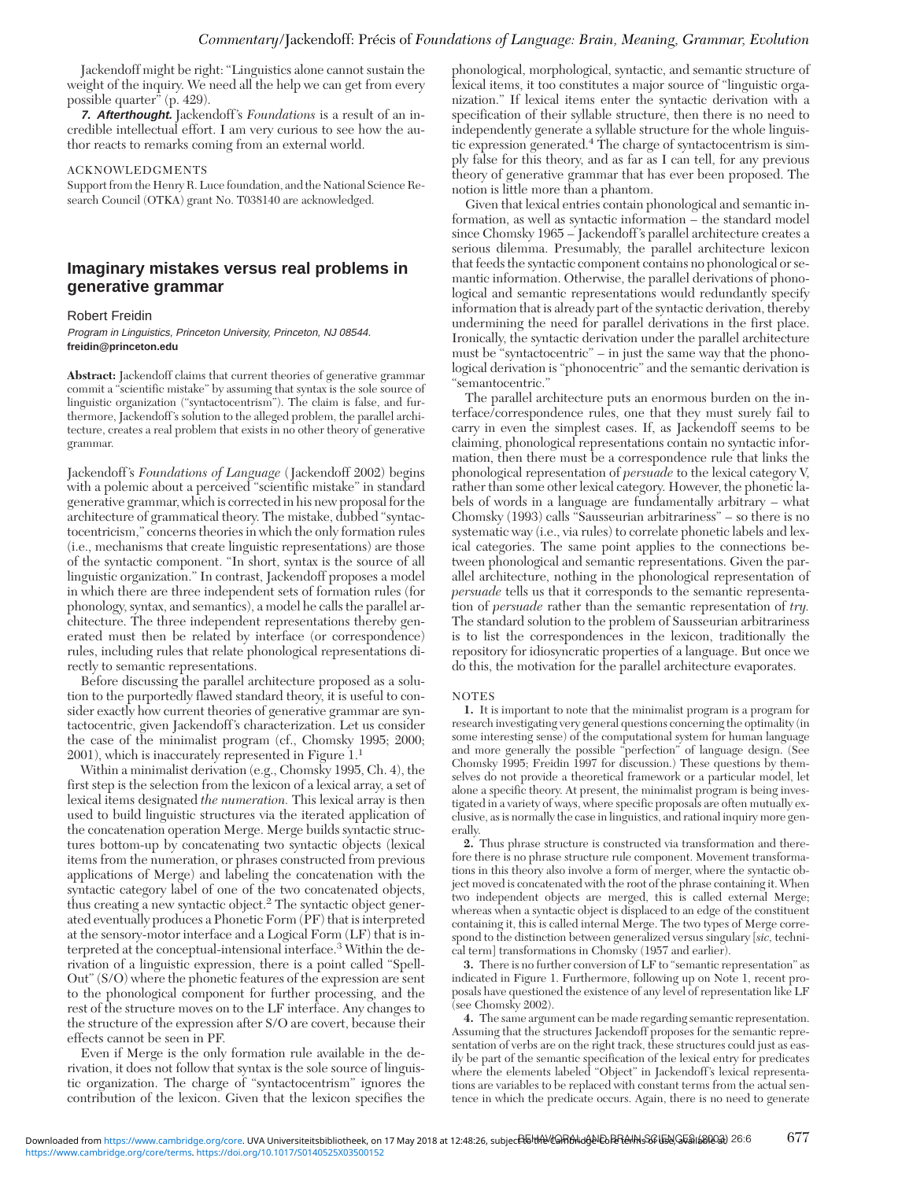Jackendoff might be right: "Linguistics alone cannot sustain the weight of the inquiry. We need all the help we can get from every possible quarter" (p. 429).

***7. Afterthought.*** Jackendoff's *Foundations* is a result of an incredible intellectual effort. I am very curious to see how the author reacts to remarks coming from an external world.

ACKNOWLEDGMENTS

Support from the Henry R. Luce foundation, and the National Science Research Council (OTKA) grant No. T038140 are acknowledged.

## Imaginary mistakes versus real problems in generative grammar

Robert Freidin

*Program in Linguistics, Princeton University, Princeton, NJ 08544.*
**freidin@princeton.edu**

**Abstract:** Jackendoff claims that current theories of generative grammar commit a "scientific mistake" by assuming that syntax is the sole source of linguistic organization ("syntactocentrism"). The claim is false, and furthermore, Jackendoff's solution to the alleged problem, the parallel architecture, creates a real problem that exists in no other theory of generative grammar.

Jackendoff's *Foundations of Language* (Jackendoff 2002) begins with a polemic about a perceived "scientific mistake" in standard generative grammar, which is corrected in his new proposal for the architecture of grammatical theory. The mistake, dubbed "syntactocentrism," concerns theories in which the only formation rules (i.e., mechanisms that create linguistic representations) are those of the syntactic component. "In short, syntax is the source of all linguistic organization." In contrast, Jackendoff proposes a model in which there are three independent sets of formation rules (for phonology, syntax, and semantics), a model he calls the parallel architecture. The three independent representations thereby generated must then be related by interface (or correspondence) rules, including rules that relate phonological representations directly to semantic representations.

Before discussing the parallel architecture proposed as a solution to the purportedly flawed standard theory, it is useful to consider exactly how current theories of generative grammar are syntactocentric, given Jackendoff's characterization. Let us consider the case of the minimalist program (cf., Chomsky 1995; 2000; 2001), which is inaccurately represented in Figure 1.[1]

Within a minimalist derivation (e.g., Chomsky 1995, Ch. 4), the first step is the selection from the lexicon of a lexical array, a set of lexical items designated *the numeration.* This lexical array is then used to build linguistic structures via the iterated application of the concatenation operation Merge. Merge builds syntactic structures bottom-up by concatenating two syntactic objects (lexical items from the numeration, or phrases constructed from previous applications of Merge) and labeling the concatenation with the syntactic category label of one of the two concatenated objects, thus creating a new syntactic object.[2] The syntactic object generated eventually produces a Phonetic Form (PF) that is interpreted at the sensory-motor interface and a Logical Form (LF) that is interpreted at the conceptual-intensional interface.[3] Within the derivation of a linguistic expression, there is a point called "Spell-Out" (S/O) where the phonetic features of the expression are sent to the phonological component for further processing, and the rest of the structure moves on to the LF interface. Any changes to the structure of the expression after S/O are covert, because their effects cannot be seen in PF.

Even if Merge is the only formation rule available in the derivation, it does not follow that syntax is the sole source of linguistic organization. The charge of "syntactocentrism" ignores the contribution of the lexicon. Given that the lexicon specifies the phonological, morphological, syntactic, and semantic structure of lexical items, it too constitutes a major source of "linguistic organization." If lexical items enter the syntactic derivation with a specification of their syllable structure, then there is no need to independently generate a syllable structure for the whole linguistic expression generated.[4] The charge of syntactocentrism is simply false for this theory, and as far as I can tell, for any previous theory of generative grammar that has ever been proposed. The notion is little more than a phantom.

Given that lexical entries contain phonological and semantic information, as well as syntactic information – the standard model since Chomsky 1965 – Jackendoff's parallel architecture creates a serious dilemma. Presumably, the parallel architecture lexicon that feeds the syntactic component contains no phonological or semantic information. Otherwise, the parallel derivations of phonological and semantic representations would redundantly specify information that is already part of the syntactic derivation, thereby undermining the need for parallel derivations in the first place. Ironically, the syntactic derivation under the parallel architecture must be "syntactocentric" – in just the same way that the phonological derivation is "phonocentric" and the semantic derivation is "semantocentric."

The parallel architecture puts an enormous burden on the interface/correspondence rules, one that they must surely fail to carry in even the simplest cases. If, as Jackendoff seems to be claiming, phonological representations contain no syntactic information, then there must be a correspondence rule that links the phonological representation of *persuade* to the lexical category V, rather than some other lexical category. However, the phonetic labels of words in a language are fundamentally arbitrary – what Chomsky (1993) calls "Sausseurian arbitrariness" – so there is no systematic way (i.e., via rules) to correlate phonetic labels and lexical categories. The same point applies to the connections between phonological and semantic representations. Given the parallel architecture, nothing in the phonological representation of *persuade* tells us that it corresponds to the semantic representation of *persuade* rather than the semantic representation of *try.* The standard solution to the problem of Sausseurian arbitrariness is to list the correspondences in the lexicon, traditionally the repository for idiosyncratic properties of a language. But once we do this, the motivation for the parallel architecture evaporates.

NOTES

**1.** It is important to note that the minimalist program is a program for research investigating very general questions concerning the optimality (in some interesting sense) of the computational system for human language and more generally the possible "perfection" of language design. (See Chomsky 1995; Freidin 1997 for discussion.) These questions by themselves do not provide a theoretical framework or a particular model, let alone a specific theory. At present, the minimalist program is being investigated in a variety of ways, where specific proposals are often mutually exclusive, as is normally the case in linguistics, and rational inquiry more generally.

**2.** Thus phrase structure is constructed via transformation and therefore there is no phrase structure rule component. Movement transformations in this theory also involve a form of merger, where the syntactic object moved is concatenated with the root of the phrase containing it. When two independent objects are merged, this is called external Merge; whereas when a syntactic object is displaced to an edge of the constituent containing it, this is called internal Merge. The two types of Merge correspond to the distinction between generalized versus singulary [*sic,* technical term] transformations in Chomsky (1957 and earlier).

**3.** There is no further conversion of LF to "semantic representation" as indicated in Figure 1. Furthermore, following up on Note 1, recent proposals have questioned the existence of any level of representation like LF (see Chomsky 2002).

**4.** The same argument can be made regarding semantic representation. Assuming that the structures Jackendoff proposes for the semantic representation of verbs are on the right track, these structures could just as easily be part of the semantic specification of the lexical entry for predicates where the elements labeled "Object" in Jackendoff's lexical representations are variables to be replaced with constant terms from the actual sentence in which the predicate occurs. Again, there is no need to generate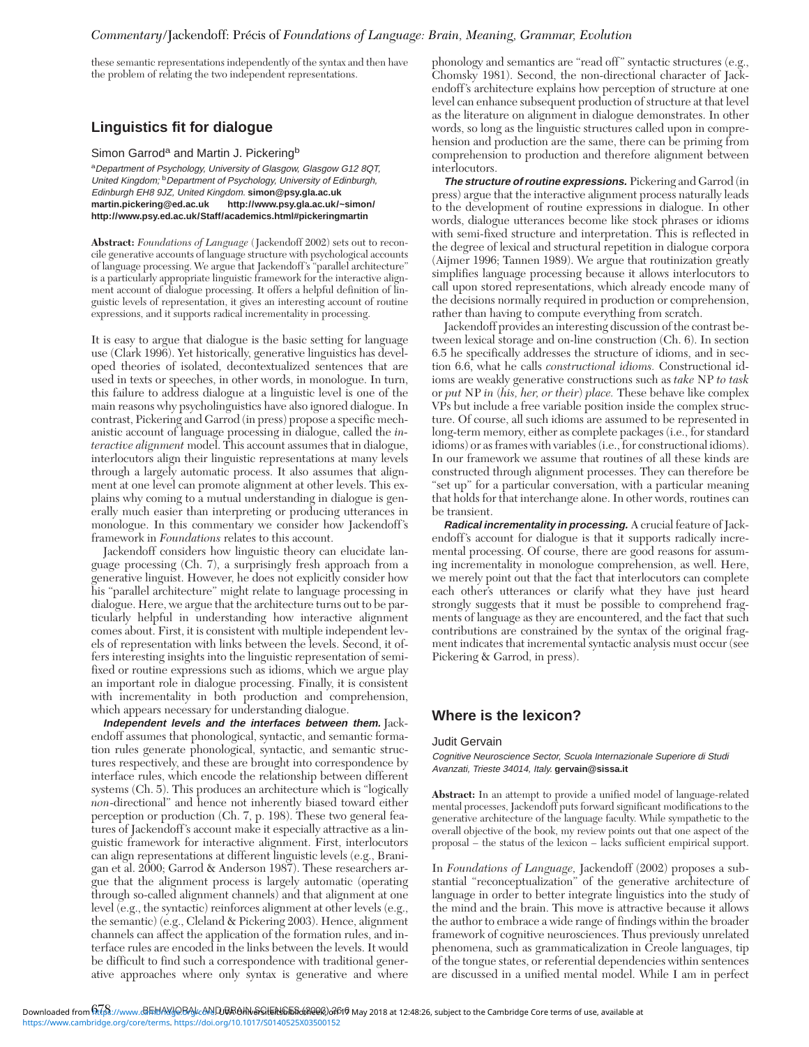these semantic representations independently of the syntax and then have the problem of relating the two independent representations.

## Linguistics fit for dialogue

Simon Garrod[a] and Martin J. Pickering[b]

[a]*Department of Psychology, University of Glasgow, Glasgow G12 8QT, United Kingdom;* [b]*Department of Psychology, University of Edinburgh, Edinburgh EH8 9JZ, United Kingdom.* **simon@psy.gla.ac.uk martin.pickering@ed.ac.uk http://www.psy.gla.ac.uk/~simon/ http://www.psy.ed.ac.uk/Staff/academics.html#pickeringmartin**

**Abstract:** *Foundations of Language* (Jackendoff 2002) sets out to reconcile generative accounts of language structure with psychological accounts of language processing. We argue that Jackendoff's "parallel architecture" is a particularly appropriate linguistic framework for the interactive alignment account of dialogue processing. It offers a helpful definition of linguistic levels of representation, it gives an interesting account of routine expressions, and it supports radical incrementality in processing.

It is easy to argue that dialogue is the basic setting for language use (Clark 1996). Yet historically, generative linguistics has developed theories of isolated, decontextualized sentences that are used in texts or speeches, in other words, in monologue. In turn, this failure to address dialogue at a linguistic level is one of the main reasons why psycholinguistics have also ignored dialogue. In contrast, Pickering and Garrod (in press) propose a specific mechanistic account of language processing in dialogue, called the *interactive alignment* model. This account assumes that in dialogue, interlocutors align their linguistic representations at many levels through a largely automatic process. It also assumes that alignment at one level can promote alignment at other levels. This explains why coming to a mutual understanding in dialogue is generally much easier than interpreting or producing utterances in monologue. In this commentary we consider how Jackendoff's framework in *Foundations* relates to this account.

Jackendoff considers how linguistic theory can elucidate language processing (Ch. 7), a surprisingly fresh approach from a generative linguist. However, he does not explicitly consider how his "parallel architecture" might relate to language processing in dialogue. Here, we argue that the architecture turns out to be particularly helpful in understanding how interactive alignment comes about. First, it is consistent with multiple independent levels of representation with links between the levels. Second, it offers interesting insights into the linguistic representation of semi-fixed or routine expressions such as idioms, which we argue play an important role in dialogue processing. Finally, it is consistent with incrementality in both production and comprehension, which appears necessary for understanding dialogue.

***Independent levels and the interfaces between them.*** Jackendoff assumes that phonological, syntactic, and semantic formation rules generate phonological, syntactic, and semantic structures respectively, and these are brought into correspondence by interface rules, which encode the relationship between different systems (Ch. 5). This produces an architecture which is "logically *non*-directional" and hence not inherently biased toward either perception or production (Ch. 7, p. 198). These two general features of Jackendoff's account make it especially attractive as a linguistic framework for interactive alignment. First, interlocutors can align representations at different linguistic levels (e.g., Branigan et al. 2000; Garrod & Anderson 1987). These researchers argue that the alignment process is largely automatic (operating through so-called alignment channels) and that alignment at one level (e.g., the syntactic) reinforces alignment at other levels (e.g., the semantic) (e.g., Cleland & Pickering 2003). Hence, alignment channels can affect the application of the formation rules, and interface rules are encoded in the links between the levels. It would be difficult to find such a correspondence with traditional generative approaches where only syntax is generative and where phonology and semantics are "read off" syntactic structures (e.g., Chomsky 1981). Second, the non-directional character of Jackendoff's architecture explains how perception of structure at one level can enhance subsequent production of structure at that level as the literature on alignment in dialogue demonstrates. In other words, so long as the linguistic structures called upon in comprehension and production are the same, there can be priming from comprehension to production and therefore alignment between interlocutors.

***The structure of routine expressions.*** Pickering and Garrod (in press) argue that the interactive alignment process naturally leads to the development of routine expressions in dialogue. In other words, dialogue utterances become like stock phrases or idioms with semi-fixed structure and interpretation. This is reflected in the degree of lexical and structural repetition in dialogue corpora (Aijmer 1996; Tannen 1989). We argue that routinization greatly simplifies language processing because it allows interlocutors to call upon stored representations, which already encode many of the decisions normally required in production or comprehension, rather than having to compute everything from scratch.

Jackendoff provides an interesting discussion of the contrast between lexical storage and on-line construction (Ch. 6). In section 6.5 he specifically addresses the structure of idioms, and in section 6.6, what he calls *constructional idioms.* Constructional idioms are weakly generative constructions such as *take* NP *to task* or *put* NP *in (his, her, or their) place.* These behave like complex VPs but include a free variable position inside the complex structure. Of course, all such idioms are assumed to be represented in long-term memory, either as complete packages (i.e., for standard idioms) or as frames with variables (i.e., for constructional idioms). In our framework we assume that routines of all these kinds are constructed through alignment processes. They can therefore be "set up" for a particular conversation, with a particular meaning that holds for that interchange alone. In other words, routines can be transient.

***Radical incrementality in processing.*** A crucial feature of Jackendoff's account for dialogue is that it supports radically incremental processing. Of course, there are good reasons for assuming incrementality in monologue comprehension, as well. Here, we merely point out that the fact that interlocutors can complete each other's utterances or clarify what they have just heard strongly suggests that it must be possible to comprehend fragments of language as they are encountered, and the fact that such contributions are constrained by the syntax of the original fragment indicates that incremental syntactic analysis must occur (see Pickering & Garrod, in press).

## Where is the lexicon?

Judit Gervain

*Cognitive Neuroscience Sector, Scuola Internazionale Superiore di Studi Avanzati, Trieste 34014, Italy.* **gervain@sissa.it**

**Abstract:** In an attempt to provide a unified model of language-related mental processes, Jackendoff puts forward significant modifications to the generative architecture of the language faculty. While sympathetic to the overall objective of the book, my review points out that one aspect of the proposal – the status of the lexicon – lacks sufficient empirical support.

In *Foundations of Language,* Jackendoff (2002) proposes a substantial "reconceptualization" of the generative architecture of language in order to better integrate linguistics into the study of the mind and the brain. This move is attractive because it allows the author to embrace a wide range of findings within the broader framework of cognitive neurosciences. Thus previously unrelated phenomena, such as grammaticalization in Creole languages, tip of the tongue states, or referential dependencies within sentences are discussed in a unified mental model. While I am in perfect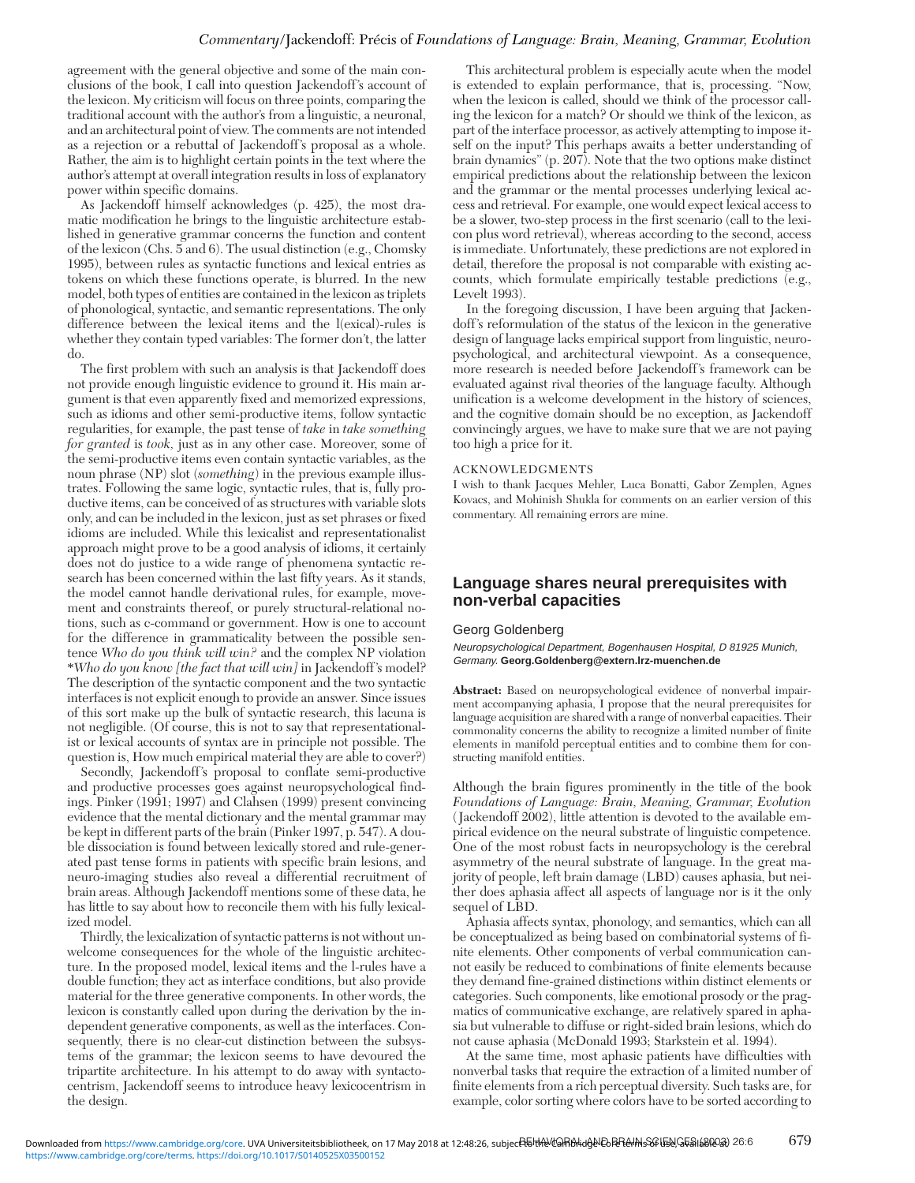agreement with the general objective and some of the main conclusions of the book, I call into question Jackendoff's account of the lexicon. My criticism will focus on three points, comparing the traditional account with the author's from a linguistic, a neuronal, and an architectural point of view. The comments are not intended as a rejection or a rebuttal of Jackendoff's proposal as a whole. Rather, the aim is to highlight certain points in the text where the author's attempt at overall integration results in loss of explanatory power within specific domains.

As Jackendoff himself acknowledges (p. 425), the most dramatic modification he brings to the linguistic architecture established in generative grammar concerns the function and content of the lexicon (Chs. 5 and 6). The usual distinction (e.g., Chomsky 1995), between rules as syntactic functions and lexical entries as tokens on which these functions operate, is blurred. In the new model, both types of entities are contained in the lexicon as triplets of phonological, syntactic, and semantic representations. The only difference between the lexical items and the l(exical)-rules is whether they contain typed variables: The former don't, the latter do.

The first problem with such an analysis is that Jackendoff does not provide enough linguistic evidence to ground it. His main argument is that even apparently fixed and memorized expressions, such as idioms and other semi-productive items, follow syntactic regularities, for example, the past tense of *take* in *take something for granted* is *took,* just as in any other case. Moreover, some of the semi-productive items even contain syntactic variables, as the noun phrase (NP) slot (*something*) in the previous example illustrates. Following the same logic, syntactic rules, that is, fully productive items, can be conceived of as structures with variable slots only, and can be included in the lexicon, just as set phrases or fixed idioms are included. While this lexicalist and representationalist approach might prove to be a good analysis of idioms, it certainly does not do justice to a wide range of phenomena syntactic research has been concerned within the last fifty years. As it stands, the model cannot handle derivational rules, for example, movement and constraints thereof, or purely structural-relational notions, such as c-command or government. How is one to account for the difference in grammaticality between the possible sentence *Who do you think will win?* and the complex NP violation \**Who do you know [the fact that will win]* in Jackendoff's model? The description of the syntactic component and the two syntactic interfaces is not explicit enough to provide an answer. Since issues of this sort make up the bulk of syntactic research, this lacuna is not negligible. (Of course, this is not to say that representationalist or lexical accounts of syntax are in principle not possible. The question is, How much empirical material they are able to cover?)

Secondly, Jackendoff's proposal to conflate semi-productive and productive processes goes against neuropsychological findings. Pinker (1991; 1997) and Clahsen (1999) present convincing evidence that the mental dictionary and the mental grammar may be kept in different parts of the brain (Pinker 1997, p. 547). A double dissociation is found between lexically stored and rule-generated past tense forms in patients with specific brain lesions, and neuro-imaging studies also reveal a differential recruitment of brain areas. Although Jackendoff mentions some of these data, he has little to say about how to reconcile them with his fully lexicalized model.

Thirdly, the lexicalization of syntactic patterns is not without unwelcome consequences for the whole of the linguistic architecture. In the proposed model, lexical items and the l-rules have a double function; they act as interface conditions, but also provide material for the three generative components. In other words, the lexicon is constantly called upon during the derivation by the independent generative components, as well as the interfaces. Consequently, there is no clear-cut distinction between the subsystems of the grammar; the lexicon seems to have devoured the tripartite architecture. In his attempt to do away with syntactocentrism, Jackendoff seems to introduce heavy lexicocentrism in the design.

This architectural problem is especially acute when the model is extended to explain performance, that is, processing. "Now, when the lexicon is called, should we think of the processor calling the lexicon for a match? Or should we think of the lexicon, as part of the interface processor, as actively attempting to impose itself on the input? This perhaps awaits a better understanding of brain dynamics" (p. 207). Note that the two options make distinct empirical predictions about the relationship between the lexicon and the grammar or the mental processes underlying lexical access and retrieval. For example, one would expect lexical access to be a slower, two-step process in the first scenario (call to the lexicon plus word retrieval), whereas according to the second, access is immediate. Unfortunately, these predictions are not explored in detail, therefore the proposal is not comparable with existing accounts, which formulate empirically testable predictions (e.g., Levelt 1993).

In the foregoing discussion, I have been arguing that Jackendoff's reformulation of the status of the lexicon in the generative design of language lacks empirical support from linguistic, neuropsychological, and architectural viewpoint. As a consequence, more research is needed before Jackendoff's framework can be evaluated against rival theories of the language faculty. Although unification is a welcome development in the history of sciences, and the cognitive domain should be no exception, as Jackendoff convincingly argues, we have to make sure that we are not paying too high a price for it.

ACKNOWLEDGMENTS

I wish to thank Jacques Mehler, Luca Bonatti, Gabor Zemplen, Agnes Kovacs, and Mohinish Shukla for comments on an earlier version of this commentary. All remaining errors are mine.

## Language shares neural prerequisites with non-verbal capacities

Georg Goldenberg

*Neuropsychological Department, Bogenhausen Hospital, D 81925 Munich, Germany.* **Georg.Goldenberg@extern.lrz-muenchen.de**

**Abstract:** Based on neuropsychological evidence of nonverbal impairment accompanying aphasia, I propose that the neural prerequisites for language acquisition are shared with a range of nonverbal capacities. Their commonality concerns the ability to recognize a limited number of finite elements in manifold perceptual entities and to combine them for constructing manifold entities.

Although the brain figures prominently in the title of the book *Foundations of Language: Brain, Meaning, Grammar, Evolution* (Jackendoff 2002), little attention is devoted to the available empirical evidence on the neural substrate of linguistic competence. One of the most robust facts in neuropsychology is the cerebral asymmetry of the neural substrate of language. In the great majority of people, left brain damage (LBD) causes aphasia, but neither does aphasia affect all aspects of language nor is it the only sequel of LBD.

Aphasia affects syntax, phonology, and semantics, which can all be conceptualized as being based on combinatorial systems of finite elements. Other components of verbal communication cannot easily be reduced to combinations of finite elements because they demand fine-grained distinctions within distinct elements or categories. Such components, like emotional prosody or the pragmatics of communicative exchange, are relatively spared in aphasia but vulnerable to diffuse or right-sided brain lesions, which do not cause aphasia (McDonald 1993; Starkstein et al. 1994).

At the same time, most aphasic patients have difficulties with nonverbal tasks that require the extraction of a limited number of finite elements from a rich perceptual diversity. Such tasks are, for example, color sorting where colors have to be sorted according to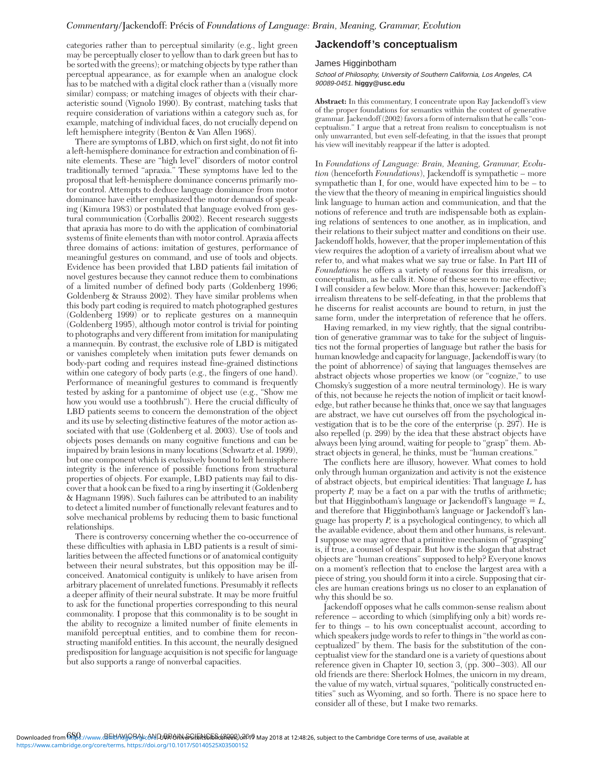categories rather than to perceptual similarity (e.g., light green may be perceptually closer to yellow than to dark green but has to be sorted with the greens); or matching objects by type rather than perceptual appearance, as for example when an analogue clock has to be matched with a digital clock rather than a (visually more similar) compass; or matching images of objects with their characteristic sound (Vignolo 1990). By contrast, matching tasks that require consideration of variations within a category such as, for example, matching of individual faces, do not crucially depend on left hemisphere integrity (Benton & Van Allen 1968).

There are symptoms of LBD, which on first sight, do not fit into a left-hemisphere dominance for extraction and combination of finite elements. These are "high level" disorders of motor control traditionally termed "apraxia." These symptoms have led to the proposal that left-hemisphere dominance concerns primarily motor control. Attempts to deduce language dominance from motor dominance have either emphasized the motor demands of speaking (Kimura 1983) or postulated that language evolved from gestural communication (Corballis 2002). Recent research suggests that apraxia has more to do with the application of combinatorial systems of finite elements than with motor control. Apraxia affects three domains of actions: imitation of gestures, performance of meaningful gestures on command, and use of tools and objects. Evidence has been provided that LBD patients fail imitation of novel gestures because they cannot reduce them to combinations of a limited number of defined body parts (Goldenberg 1996; Goldenberg & Strauss 2002). They have similar problems when this body part coding is required to match photographed gestures (Goldenberg 1999) or to replicate gestures on a mannequin (Goldenberg 1995), although motor control is trivial for pointing to photographs and very different from imitation for manipulating a mannequin. By contrast, the exclusive role of LBD is mitigated or vanishes completely when imitation puts fewer demands on body-part coding and requires instead fine-grained distinctions within one category of body parts (e.g., the fingers of one hand). Performance of meaningful gestures to command is frequently tested by asking for a pantomime of object use (e.g., "Show me how you would use a toothbrush"). Here the crucial difficulty of LBD patients seems to concern the demonstration of the object and its use by selecting distinctive features of the motor action associated with that use (Goldenberg et al. 2003). Use of tools and objects poses demands on many cognitive functions and can be impaired by brain lesions in many locations (Schwartz et al. 1999), but one component which is exclusively bound to left hemisphere integrity is the inference of possible functions from structural properties of objects. For example, LBD patients may fail to discover that a hook can be fixed to a ring by inserting it (Goldenberg & Hagmann 1998). Such failures can be attributed to an inability to detect a limited number of functionally relevant features and to solve mechanical problems by reducing them to basic functional relationships.

There is controversy concerning whether the co-occurrence of these difficulties with aphasia in LBD patients is a result of similarities between the affected functions or of anatomical contiguity between their neural substrates, but this opposition may be ill-conceived. Anatomical contiguity is unlikely to have arisen from arbitrary placement of unrelated functions. Presumably it reflects a deeper affinity of their neural substrate. It may be more fruitful to ask for the functional properties corresponding to this neural commonality. I propose that this commonality is to be sought in the ability to recognize a limited number of finite elements in manifold perceptual entities, and to combine them for reconstructing manifold entities. In this account, the neurally designed predisposition for language acquisition is not specific for language but also supports a range of nonverbal capacities.

## Jackendoff's conceptualism

James Higginbotham

*School of Philosophy, University of Southern California, Los Angeles, CA 90089-0451.* **higgy@usc.edu**

**Abstract:** In this commentary, I concentrate upon Ray Jackendoff's view of the proper foundations for semantics within the context of generative grammar. Jackendoff (2002) favors a form of internalism that he calls "conceptualism." I argue that a retreat from realism to conceptualism is not only unwarranted, but even self-defeating, in that the issues that prompt his view will inevitably reappear if the latter is adopted.

In *Foundations of Language: Brain, Meaning, Grammar, Evolution* (henceforth *Foundations*), Jackendoff is sympathetic – more sympathetic than I, for one, would have expected him to be – to the view that the theory of meaning in empirical linguistics should link language to human action and communication, and that the notions of reference and truth are indispensable both as explaining relations of sentences to one another, as in implication, and their relations to their subject matter and conditions on their use. Jackendoff holds, however, that the proper implementation of this view requires the adoption of a variety of irrealism about what we refer to, and what makes what we say true or false. In Part III of *Foundations* he offers a variety of reasons for this irrealism, or conceptualism, as he calls it. None of these seem to me effective; I will consider a few below. More than this, however: Jackendoff's irrealism threatens to be self-defeating, in that the problems that he discerns for realist accounts are bound to return, in just the same form, under the interpretation of reference that he offers.

Having remarked, in my view rightly, that the signal contribution of generative grammar was to take for the subject of linguistics not the formal properties of language but rather the basis for human knowledge and capacity for language, Jackendoff is wary (to the point of abhorrence) of saying that languages themselves are abstract objects whose properties we know (or "cognize," to use Chomsky's suggestion of a more neutral terminology). He is wary of this, not because he rejects the notion of implicit or tacit knowledge, but rather because he thinks that, once we say that languages are abstract, we have cut ourselves off from the psychological investigation that is to be the core of the enterprise (p. 297). He is also repelled (p. 299) by the idea that these abstract objects have always been lying around, waiting for people to "grasp" them. Abstract objects in general, he thinks, must be "human creations."

The conflicts here are illusory, however. What comes to hold only through human organization and activity is not the existence of abstract objects, but empirical identities: That language *L* has property *P,* may be a fact on a par with the truths of arithmetic; but that Higginbotham's language or Jackendoff's language = *L,* and therefore that Higginbotham's language or Jackendoff's language has property *P,* is a psychological contingency, to which all the available evidence, about them and other humans, is relevant. I suppose we may agree that a primitive mechanism of "grasping" is, if true, a counsel of despair. But how is the slogan that abstract objects are "human creations" supposed to help? Everyone knows on a moment's reflection that to enclose the largest area with a piece of string, you should form it into a circle. Supposing that circles are human creations brings us no closer to an explanation of why this should be so.

Jackendoff opposes what he calls common-sense realism about reference – according to which (simplifying only a bit) words refer to things – to his own conceptualist account, according to which speakers judge words to refer to things in "the world as conceptualized" by them. The basis for the substitution of the conceptualist view for the standard one is a variety of questions about reference given in Chapter 10, section 3, (pp. 300–303). All our old friends are there: Sherlock Holmes, the unicorn in my dream, the value of my watch, virtual squares, "politically constructed entities" such as Wyoming, and so forth. There is no space here to consider all of these, but I make two remarks.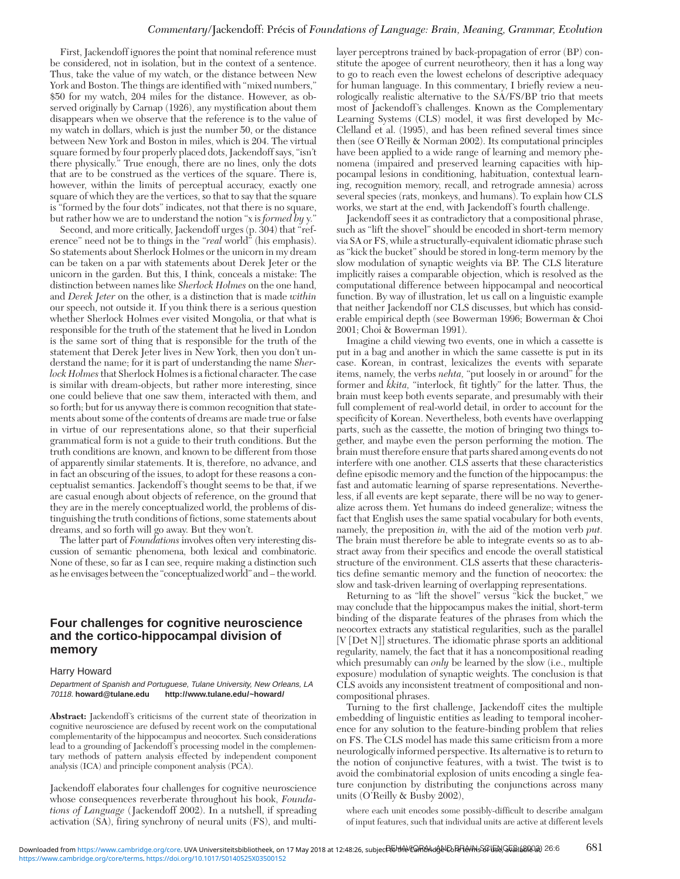First, Jackendoff ignores the point that nominal reference must be considered, not in isolation, but in the context of a sentence. Thus, take the value of my watch, or the distance between New York and Boston. The things are identified with "mixed numbers," $50 for my watch, 204 miles for the distance. However, as observed originally by Carnap (1926), any mystification about them disappears when we observe that the reference is to the value of my watch in dollars, which is just the number 50, or the distance between New York and Boston in miles, which is 204. The virtual square formed by four properly placed dots, Jackendoff says, "isn't there physically." True enough, there are no lines, only the dots that are to be construed as the vertices of the square. There is, however, within the limits of perceptual accuracy, exactly one square of which they are the vertices, so that to say that the square is "formed by the four dots" indicates, not that there is no square, but rather how we are to understand the notion "x is *formed by* y."

Second, and more critically, Jackendoff urges (p. 304) that "reference" need not be to things in the "*real* world" (his emphasis). So statements about Sherlock Holmes or the unicorn in my dream can be taken on a par with statements about Derek Jeter or the unicorn in the garden. But this, I think, conceals a mistake: The distinction between names like *Sherlock Holmes* on the one hand, and *Derek Jeter* on the other, is a distinction that is made *within* our speech, not outside it. If you think there is a serious question whether Sherlock Holmes ever visited Mongolia, or that what is responsible for the truth of the statement that he lived in London is the same sort of thing that is responsible for the truth of the statement that Derek Jeter lives in New York, then you don't understand the name; for it is part of understanding the name *Sherlock Holmes* that Sherlock Holmes is a fictional character. The case is similar with dream-objects, but rather more interesting, since one could believe that one saw them, interacted with them, and so forth; but for us anyway there is common recognition that statements about some of the contents of dreams are made true or false in virtue of our representations alone, so that their superficial grammatical form is not a guide to their truth conditions. But the truth conditions are known, and known to be different from those of apparently similar statements. It is, therefore, no advance, and in fact an obscuring of the issues, to adopt for these reasons a conceptualist semantics. Jackendoff's thought seems to be that, if we are casual enough about objects of reference, on the ground that they are in the merely conceptualized world, the problems of distinguishing the truth conditions of fictions, some statements about dreams, and so forth will go away. But they won't.

The latter part of *Foundations* involves often very interesting discussion of semantic phenomena, both lexical and combinatoric. None of these, so far as I can see, require making a distinction such as he envisages between the "conceptualized world" and – the world.

## Four challenges for cognitive neuroscience and the cortico-hippocampal division of memory

Harry Howard

*Department of Spanish and Portuguese, Tulane University, New Orleans, LA 70118.* **howard@tulane.edu** **http://www.tulane.edu/~howard/**

**Abstract:** Jackendoff's criticisms of the current state of theorization in cognitive neuroscience are defused by recent work on the computational complementarity of the hippocampus and neocortex. Such considerations lead to a grounding of Jackendoff's processing model in the complementary methods of pattern analysis effected by independent component analysis (ICA) and principle component analysis (PCA).

Jackendoff elaborates four challenges for cognitive neuroscience whose consequences reverberate throughout his book, *Foundations of Language* (Jackendoff 2002). In a nutshell, if spreading activation (SA), firing synchrony of neural units (FS), and multi-layer perceptrons trained by back-propagation of error (BP) constitute the apogee of current neurotheory, then it has a long way to go to reach even the lowest echelons of descriptive adequacy for human language. In this commentary, I briefly review a neurologically realistic alternative to the SA/FS/BP trio that meets most of Jackendoff's challenges. Known as the Complementary Learning Systems (CLS) model, it was first developed by McClelland et al. (1995), and has been refined several times since then (see O'Reilly & Norman 2002). Its computational principles have been applied to a wide range of learning and memory phenomena (impaired and preserved learning capacities with hippocampal lesions in conditioning, habituation, contextual learning, recognition memory, recall, and retrograde amnesia) across several species (rats, monkeys, and humans). To explain how CLS works, we start at the end, with Jackendoff's fourth challenge.

Jackendoff sees it as contradictory that a compositional phrase, such as "lift the shovel" should be encoded in short-term memory via SA or FS, while a structurally-equivalent idiomatic phrase such as "kick the bucket" should be stored in long-term memory by the slow modulation of synaptic weights via BP. The CLS literature implicitly raises a comparable objection, which is resolved as the computational difference between hippocampal and neocortical function. By way of illustration, let us call on a linguistic example that neither Jackendoff nor CLS discusses, but which has considerable empirical depth (see Bowerman 1996; Bowerman & Choi 2001; Choi & Bowerman 1991).

Imagine a child viewing two events, one in which a cassette is put in a bag and another in which the same cassette is put in its case. Korean, in contrast, lexicalizes the events with separate items, namely, the verbs *nehta,* "put loosely in or around" for the former and *kkita,* "interlock, fit tightly" for the latter. Thus, the brain must keep both events separate, and presumably with their full complement of real-world detail, in order to account for the specificity of Korean. Nevertheless, both events have overlapping parts, such as the cassette, the motion of bringing two things together, and maybe even the person performing the motion. The brain must therefore ensure that parts shared among events do not interfere with one another. CLS asserts that these characteristics define episodic memory and the function of the hippocampus: the fast and automatic learning of sparse representations. Nevertheless, if all events are kept separate, there will be no way to generalize across them. Yet humans do indeed generalize; witness the fact that English uses the same spatial vocabulary for both events, namely, the preposition *in,* with the aid of the motion verb *put.* The brain must therefore be able to integrate events so as to abstract away from their specifics and encode the overall statistical structure of the environment. CLS asserts that these characteristics define semantic memory and the function of neocortex: the slow and task-driven learning of overlapping representations.

Returning to as "lift the shovel" versus "kick the bucket," we may conclude that the hippocampus makes the initial, short-term binding of the disparate features of the phrases from which the neocortex extracts any statistical regularities, such as the parallel [V [Det N]] structures. The idiomatic phrase sports an additional regularity, namely, the fact that it has a noncompositional reading which presumably can *only* be learned by the slow (i.e., multiple exposure) modulation of synaptic weights. The conclusion is that CLS avoids any inconsistent treatment of compositional and noncompositional phrases.

Turning to the first challenge, Jackendoff cites the multiple embedding of linguistic entities as leading to temporal incoherence for any solution to the feature-binding problem that relies on FS. The CLS model has made this same criticism from a more neurologically informed perspective. Its alternative is to return to the notion of conjunctive features, with a twist. The twist is to avoid the combinatorial explosion of units encoding a single feature conjunction by distributing the conjunctions across many units (O'Reilly & Busby 2002),

> where each unit encodes some possibly-difficult to describe amalgam of input features, such that individual units are active at different levels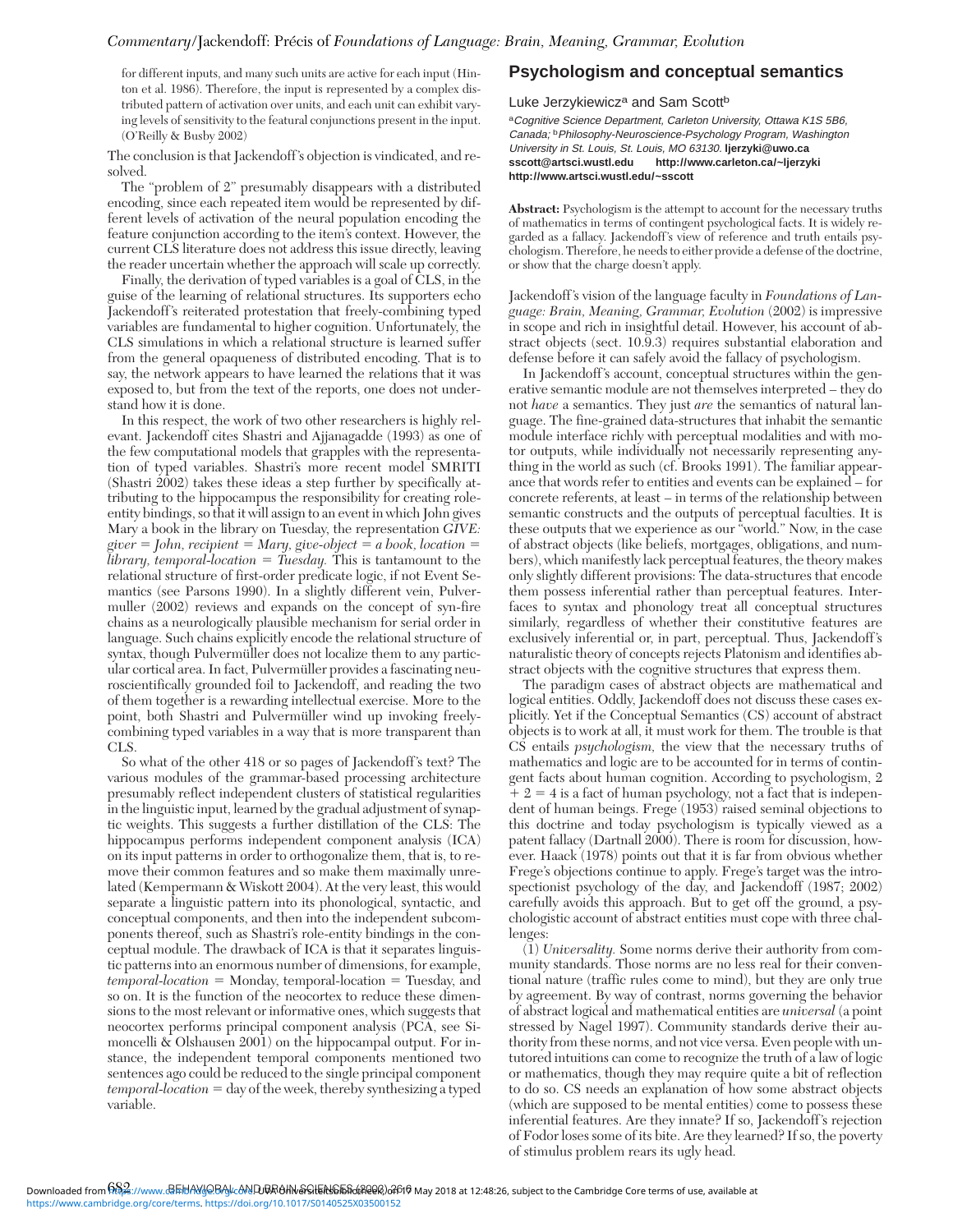for different inputs, and many such units are active for each input (Hinton et al. 1986). Therefore, the input is represented by a complex distributed pattern of activation over units, and each unit can exhibit varying levels of sensitivity to the featural conjunctions present in the input. (O'Reilly & Busby 2002)

The conclusion is that Jackendoff's objection is vindicated, and resolved.

The "problem of 2" presumably disappears with a distributed encoding, since each repeated item would be represented by different levels of activation of the neural population encoding the feature conjunction according to the item's context. However, the current CLS literature does not address this issue directly, leaving the reader uncertain whether the approach will scale up correctly.

Finally, the derivation of typed variables is a goal of CLS, in the guise of the learning of relational structures. Its supporters echo Jackendoff's reiterated protestation that freely-combining typed variables are fundamental to higher cognition. Unfortunately, the CLS simulations in which a relational structure is learned suffer from the general opaqueness of distributed encoding. That is to say, the network appears to have learned the relations that it was exposed to, but from the text of the reports, one does not understand how it is done.

In this respect, the work of two other researchers is highly relevant. Jackendoff cites Shastri and Ajjanagadde (1993) as one of the few computational models that grapples with the representation of typed variables. Shastri's more recent model SMRITI (Shastri 2002) takes these ideas a step further by specifically attributing to the hippocampus the responsibility for creating role-entity bindings, so that it will assign to an event in which John gives Mary a book in the library on Tuesday, the representation *GIVE: giver = John, recipient = Mary, give-object = a book, location = library, temporal-location = Tuesday.* This is tantamount to the relational structure of first-order predicate logic, if not Event Semantics (see Parsons 1990). In a slightly different vein, Pulvermuller (2002) reviews and expands on the concept of syn-fire chains as a neurologically plausible mechanism for serial order in language. Such chains explicitly encode the relational structure of syntax, though Pulvermüller does not localize them to any particular cortical area. In fact, Pulvermüller provides a fascinating neuroscientifically grounded foil to Jackendoff, and reading the two of them together is a rewarding intellectual exercise. More to the point, both Shastri and Pulvermüller wind up invoking freely-combining typed variables in a way that is more transparent than CLS.

So what of the other 418 or so pages of Jackendoff's text? The various modules of the grammar-based processing architecture presumably reflect independent clusters of statistical regularities in the linguistic input, learned by the gradual adjustment of synaptic weights. This suggests a further distillation of the CLS: The hippocampus performs independent component analysis (ICA) on its input patterns in order to orthogonalize them, that is, to remove their common features and so make them maximally unrelated (Kempermann & Wiskott 2004). At the very least, this would separate a linguistic pattern into its phonological, syntactic, and conceptual components, and then into the independent subcomponents thereof, such as Shastri's role-entity bindings in the conceptual module. The drawback of ICA is that it separates linguistic patterns into an enormous number of dimensions, for example, *temporal-location* = Monday, temporal-location = Tuesday, and so on. It is the function of the neocortex to reduce these dimensions to the most relevant or informative ones, which suggests that neocortex performs principal component analysis (PCA, see Simoncelli & Olshausen 2001) on the hippocampal output. For instance, the independent temporal components mentioned two sentences ago could be reduced to the single principal component *temporal-location* = day of the week, thereby synthesizing a typed variable.

## Psychologism and conceptual semantics

Luke Jerzykiewicz[a] and Sam Scott[b]

[a]*Cognitive Science Department, Carleton University, Ottawa K1S 5B6, Canada;* [b]*Philosophy-Neuroscience-Psychology Program, Washington University in St. Louis, St. Louis, MO 63130.* **ljerzyki@uwo.ca sscott@artsci.wustl.edu http://www.carleton.ca/~ljerzyki http://www.artsci.wustl.edu/~sscott**

**Abstract:** Psychologism is the attempt to account for the necessary truths of mathematics in terms of contingent psychological facts. It is widely regarded as a fallacy. Jackendoff's view of reference and truth entails psychologism. Therefore, he needs to either provide a defense of the doctrine, or show that the charge doesn't apply.

Jackendoff's vision of the language faculty in *Foundations of Language: Brain, Meaning, Grammar, Evolution* (2002) is impressive in scope and rich in insightful detail. However, his account of abstract objects (sect. 10.9.3) requires substantial elaboration and defense before it can safely avoid the fallacy of psychologism.

In Jackendoff's account, conceptual structures within the generative semantic module are not themselves interpreted – they do not *have* a semantics. They just *are* the semantics of natural language. The fine-grained data-structures that inhabit the semantic module interface richly with perceptual modalities and with motor outputs, while individually not necessarily representing anything in the world as such (cf. Brooks 1991). The familiar appearance that words refer to entities and events can be explained – for concrete referents, at least – in terms of the relationship between semantic constructs and the outputs of perceptual faculties. It is these outputs that we experience as our "world." Now, in the case of abstract objects (like beliefs, mortgages, obligations, and numbers), which manifestly lack perceptual features, the theory makes only slightly different provisions: The data-structures that encode them possess inferential rather than perceptual features. Interfaces to syntax and phonology treat all conceptual structures similarly, regardless of whether their constitutive features are exclusively inferential or, in part, perceptual. Thus, Jackendoff's naturalistic theory of concepts rejects Platonism and identifies abstract objects with the cognitive structures that express them.

The paradigm cases of abstract objects are mathematical and logical entities. Oddly, Jackendoff does not discuss these cases explicitly. Yet if the Conceptual Semantics (CS) account of abstract objects is to work at all, it must work for them. The trouble is that CS entails *psychologism,* the view that the necessary truths of mathematics and logic are to be accounted for in terms of contingent facts about human cognition. According to psychologism, 2 + 2 = 4 is a fact of human psychology, not a fact that is independent of human beings. Frege (1953) raised seminal objections to this doctrine and today psychologism is typically viewed as a patent fallacy (Dartnall 2000). There is room for discussion, however. Haack (1978) points out that it is far from obvious whether Frege's objections continue to apply. Frege's target was the introspectionist psychology of the day, and Jackendoff (1987; 2002) carefully avoids this approach. But to get off the ground, a psychologistic account of abstract entities must cope with three challenges:

(1) *Universality.* Some norms derive their authority from community standards. Those norms are no less real for their conventional nature (traffic rules come to mind), but they are only true by agreement. By way of contrast, norms governing the behavior of abstract logical and mathematical entities are *universal* (a point stressed by Nagel 1997). Community standards derive their authority from these norms, and not vice versa. Even people with untutored intuitions can come to recognize the truth of a law of logic or mathematics, though they may require quite a bit of reflection to do so. CS needs an explanation of how some abstract objects (which are supposed to be mental entities) come to possess these inferential features. Are they innate? If so, Jackendoff's rejection of Fodor loses some of its bite. Are they learned? If so, the poverty of stimulus problem rears its ugly head.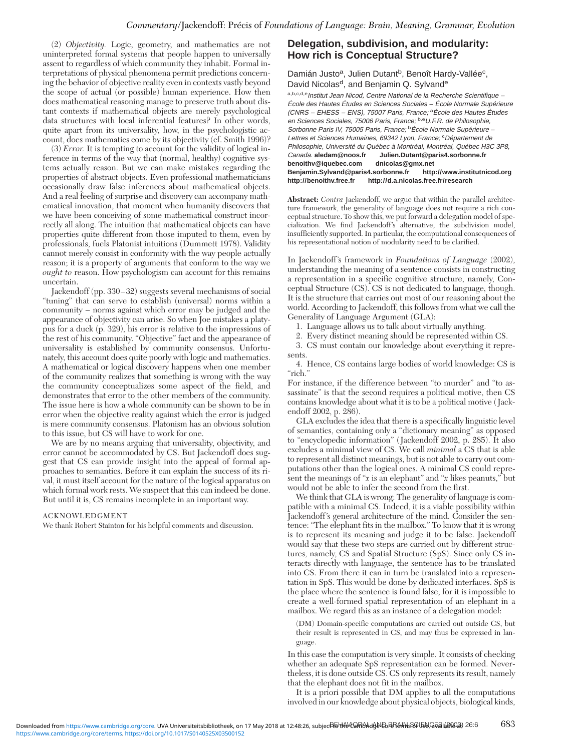(2) *Objectivity.* Logic, geometry, and mathematics are not uninterpreted formal systems that people happen to universally assent to regardless of which community they inhabit. Formal interpretations of physical phenomena permit predictions concerning the behavior of objective reality even in contexts vastly beyond the scope of actual (or possible) human experience. How then does mathematical reasoning manage to preserve truth about distant contexts if mathematical objects are merely psychological data structures with local inferential features? In other words, quite apart from its universality, how, in the psychologistic account, does mathematics come by its objectivity (cf. Smith 1996)?

(3) *Error.* It is tempting to account for the validity of logical inference in terms of the way that (normal, healthy) cognitive systems actually reason. But we can make mistakes regarding the properties of abstract objects. Even professional mathematicians occasionally draw false inferences about mathematical objects. And a real feeling of surprise and discovery can accompany mathematical innovation, that moment when humanity discovers that we have been conceiving of some mathematical construct incorrectly all along. The intuition that mathematical objects can have properties quite different from those imputed to them, even by professionals, fuels Platonist intuitions (Dummett 1978). Validity cannot merely consist in conformity with the way people actually reason; it is a property of arguments that conform to the way we *ought to* reason. How psychologism can account for this remains uncertain.

Jackendoff (pp. 330–32) suggests several mechanisms of social "tuning" that can serve to establish (universal) norms within a community – norms against which error may be judged and the appearance of objectivity can arise. So when Joe mistakes a platypus for a duck (p. 329), his error is relative to the impressions of the rest of his community. "Objective" fact and the appearance of universality is established by community consensus. Unfortunately, this account does quite poorly with logic and mathematics. A mathematical or logical discovery happens when one member of the community realizes that something is wrong with the way the community conceptualizes some aspect of the field, and demonstrates that error to the other members of the community. The issue here is how a whole community can be shown to be in error when the objective reality against which the error is judged is mere community consensus. Platonism has an obvious solution to this issue, but CS will have to work for one.

We are by no means arguing that universality, objectivity, and error cannot be accommodated by CS. But Jackendoff does suggest that CS can provide insight into the appeal of formal approaches to semantics. Before it can explain the success of its rival, it must itself account for the nature of the logical apparatus on which formal work rests. We suspect that this can indeed be done. But until it is, CS remains incomplete in an important way.

#### ACKNOWLEDGMENT

We thank Robert Stainton for his helpful comments and discussion.

## Delegation, subdivision, and modularity: How rich is Conceptual Structure?

Damián Justo[a], Julien Dutant[b], Benoît Hardy-Vallée[c], David Nicolas[d], and Benjamin Q. Sylvand[e]

[a,b,c,d,e] *Institut Jean Nicod, Centre National de la Recherche Scientifique – École des Hautes Études en Sciences Sociales – École Normale Supérieure (CNRS – EHESS – ENS), 75007 Paris, France;* [a] *École des Hautes Études en Sciences Sociales, 75006 Paris, France;* [b,e] *U.F.R. de Philosophie, Sorbonne Paris IV, 75005 Paris, France;* [b] *École Normale Supérieure – Lettres et Sciences Humaines, 69342 Lyon, France;* [c] *Département de Philosophie, Université du Québec à Montréal, Montréal, Québec H3C 3P8, Canada.* **aledam@noos.fr Julien.Dutant@paris4.sorbonne.fr benoithv@iquebec.com dnicolas@gmx.net Benjamin.Sylvand@paris4.sorbonne.fr http://www.institutnicod.org http://benoithv.free.fr http://d.a.nicolas.free.fr/research**

**Abstract:** *Contra* Jackendoff, we argue that within the parallel architecture framework, the generality of language does not require a rich conceptual structure. To show this, we put forward a delegation model of specialization. We find Jackendoff's alternative, the subdivision model, insufficiently supported. In particular, the computational consequences of his representational notion of modularity need to be clarified.

In Jackendoff's framework in *Foundations of Language* (2002), understanding the meaning of a sentence consists in constructing a representation in a specific cognitive structure, namely, Conceptual Structure (CS). CS is not dedicated to language, though. It is the structure that carries out most of our reasoning about the world. According to Jackendoff, this follows from what we call the Generality of Language Argument (GLA):

1. Language allows us to talk about virtually anything.
2. Every distinct meaning should be represented within CS.
3. CS must contain our knowledge about everything it represents.
4. Hence, CS contains large bodies of world knowledge: CS is "rich."

For instance, if the difference between "to murder" and "to assassinate" is that the second requires a political motive, then CS contains knowledge about what it is to be a political motive (Jackendoff 2002, p. 286).

GLA excludes the idea that there is a specifically linguistic level of semantics, containing only a "dictionary meaning" as opposed to "encyclopedic information" (Jackendoff 2002, p. 285). It also excludes a minimal view of CS. We call *minimal* a CS that is able to represent all distinct meanings, but is not able to carry out computations other than the logical ones. A minimal CS could represent the meanings of "*x* is an elephant" and "*x* likes peanuts," but would not be able to infer the second from the first.

We think that GLA is wrong: The generality of language is compatible with a minimal CS. Indeed, it is a viable possibility within Jackendoff's general architecture of the mind. Consider the sentence: "The elephant fits in the mailbox." To know that it is wrong is to represent its meaning and judge it to be false. Jackendoff would say that these two steps are carried out by different structures, namely, CS and Spatial Structure (SpS). Since only CS interacts directly with language, the sentence has to be translated into CS. From there it can in turn be translated into a representation in SpS. This would be done by dedicated interfaces. SpS is the place where the sentence is found false, for it is impossible to create a well-formed spatial representation of an elephant in a mailbox. We regard this as an instance of a delegation model:

> (DM) Domain-specific computations are carried out outside CS, but their result is represented in CS, and may thus be expressed in language.

In this case the computation is very simple. It consists of checking whether an adequate SpS representation can be formed. Nevertheless, it is done outside CS. CS only represents its result, namely that the elephant does not fit in the mailbox.

It is a priori possible that DM applies to all the computations involved in our knowledge about physical objects, biological kinds,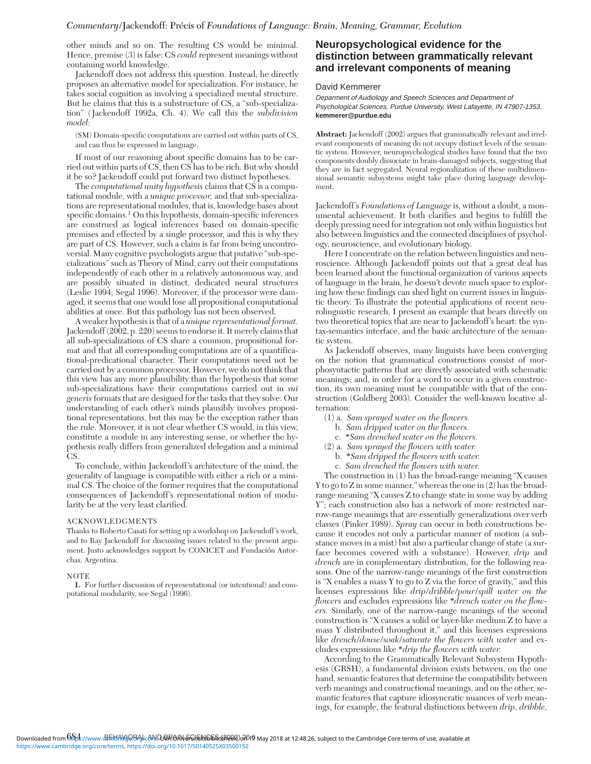other minds and so on. The resulting CS would be minimal. Hence, premise (3) is false: CS *could* represent meanings without containing world knowledge.

Jackendoff does not address this question. Instead, he directly proposes an alternative model for specialization. For instance, he takes social cognition as involving a specialized mental structure. But he claims that this is a substructure of CS, a "sub-specialization" (Jackendoff 1992a, Ch. 4). We call this the *subdivision model:*

(SM) Domain-specific computations are carried out within parts of CS, and can thus be expressed in language.

If most of our reasoning about specific domains has to be carried out within parts of CS, then CS has to be rich. But why should it be so? Jackendoff could put forward two distinct hypotheses.

The *computational unity hypothesis* claims that CS is a computational module, with a *unique processor,* and that sub-specializations are representational modules, that is, knowledge bases about specific domains.[1] On this hypothesis, domain-specific inferences are construed as logical inferences based on domain-specific premises and effected by a single processor, and this is why they are part of CS. However, such a claim is far from being uncontroversial. Many cognitive psychologists argue that putative "sub-specializations" such as Theory of Mind, carry out their computations independently of each other in a relatively autonomous way, and are possibly situated in distinct, dedicated neural structures (Leslie 1994; Segal 1996). Moreover, if the processor were damaged, it seems that one would lose all propositional computational abilities at once. But this pathology has not been observed.

A weaker hypothesis is that of a *unique representational format.* Jackendoff (2002, p. 220) seems to endorse it. It merely claims that all sub-specializations of CS share a common, propositional format and that all corresponding computations are of a quantificational-predicational character. Their computations need not be carried out by a common processor. However, we do not think that this view has any more plausibility than the hypothesis that some sub-specializations have their computations carried out in *sui generis* formats that are designed for the tasks that they solve. Our understanding of each other's minds plausibly involves propositional representations, but this may be the exception rather than the rule. Moreover, it is not clear whether CS would, in this view, constitute a module in any interesting sense, or whether the hypothesis really differs from generalized delegation and a minimal CS.

To conclude, within Jackendoff's architecture of the mind, the generality of language is compatible with either a rich or a minimal CS. The choice of the former requires that the computational consequences of Jackendoff's representational notion of modularity be at the very least clarified.

#### ACKNOWLEDGMENTS

Thanks to Roberto Casati for setting up a workshop on Jackendoff's work, and to Ray Jackendoff for discussing issues related to the present argument. Justo acknowledges support by CONICET and Fundación Antorchas, Argentina.

#### NOTE

1. For further discussion of representational (or intentional) and computational modularity, see Segal (1996).

## Neuropsychological evidence for the distinction between grammatically relevant and irrelevant components of meaning

David Kemmerer

*Deparment of Audiology and Speech Sciences and Department of Psychological Sciences, Purdue University, West Lafayette, IN 47907-1353.*
**kemmerer@purdue.edu**

**Abstract:** Jackendoff (2002) argues that grammatically relevant and irrelevant components of meaning do not occupy distinct levels of the semantic system. However, neuropsychological studies have found that the two components doubly dissociate in brain-damaged subjects, suggesting that they are in fact segregated. Neural regionalization of these multidimensional semantic subsystems might take place during language development.

Jackendoff's *Foundations of Language* is, without a doubt, a monumental achievement. It both clarifies and begins to fulfill the deeply pressing need for integration not only within linguistics but also between linguistics and the connected disciplines of psychology, neuroscience, and evolutionary biology.

Here I concentrate on the relation between linguistics and neuroscience. Although Jackendoff points out that a great deal has been learned about the functional organization of various aspects of language in the brain, he doesn't devote much space to exploring how these findings can shed light on current issues in linguistic theory. To illustrate the potential applications of recent neurolinguistic research, I present an example that bears directly on two theoretical topics that are near to Jackendoff's heart: the syntax-semantics interface, and the basic architecture of the semantic system.

As Jackendoff observes, many linguists have been converging on the notion that grammatical constructions consist of morphosyntactic patterns that are directly associated with schematic meanings; and, in order for a word to occur in a given construction, its own meaning must be compatible with that of the construction (Goldberg 2003). Consider the well-known locative alternation:

(1) a. *Sam sprayed water on the flowers.*
    b. *Sam dripped water on the flowers.*
    c. \*Sam drenched water on the flowers.*
(2) a. *Sam sprayed the flowers with water.*
    b. \*Sam dripped the flowers with water.*
    c. *Sam drenched the flowers with water.*

The construction in (1) has the broad-range meaning "X causes Y to go to Z in some manner," whereas the one in (2) has the broad-range meaning "X causes Z to change state in some way by adding Y"; each construction also has a network of more restricted narrow-range meanings that are essentially generalizations over verb classes (Pinker 1989). *Spray* can occur in both constructions because it encodes not only a particular manner of motion (a substance moves in a mist) but also a particular change of state (a surface becomes covered with a substance). However, *drip* and *drench* are in complementary distribution, for the following reasons. One of the narrow-range meanings of the first construction is "X enables a mass Y to go to Z via the force of gravity," and this licenses expressions like *drip/dribble/pour/spill water on the flowers* and excludes expressions like \*drench water on the flowers.* Similarly, one of the narrow-range meanings of the second construction is "X causes a solid or layer-like medium Z to have a mass Y distributed throughout it," and this licenses expressions like *drench/douse/soak/saturate the flowers with water* and excludes expressions like \*drip the flowers with water.*

According to the Grammatically Relevant Subsystem Hypothesis (GRSH), a fundamental division exists between, on the one hand, semantic features that determine the compatibility between verb meanings and constructional meanings, and on the other, semantic features that capture idiosyncratic nuances of verb meanings, for example, the featural distinctions between *drip, dribble,*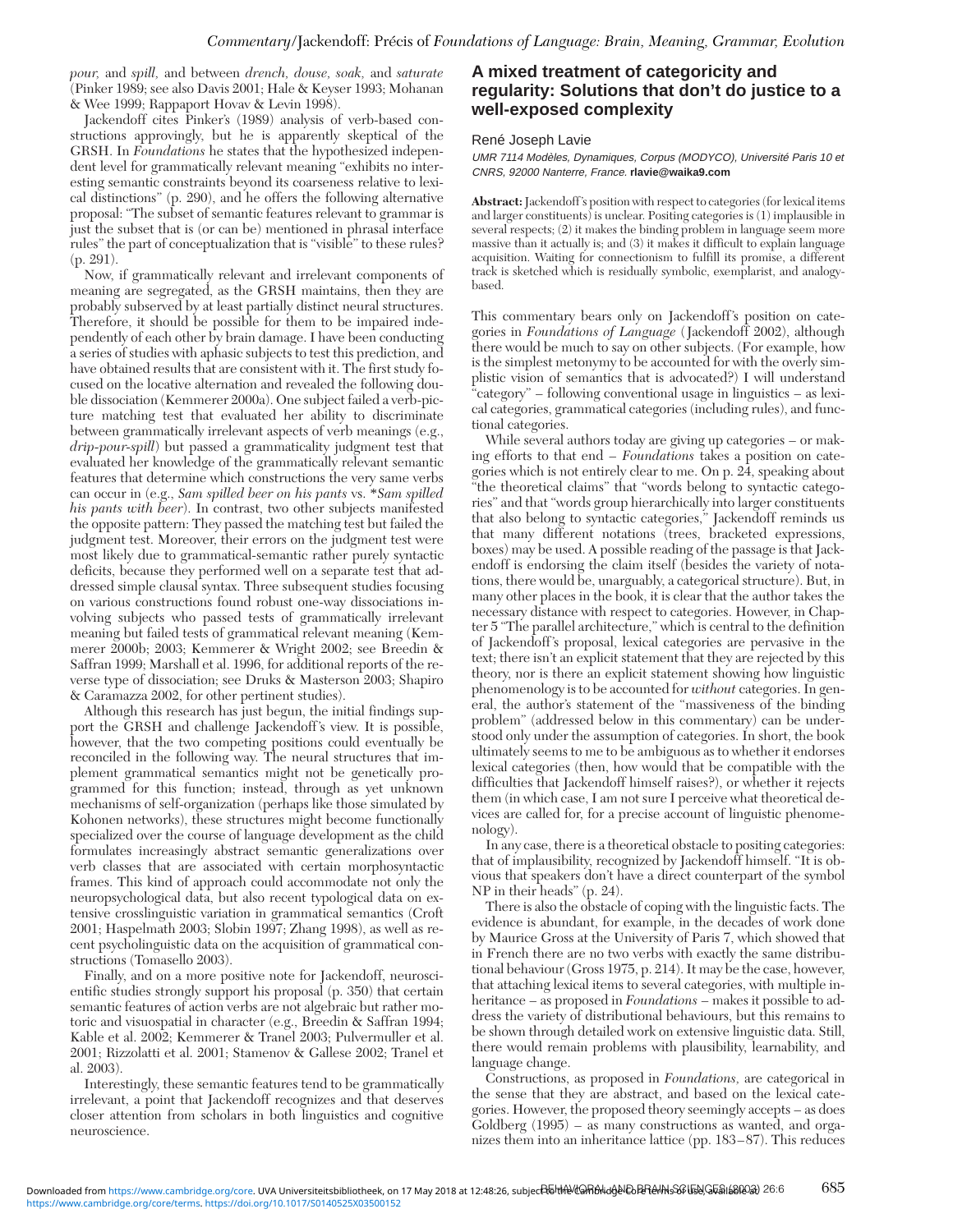*pour,* and *spill,* and between *drench, douse, soak,* and *saturate* (Pinker 1989; see also Davis 2001; Hale & Keyser 1993; Mohanan & Wee 1999; Rappaport Hovav & Levin 1998).

Jackendoff cites Pinker's (1989) analysis of verb-based constructions approvingly, but he is apparently skeptical of the GRSH. In *Foundations* he states that the hypothesized independent level for grammatically relevant meaning "exhibits no interesting semantic constraints beyond its coarseness relative to lexical distinctions" (p. 290), and he offers the following alternative proposal: "The subset of semantic features relevant to grammar is just the subset that is (or can be) mentioned in phrasal interface rules" the part of conceptualization that is "visible" to these rules? (p. 291).

Now, if grammatically relevant and irrelevant components of meaning are segregated, as the GRSH maintains, then they are probably subserved by at least partially distinct neural structures. Therefore, it should be possible for them to be impaired independently of each other by brain damage. I have been conducting a series of studies with aphasic subjects to test this prediction, and have obtained results that are consistent with it. The first study focused on the locative alternation and revealed the following double dissociation (Kemmerer 2000a). One subject failed a verb-picture matching test that evaluated her ability to discriminate between grammatically irrelevant aspects of verb meanings (e.g., *drip-pour-spill*) but passed a grammaticality judgment test that evaluated her knowledge of the grammatically relevant semantic features that determine which constructions the very same verbs can occur in (e.g., *Sam spilled beer on his pants* vs. **Sam spilled his pants with beer*). In contrast, two other subjects manifested the opposite pattern: They passed the matching test but failed the judgment test. Moreover, their errors on the judgment test were most likely due to grammatical-semantic rather purely syntactic deficits, because they performed well on a separate test that addressed simple clausal syntax. Three subsequent studies focusing on various constructions found robust one-way dissociations involving subjects who passed tests of grammatically irrelevant meaning but failed tests of grammatical relevant meaning (Kemmerer 2000b; 2003; Kemmerer & Wright 2002; see Breedin & Saffran 1999; Marshall et al. 1996, for additional reports of the reverse type of dissociation; see Druks & Masterson 2003; Shapiro & Caramazza 2002, for other pertinent studies).

Although this research has just begun, the initial findings support the GRSH and challenge Jackendoff's view. It is possible, however, that the two competing positions could eventually be reconciled in the following way. The neural structures that implement grammatical semantics might not be genetically programmed for this function; instead, through as yet unknown mechanisms of self-organization (perhaps like those simulated by Kohonen networks), these structures might become functionally specialized over the course of language development as the child formulates increasingly abstract semantic generalizations over verb classes that are associated with certain morphosyntactic frames. This kind of approach could accommodate not only the neuropsychological data, but also recent typological data on extensive crosslinguistic variation in grammatical semantics (Croft 2001; Haspelmath 2003; Slobin 1997; Zhang 1998), as well as recent psycholinguistic data on the acquisition of grammatical constructions (Tomasello 2003).

Finally, and on a more positive note for Jackendoff, neuroscientific studies strongly support his proposal (p. 350) that certain semantic features of action verbs are not algebraic but rather motoric and visuospatial in character (e.g., Breedin & Saffran 1994; Kable et al. 2002; Kemmerer & Tranel 2003; Pulvermuller et al. 2001; Rizzolatti et al. 2001; Stamenov & Gallese 2002; Tranel et al. 2003).

Interestingly, these semantic features tend to be grammatically irrelevant, a point that Jackendoff recognizes and that deserves closer attention from scholars in both linguistics and cognitive neuroscience.

## A mixed treatment of categoricity and regularity: Solutions that don't do justice to a well-exposed complexity

René Joseph Lavie

*UMR 7114 Modèles, Dynamiques, Corpus (MODYCO), Université Paris 10 et CNRS, 92000 Nanterre, France.* **rlavie@waika9.com**

**Abstract:** Jackendoff's position with respect to categories (for lexical items and larger constituents) is unclear. Positing categories is (1) implausible in several respects; (2) it makes the binding problem in language seem more massive than it actually is; and (3) it makes it difficult to explain language acquisition. Waiting for connectionism to fulfill its promise, a different track is sketched which is residually symbolic, exemplarist, and analogy-based.

This commentary bears only on Jackendoff's position on categories in *Foundations of Language* (Jackendoff 2002), although there would be much to say on other subjects. (For example, how is the simplest metonymy to be accounted for with the overly simplistic vision of semantics that is advocated?) I will understand "category" – following conventional usage in linguistics – as lexical categories, grammatical categories (including rules), and functional categories.

While several authors today are giving up categories – or making efforts to that end – *Foundations* takes a position on categories which is not entirely clear to me. On p. 24, speaking about "the theoretical claims" that "words belong to syntactic categories" and that "words group hierarchically into larger constituents that also belong to syntactic categories," Jackendoff reminds us that many different notations (trees, bracketed expressions, boxes) may be used. A possible reading of the passage is that Jackendoff is endorsing the claim itself (besides the variety of notations, there would be, unarguably, a categorical structure). But, in many other places in the book, it is clear that the author takes the necessary distance with respect to categories. However, in Chapter 5 "The parallel architecture," which is central to the definition of Jackendoff's proposal, lexical categories are pervasive in the text; there isn't an explicit statement that they are rejected by this theory, nor is there an explicit statement showing how linguistic phenomenology is to be accounted for *without* categories. In general, the author's statement of the "massiveness of the binding problem" (addressed below in this commentary) can be understood only under the assumption of categories. In short, the book ultimately seems to me to be ambiguous as to whether it endorses lexical categories (then, how would that be compatible with the difficulties that Jackendoff himself raises?), or whether it rejects them (in which case, I am not sure I perceive what theoretical devices are called for, for a precise account of linguistic phenomenology).

In any case, there is a theoretical obstacle to positing categories: that of implausibility, recognized by Jackendoff himself. "It is obvious that speakers don't have a direct counterpart of the symbol NP in their heads" (p. 24).

There is also the obstacle of coping with the linguistic facts. The evidence is abundant, for example, in the decades of work done by Maurice Gross at the University of Paris 7, which showed that in French there are no two verbs with exactly the same distributional behaviour (Gross 1975, p. 214). It may be the case, however, that attaching lexical items to several categories, with multiple inheritance – as proposed in *Foundations* – makes it possible to address the variety of distributional behaviours, but this remains to be shown through detailed work on extensive linguistic data. Still, there would remain problems with plausibility, learnability, and language change.

Constructions, as proposed in *Foundations*, are categorical in the sense that they are abstract, and based on the lexical categories. However, the proposed theory seemingly accepts – as does Goldberg (1995) – as many constructions as wanted, and organizes them into an inheritance lattice (pp. 183–87). This reduces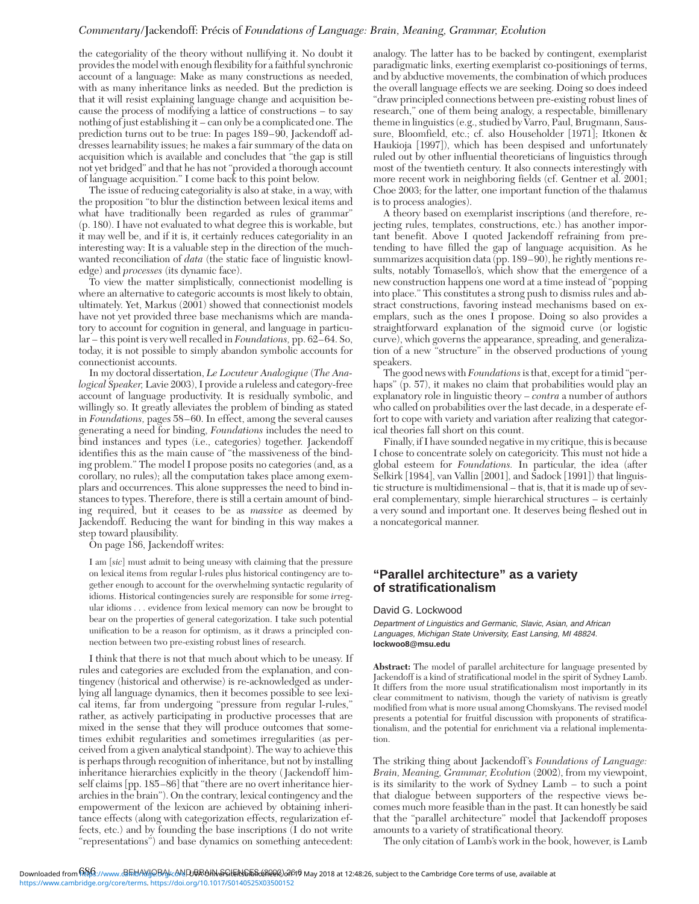the categoriality of the theory without nullifying it. No doubt it provides the model with enough flexibility for a faithful synchronic account of a language: Make as many constructions as needed, with as many inheritance links as needed. But the prediction is that it will resist explaining language change and acquisition because the process of modifying a lattice of constructions – to say nothing of just establishing it – can only be a complicated one. The prediction turns out to be true: In pages 189–90, Jackendoff addresses learnability issues; he makes a fair summary of the data on acquisition which is available and concludes that "the gap is still not yet bridged" and that he has not "provided a thorough account of language acquisition." I come back to this point below.

The issue of reducing categoriality is also at stake, in a way, with the proposition "to blur the distinction between lexical items and what have traditionally been regarded as rules of grammar" (p. 180). I have not evaluated to what degree this is workable, but it may well be, and if it is, it certainly reduces categoriality in an interesting way: It is a valuable step in the direction of the much-wanted reconciliation of *data* (the static face of linguistic knowledge) and *processes* (its dynamic face).

To view the matter simplistically, connectionist modelling is where an alternative to categoric accounts is most likely to obtain, ultimately. Yet, Markus (2001) showed that connectionist models have not yet provided three base mechanisms which are mandatory to account for cognition in general, and language in particular – this point is very well recalled in *Foundations,* pp. 62–64. So, today, it is not possible to simply abandon symbolic accounts for connectionist accounts.

In my doctoral dissertation, *Le Locuteur Analogique* (*The Analogical Speaker,* Lavie 2003), I provide a ruleless and category-free account of language productivity. It is residually symbolic, and willingly so. It greatly alleviates the problem of binding as stated in *Foundations,* pages 58–60. In effect, among the several causes generating a need for binding, *Foundations* includes the need to bind instances and types (i.e., categories) together. Jackendoff identifies this as the main cause of "the massiveness of the binding problem." The model I propose posits no categories (and, as a corollary, no rules); all the computation takes place among exemplars and occurrences. This alone suppresses the need to bind instances to types. Therefore, there is still a certain amount of binding required, but it ceases to be as *massive* as deemed by Jackendoff. Reducing the want for binding in this way makes a step toward plausibility.

On page 186, Jackendoff writes:

> I am [*sic*] must admit to being uneasy with claiming that the pressure on lexical items from regular l-rules plus historical contingency are together enough to account for the overwhelming syntactic regularity of idioms. Historical contingencies surely are responsible for some *ir*regular idioms . . . evidence from lexical memory can now be brought to bear on the properties of general categorization. I take such potential unification to be a reason for optimism, as it draws a principled connection between two pre-existing robust lines of research.

I think that there is not that much about which to be uneasy. If rules and categories are excluded from the explanation, and contingency (historical and otherwise) is re-acknowledged as underlying all language dynamics, then it becomes possible to see lexical items, far from undergoing "pressure from regular l-rules," rather, as actively participating in productive processes that are mixed in the sense that they will produce outcomes that sometimes exhibit regularities and sometimes irregularities (as perceived from a given analytical standpoint). The way to achieve this is perhaps through recognition of inheritance, but not by installing inheritance hierarchies explicitly in the theory (Jackendoff himself claims [pp. 185–86] that "there are no overt inheritance hierarchies in the brain"). On the contrary, lexical contingency and the empowerment of the lexicon are achieved by obtaining inheritance effects (along with categorization effects, regularization effects, etc.) and by founding the base inscriptions (I do not write "representations") and base dynamics on something antecedent: analogy. The latter has to be backed by contingent, exemplarist paradigmatic links, exerting exemplarist co-positionings of terms, and by abductive movements, the combination of which produces the overall language effects we are seeking. Doing so does indeed "draw principled connections between pre-existing robust lines of research," one of them being analogy, a respectable, bimillenary theme in linguistics (e.g., studied by Varro, Paul, Brugmann, Saussure, Bloomfield, etc.; cf. also Householder [1971]; Itkonen & Haukioja [1997]), which has been despised and unfortunately ruled out by other influential theoreticians of linguistics through most of the twentieth century. It also connects interestingly with more recent work in neighboring fields (cf. Gentner et al. 2001; Choe 2003; for the latter, one important function of the thalamus is to process analogies).

A theory based on exemplarist inscriptions (and therefore, rejecting rules, templates, constructions, etc.) has another important benefit. Above I quoted Jackendoff refraining from pretending to have filled the gap of language acquisition. As he summarizes acquisition data (pp. 189–90), he rightly mentions results, notably Tomasello's, which show that the emergence of a new construction happens one word at a time instead of "popping into place." This constitutes a strong push to dismiss rules and abstract constructions, favoring instead mechanisms based on exemplars, such as the ones I propose. Doing so also provides a straightforward explanation of the sigmoid curve (or logistic curve), which governs the appearance, spreading, and generalization of a new "structure" in the observed productions of young speakers.

The good news with *Foundations* is that, except for a timid "perhaps" (p. 57), it makes no claim that probabilities would play an explanatory role in linguistic theory – *contra* a number of authors who called on probabilities over the last decade, in a desperate effort to cope with variety and variation after realizing that categorical theories fall short on this count.

Finally, if I have sounded negative in my critique, this is because I chose to concentrate solely on categoricity. This must not hide a global esteem for *Foundations.* In particular, the idea (after Selkirk [1984], van Vallin [2001], and Sadock [1991]) that linguistic structure is multidimensional – that is, that it is made up of several complementary, simple hierarchical structures – is certainly a very sound and important one. It deserves being fleshed out in a noncategorical manner.

## "Parallel architecture" as a variety of stratificationalism

David G. Lockwood

*Department of Linguistics and Germanic, Slavic, Asian, and African Languages, Michigan State University, East Lansing, MI 48824.*
**lockwoo8@msu.edu**

**Abstract:** The model of parallel architecture for language presented by Jackendoff is a kind of stratificational model in the spirit of Sydney Lamb. It differs from the more usual stratificationalism most importantly in its clear commitment to nativism, though the variety of nativism is greatly modified from what is more usual among Chomskyans. The revised model presents a potential for fruitful discussion with proponents of stratificationalism, and the potential for enrichment via a relational implementation.

The striking thing about Jackendoff's *Foundations of Language: Brain, Meaning, Grammar, Evolution* (2002), from my viewpoint, is its similarity to the work of Sydney Lamb – to such a point that dialogue between supporters of the respective views becomes much more feasible than in the past. It can honestly be said that the "parallel architecture" model that Jackendoff proposes amounts to a variety of stratificational theory.

The only citation of Lamb's work in the book, however, is Lamb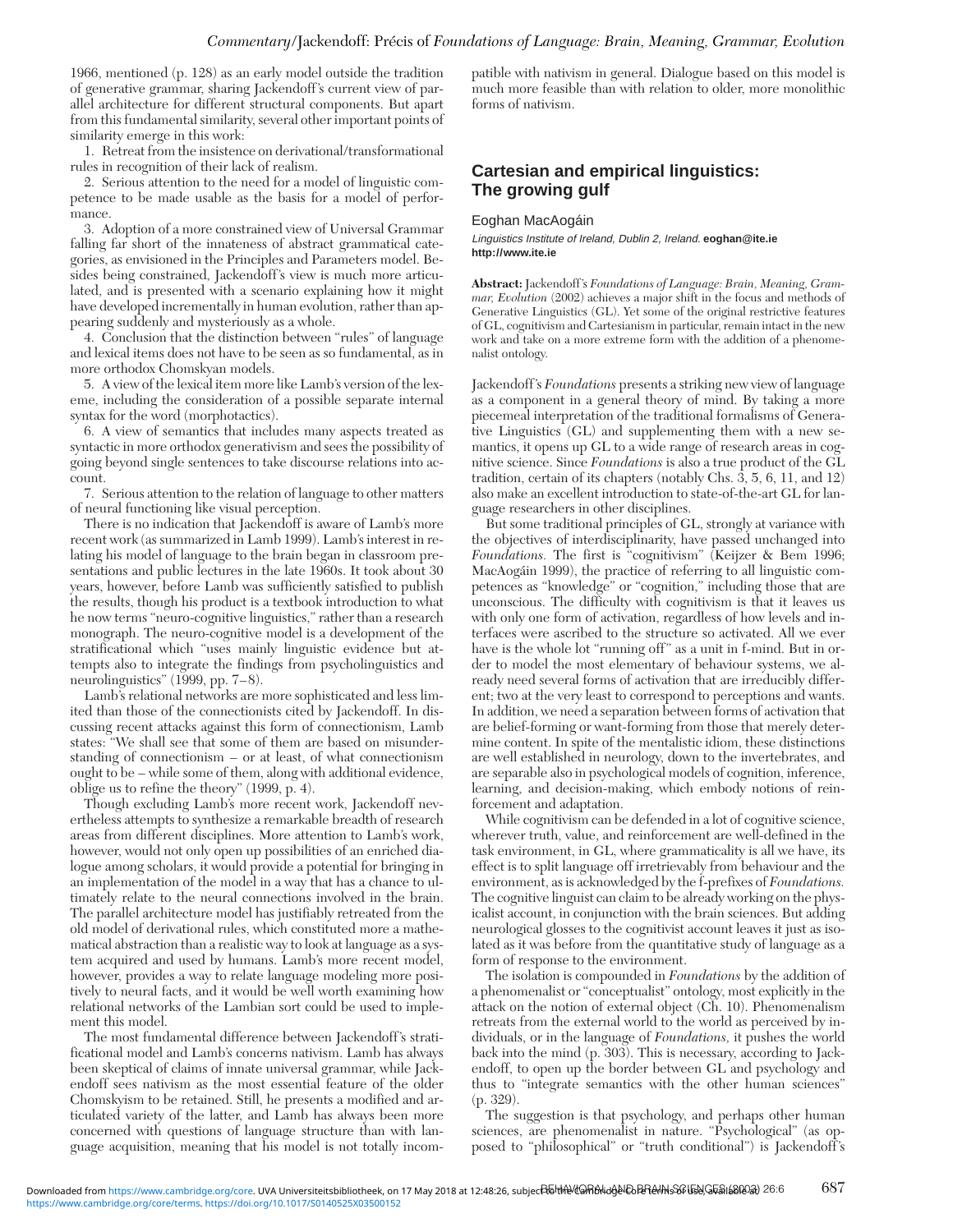1966, mentioned (p. 128) as an early model outside the tradition of generative grammar, sharing Jackendoff's current view of parallel architecture for different structural components. But apart from this fundamental similarity, several other important points of similarity emerge in this work:

1. Retreat from the insistence on derivational/transformational rules in recognition of their lack of realism.

2. Serious attention to the need for a model of linguistic competence to be made usable as the basis for a model of performance.

3. Adoption of a more constrained view of Universal Grammar falling far short of the innateness of abstract grammatical categories, as envisioned in the Principles and Parameters model. Besides being constrained, Jackendoff's view is much more articulated, and is presented with a scenario explaining how it might have developed incrementally in human evolution, rather than appearing suddenly and mysteriously as a whole.

4. Conclusion that the distinction between "rules" of language and lexical items does not have to be seen as so fundamental, as in more orthodox Chomskyan models.

5. A view of the lexical item more like Lamb's version of the lexeme, including the consideration of a possible separate internal syntax for the word (morphotactics).

6. A view of semantics that includes many aspects treated as syntactic in more orthodox generativism and sees the possibility of going beyond single sentences to take discourse relations into account.

7. Serious attention to the relation of language to other matters of neural functioning like visual perception.

There is no indication that Jackendoff is aware of Lamb's more recent work (as summarized in Lamb 1999). Lamb's interest in relating his model of language to the brain began in classroom presentations and public lectures in the late 1960s. It took about 30 years, however, before Lamb was sufficiently satisfied to publish the results, though his product is a textbook introduction to what he now terms "neuro-cognitive linguistics," rather than a research monograph. The neuro-cognitive model is a development of the stratificational which "uses mainly linguistic evidence but attempts also to integrate the findings from psycholinguistics and neurolinguistics" (1999, pp. 7–8).

Lamb's relational networks are more sophisticated and less limited than those of the connectionists cited by Jackendoff. In discussing recent attacks against this form of connectionism, Lamb states: "We shall see that some of them are based on misunderstanding of connectionism – or at least, of what connectionism ought to be – while some of them, along with additional evidence, oblige us to refine the theory" (1999, p. 4).

Though excluding Lamb's more recent work, Jackendoff nevertheless attempts to synthesize a remarkable breadth of research areas from different disciplines. More attention to Lamb's work, however, would not only open up possibilities of an enriched dialogue among scholars, it would provide a potential for bringing in an implementation of the model in a way that has a chance to ultimately relate to the neural connections involved in the brain. The parallel architecture model has justifiably retreated from the old model of derivational rules, which constituted more a mathematical abstraction than a realistic way to look at language as a system acquired and used by humans. Lamb's more recent model, however, provides a way to relate language modeling more positively to neural facts, and it would be well worth examining how relational networks of the Lambian sort could be used to implement this model.

The most fundamental difference between Jackendoff's stratificational model and Lamb's concerns nativism. Lamb has always been skeptical of claims of innate universal grammar, while Jackendoff sees nativism as the most essential feature of the older Chomskyism to be retained. Still, he presents a modified and articulated variety of the latter, and Lamb has always been more concerned with questions of language structure than with language acquisition, meaning that his model is not totally incompatible with nativism in general. Dialogue based on this model is much more feasible than with relation to older, more monolithic forms of nativism.

## Cartesian and empirical linguistics: The growing gulf

Eoghan MacAogáin

*Linguistics Institute of Ireland, Dublin 2, Ireland.* **eoghan@ite.ie http://www.ite.ie**

**Abstract:** Jackendoff's *Foundations of Language: Brain, Meaning, Grammar, Evolution* (2002) achieves a major shift in the focus and methods of Generative Linguistics (GL). Yet some of the original restrictive features of GL, cognitivism and Cartesianism in particular, remain intact in the new work and take on a more extreme form with the addition of a phenomenalist ontology.

Jackendoff's *Foundations* presents a striking new view of language as a component in a general theory of mind. By taking a more piecemeal interpretation of the traditional formalisms of Generative Linguistics (GL) and supplementing them with a new semantics, it opens up GL to a wide range of research areas in cognitive science. Since *Foundations* is also a true product of the GL tradition, certain of its chapters (notably Chs. 3, 5, 6, 11, and 12) also make an excellent introduction to state-of-the-art GL for language researchers in other disciplines.

But some traditional principles of GL, strongly at variance with the objectives of interdisciplinarity, have passed unchanged into *Foundations.* The first is "cognitivism" (Keijzer & Bem 1996; MacAogáin 1999), the practice of referring to all linguistic competences as "knowledge" or "cognition," including those that are unconscious. The difficulty with cognitivism is that it leaves us with only one form of activation, regardless of how levels and interfaces were ascribed to the structure so activated. All we ever have is the whole lot "running off" as a unit in f-mind. But in order to model the most elementary of behaviour systems, we already need several forms of activation that are irreducibly different; two at the very least to correspond to perceptions and wants. In addition, we need a separation between forms of activation that are belief-forming or want-forming from those that merely determine content. In spite of the mentalistic idiom, these distinctions are well established in neurology, down to the invertebrates, and are separable also in psychological models of cognition, inference, learning, and decision-making, which embody notions of reinforcement and adaptation.

While cognitivism can be defended in a lot of cognitive science, wherever truth, value, and reinforcement are well-defined in the task environment, in GL, where grammaticality is all we have, its effect is to split language off irretrievably from behaviour and the environment, as is acknowledged by the f-prefixes of *Foundations.* The cognitive linguist can claim to be already working on the physicalist account, in conjunction with the brain sciences. But adding neurological glosses to the cognitivist account leaves it just as isolated as it was before from the quantitative study of language as a form of response to the environment.

The isolation is compounded in *Foundations* by the addition of a phenomenalist or "conceptualist" ontology, most explicitly in the attack on the notion of external object (Ch. 10). Phenomenalism retreats from the external world to the world as perceived by individuals, or in the language of *Foundations,* it pushes the world back into the mind (p. 303). This is necessary, according to Jackendoff, to open up the border between GL and psychology and thus to "integrate semantics with the other human sciences" (p. 329).

The suggestion is that psychology, and perhaps other human sciences, are phenomenalist in nature. "Psychological" (as opposed to "philosophical" or "truth conditional") is Jackendoff's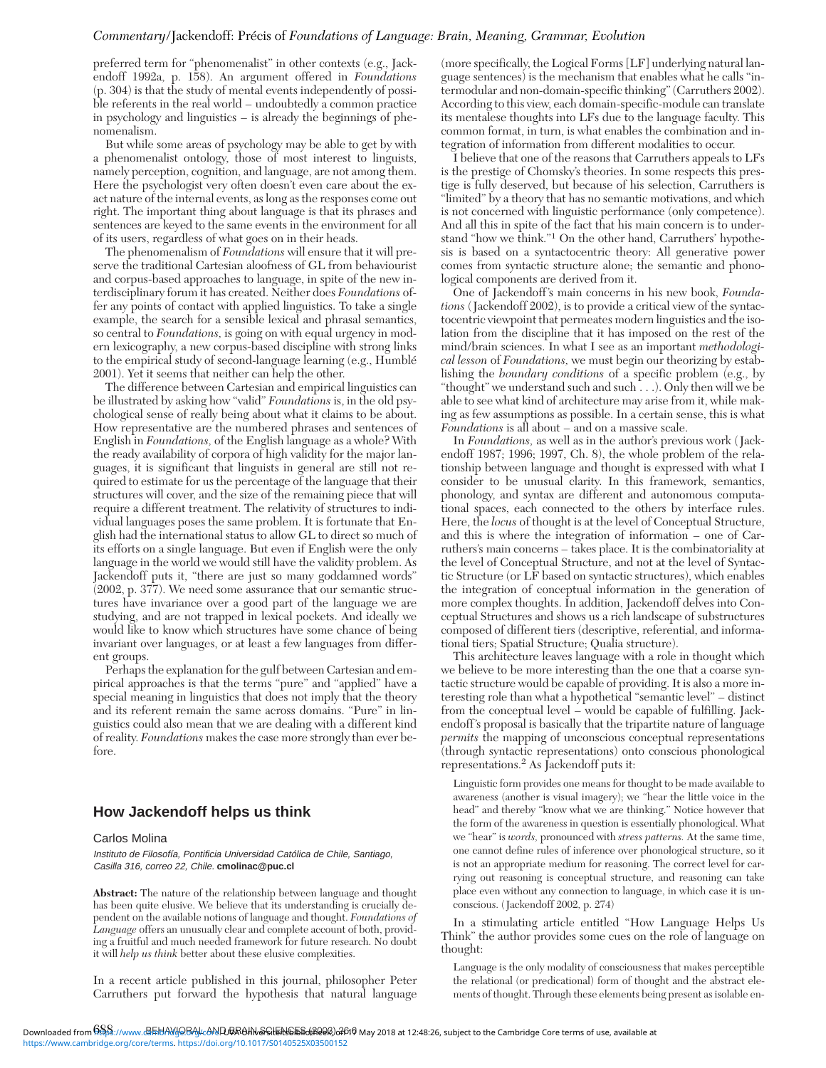preferred term for "phenomenalist" in other contexts (e.g., Jackendoff 1992a, p. 158). An argument offered in *Foundations* (p. 304) is that the study of mental events independently of possible referents in the real world – undoubtedly a common practice in psychology and linguistics – is already the beginnings of phenomenalism.

But while some areas of psychology may be able to get by with a phenomenalist ontology, those of most interest to linguists, namely perception, cognition, and language, are not among them. Here the psychologist very often doesn't even care about the exact nature of the internal events, as long as the responses come out right. The important thing about language is that its phrases and sentences are keyed to the same events in the environment for all of its users, regardless of what goes on in their heads.

The phenomenalism of *Foundations* will ensure that it will preserve the traditional Cartesian aloofness of GL from behaviourist and corpus-based approaches to language, in spite of the new interdisciplinary forum it has created. Neither does *Foundations* offer any points of contact with applied linguistics. To take a single example, the search for a sensible lexical and phrasal semantics, so central to *Foundations,* is going on with equal urgency in modern lexicography, a new corpus-based discipline with strong links to the empirical study of second-language learning (e.g., Humblé 2001). Yet it seems that neither can help the other.

The difference between Cartesian and empirical linguistics can be illustrated by asking how "valid" *Foundations* is, in the old psychological sense of really being about what it claims to be about. How representative are the numbered phrases and sentences of English in *Foundations,* of the English language as a whole? With the ready availability of corpora of high validity for the major languages, it is significant that linguists in general are still not required to estimate for us the percentage of the language that their structures will cover, and the size of the remaining piece that will require a different treatment. The relativity of structures to individual languages poses the same problem. It is fortunate that English had the international status to allow GL to direct so much of its efforts on a single language. But even if English were the only language in the world we would still have the validity problem. As Jackendoff puts it, "there are just so many goddamned words" (2002, p. 377). We need some assurance that our semantic structures have invariance over a good part of the language we are studying, and are not trapped in lexical pockets. And ideally we would like to know which structures have some chance of being invariant over languages, or at least a few languages from different groups.

Perhaps the explanation for the gulf between Cartesian and empirical approaches is that the terms "pure" and "applied" have a special meaning in linguistics that does not imply that the theory and its referent remain the same across domains. "Pure" in linguistics could also mean that we are dealing with a different kind of reality. *Foundations* makes the case more strongly than ever before.

## How Jackendoff helps us think

Carlos Molina

*Instituto de Filosofía, Pontificia Universidad Católica de Chile, Santiago, Casilla 316, correo 22, Chile.* **cmolinac@puc.cl**

**Abstract:** The nature of the relationship between language and thought has been quite elusive. We believe that its understanding is crucially dependent on the available notions of language and thought. *Foundations of Language* offers an unusually clear and complete account of both, providing a fruitful and much needed framework for future research. No doubt it will *help us think* better about these elusive complexities.

In a recent article published in this journal, philosopher Peter Carruthers put forward the hypothesis that natural language (more specifically, the Logical Forms [LF] underlying natural language sentences) is the mechanism that enables what he calls "intermodular and non-domain-specific thinking" (Carruthers 2002). According to this view, each domain-specific-module can translate its mentalese thoughts into LFs due to the language faculty. This common format, in turn, is what enables the combination and integration of information from different modalities to occur.

I believe that one of the reasons that Carruthers appeals to LFs is the prestige of Chomsky's theories. In some respects this prestige is fully deserved, but because of his selection, Carruthers is "limited" by a theory that has no semantic motivations, and which is not concerned with linguistic performance (only competence). And all this in spite of the fact that his main concern is to understand "how we think."[1] On the other hand, Carruthers' hypothesis is based on a syntactocentric theory: All generative power comes from syntactic structure alone; the semantic and phonological components are derived from it.

One of Jackendoff's main concerns in his new book, *Foundations* (Jackendoff 2002), is to provide a critical view of the syntactocentric viewpoint that permeates modern linguistics and the isolation from the discipline that it has imposed on the rest of the mind/brain sciences. In what I see as an important *methodological lesson* of *Foundations,* we must begin our theorizing by establishing the *boundary conditions* of a specific problem (e.g., by "thought" we understand such and such . . .). Only then will we be able to see what kind of architecture may arise from it, while making as few assumptions as possible. In a certain sense, this is what *Foundations* is all about – and on a massive scale.

In *Foundations,* as well as in the author's previous work (Jackendoff 1987; 1996; 1997, Ch. 8), the whole problem of the relationship between language and thought is expressed with what I consider to be unusual clarity. In this framework, semantics, phonology, and syntax are different and autonomous computational spaces, each connected to the others by interface rules. Here, the *locus* of thought is at the level of Conceptual Structure, and this is where the integration of information – one of Carruthers's main concerns – takes place. It is the combinatoriality at the level of Conceptual Structure, and not at the level of Syntactic Structure (or LF based on syntactic structures), which enables the integration of conceptual information in the generation of more complex thoughts. In addition, Jackendoff delves into Conceptual Structures and shows us a rich landscape of substructures composed of different tiers (descriptive, referential, and informational tiers; Spatial Structure; Qualia structure).

This architecture leaves language with a role in thought which we believe to be more interesting than the one that a coarse syntactic structure would be capable of providing. It is also a more interesting role than what a hypothetical "semantic level" – distinct from the conceptual level – would be capable of fulfilling. Jackendoff's proposal is basically that the tripartite nature of language *permits* the mapping of unconscious conceptual representations (through syntactic representations) onto conscious phonological representations.[2] As Jackendoff puts it:

> Linguistic form provides one means for thought to be made available to awareness (another is visual imagery); we "hear the little voice in the head" and thereby "know what we are thinking." Notice however that the form of the awareness in question is essentially phonological. What we "hear" is *words,* pronounced with *stress patterns.* At the same time, one cannot define rules of inference over phonological structure, so it is not an appropriate medium for reasoning. The correct level for carrying out reasoning is conceptual structure, and reasoning can take place even without any connection to language, in which case it is unconscious. (Jackendoff 2002, p. 274)

In a stimulating article entitled "How Language Helps Us Think" the author provides some cues on the role of language on thought:

> Language is the only modality of consciousness that makes perceptible the relational (or predicational) form of thought and the abstract elements of thought. Through these elements being present as isolable en-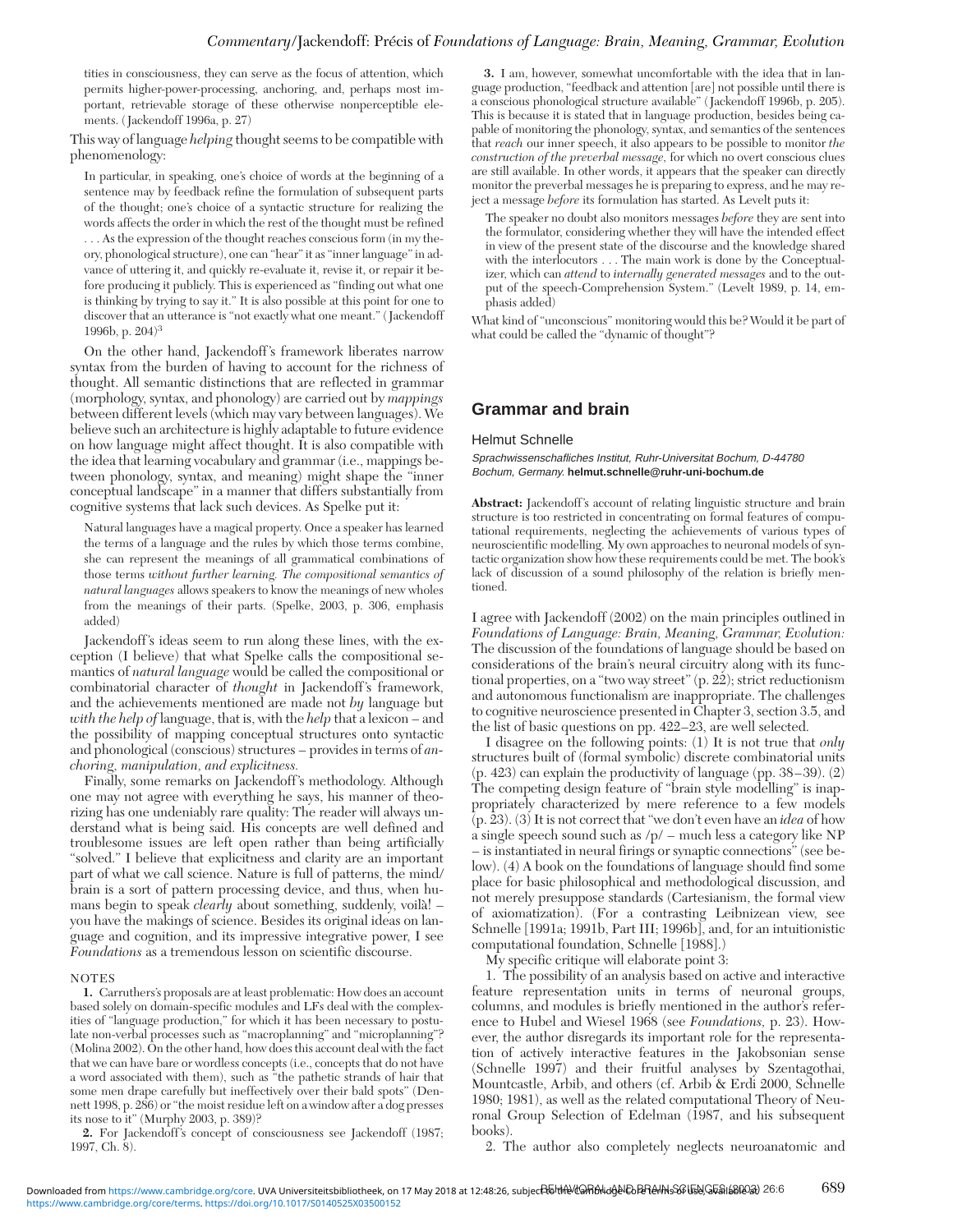tities in consciousness, they can serve as the focus of attention, which permits higher-power-processing, anchoring, and, perhaps most important, retrievable storage of these otherwise nonperceptible elements. (Jackendoff 1996a, p. 27)

This way of language *helping* thought seems to be compatible with phenomenology:

> In particular, in speaking, one's choice of words at the beginning of a sentence may by feedback refine the formulation of subsequent parts of the thought; one's choice of a syntactic structure for realizing the words affects the order in which the rest of the thought must be refined . . . As the expression of the thought reaches conscious form (in my theory, phonological structure), one can "hear" it as "inner language" in advance of uttering it, and quickly re-evaluate it, revise it, or repair it before producing it publicly. This is experienced as "finding out what one is thinking by trying to say it." It is also possible at this point for one to discover that an utterance is "not exactly what one meant." (Jackendoff 1996b, p. 204)[3]

On the other hand, Jackendoff's framework liberates narrow syntax from the burden of having to account for the richness of thought. All semantic distinctions that are reflected in grammar (morphology, syntax, and phonology) are carried out by *mappings* between different levels (which may vary between languages). We believe such an architecture is highly adaptable to future evidence on how language might affect thought. It is also compatible with the idea that learning vocabulary and grammar (i.e., mappings between phonology, syntax, and meaning) might shape the "inner conceptual landscape" in a manner that differs substantially from cognitive systems that lack such devices. As Spelke put it:

> Natural languages have a magical property. Once a speaker has learned the terms of a language and the rules by which those terms combine, she can represent the meanings of all grammatical combinations of those terms *without further learning. The compositional semantics of natural languages* allows speakers to know the meanings of new wholes from the meanings of their parts. (Spelke, 2003, p. 306, emphasis added)

Jackendoff's ideas seem to run along these lines, with the exception (I believe) that what Spelke calls the compositional semantics of *natural language* would be called the compositional or combinatorial character of *thought* in Jackendoff's framework, and the achievements mentioned are made not *by* language but *with the help of* language, that is, with the *help* that a lexicon – and the possibility of mapping conceptual structures onto syntactic and phonological (conscious) structures – provides in terms of *anchoring, manipulation, and explicitness.*

Finally, some remarks on Jackendoff's methodology. Although one may not agree with everything he says, his manner of theorizing has one undeniably rare quality: The reader will always understand what is being said. His concepts are well defined and troublesome issues are left open rather than being artificially "solved." I believe that explicitness and clarity are an important part of what we call science. Nature is full of patterns, the mind/brain is a sort of pattern processing device, and thus, when humans begin to speak *clearly* about something, suddenly, voilà! – you have the makings of science. Besides its original ideas on language and cognition, and its impressive integrative power, I see *Foundations* as a tremendous lesson on scientific discourse.

NOTES

**1.** Carruthers's proposals are at least problematic: How does an account based solely on domain-specific modules and LFs deal with the complexities of "language production," for which it has been necessary to postulate non-verbal processes such as "macroplanning" and "microplanning"? (Molina 2002). On the other hand, how does this account deal with the fact that we can have bare or wordless concepts (i.e., concepts that do not have a word associated with them), such as "the pathetic strands of hair that some men drape carefully but ineffectively over their bald spots" (Dennett 1998, p. 286) or "the moist residue left on a window after a dog presses its nose to it" (Murphy 2003, p. 389)?

**2.** For Jackendoff's concept of consciousness see Jackendoff (1987; 1997, Ch. 8).

**3.** I am, however, somewhat uncomfortable with the idea that in language production, "feedback and attention [are] not possible until there is a conscious phonological structure available" (Jackendoff 1996b, p. 205). This is because it is stated that in language production, besides being capable of monitoring the phonology, syntax, and semantics of the sentences that *reach* our inner speech, it also appears to be possible to monitor *the construction of the preverbal message*, for which no overt conscious clues are still available. In other words, it appears that the speaker can directly monitor the preverbal messages he is preparing to express, and he may reject a message *before* its formulation has started. As Levelt puts it:

> The speaker no doubt also monitors messages *before* they are sent into the formulator, considering whether they will have the intended effect in view of the present state of the discourse and the knowledge shared with the interlocutors . . . The main work is done by the Conceptualizer, which can *attend* to *internally generated messages* and to the output of the speech-Comprehension System." (Levelt 1989, p. 14, emphasis added)

What kind of "unconscious" monitoring would this be? Would it be part of what could be called the "dynamic of thought"?

## Grammar and brain

Helmut Schnelle

*Sprachwissenschafliches Institut, Ruhr-Universitat Bochum, D-44780 Bochum, Germany.* **helmut.schnelle@ruhr-uni-bochum.de**

**Abstract:** Jackendoff's account of relating linguistic structure and brain structure is too restricted in concentrating on formal features of computational requirements, neglecting the achievements of various types of neuroscientific modelling. My own approaches to neuronal models of syntactic organization show how these requirements could be met. The book's lack of discussion of a sound philosophy of the relation is briefly mentioned.

I agree with Jackendoff (2002) on the main principles outlined in *Foundations of Language: Brain, Meaning, Grammar, Evolution:* The discussion of the foundations of language should be based on considerations of the brain's neural circuitry along with its functional properties, on a "two way street" (p. 22); strict reductionism and autonomous functionalism are inappropriate. The challenges to cognitive neuroscience presented in Chapter 3, section 3.5, and the list of basic questions on pp. 422–23, are well selected.

I disagree on the following points: (1) It is not true that *only* structures built of (formal symbolic) discrete combinatorial units (p. 423) can explain the productivity of language (pp. 38–39). (2) The competing design feature of "brain style modelling" is inappropriately characterized by mere reference to a few models (p. 23). (3) It is not correct that "we don't even have an *idea* of how a single speech sound such as /p/ – much less a category like NP – is instantiated in neural firings or synaptic connections" (see below). (4) A book on the foundations of language should find some place for basic philosophical and methodological discussion, and not merely presuppose standards (Cartesianism, the formal view of axiomatization). (For a contrasting Leibnizean view, see Schnelle [1991a; 1991b, Part III; 1996b], and, for an intuitionistic computational foundation, Schnelle [1988].)

My specific critique will elaborate point 3:

1. The possibility of an analysis based on active and interactive feature representation units in terms of neuronal groups, columns, and modules is briefly mentioned in the author's reference to Hubel and Wiesel 1968 (see *Foundations*, p. 23). However, the author disregards its important role for the representation of actively interactive features in the Jakobsonian sense (Schnelle 1997) and their fruitful analyses by Szentagothai, Mountcastle, Arbib, and others (cf. Arbib & Erdi 2000, Schnelle 1980; 1981), as well as the related computational Theory of Neuronal Group Selection of Edelman (1987, and his subsequent books).

2. The author also completely neglects neuroanatomic and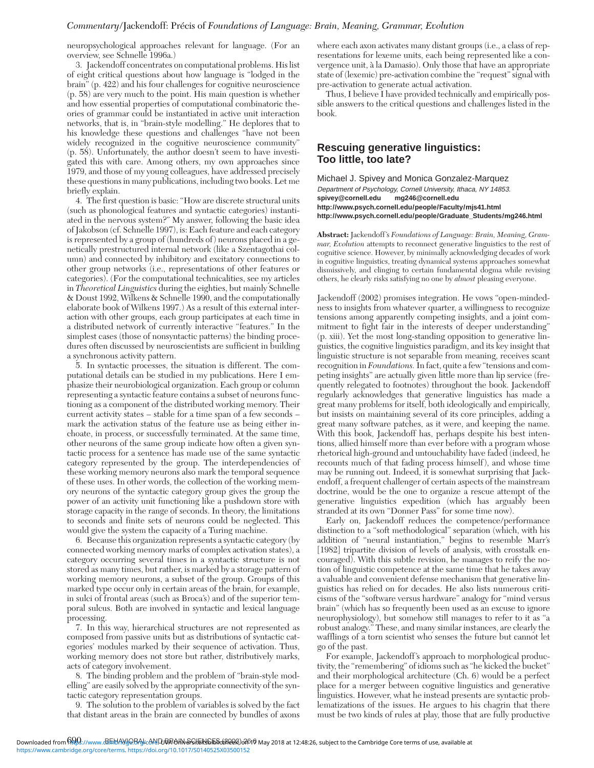neuropsychological approaches relevant for language. (For an overview, see Schnelle 1996a.)

3. Jackendoff concentrates on computational problems. His list of eight critical questions about how language is "lodged in the brain" (p. 422) and his four challenges for cognitive neuroscience (p. 58) are very much to the point. His main question is whether and how essential properties of computational combinatoric theories of grammar could be instantiated in active unit interaction networks, that is, in "brain-style modelling." He deplores that to his knowledge these questions and challenges "have not been widely recognized in the cognitive neuroscience community" (p. 58). Unfortunately, the author doesn't seem to have investigated this with care. Among others, my own approaches since 1979, and those of my young colleagues, have addressed precisely these questions in many publications, including two books. Let me briefly explain.

4. The first question is basic: "How are discrete structural units (such as phonological features and syntactic categories) instantiated in the nervous system?" My answer, following the basic idea of Jakobson (cf. Schnelle 1997), is: Each feature and each category is represented by a group of (hundreds of) neurons placed in a genetically prestructured internal network (like a Szentagothai column) and connected by inhibitory and excitatory connections to other group networks (i.e., representations of other features or categories). (For the computational technicalities, see my articles in *Theoretical Linguistics* during the eighties, but mainly Schnelle & Doust 1992, Wilkens & Schnelle 1990, and the computationally elaborate book of Wilkens 1997.) As a result of this external interaction with other groups, each group participates at each time in a distributed network of currently interactive "features." In the simplest cases (those of nonsyntactic patterns) the binding procedures often discussed by neuroscientists are sufficient in building a synchronous activity pattern.

5. In syntactic processes, the situation is different. The computational details can be studied in my publications. Here I emphasize their neurobiological organization. Each group or column representing a syntactic feature contains a subset of neurons functioning as a component of the distributed working memory. Their current activity states – stable for a time span of a few seconds – mark the activation status of the feature use as being either inchoate, in process, or successfully terminated. At the same time, other neurons of the same group indicate how often a given syntactic process for a sentence has made use of the same syntactic category represented by the group. The interdependencies of these working memory neurons also mark the temporal sequence of these uses. In other words, the collection of the working memory neurons of the syntactic category group gives the group the power of an activity unit functioning like a pushdown store with storage capacity in the range of seconds. In theory, the limitations to seconds and finite sets of neurons could be neglected. This would give the system the capacity of a Turing machine.

6. Because this organization represents a syntactic category (by connected working memory marks of complex activation states), a category occurring several times in a syntactic structure is not stored as many times, but rather, is marked by a storage pattern of working memory neurons, a subset of the group. Groups of this marked type occur only in certain areas of the brain, for example, in sulci of frontal areas (such as Broca's) and of the superior temporal sulcus. Both are involved in syntactic and lexical language processing.

7. In this way, hierarchical structures are not represented as composed from passive units but as distributions of syntactic categories' modules marked by their sequence of activation. Thus, working memory does not store but rather, distributively marks, acts of category involvement.

8. The binding problem and the problem of "brain-style modelling" are easily solved by the appropriate connectivity of the syntactic category representation groups.

9. The solution to the problem of variables is solved by the fact that distant areas in the brain are connected by bundles of axons where each axon activates many distant groups (i.e., a class of representations for lexeme units, each being represented like a convergence unit, à la Damasio). Only those that have an appropriate state of (lexemic) pre-activation combine the "request" signal with pre-activation to generate actual activation.

Thus, I believe I have provided technically and empirically possible answers to the critical questions and challenges listed in the book.

## Rescuing generative linguistics: Too little, too late?

Michael J. Spivey and Monica Gonzalez-Marquez

*Department of Psychology, Cornell University, Ithaca, NY 14853.*
**spivey@cornell.edu mg246@cornell.edu**
**http://www.psych.cornell.edu/people/Faculty/mjs41.html**
**http://www.psych.cornell.edu/people/Graduate_Students/mg246.html**

**Abstract:** Jackendoff's *Foundations of Language: Brain, Meaning, Grammar, Evolution* attempts to reconnect generative linguistics to the rest of cognitive science. However, by minimally acknowledging decades of work in cognitive linguistics, treating dynamical systems approaches somewhat dismissively, and clinging to certain fundamental dogma while revising others, he clearly risks satisfying no one by *almost* pleasing everyone.

Jackendoff (2002) promises integration. He vows "open-mindedness to insights from whatever quarter, a willingness to recognize tensions among apparently competing insights, and a joint commitment to fight fair in the interests of deeper understanding" (p. xiii). Yet the most long-standing opposition to generative linguistics, the cognitive linguistics paradigm, and its key insight that linguistic structure is not separable from meaning, receives scant recognition in *Foundations.* In fact, quite a few "tensions and competing insights" are actually given little more than lip service (frequently relegated to footnotes) throughout the book. Jackendoff regularly acknowledges that generative linguistics has made a great many problems for itself, both ideologically and empirically, but insists on maintaining several of its core principles, adding a great many software patches, as it were, and keeping the name. With this book, Jackendoff has, perhaps despite his best intentions, allied himself more than ever before with a program whose rhetorical high-ground and untouchability have faded (indeed, he recounts much of that fading process himself), and whose time may be running out. Indeed, it is somewhat surprising that Jackendoff, a frequent challenger of certain aspects of the mainstream doctrine, would be the one to organize a rescue attempt of the generative linguistics expedition (which has arguably been stranded at its own "Donner Pass" for some time now).

Early on, Jackendoff reduces the competence/performance distinction to a "soft methodological" separation (which, with his addition of "neural instantiation," begins to resemble Marr's [1982] tripartite division of levels of analysis, with crosstalk encouraged). With this subtle revision, he manages to reify the notion of linguistic competence at the same time that he takes away a valuable and convenient defense mechanism that generative linguistics has relied on for decades. He also lists numerous criticisms of the "software versus hardware" analogy for "mind versus brain" (which has so frequently been used as an excuse to ignore neurophysiology), but somehow still manages to refer to it as "a robust analogy." These, and many similar instances, are clearly the wafflings of a torn scientist who senses the future but cannot let go of the past.

For example, Jackendoff's approach to morphological productivity, the "remembering" of idioms such as "he kicked the bucket" and their morphological architecture (Ch. 6) would be a perfect place for a merger between cognitive linguistics and generative linguistics. However, what he instead presents are syntactic problematizations of the issues. He argues to his chagrin that there must be two kinds of rules at play, those that are fully productive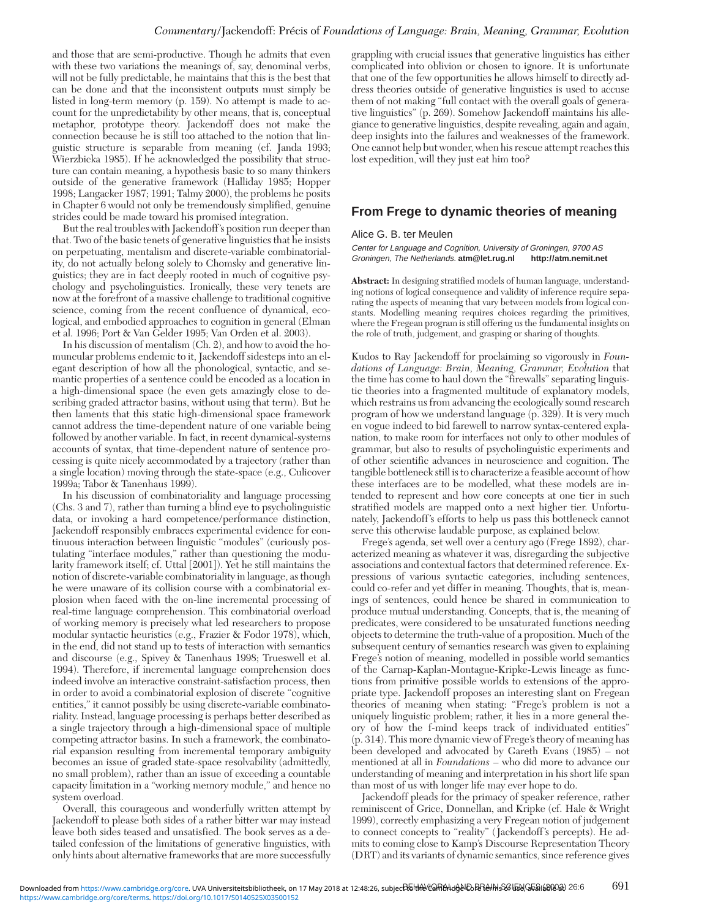and those that are semi-productive. Though he admits that even with these two variations the meanings of, say, denominal verbs, will not be fully predictable, he maintains that this is the best that can be done and that the inconsistent outputs must simply be listed in long-term memory (p. 159). No attempt is made to account for the unpredictability by other means, that is, conceptual metaphor, prototype theory. Jackendoff does not make the connection because he is still too attached to the notion that linguistic structure is separable from meaning (cf. Janda 1993; Wierzbicka 1985). If he acknowledged the possibility that structure can contain meaning, a hypothesis basic to so many thinkers outside of the generative framework (Halliday 1985; Hopper 1998; Langacker 1987; 1991; Talmy 2000), the problems he posits in Chapter 6 would not only be tremendously simplified, genuine strides could be made toward his promised integration.

But the real troubles with Jackendoff's position run deeper than that. Two of the basic tenets of generative linguistics that he insists on perpetuating, mentalism and discrete-variable combinatoriality, do not actually belong solely to Chomsky and generative linguistics; they are in fact deeply rooted in much of cognitive psychology and psycholinguistics. Ironically, these very tenets are now at the forefront of a massive challenge to traditional cognitive science, coming from the recent confluence of dynamical, ecological, and embodied approaches to cognition in general (Elman et al. 1996; Port & Van Gelder 1995; Van Orden et al. 2003).

In his discussion of mentalism (Ch. 2), and how to avoid the homuncular problems endemic to it, Jackendoff sidesteps into an elegant description of how all the phonological, syntactic, and semantic properties of a sentence could be encoded as a location in a high-dimensional space (he even gets amazingly close to describing graded attractor basins, without using that term). But he then laments that this static high-dimensional space framework cannot address the time-dependent nature of one variable being followed by another variable. In fact, in recent dynamical-systems accounts of syntax, that time-dependent nature of sentence processing is quite nicely accommodated by a trajectory (rather than a single location) moving through the state-space (e.g., Culicover 1999a; Tabor & Tanenhaus 1999).

In his discussion of combinatoriality and language processing (Chs. 3 and 7), rather than turning a blind eye to psycholinguistic data, or invoking a hard competence/performance distinction, Jackendoff responsibly embraces experimental evidence for continuous interaction between linguistic "modules" (curiously postulating "interface modules," rather than questioning the modularity framework itself; cf. Uttal [2001]). Yet he still maintains the notion of discrete-variable combinatoriality in language, as though he were unaware of its collision course with a combinatorial explosion when faced with the on-line incremental processing of real-time language comprehension. This combinatorial overload of working memory is precisely what led researchers to propose modular syntactic heuristics (e.g., Frazier & Fodor 1978), which, in the end, did not stand up to tests of interaction with semantics and discourse (e.g., Spivey & Tanenhaus 1998; Trueswell et al. 1994). Therefore, if incremental language comprehension does indeed involve an interactive constraint-satisfaction process, then in order to avoid a combinatorial explosion of discrete "cognitive entities," it cannot possibly be using discrete-variable combinatoriality. Instead, language processing is perhaps better described as a single trajectory through a high-dimensional space of multiple competing attractor basins. In such a framework, the combinatorial expansion resulting from incremental temporary ambiguity becomes an issue of graded state-space resolvability (admittedly, no small problem), rather than an issue of exceeding a countable capacity limitation in a "working memory module," and hence no system overload.

Overall, this courageous and wonderfully written attempt by Jackendoff to please both sides of a rather bitter war may instead leave both sides teased and unsatisfied. The book serves as a detailed confession of the limitations of generative linguistics, with only hints about alternative frameworks that are more successfully grappling with crucial issues that generative linguistics has either complicated into oblivion or chosen to ignore. It is unfortunate that one of the few opportunities he allows himself to directly address theories outside of generative linguistics is used to accuse them of not making "full contact with the overall goals of generative linguistics" (p. 269). Somehow Jackendoff maintains his allegiance to generative linguistics, despite revealing, again and again, deep insights into the failures and weaknesses of the framework. One cannot help but wonder, when his rescue attempt reaches this lost expedition, will they just eat him too?

## From Frege to dynamic theories of meaning

Alice G. B. ter Meulen

*Center for Language and Cognition, University of Groningen, 9700 AS Groningen, The Netherlands.* **atm@let.rug.nl** **http://atm.nemit.net**

**Abstract:** In designing stratified models of human language, understanding notions of logical consequence and validity of inference require separating the aspects of meaning that vary between models from logical constants. Modelling meaning requires choices regarding the primitives, where the Fregean program is still offering us the fundamental insights on the role of truth, judgement, and grasping or sharing of thoughts.

Kudos to Ray Jackendoff for proclaiming so vigorously in *Foundations of Language: Brain, Meaning, Grammar, Evolution* that the time has come to haul down the "firewalls" separating linguistic theories into a fragmented multitude of explanatory models, which restrains us from advancing the ecologically sound research program of how we understand language (p. 329). It is very much en vogue indeed to bid farewell to narrow syntax-centered explanation, to make room for interfaces not only to other modules of grammar, but also to results of psycholinguistic experiments and of other scientific advances in neuroscience and cognition. The tangible bottleneck still is to characterize a feasible account of how these interfaces are to be modelled, what these models are intended to represent and how core concepts at one tier in such stratified models are mapped onto a next higher tier. Unfortunately, Jackendoff's efforts to help us pass this bottleneck cannot serve this otherwise laudable purpose, as explained below.

Frege's agenda, set well over a century ago (Frege 1892), characterized meaning as whatever it was, disregarding the subjective associations and contextual factors that determined reference. Expressions of various syntactic categories, including sentences, could co-refer and yet differ in meaning. Thoughts, that is, meanings of sentences, could hence be shared in communication to produce mutual understanding. Concepts, that is, the meaning of predicates, were considered to be unsaturated functions needing objects to determine the truth-value of a proposition. Much of the subsequent century of semantics research was given to explaining Frege's notion of meaning, modelled in possible world semantics of the Carnap-Kaplan-Montague-Kripke-Lewis lineage as functions from primitive possible worlds to extensions of the appropriate type. Jackendoff proposes an interesting slant on Fregean theories of meaning when stating: "Frege's problem is not a uniquely linguistic problem; rather, it lies in a more general theory of how the f-mind keeps track of individuated entities" (p. 314). This more dynamic view of Frege's theory of meaning has been developed and advocated by Gareth Evans (1985) – not mentioned at all in *Foundations* – who did more to advance our understanding of meaning and interpretation in his short life span than most of us with longer life may ever hope to do.

Jackendoff pleads for the primacy of speaker reference, rather reminiscent of Grice, Donnellan, and Kripke (cf. Hale & Wright 1999), correctly emphasizing a very Fregean notion of judgement to connect concepts to "reality" (Jackendoff's percepts). He admits to coming close to Kamp's Discourse Representation Theory (DRT) and its variants of dynamic semantics, since reference gives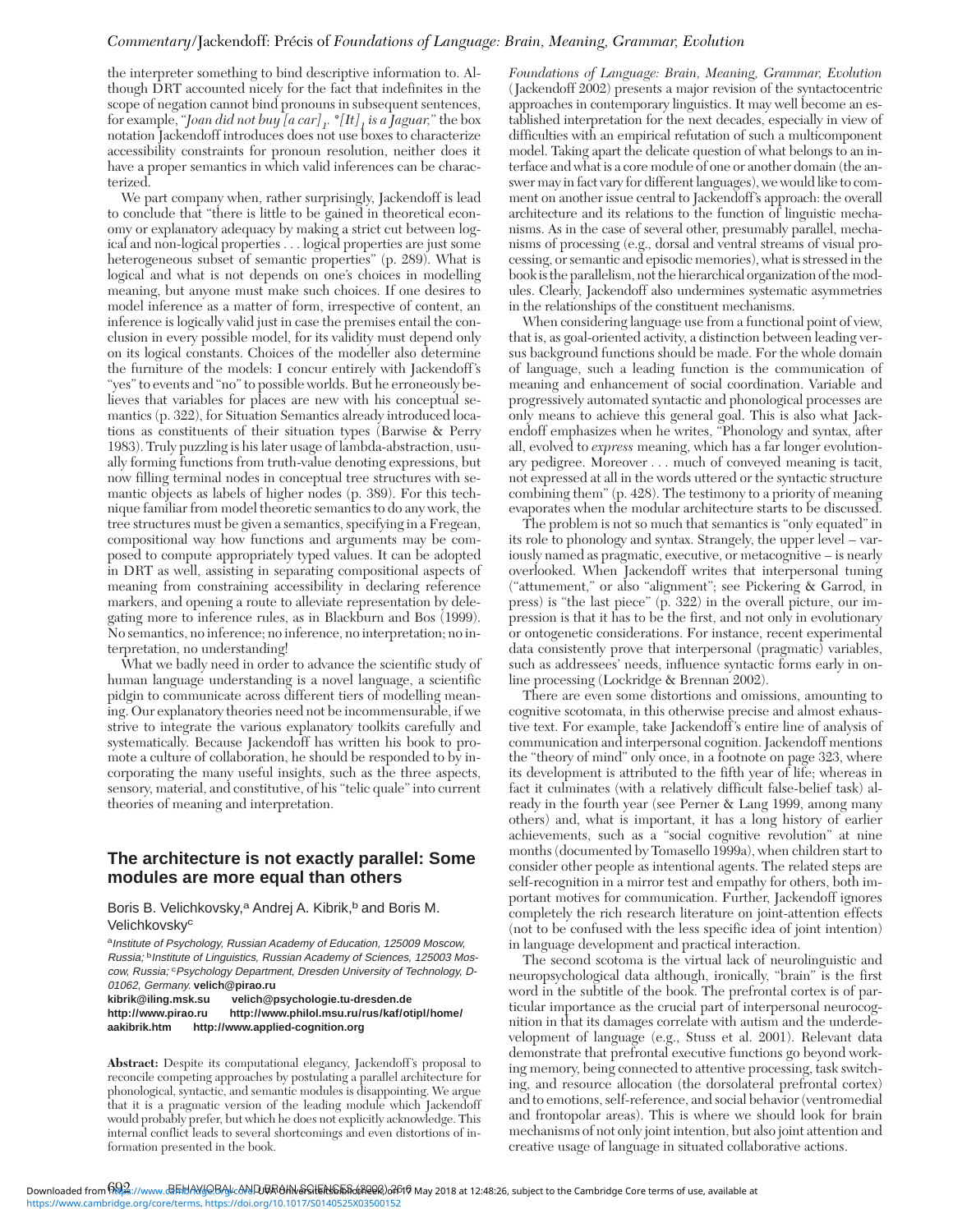the interpreter something to bind descriptive information to. Although DRT accounted nicely for the fact that indefinites in the scope of negation cannot bind pronouns in subsequent sentences, for example, "*Joan did not buy [a car]$_1$. *[It]$_1$ is a Jaguar,*" the box notation Jackendoff introduces does not use boxes to characterize accessibility constraints for pronoun resolution, neither does it have a proper semantics in which valid inferences can be characterized.

We part company when, rather surprisingly, Jackendoff is lead to conclude that "there is little to be gained in theoretical economy or explanatory adequacy by making a strict cut between logical and non-logical properties . . . logical properties are just some heterogeneous subset of semantic properties" (p. 289). What is logical and what is not depends on one's choices in modelling meaning, but anyone must make such choices. If one desires to model inference as a matter of form, irrespective of content, an inference is logically valid just in case the premises entail the conclusion in every possible model, for its validity must depend only on its logical constants. Choices of the modeller also determine the furniture of the models: I concur entirely with Jackendoff's "yes" to events and "no" to possible worlds. But he erroneously believes that variables for places are new with his conceptual semantics (p. 322), for Situation Semantics already introduced locations as constituents of their situation types (Barwise & Perry 1983). Truly puzzling is his later usage of lambda-abstraction, usually forming functions from truth-value denoting expressions, but now filling terminal nodes in conceptual tree structures with semantic objects as labels of higher nodes (p. 389). For this technique familiar from model theoretic semantics to do any work, the tree structures must be given a semantics, specifying in a Fregean, compositional way how functions and arguments may be composed to compute appropriately typed values. It can be adopted in DRT as well, assisting in separating compositional aspects of meaning from constraining accessibility in declaring reference markers, and opening a route to alleviate representation by delegating more to inference rules, as in Blackburn and Bos (1999). No semantics, no inference; no inference, no interpretation; no interpretation, no understanding!

What we badly need in order to advance the scientific study of human language understanding is a novel language, a scientific pidgin to communicate across different tiers of modelling meaning. Our explanatory theories need not be incommensurable, if we strive to integrate the various explanatory toolkits carefully and systematically. Because Jackendoff has written his book to promote a culture of collaboration, he should be responded to by incorporating the many useful insights, such as the three aspects, sensory, material, and constitutive, of his "telic quale" into current theories of meaning and interpretation.

## The architecture is not exactly parallel: Some modules are more equal than others

Boris B. Velichkovsky,[a] Andrej A. Kibrik,[b] and Boris M. Velichkovsky[c]

[a]*Institute of Psychology, Russian Academy of Education, 125009 Moscow, Russia;* [b]*Institute of Linguistics, Russian Academy of Sciences, 125003 Moscow, Russia;* [c]*Psychology Department, Dresden University of Technology, D-01062, Germany.* **velich@pirao.ru**
**kibrik@iling.msk.su velich@psychologie.tu-dresden.de**
**http://www.pirao.ru http://www.philol.msu.ru/rus/kaf/otipl/home/aakibrik.htm http://www.applied-cognition.org**

**Abstract:** Despite its computational elegancy, Jackendoff's proposal to reconcile competing approaches by postulating a parallel architecture for phonological, syntactic, and semantic modules is disappointing. We argue that it is a pragmatic version of the leading module which Jackendoff would probably prefer, but which he does not explicitly acknowledge. This internal conflict leads to several shortcomings and even distortions of information presented in the book.

*Foundations of Language: Brain, Meaning, Grammar, Evolution* (Jackendoff 2002) presents a major revision of the syntactocentric approaches in contemporary linguistics. It may well become an established interpretation for the next decades, especially in view of difficulties with an empirical refutation of such a multicomponent model. Taking apart the delicate question of what belongs to an interface and what is a core module of one or another domain (the answer may in fact vary for different languages), we would like to comment on another issue central to Jackendoff's approach: the overall architecture and its relations to the function of linguistic mechanisms. As in the case of several other, presumably parallel, mechanisms of processing (e.g., dorsal and ventral streams of visual processing, or semantic and episodic memories), what is stressed in the book is the parallelism, not the hierarchical organization of the modules. Clearly, Jackendoff also undermines systematic asymmetries in the relationships of the constituent mechanisms.

When considering language use from a functional point of view, that is, as goal-oriented activity, a distinction between leading versus background functions should be made. For the whole domain of language, such a leading function is the communication of meaning and enhancement of social coordination. Variable and progressively automated syntactic and phonological processes are only means to achieve this general goal. This is also what Jackendoff emphasizes when he writes, "Phonology and syntax, after all, evolved to *express* meaning, which has a far longer evolutionary pedigree. Moreover . . . much of conveyed meaning is tacit, not expressed at all in the words uttered or the syntactic structure combining them" (p. 428). The testimony to a priority of meaning evaporates when the modular architecture starts to be discussed.

The problem is not so much that semantics is "only equated" in its role to phonology and syntax. Strangely, the upper level – variously named as pragmatic, executive, or metacognitive – is nearly overlooked. When Jackendoff writes that interpersonal tuning ("attunement," or also "alignment"; see Pickering & Garrod, in press) is "the last piece" (p. 322) in the overall picture, our impression is that it has to be the first, and not only in evolutionary or ontogenetic considerations. For instance, recent experimental data consistently prove that interpersonal (pragmatic) variables, such as addressees' needs, influence syntactic forms early in online processing (Lockridge & Brennan 2002).

There are even some distortions and omissions, amounting to cognitive scotomata, in this otherwise precise and almost exhaustive text. For example, take Jackendoff's entire line of analysis of communication and interpersonal cognition. Jackendoff mentions the "theory of mind" only once, in a footnote on page 323, where its development is attributed to the fifth year of life; whereas in fact it culminates (with a relatively difficult false-belief task) already in the fourth year (see Perner & Lang 1999, among many others) and, what is important, it has a long history of earlier achievements, such as a "social cognitive revolution" at nine months (documented by Tomasello 1999a), when children start to consider other people as intentional agents. The related steps are self-recognition in a mirror test and empathy for others, both important motives for communication. Further, Jackendoff ignores completely the rich research literature on joint-attention effects (not to be confused with the less specific idea of joint intention) in language development and practical interaction.

The second scotoma is the virtual lack of neurolinguistic and neuropsychological data although, ironically, "brain" is the first word in the subtitle of the book. The prefrontal cortex is of particular importance as the crucial part of interpersonal neurocognition in that its damages correlate with autism and the underdevelopment of language (e.g., Stuss et al. 2001). Relevant data demonstrate that prefrontal executive functions go beyond working memory, being connected to attentive processing, task switching, and resource allocation (the dorsolateral prefrontal cortex) and to emotions, self-reference, and social behavior (ventromedial and frontopolar areas). This is where we should look for brain mechanisms of not only joint intention, but also joint attention and creative usage of language in situated collaborative actions.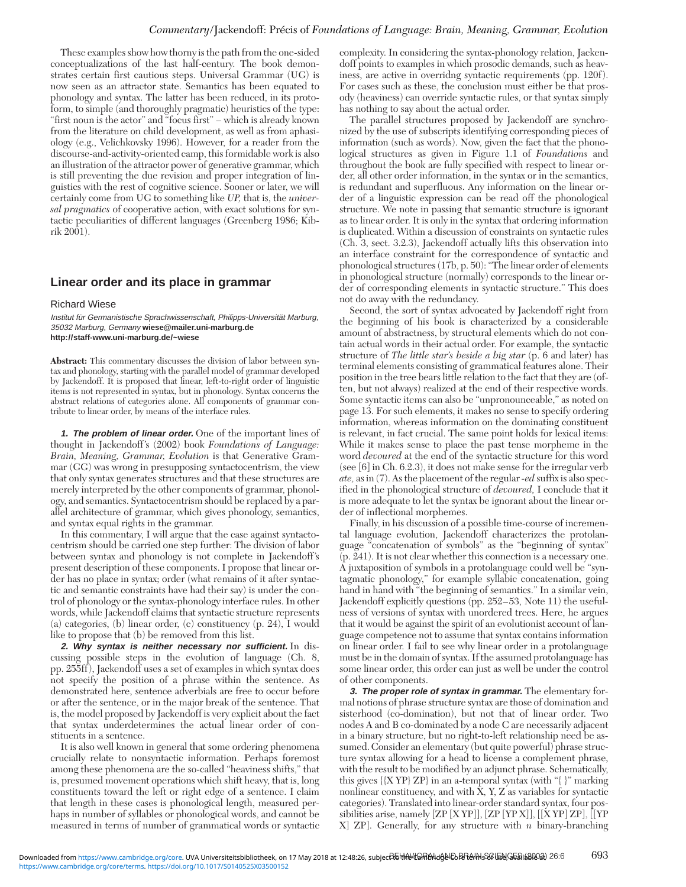These examples show how thorny is the path from the one-sided conceptualizations of the last half-century. The book demonstrates certain first cautious steps. Universal Grammar (UG) is now seen as an attractor state. Semantics has been equated to phonology and syntax. The latter has been reduced, in its protoform, to simple (and thoroughly pragmatic) heuristics of the type: "first noun is the actor" and "focus first" – which is already known from the literature on child development, as well as from aphasiology (e.g., Velichkovsky 1996). However, for a reader from the discourse-and-activity-oriented camp, this formidable work is also an illustration of the attractor power of generative grammar, which is still preventing the due revision and proper integration of linguistics with the rest of cognitive science. Sooner or later, we will certainly come from UG to something like *UP*, that is, the *universal pragmatics* of cooperative action, with exact solutions for syntactic peculiarities of different languages (Greenberg 1986; Kibrik 2001).

## Linear order and its place in grammar

Richard Wiese

*Institut für Germanistische Sprachwissenschaft, Philipps-Universität Marburg, 35032 Marburg, Germany* **wiese@mailer.uni-marburg.de**
**http://staff-www.uni-marburg.de/~wiese**

**Abstract:** This commentary discusses the division of labor between syntax and phonology, starting with the parallel model of grammar developed by Jackendoff. It is proposed that linear, left-to-right order of linguistic items is not represented in syntax, but in phonology. Syntax concerns the abstract relations of categories alone. All components of grammar contribute to linear order, by means of the interface rules.

***1. The problem of linear order.*** One of the important lines of thought in Jackendoff's (2002) book *Foundations of Language: Brain, Meaning, Grammar, Evolution* is that Generative Grammar (GG) was wrong in presupposing syntactocentrism, the view that only syntax generates structures and that these structures are merely interpreted by the other components of grammar, phonology, and semantics. Syntactocentrism should be replaced by a parallel architecture of grammar, which gives phonology, semantics, and syntax equal rights in the grammar.

In this commentary, I will argue that the case against syntactocentrism should be carried one step further: The division of labor between syntax and phonology is not complete in Jackendoff's present description of these components. I propose that linear order has no place in syntax; order (what remains of it after syntactic and semantic constraints have had their say) is under the control of phonology or the syntax-phonology interface rules. In other words, while Jackendoff claims that syntactic structure represents (a) categories, (b) linear order, (c) constituency (p. 24), I would like to propose that (b) be removed from this list.

***2. Why syntax is neither necessary nor sufficient.*** In discussing possible steps in the evolution of language (Ch. 8, pp. 255ff), Jackendoff uses a set of examples in which syntax does not specify the position of a phrase within the sentence. As demonstrated here, sentence adverbials are free to occur before or after the sentence, or in the major break of the sentence. That is, the model proposed by Jackendoff is very explicit about the fact that syntax underdetermines the actual linear order of constituents in a sentence.

It is also well known in general that some ordering phenomena crucially relate to nonsyntactic information. Perhaps foremost among these phenomena are the so-called "heaviness shifts," that is, presumed movement operations which shift heavy, that is, long constituents toward the left or right edge of a sentence. I claim that length in these cases is phonological length, measured perhaps in number of syllables or phonological words, and cannot be measured in terms of number of grammatical words or syntactic complexity. In considering the syntax-phonology relation, Jackendoff points to examples in which prosodic demands, such as heaviness, are active in overridng syntactic requirements (pp. 120f). For cases such as these, the conclusion must either be that prosody (heaviness) can override syntactic rules, or that syntax simply has nothing to say about the actual order.

The parallel structures proposed by Jackendoff are synchronized by the use of subscripts identifying corresponding pieces of information (such as words). Now, given the fact that the phonological structures as given in Figure 1.1 of *Foundations* and throughout the book are fully specified with respect to linear order, all other order information, in the syntax or in the semantics, is redundant and superfluous. Any information on the linear order of a linguistic expression can be read off the phonological structure. We note in passing that semantic structure is ignorant as to linear order. It is only in the syntax that ordering information is duplicated. Within a discussion of constraints on syntactic rules (Ch. 3, sect. 3.2.3), Jackendoff actually lifts this observation into an interface constraint for the correspondence of syntactic and phonological structures (17b, p. 50): "The linear order of elements in phonological structure (normally) corresponds to the linear order of corresponding elements in syntactic structure." This does not do away with the redundancy.

Second, the sort of syntax advocated by Jackendoff right from the beginning of his book is characterized by a considerable amount of abstractness, by structural elements which do not contain actual words in their actual order. For example, the syntactic structure of *The little star's beside a big star* (p. 6 and later) has terminal elements consisting of grammatical features alone. Their position in the tree bears little relation to the fact that they are (often, but not always) realized at the end of their respective words. Some syntactic items can also be "unpronounceable," as noted on page 13. For such elements, it makes no sense to specify ordering information, whereas information on the dominating constituent is relevant, in fact crucial. The same point holds for lexical items: While it makes sense to place the past tense morpheme in the word *devoured* at the end of the syntactic structure for this word (see [6] in Ch. 6.2.3), it does not make sense for the irregular verb *ate,* as in (7). As the placement of the regular *-ed* suffix is also specified in the phonological structure of *devoured,* I conclude that it is more adequate to let the syntax be ignorant about the linear order of inflectional morphemes.

Finally, in his discussion of a possible time-course of incremental language evolution, Jackendoff characterizes the protolanguage "concatenation of symbols" as the "beginning of syntax" (p. 241). It is not clear whether this connection is a necessary one. A juxtaposition of symbols in a protolanguage could well be "syntagmatic phonology," for example syllabic concatenation, going hand in hand with "the beginning of semantics." In a similar vein, Jackendoff explicitly questions (pp. 252–53, Note 11) the usefulness of versions of syntax with unordered trees. Here, he argues that it would be against the spirit of an evolutionist account of language competence not to assume that syntax contains information on linear order. I fail to see why linear order in a protolanguage must be in the domain of syntax. If the assumed protolanguage has some linear order, this order can just as well be under the control of other components.

***3. The proper role of syntax in grammar.*** The elementary formal notions of phrase structure syntax are those of domination and sisterhood (co-domination), but not that of linear order. Two nodes A and B co-dominated by a node C are necessarily adjacent in a binary structure, but no right-to-left relationship need be assumed. Consider an elementary (but quite powerful) phrase structure syntax allowing for a head to license a complement phrase, with the result to be modified by an adjunct phrase. Schematically, this gives {{X YP} ZP} in an a-temporal syntax (with "{ }" marking nonlinear constituency, and with X, Y, Z as variables for syntactic categories). Translated into linear-order standard syntax, four possibilities arise, namely [ZP [X YP]], [ZP [YP X]], [[X YP] ZP], [[YP X] ZP]. Generally, for any structure with *n* binary-branching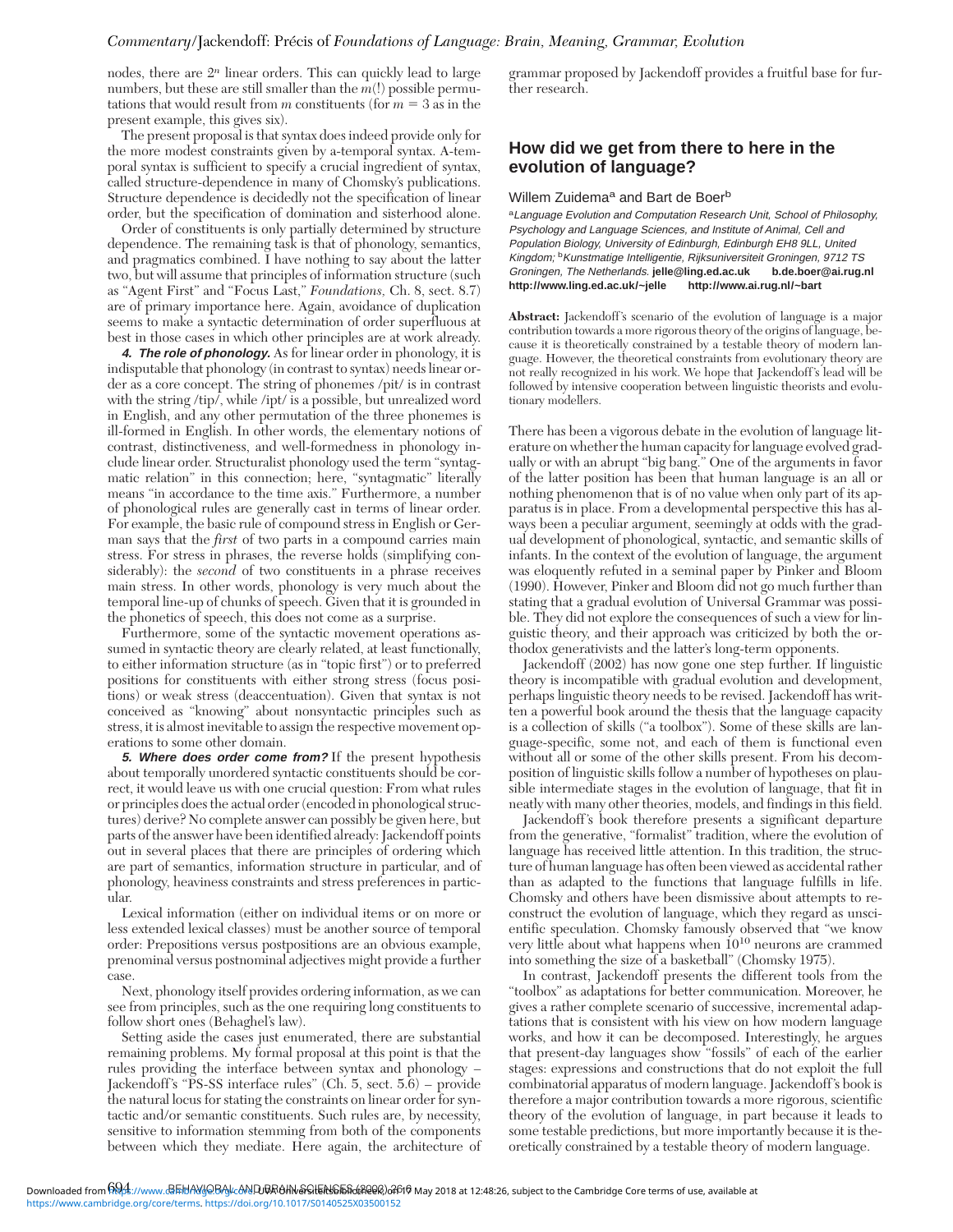nodes, there are $2^n$ linear orders. This can quickly lead to large numbers, but these are still smaller than the $m(!)$ possible permutations that would result from $m$ constituents (for $m = 3$ as in the present example, this gives six).

The present proposal is that syntax does indeed provide only for the more modest constraints given by a-temporal syntax. A-temporal syntax is sufficient to specify a crucial ingredient of syntax, called structure-dependence in many of Chomsky's publications. Structure dependence is decidedly not the specification of linear order, but the specification of domination and sisterhood alone.

Order of constituents is only partially determined by structure dependence. The remaining task is that of phonology, semantics, and pragmatics combined. I have nothing to say about the latter two, but will assume that principles of information structure (such as "Agent First" and "Focus Last," *Foundations,* Ch. 8, sect. 8.7) are of primary importance here. Again, avoidance of duplication seems to make a syntactic determination of order superfluous at best in those cases in which other principles are at work already.

***4. The role of phonology.*** As for linear order in phonology, it is indisputable that phonology (in contrast to syntax) needs linear order as a core concept. The string of phonemes /pit/ is in contrast with the string /tip/, while /ipt/ is a possible, but unrealized word in English, and any other permutation of the three phonemes is ill-formed in English. In other words, the elementary notions of contrast, distinctiveness, and well-formedness in phonology include linear order. Structuralist phonology used the term "syntagmatic relation" in this connection; here, "syntagmatic" literally means "in accordance to the time axis." Furthermore, a number of phonological rules are generally cast in terms of linear order. For example, the basic rule of compound stress in English or German says that the *first* of two parts in a compound carries main stress. For stress in phrases, the reverse holds (simplifying considerably): the *second* of two constituents in a phrase receives main stress. In other words, phonology is very much about the temporal line-up of chunks of speech. Given that it is grounded in the phonetics of speech, this does not come as a surprise.

Furthermore, some of the syntactic movement operations assumed in syntactic theory are clearly related, at least functionally, to either information structure (as in "topic first") or to preferred positions for constituents with either strong stress (focus positions) or weak stress (deaccentuation). Given that syntax is not conceived as "knowing" about nonsyntactic principles such as stress, it is almost inevitable to assign the respective movement operations to some other domain.

***5. Where does order come from?*** If the present hypothesis about temporally unordered syntactic constituents should be correct, it would leave us with one crucial question: From what rules or principles does the actual order (encoded in phonological structures) derive? No complete answer can possibly be given here, but parts of the answer have been identified already: Jackendoff points out in several places that there are principles of ordering which are part of semantics, information structure in particular, and of phonology, heaviness constraints and stress preferences in particular.

Lexical information (either on individual items or on more or less extended lexical classes) must be another source of temporal order: Prepositions versus postpositions are an obvious example, prenominal versus postnominal adjectives might provide a further case.

Next, phonology itself provides ordering information, as we can see from principles, such as the one requiring long constituents to follow short ones (Behaghel's law).

Setting aside the cases just enumerated, there are substantial remaining problems. My formal proposal at this point is that the rules providing the interface between syntax and phonology – Jackendoff's "PS-SS interface rules" (Ch. 5, sect. 5.6) – provide the natural locus for stating the constraints on linear order for syntactic and/or semantic constituents. Such rules are, by necessity, sensitive to information stemming from both of the components between which they mediate. Here again, the architecture of grammar proposed by Jackendoff provides a fruitful base for further research.

## How did we get from there to here in the evolution of language?

Willem Zuidema[a] and Bart de Boer[b]

[a]*Language Evolution and Computation Research Unit, School of Philosophy, Psychology and Language Sciences, and Institute of Animal, Cell and Population Biology, University of Edinburgh, Edinburgh EH8 9LL, United Kingdom;* [b]*Kunstmatige Intelligentie, Rijksuniversiteit Groningen, 9712 TS Groningen, The Netherlands.* **jelle@ling.ed.ac.uk b.de.boer@ai.rug.nl http://www.ling.ed.ac.uk/~jelle http://www.ai.rug.nl/~bart**

**Abstract:** Jackendoff's scenario of the evolution of language is a major contribution towards a more rigorous theory of the origins of language, because it is theoretically constrained by a testable theory of modern language. However, the theoretical constraints from evolutionary theory are not really recognized in his work. We hope that Jackendoff's lead will be followed by intensive cooperation between linguistic theorists and evolutionary modellers.

There has been a vigorous debate in the evolution of language literature on whether the human capacity for language evolved gradually or with an abrupt "big bang." One of the arguments in favor of the latter position has been that human language is an all or nothing phenomenon that is of no value when only part of its apparatus is in place. From a developmental perspective this has always been a peculiar argument, seemingly at odds with the gradual development of phonological, syntactic, and semantic skills of infants. In the context of the evolution of language, the argument was eloquently refuted in a seminal paper by Pinker and Bloom (1990). However, Pinker and Bloom did not go much further than stating that a gradual evolution of Universal Grammar was possible. They did not explore the consequences of such a view for linguistic theory, and their approach was criticized by both the orthodox generativists and the latter's long-term opponents.

Jackendoff (2002) has now gone one step further. If linguistic theory is incompatible with gradual evolution and development, perhaps linguistic theory needs to be revised. Jackendoff has written a powerful book around the thesis that the language capacity is a collection of skills ("a toolbox"). Some of these skills are language-specific, some not, and each of them is functional even without all or some of the other skills present. From his decomposition of linguistic skills follow a number of hypotheses on plausible intermediate stages in the evolution of language, that fit in neatly with many other theories, models, and findings in this field.

Jackendoff's book therefore presents a significant departure from the generative, "formalist" tradition, where the evolution of language has received little attention. In this tradition, the structure of human language has often been viewed as accidental rather than as adapted to the functions that language fulfills in life. Chomsky and others have been dismissive about attempts to reconstruct the evolution of language, which they regard as unscientific speculation. Chomsky famously observed that "we know very little about what happens when $10^{10}$ neurons are crammed into something the size of a basketball" (Chomsky 1975).

In contrast, Jackendoff presents the different tools from the "toolbox" as adaptations for better communication. Moreover, he gives a rather complete scenario of successive, incremental adaptations that is consistent with his view on how modern language works, and how it can be decomposed. Interestingly, he argues that present-day languages show "fossils" of each of the earlier stages: expressions and constructions that do not exploit the full combinatorial apparatus of modern language. Jackendoff's book is therefore a major contribution towards a more rigorous, scientific theory of the evolution of language, in part because it leads to some testable predictions, but more importantly because it is theoretically constrained by a testable theory of modern language.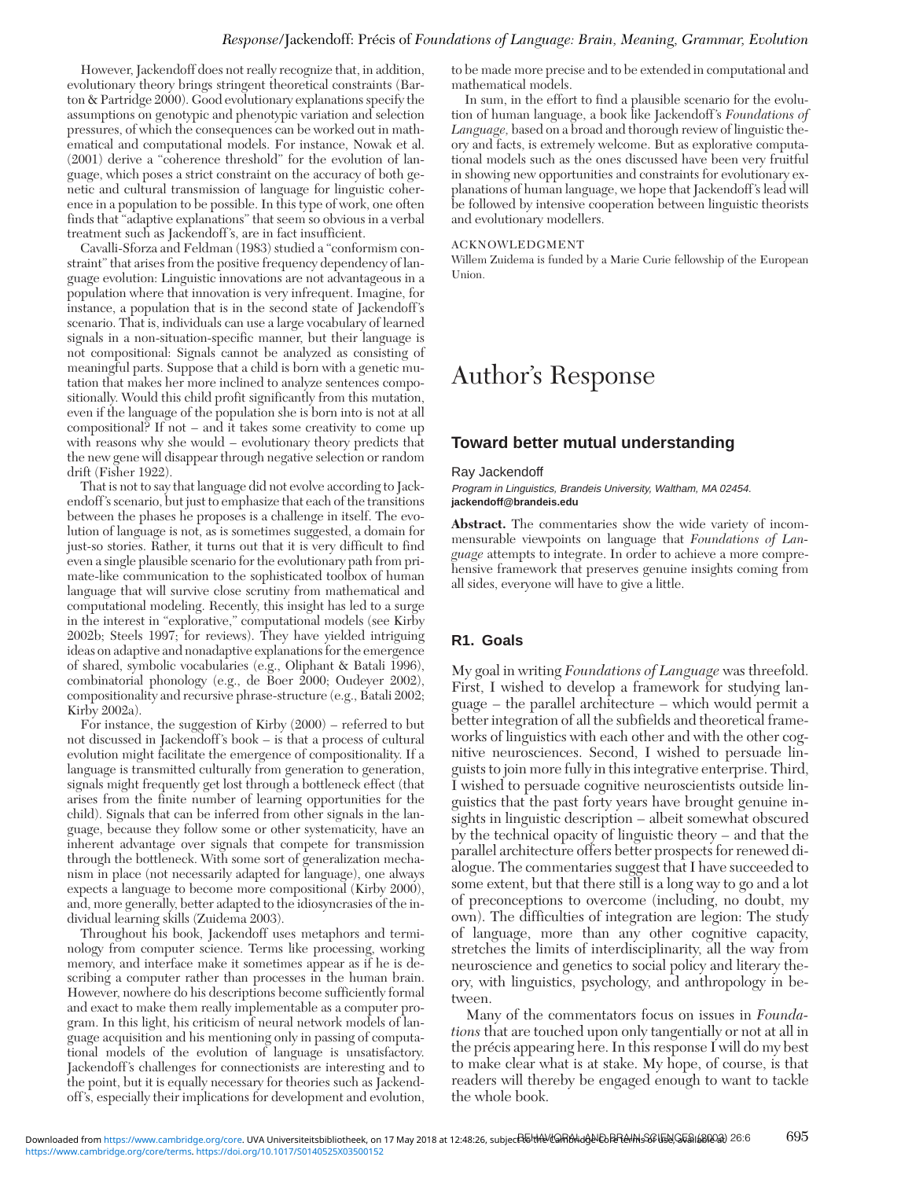However, Jackendoff does not really recognize that, in addition, evolutionary theory brings stringent theoretical constraints (Barton & Partridge 2000). Good evolutionary explanations specify the assumptions on genotypic and phenotypic variation and selection pressures, of which the consequences can be worked out in mathematical and computational models. For instance, Nowak et al. (2001) derive a "coherence threshold" for the evolution of language, which poses a strict constraint on the accuracy of both genetic and cultural transmission of language for linguistic coherence in a population to be possible. In this type of work, one often finds that "adaptive explanations" that seem so obvious in a verbal treatment such as Jackendoff's, are in fact insufficient.

Cavalli-Sforza and Feldman (1983) studied a "conformism constraint" that arises from the positive frequency dependency of language evolution: Linguistic innovations are not advantageous in a population where that innovation is very infrequent. Imagine, for instance, a population that is in the second state of Jackendoff's scenario. That is, individuals can use a large vocabulary of learned signals in a non-situation-specific manner, but their language is not compositional: Signals cannot be analyzed as consisting of meaningful parts. Suppose that a child is born with a genetic mutation that makes her more inclined to analyze sentences compositionally. Would this child profit significantly from this mutation, even if the language of the population she is born into is not at all compositional? If not – and it takes some creativity to come up with reasons why she would – evolutionary theory predicts that the new gene will disappear through negative selection or random drift (Fisher 1922).

That is not to say that language did not evolve according to Jackendoff's scenario, but just to emphasize that each of the transitions between the phases he proposes is a challenge in itself. The evolution of language is not, as is sometimes suggested, a domain for just-so stories. Rather, it turns out that it is very difficult to find even a single plausible scenario for the evolutionary path from primate-like communication to the sophisticated toolbox of human language that will survive close scrutiny from mathematical and computational modeling. Recently, this insight has led to a surge in the interest in "explorative," computational models (see Kirby 2002b; Steels 1997; for reviews). They have yielded intriguing ideas on adaptive and nonadaptive explanations for the emergence of shared, symbolic vocabularies (e.g., Oliphant & Batali 1996), combinatorial phonology (e.g., de Boer 2000; Oudeyer 2002), compositionality and recursive phrase-structure (e.g., Batali 2002; Kirby 2002a).

For instance, the suggestion of Kirby (2000) – referred to but not discussed in Jackendoff's book – is that a process of cultural evolution might facilitate the emergence of compositionality. If a language is transmitted culturally from generation to generation, signals might frequently get lost through a bottleneck effect (that arises from the finite number of learning opportunities for the child). Signals that can be inferred from other signals in the language, because they follow some or other systematicity, have an inherent advantage over signals that compete for transmission through the bottleneck. With some sort of generalization mechanism in place (not necessarily adapted for language), one always expects a language to become more compositional (Kirby 2000), and, more generally, better adapted to the idiosyncrasies of the individual learning skills (Zuidema 2003).

Throughout his book, Jackendoff uses metaphors and terminology from computer science. Terms like processing, working memory, and interface make it sometimes appear as if he is describing a computer rather than processes in the human brain. However, nowhere do his descriptions become sufficiently formal and exact to make them really implementable as a computer program. In this light, his criticism of neural network models of language acquisition and his mentioning only in passing of computational models of the evolution of language is unsatisfactory. Jackendoff's challenges for connectionists are interesting and to the point, but it is equally necessary for theories such as Jackendoff's, especially their implications for development and evolution, to be made more precise and to be extended in computational and mathematical models.

In sum, in the effort to find a plausible scenario for the evolution of human language, a book like Jackendoff's *Foundations of Language*, based on a broad and thorough review of linguistic theory and facts, is extremely welcome. But as explorative computational models such as the ones discussed have been very fruitful in showing new opportunities and constraints for evolutionary explanations of human language, we hope that Jackendoff's lead will be followed by intensive cooperation between linguistic theorists and evolutionary modellers.

ACKNOWLEDGMENT

Willem Zuidema is funded by a Marie Curie fellowship of the European Union.

# Author's Response

## Toward better mutual understanding

Ray Jackendoff

*Program in Linguistics, Brandeis University, Waltham, MA 02454.*
**jackendoff@brandeis.edu**

**Abstract.** The commentaries show the wide variety of incommensurable viewpoints on language that *Foundations of Language* attempts to integrate. In order to achieve a more comprehensive framework that preserves genuine insights coming from all sides, everyone will have to give a little.

### R1. Goals

My goal in writing *Foundations of Language* was threefold. First, I wished to develop a framework for studying language – the parallel architecture – which would permit a better integration of all the subfields and theoretical frameworks of linguistics with each other and with the other cognitive neurosciences. Second, I wished to persuade linguists to join more fully in this integrative enterprise. Third, I wished to persuade cognitive neuroscientists outside linguistics that the past forty years have brought genuine insights in linguistic description – albeit somewhat obscured by the technical opacity of linguistic theory – and that the parallel architecture offers better prospects for renewed dialogue. The commentaries suggest that I have succeeded to some extent, but that there still is a long way to go and a lot of preconceptions to overcome (including, no doubt, my own). The difficulties of integration are legion: The study of language, more than any other cognitive capacity, stretches the limits of interdisciplinarity, all the way from neuroscience and genetics to social policy and literary theory, with linguistics, psychology, and anthropology in between.

Many of the commentators focus on issues in *Foundations* that are touched upon only tangentially or not at all in the précis appearing here. In this response I will do my best to make clear what is at stake. My hope, of course, is that readers will thereby be engaged enough to want to tackle the whole book.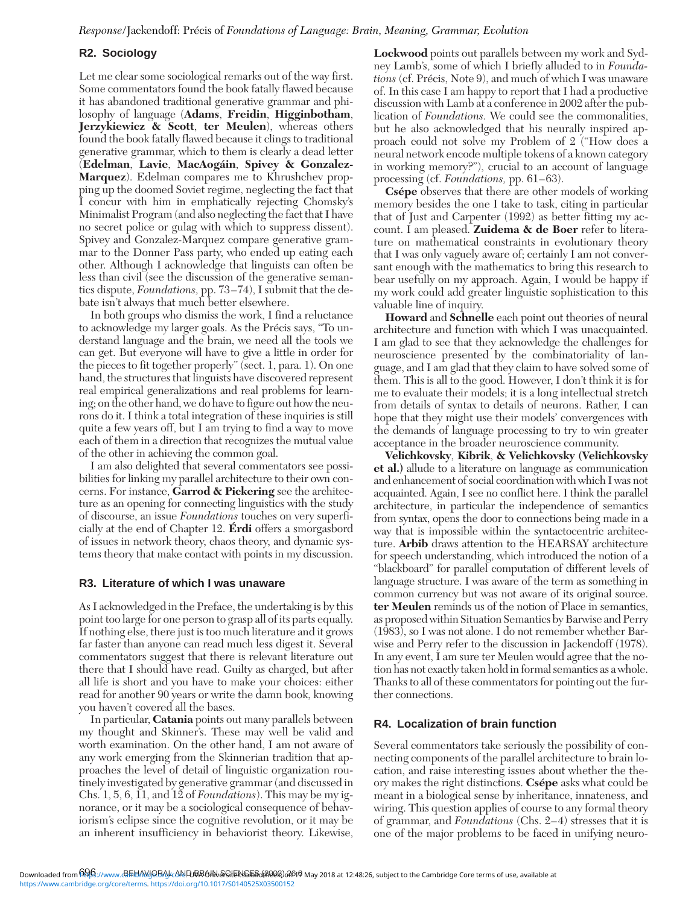## R2. Sociology

Let me clear some sociological remarks out of the way first. Some commentators found the book fatally flawed because it has abandoned traditional generative grammar and philosophy of language (**Adams**, **Freidin**, **Higginbotham**, **Jerzykiewicz & Scott**, **ter Meulen**), whereas others found the book fatally flawed because it clings to traditional generative grammar, which to them is clearly a dead letter (**Edelman**, **Lavie**, **MacAogáin**, **Spivey & Gonzalez-Marquez**). Edelman compares me to Khrushchev propping up the doomed Soviet regime, neglecting the fact that I concur with him in emphatically rejecting Chomsky's Minimalist Program (and also neglecting the fact that I have no secret police or gulag with which to suppress dissent). Spivey and Gonzalez-Marquez compare generative grammar to the Donner Pass party, who ended up eating each other. Although I acknowledge that linguists can often be less than civil (see the discussion of the generative semantics dispute, *Foundations,* pp. 73–74), I submit that the debate isn't always that much better elsewhere.

In both groups who dismiss the work, I find a reluctance to acknowledge my larger goals. As the Précis says, "To understand language and the brain, we need all the tools we can get. But everyone will have to give a little in order for the pieces to fit together properly" (sect. 1, para. 1). On one hand, the structures that linguists have discovered represent real empirical generalizations and real problems for learning; on the other hand, we do have to figure out how the neurons do it. I think a total integration of these inquiries is still quite a few years off, but I am trying to find a way to move each of them in a direction that recognizes the mutual value of the other in achieving the common goal.

I am also delighted that several commentators see possibilities for linking my parallel architecture to their own concerns. For instance, **Garrod & Pickering** see the architecture as an opening for connecting linguistics with the study of discourse, an issue *Foundations* touches on very superficially at the end of Chapter 12. **Érdi** offers a smorgasbord of issues in network theory, chaos theory, and dynamic systems theory that make contact with points in my discussion.

## R3. Literature of which I was unaware

As I acknowledged in the Preface, the undertaking is by this point too large for one person to grasp all of its parts equally. If nothing else, there just is too much literature and it grows far faster than anyone can read much less digest it. Several commentators suggest that there is relevant literature out there that I should have read. Guilty as charged, but after all life is short and you have to make your choices: either read for another 90 years or write the damn book, knowing you haven't covered all the bases.

In particular, **Catania** points out many parallels between my thought and Skinner's. These may well be valid and worth examination. On the other hand, I am not aware of any work emerging from the Skinnerian tradition that approaches the level of detail of linguistic organization routinely investigated by generative grammar (and discussed in Chs. 1, 5, 6, 11, and 12 of *Foundations*). This may be my ignorance, or it may be a sociological consequence of behaviorism's eclipse since the cognitive revolution, or it may be an inherent insufficiency in behaviorist theory. Likewise, **Lockwood** points out parallels between my work and Sydney Lamb's, some of which I briefly alluded to in *Foundations* (cf. Précis, Note 9), and much of which I was unaware of. In this case I am happy to report that I had a productive discussion with Lamb at a conference in 2002 after the publication of *Foundations.* We could see the commonalities, but he also acknowledged that his neurally inspired approach could not solve my Problem of 2 ("How does a neural network encode multiple tokens of a known category in working memory?"), crucial to an account of language processing (cf. *Foundations,* pp. 61–63).

**Csépe** observes that there are other models of working memory besides the one I take to task, citing in particular that of Just and Carpenter (1992) as better fitting my account. I am pleased. **Zuidema & de Boer** refer to literature on mathematical constraints in evolutionary theory that I was only vaguely aware of; certainly I am not conversant enough with the mathematics to bring this research to bear usefully on my approach. Again, I would be happy if my work could add greater linguistic sophistication to this valuable line of inquiry.

**Howard** and **Schnelle** each point out theories of neural architecture and function with which I was unacquainted. I am glad to see that they acknowledge the challenges for neuroscience presented by the combinatoriality of language, and I am glad that they claim to have solved some of them. This is all to the good. However, I don't think it is for me to evaluate their models; it is a long intellectual stretch from details of syntax to details of neurons. Rather, I can hope that they might use their models' convergences with the demands of language processing to try to win greater acceptance in the broader neuroscience community.

**Velichkovsky**, **Kibrik**, **& Velichkovsky (Velichkovsky et al.)** allude to a literature on language as communication and enhancement of social coordination with which I was not acquainted. Again, I see no conflict here. I think the parallel architecture, in particular the independence of semantics from syntax, opens the door to connections being made in a way that is impossible within the syntactocentric architecture. **Arbib** draws attention to the HEARSAY architecture for speech understanding, which introduced the notion of a "blackboard" for parallel computation of different levels of language structure. I was aware of the term as something in common currency but was not aware of its original source. **ter Meulen** reminds us of the notion of Place in semantics, as proposed within Situation Semantics by Barwise and Perry (1983), so I was not alone. I do not remember whether Barwise and Perry refer to the discussion in Jackendoff (1978). In any event, I am sure ter Meulen would agree that the notion has not exactly taken hold in formal semantics as a whole. Thanks to all of these commentators for pointing out the further connections.

## R4. Localization of brain function

Several commentators take seriously the possibility of connecting components of the parallel architecture to brain location, and raise interesting issues about whether the theory makes the right distinctions. **Csépe** asks what could be meant in a biological sense by inheritance, innateness, and wiring. This question applies of course to any formal theory of grammar, and *Foundations* (Chs. 2–4) stresses that it is one of the major problems to be faced in unifying neuro-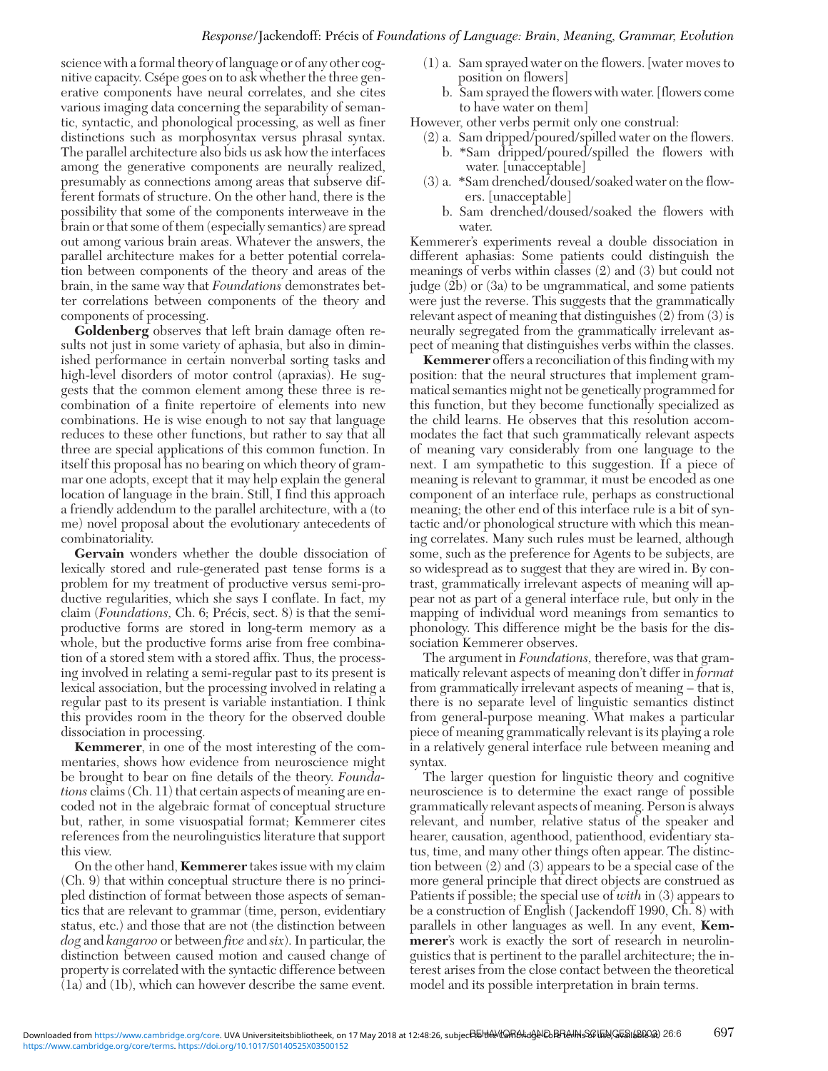science with a formal theory of language or of any other cognitive capacity. Csépe goes on to ask whether the three generative components have neural correlates, and she cites various imaging data concerning the separability of semantic, syntactic, and phonological processing, as well as finer distinctions such as morphosyntax versus phrasal syntax. The parallel architecture also bids us ask how the interfaces among the generative components are neurally realized, presumably as connections among areas that subserve different formats of structure. On the other hand, there is the possibility that some of the components interweave in the brain or that some of them (especially semantics) are spread out among various brain areas. Whatever the answers, the parallel architecture makes for a better potential correlation between components of the theory and areas of the brain, in the same way that *Foundations* demonstrates better correlations between components of the theory and components of processing.

**Goldenberg** observes that left brain damage often results not just in some variety of aphasia, but also in diminished performance in certain nonverbal sorting tasks and high-level disorders of motor control (apraxias). He suggests that the common element among these three is recombination of a finite repertoire of elements into new combinations. He is wise enough to not say that language reduces to these other functions, but rather to say that all three are special applications of this common function. In itself this proposal has no bearing on which theory of grammar one adopts, except that it may help explain the general location of language in the brain. Still, I find this approach a friendly addendum to the parallel architecture, with a (to me) novel proposal about the evolutionary antecedents of combinatoriality.

**Gervain** wonders whether the double dissociation of lexically stored and rule-generated past tense forms is a problem for my treatment of productive versus semi-productive regularities, which she says I conflate. In fact, my claim (*Foundations,* Ch. 6; Précis, sect. 8) is that the semi-productive forms are stored in long-term memory as a whole, but the productive forms arise from free combination of a stored stem with a stored affix. Thus, the processing involved in relating a semi-regular past to its present is lexical association, but the processing involved in relating a regular past to its present is variable instantiation. I think this provides room in the theory for the observed double dissociation in processing.

**Kemmerer**, in one of the most interesting of the commentaries, shows how evidence from neuroscience might be brought to bear on fine details of the theory. *Foundations* claims (Ch. 11) that certain aspects of meaning are encoded not in the algebraic format of conceptual structure but, rather, in some visuospatial format; Kemmerer cites references from the neurolinguistics literature that support this view.

On the other hand, **Kemmerer** takes issue with my claim (Ch. 9) that within conceptual structure there is no principled distinction of format between those aspects of semantics that are relevant to grammar (time, person, evidentiary status, etc.) and those that are not (the distinction between *dog* and *kangaroo* or between *five* and *six*). In particular, the distinction between caused motion and caused change of property is correlated with the syntactic difference between (1a) and (1b), which can however describe the same event.

(1) a. Sam sprayed water on the flowers. [water moves to position on flowers]
    b. Sam sprayed the flowers with water. [flowers come to have water on them]

However, other verbs permit only one construal:

(2) a. Sam dripped/poured/spilled water on the flowers.
    b. *Sam dripped/poured/spilled the flowers with water. [unacceptable]

(3) a. *Sam drenched/doused/soaked water on the flowers. [unacceptable]
    b. Sam drenched/doused/soaked the flowers with water.

Kemmerer's experiments reveal a double dissociation in different aphasias: Some patients could distinguish the meanings of verbs within classes (2) and (3) but could not judge (2b) or (3a) to be ungrammatical, and some patients were just the reverse. This suggests that the grammatically relevant aspect of meaning that distinguishes (2) from (3) is neurally segregated from the grammatically irrelevant aspect of meaning that distinguishes verbs within the classes.

**Kemmerer** offers a reconciliation of this finding with my position: that the neural structures that implement grammatical semantics might not be genetically programmed for this function, but they become functionally specialized as the child learns. He observes that this resolution accommodates the fact that such grammatically relevant aspects of meaning vary considerably from one language to the next. I am sympathetic to this suggestion. If a piece of meaning is relevant to grammar, it must be encoded as one component of an interface rule, perhaps as constructional meaning; the other end of this interface rule is a bit of syntactic and/or phonological structure with which this meaning correlates. Many such rules must be learned, although some, such as the preference for Agents to be subjects, are so widespread as to suggest that they are wired in. By contrast, grammatically irrelevant aspects of meaning will appear not as part of a general interface rule, but only in the mapping of individual word meanings from semantics to phonology. This difference might be the basis for the dissociation Kemmerer observes.

The argument in *Foundations,* therefore, was that grammatically relevant aspects of meaning don't differ in *format* from grammatically irrelevant aspects of meaning – that is, there is no separate level of linguistic semantics distinct from general-purpose meaning. What makes a particular piece of meaning grammatically relevant is its playing a role in a relatively general interface rule between meaning and syntax.

The larger question for linguistic theory and cognitive neuroscience is to determine the exact range of possible grammatically relevant aspects of meaning. Person is always relevant, and number, relative status of the speaker and hearer, causation, agenthood, patienthood, evidentiary status, time, and many other things often appear. The distinction between (2) and (3) appears to be a special case of the more general principle that direct objects are construed as Patients if possible; the special use of *with* in (3) appears to be a construction of English (Jackendoff 1990, Ch. 8) with parallels in other languages as well. In any event, **Kemmerer**'s work is exactly the sort of research in neurolinguistics that is pertinent to the parallel architecture; the interest arises from the close contact between the theoretical model and its possible interpretation in brain terms.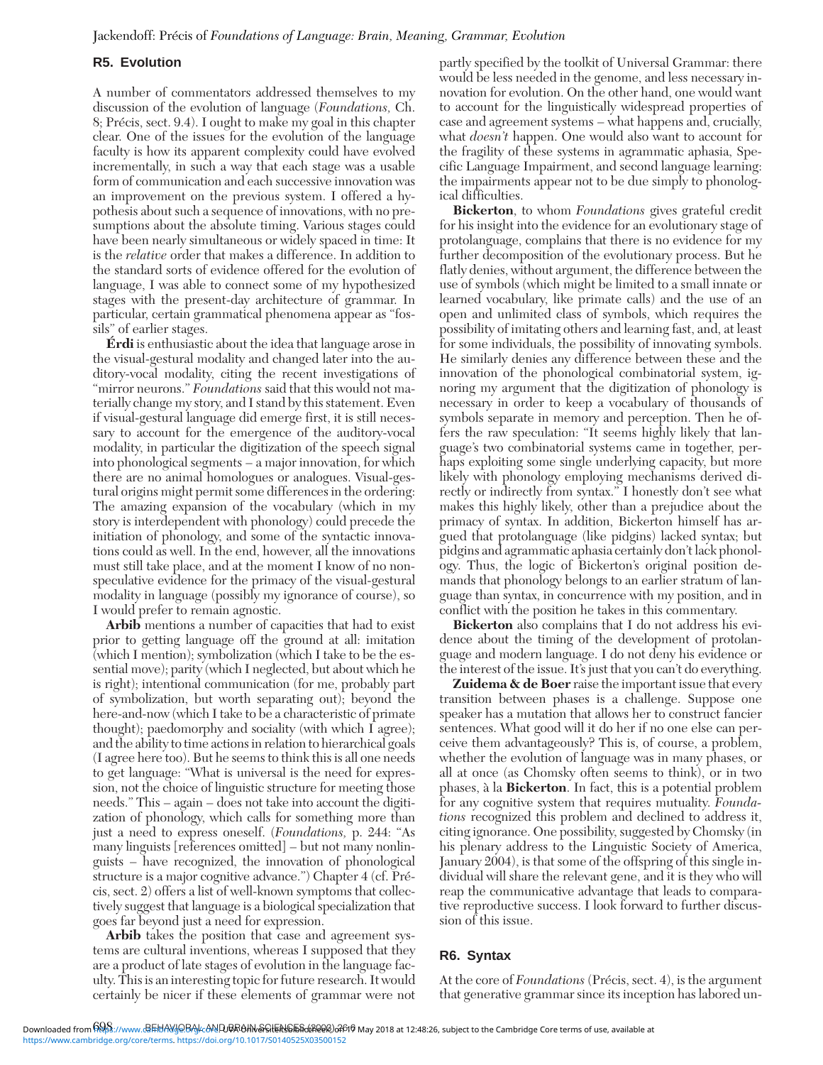## R5. Evolution

A number of commentators addressed themselves to my discussion of the evolution of language (*Foundations,* Ch. 8; Précis, sect. 9.4). I ought to make my goal in this chapter clear. One of the issues for the evolution of the language faculty is how its apparent complexity could have evolved incrementally, in such a way that each stage was a usable form of communication and each successive innovation was an improvement on the previous system. I offered a hypothesis about such a sequence of innovations, with no presumptions about the absolute timing. Various stages could have been nearly simultaneous or widely spaced in time: It is the *relative* order that makes a difference. In addition to the standard sorts of evidence offered for the evolution of language, I was able to connect some of my hypothesized stages with the present-day architecture of grammar. In particular, certain grammatical phenomena appear as "fossils" of earlier stages.

**Érdi** is enthusiastic about the idea that language arose in the visual-gestural modality and changed later into the auditory-vocal modality, citing the recent investigations of "mirror neurons." *Foundations* said that this would not materially change my story, and I stand by this statement. Even if visual-gestural language did emerge first, it is still necessary to account for the emergence of the auditory-vocal modality, in particular the digitization of the speech signal into phonological segments – a major innovation, for which there are no animal homologues or analogues. Visual-gestural origins might permit some differences in the ordering: The amazing expansion of the vocabulary (which in my story is interdependent with phonology) could precede the initiation of phonology, and some of the syntactic innovations could as well. In the end, however, all the innovations must still take place, and at the moment I know of no nonspeculative evidence for the primacy of the visual-gestural modality in language (possibly my ignorance of course), so I would prefer to remain agnostic.

**Arbib** mentions a number of capacities that had to exist prior to getting language off the ground at all: imitation (which I mention); symbolization (which I take to be the essential move); parity (which I neglected, but about which he is right); intentional communication (for me, probably part of symbolization, but worth separating out); beyond the here-and-now (which I take to be a characteristic of primate thought); paedomorphy and sociality (with which I agree); and the ability to time actions in relation to hierarchical goals (I agree here too). But he seems to think this is all one needs to get language: "What is universal is the need for expression, not the choice of linguistic structure for meeting those needs." This – again – does not take into account the digitization of phonology, which calls for something more than just a need to express oneself. (*Foundations,* p. 244: "As many linguists [references omitted] – but not many nonlinguists – have recognized, the innovation of phonological structure is a major cognitive advance.") Chapter 4 (cf. Précis, sect. 2) offers a list of well-known symptoms that collectively suggest that language is a biological specialization that goes far beyond just a need for expression.

**Arbib** takes the position that case and agreement systems are cultural inventions, whereas I supposed that they are a product of late stages of evolution in the language faculty. This is an interesting topic for future research. It would certainly be nicer if these elements of grammar were not partly specified by the toolkit of Universal Grammar: there would be less needed in the genome, and less necessary innovation for evolution. On the other hand, one would want to account for the linguistically widespread properties of case and agreement systems – what happens and, crucially, what *doesn't* happen. One would also want to account for the fragility of these systems in agrammatic aphasia, Specific Language Impairment, and second language learning: the impairments appear not to be due simply to phonological difficulties.

**Bickerton**, to whom *Foundations* gives grateful credit for his insight into the evidence for an evolutionary stage of protolanguage, complains that there is no evidence for my further decomposition of the evolutionary process. But he flatly denies, without argument, the difference between the use of symbols (which might be limited to a small innate or learned vocabulary, like primate calls) and the use of an open and unlimited class of symbols, which requires the possibility of imitating others and learning fast, and, at least for some individuals, the possibility of innovating symbols. He similarly denies any difference between these and the innovation of the phonological combinatorial system, ignoring my argument that the digitization of phonology is necessary in order to keep a vocabulary of thousands of symbols separate in memory and perception. Then he offers the raw speculation: "It seems highly likely that language's two combinatorial systems came in together, perhaps exploiting some single underlying capacity, but more likely with phonology employing mechanisms derived directly or indirectly from syntax." I honestly don't see what makes this highly likely, other than a prejudice about the primacy of syntax. In addition, Bickerton himself has argued that protolanguage (like pidgins) lacked syntax; but pidgins and agrammatic aphasia certainly don't lack phonology. Thus, the logic of Bickerton's original position demands that phonology belongs to an earlier stratum of language than syntax, in concurrence with my position, and in conflict with the position he takes in this commentary.

**Bickerton** also complains that I do not address his evidence about the timing of the development of protolanguage and modern language. I do not deny his evidence or the interest of the issue. It's just that you can't do everything.

**Zuidema & de Boer** raise the important issue that every transition between phases is a challenge. Suppose one speaker has a mutation that allows her to construct fancier sentences. What good will it do her if no one else can perceive them advantageously? This is, of course, a problem, whether the evolution of language was in many phases, or all at once (as Chomsky often seems to think), or in two phases, à la **Bickerton**. In fact, this is a potential problem for any cognitive system that requires mutuality. *Foundations* recognized this problem and declined to address it, citing ignorance. One possibility, suggested by Chomsky (in his plenary address to the Linguistic Society of America, January 2004), is that some of the offspring of this single individual will share the relevant gene, and it is they who will reap the communicative advantage that leads to comparative reproductive success. I look forward to further discussion of this issue.

## R6. Syntax

At the core of *Foundations* (Précis, sect. 4), is the argument that generative grammar since its inception has labored un-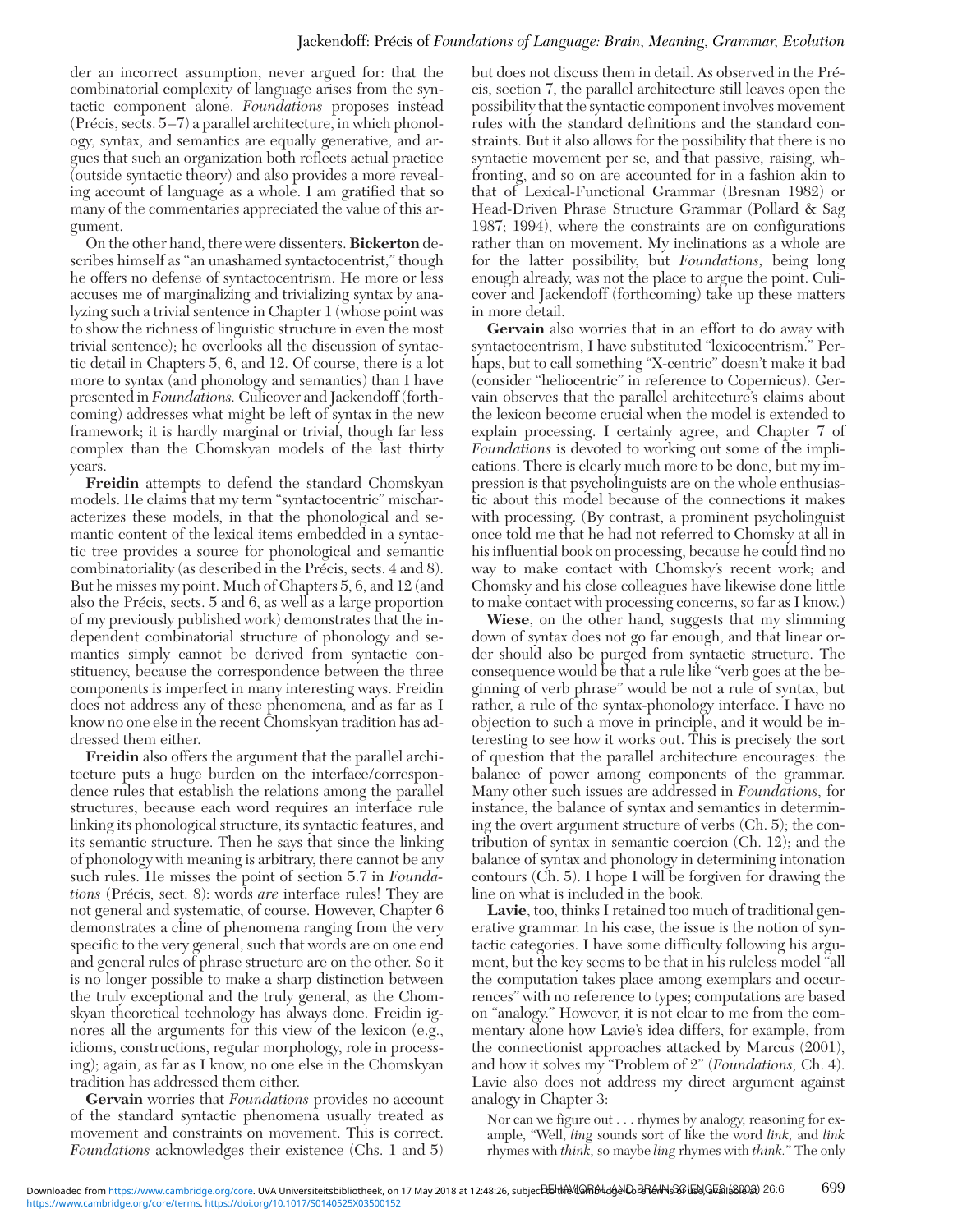der an incorrect assumption, never argued for: that the combinatorial complexity of language arises from the syntactic component alone. *Foundations* proposes instead (Précis, sects. 5–7) a parallel architecture, in which phonology, syntax, and semantics are equally generative, and argues that such an organization both reflects actual practice (outside syntactic theory) and also provides a more revealing account of language as a whole. I am gratified that so many of the commentaries appreciated the value of this argument.

On the other hand, there were dissenters. **Bickerton** describes himself as "an unashamed syntactocentrist," though he offers no defense of syntactocentrism. He more or less accuses me of marginalizing and trivializing syntax by analyzing such a trivial sentence in Chapter 1 (whose point was to show the richness of linguistic structure in even the most trivial sentence); he overlooks all the discussion of syntactic detail in Chapters 5, 6, and 12. Of course, there is a lot more to syntax (and phonology and semantics) than I have presented in *Foundations.* Culicover and Jackendoff (forthcoming) addresses what might be left of syntax in the new framework; it is hardly marginal or trivial, though far less complex than the Chomskyan models of the last thirty years.

**Freidin** attempts to defend the standard Chomskyan models. He claims that my term "syntactocentric" mischaracterizes these models, in that the phonological and semantic content of the lexical items embedded in a syntactic tree provides a source for phonological and semantic combinatoriality (as described in the Précis, sects. 4 and 8). But he misses my point. Much of Chapters 5, 6, and 12 (and also the Précis, sects. 5 and 6, as well as a large proportion of my previously published work) demonstrates that the independent combinatorial structure of phonology and semantics simply cannot be derived from syntactic constituency, because the correspondence between the three components is imperfect in many interesting ways. Freidin does not address any of these phenomena, and as far as I know no one else in the recent Chomskyan tradition has addressed them either.

**Freidin** also offers the argument that the parallel architecture puts a huge burden on the interface/correspondence rules that establish the relations among the parallel structures, because each word requires an interface rule linking its phonological structure, its syntactic features, and its semantic structure. Then he says that since the linking of phonology with meaning is arbitrary, there cannot be any such rules. He misses the point of section 5.7 in *Foundations* (Précis, sect. 8): words *are* interface rules! They are not general and systematic, of course. However, Chapter 6 demonstrates a cline of phenomena ranging from the very specific to the very general, such that words are on one end and general rules of phrase structure are on the other. So it is no longer possible to make a sharp distinction between the truly exceptional and the truly general, as the Chomskyan theoretical technology has always done. Freidin ignores all the arguments for this view of the lexicon (e.g., idioms, constructions, regular morphology, role in processing); again, as far as I know, no one else in the Chomskyan tradition has addressed them either.

**Gervain** worries that *Foundations* provides no account of the standard syntactic phenomena usually treated as movement and constraints on movement. This is correct. *Foundations* acknowledges their existence (Chs. 1 and 5) but does not discuss them in detail. As observed in the Précis, section 7, the parallel architecture still leaves open the possibility that the syntactic component involves movement rules with the standard definitions and the standard constraints. But it also allows for the possibility that there is no syntactic movement per se, and that passive, raising, wh-fronting, and so on are accounted for in a fashion akin to that of Lexical-Functional Grammar (Bresnan 1982) or Head-Driven Phrase Structure Grammar (Pollard & Sag 1987; 1994), where the constraints are on configurations rather than on movement. My inclinations as a whole are for the latter possibility, but *Foundations,* being long enough already, was not the place to argue the point. Culicover and Jackendoff (forthcoming) take up these matters in more detail.

**Gervain** also worries that in an effort to do away with syntactocentrism, I have substituted "lexicocentrism." Perhaps, but to call something "X-centric" doesn't make it bad (consider "heliocentric" in reference to Copernicus). Gervain observes that the parallel architecture's claims about the lexicon become crucial when the model is extended to explain processing. I certainly agree, and Chapter 7 of *Foundations* is devoted to working out some of the implications. There is clearly much more to be done, but my impression is that psycholinguists are on the whole enthusiastic about this model because of the connections it makes with processing. (By contrast, a prominent psycholinguist once told me that he had not referred to Chomsky at all in his influential book on processing, because he could find no way to make contact with Chomsky's recent work; and Chomsky and his close colleagues have likewise done little to make contact with processing concerns, so far as I know.)

**Wiese**, on the other hand, suggests that my slimming down of syntax does not go far enough, and that linear order should also be purged from syntactic structure. The consequence would be that a rule like "verb goes at the beginning of verb phrase" would be not a rule of syntax, but rather, a rule of the syntax-phonology interface. I have no objection to such a move in principle, and it would be interesting to see how it works out. This is precisely the sort of question that the parallel architecture encourages: the balance of power among components of the grammar. Many other such issues are addressed in *Foundations,* for instance, the balance of syntax and semantics in determining the overt argument structure of verbs (Ch. 5); the contribution of syntax in semantic coercion (Ch. 12); and the balance of syntax and phonology in determining intonation contours (Ch. 5). I hope I will be forgiven for drawing the line on what is included in the book.

**Lavie**, too, thinks I retained too much of traditional generative grammar. In his case, the issue is the notion of syntactic categories. I have some difficulty following his argument, but the key seems to be that in his ruleless model "all the computation takes place among exemplars and occurrences" with no reference to types; computations are based on "analogy." However, it is not clear to me from the commentary alone how Lavie's idea differs, for example, from the connectionist approaches attacked by Marcus (2001), and how it solves my "Problem of 2" (*Foundations,* Ch. 4). Lavie also does not address my direct argument against analogy in Chapter 3:

> Nor can we figure out . . . rhymes by analogy, reasoning for example, "Well, *ling* sounds sort of like the word *link,* and *link* rhymes with *think,* so maybe *ling* rhymes with *think.*" The only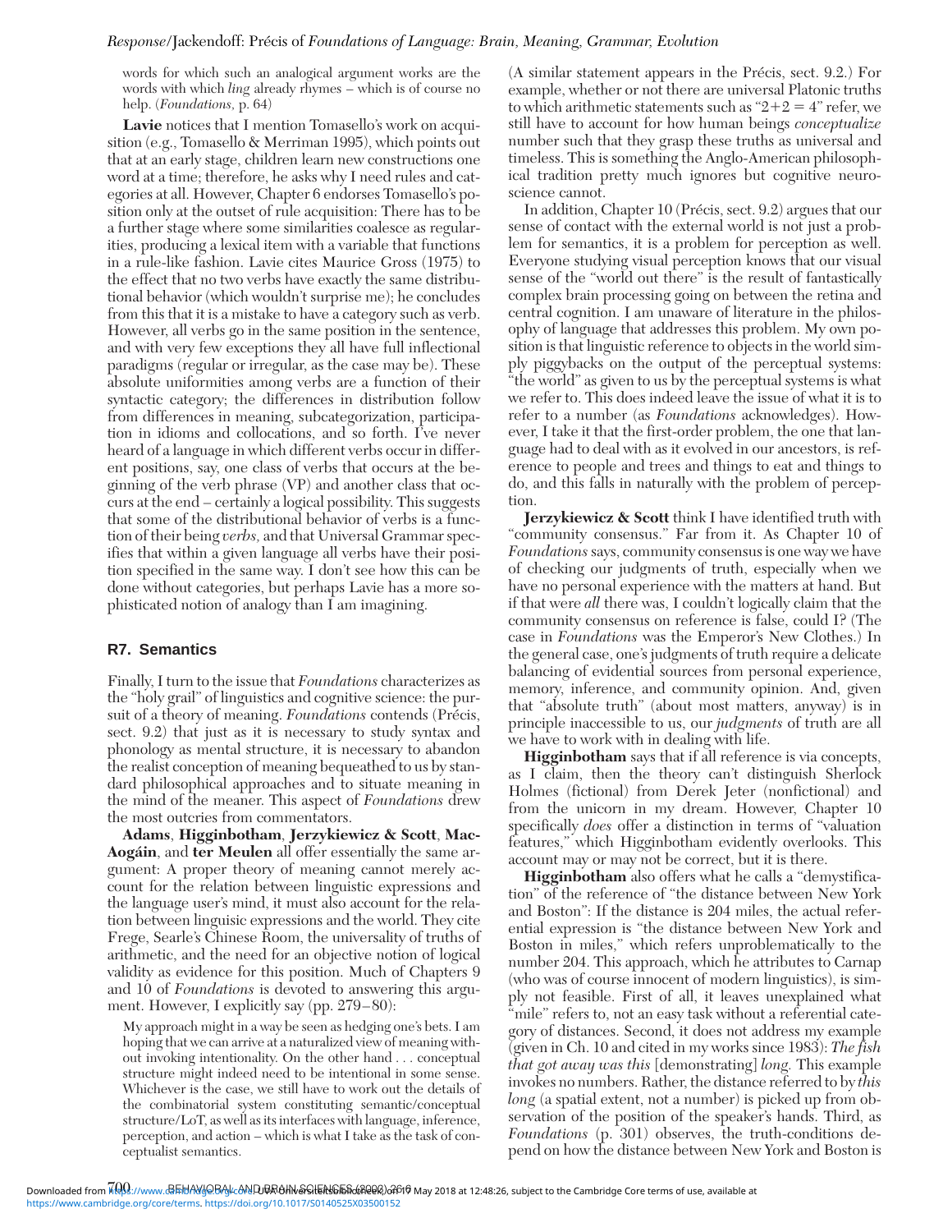words for which such an analogical argument works are the words with which *ling* already rhymes – which is of course no help. (*Foundations*, p. 64)

**Lavie** notices that I mention Tomasello's work on acquisition (e.g., Tomasello & Merriman 1995), which points out that at an early stage, children learn new constructions one word at a time; therefore, he asks why I need rules and categories at all. However, Chapter 6 endorses Tomasello's position only at the outset of rule acquisition: There has to be a further stage where some similarities coalesce as regularities, producing a lexical item with a variable that functions in a rule-like fashion. Lavie cites Maurice Gross (1975) to the effect that no two verbs have exactly the same distributional behavior (which wouldn't surprise me); he concludes from this that it is a mistake to have a category such as verb. However, all verbs go in the same position in the sentence, and with very few exceptions they all have full inflectional paradigms (regular or irregular, as the case may be). These absolute uniformities among verbs are a function of their syntactic category; the differences in distribution follow from differences in meaning, subcategorization, participation in idioms and collocations, and so forth. I've never heard of a language in which different verbs occur in different positions, say, one class of verbs that occurs at the beginning of the verb phrase (VP) and another class that occurs at the end – certainly a logical possibility. This suggests that some of the distributional behavior of verbs is a function of their being *verbs*, and that Universal Grammar specifies that within a given language all verbs have their position specified in the same way. I don't see how this can be done without categories, but perhaps Lavie has a more sophisticated notion of analogy than I am imagining.

## R7. Semantics

Finally, I turn to the issue that *Foundations* characterizes as the "holy grail" of linguistics and cognitive science: the pursuit of a theory of meaning. *Foundations* contends (Précis, sect. 9.2) that just as it is necessary to study syntax and phonology as mental structure, it is necessary to abandon the realist conception of meaning bequeathed to us by standard philosophical approaches and to situate meaning in the mind of the meaner. This aspect of *Foundations* drew the most outcries from commentators.

**Adams**, **Higginbotham**, **Jerzykiewicz & Scott**, **MacAogáin**, and **ter Meulen** all offer essentially the same argument: A proper theory of meaning cannot merely account for the relation between linguistic expressions and the language user's mind, it must also account for the relation between linguistic expressions and the world. They cite Frege, Searle's Chinese Room, the universality of truths of arithmetic, and the need for an objective notion of logical validity as evidence for this position. Much of Chapters 9 and 10 of *Foundations* is devoted to answering this argument. However, I explicitly say (pp. 279–80):

> My approach might in a way be seen as hedging one's bets. I am hoping that we can arrive at a naturalized view of meaning without invoking intentionality. On the other hand . . . conceptual structure might indeed need to be intentional in some sense. Whichever is the case, we still have to work out the details of the combinatorial system constituting semantic/conceptual structure/LoT, as well as its interfaces with language, inference, perception, and action – which is what I take as the task of conceptualist semantics.

(A similar statement appears in the Précis, sect. 9.2.) For example, whether or not there are universal Platonic truths to which arithmetic statements such as "2+2 = 4" refer, we still have to account for how human beings *conceptualize* number such that they grasp these truths as universal and timeless. This is something the Anglo-American philosophical tradition pretty much ignores but cognitive neuroscience cannot.

In addition, Chapter 10 (Précis, sect. 9.2) argues that our sense of contact with the external world is not just a problem for semantics, it is a problem for perception as well. Everyone studying visual perception knows that our visual sense of the "world out there" is the result of fantastically complex brain processing going on between the retina and central cognition. I am unaware of literature in the philosophy of language that addresses this problem. My own position is that linguistic reference to objects in the world simply piggybacks on the output of the perceptual systems: "the world" as given to us by the perceptual systems is what we refer to. This does indeed leave the issue of what it is to refer to a number (as *Foundations* acknowledges). However, I take it that the first-order problem, the one that language had to deal with as it evolved in our ancestors, is reference to people and trees and things to eat and things to do, and this falls in naturally with the problem of perception.

**Jerzykiewicz & Scott** think I have identified truth with "community consensus." Far from it. As Chapter 10 of *Foundations* says, community consensus is one way we have of checking our judgments of truth, especially when we have no personal experience with the matters at hand. But if that were *all* there was, I couldn't logically claim that the community consensus on reference is false, could I? (The case in *Foundations* was the Emperor's New Clothes.) In the general case, one's judgments of truth require a delicate balancing of evidential sources from personal experience, memory, inference, and community opinion. And, given that "absolute truth" (about most matters, anyway) is in principle inaccessible to us, our *judgments* of truth are all we have to work with in dealing with life.

**Higginbotham** says that if all reference is via concepts, as I claim, then the theory can't distinguish Sherlock Holmes (fictional) from Derek Jeter (nonfictional) and from the unicorn in my dream. However, Chapter 10 specifically *does* offer a distinction in terms of "valuation features," which Higginbotham evidently overlooks. This account may or may not be correct, but it is there.

**Higginbotham** also offers what he calls a "demystification" of the reference of "the distance between New York and Boston": If the distance is 204 miles, the actual referential expression is "the distance between New York and Boston in miles," which refers unproblematically to the number 204. This approach, which he attributes to Carnap (who was of course innocent of modern linguistics), is simply not feasible. First of all, it leaves unexplained what "mile" refers to, not an easy task without a referential category of distances. Second, it does not address my example (given in Ch. 10 and cited in my works since 1983): *The fish that got away was this* [demonstrating] *long*. This example invokes no numbers. Rather, the distance referred to by *this long* (a spatial extent, not a number) is picked up from observation of the position of the speaker's hands. Third, as *Foundations* (p. 301) observes, the truth-conditions depend on how the distance between New York and Boston is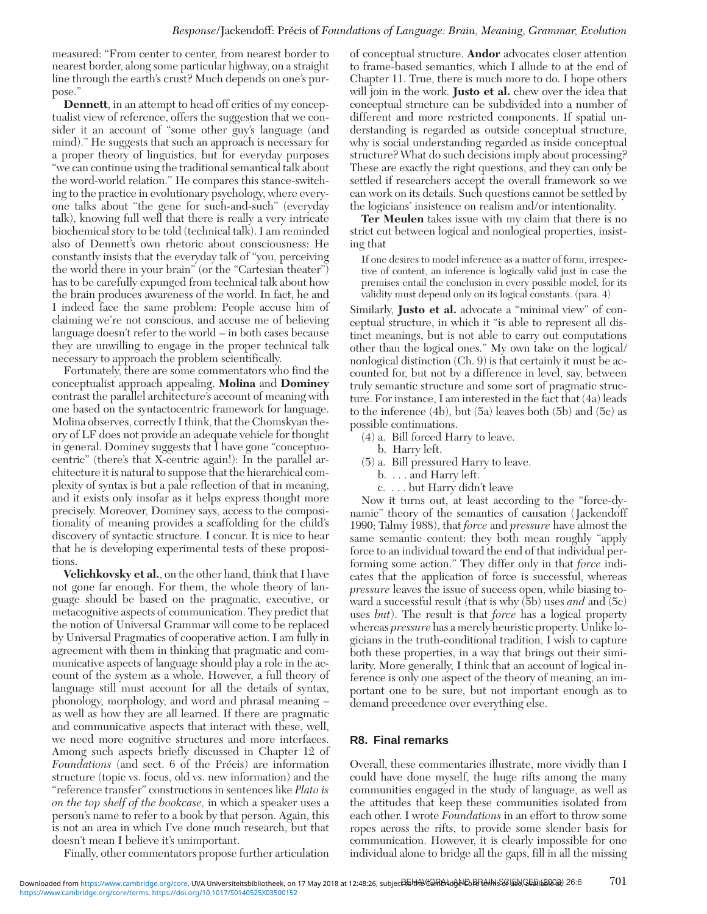measured: "From center to center, from nearest border to nearest border, along some particular highway, on a straight line through the earth's crust? Much depends on one's purpose."

**Dennett**, in an attempt to head off critics of my conceptualist view of reference, offers the suggestion that we consider it an account of "some other guy's language (and mind)." He suggests that such an approach is necessary for a proper theory of linguistics, but for everyday purposes "we can continue using the traditional semantical talk about the word-world relation." He compares this stance-switching to the practice in evolutionary psychology, where everyone talks about "the gene for such-and-such" (everyday talk), knowing full well that there is really a very intricate biochemical story to be told (technical talk). I am reminded also of Dennett's own rhetoric about consciousness: He constantly insists that the everyday talk of "you, perceiving the world there in your brain" (or the "Cartesian theater") has to be carefully expunged from technical talk about how the brain produces awareness of the world. In fact, he and I indeed face the same problem: People accuse him of claiming we're not conscious, and accuse me of believing language doesn't refer to the world – in both cases because they are unwilling to engage in the proper technical talk necessary to approach the problem scientifically.

Fortunately, there are some commentators who find the conceptualist approach appealing. **Molina** and **Dominey** contrast the parallel architecture's account of meaning with one based on the syntactocentric framework for language. Molina observes, correctly I think, that the Chomskyan theory of LF does not provide an adequate vehicle for thought in general. Dominey suggests that I have gone "conceptuocentric" (there's that X-centric again!): In the parallel architecture it is natural to suppose that the hierarchical complexity of syntax is but a pale reflection of that in meaning, and it exists only insofar as it helps express thought more precisely. Moreover, Dominey says, access to the compositionality of meaning provides a scaffolding for the child's discovery of syntactic structure. I concur. It is nice to hear that he is developing experimental tests of these propositions.

**Velichkovsky et al.**, on the other hand, think that I have not gone far enough. For them, the whole theory of language should be based on the pragmatic, executive, or metacognitive aspects of communication. They predict that the notion of Universal Grammar will come to be replaced by Universal Pragmatics of cooperative action. I am fully in agreement with them in thinking that pragmatic and communicative aspects of language should play a role in the account of the system as a whole. However, a full theory of language still must account for all the details of syntax, phonology, morphology, and word and phrasal meaning – as well as how they are all learned. If there are pragmatic and communicative aspects that interact with these, well, we need more cognitive structures and more interfaces. Among such aspects briefly discussed in Chapter 12 of *Foundations* (and sect. 6 of the Précis) are information structure (topic vs. focus, old vs. new information) and the "reference transfer" constructions in sentences like *Plato is on the top shelf of the bookcase,* in which a speaker uses a person's name to refer to a book by that person. Again, this is not an area in which I've done much research, but that doesn't mean I believe it's unimportant.

Finally, other commentators propose further articulation of conceptual structure. **Andor** advocates closer attention to frame-based semantics, which I allude to at the end of Chapter 11. True, there is much more to do. I hope others will join in the work. **Justo et al.** chew over the idea that conceptual structure can be subdivided into a number of different and more restricted components. If spatial understanding is regarded as outside conceptual structure, why is social understanding regarded as inside conceptual structure? What do such decisions imply about processing? These are exactly the right questions, and they can only be settled if researchers accept the overall framework so we can work on its details. Such questions cannot be settled by the logicians' insistence on realism and/or intentionality.

**Ter Meulen** takes issue with my claim that there is no strict cut between logical and nonlogical properties, insisting that

> If one desires to model inference as a matter of form, irrespective of content, an inference is logically valid just in case the premises entail the conclusion in every possible model, for its validity must depend only on its logical constants. (para. 4)

Similarly, **Justo et al.** advocate a "minimal view" of conceptual structure, in which it "is able to represent all distinct meanings, but is not able to carry out computations other than the logical ones." My own take on the logical/nonlogical distinction (Ch. 9) is that certainly it must be accounted for, but not by a difference in level, say, between truly semantic structure and some sort of pragmatic structure. For instance, I am interested in the fact that (4a) leads to the inference (4b), but (5a) leaves both (5b) and (5c) as possible continuations.

(4) a. Bill forced Harry to leave.
    b. Harry left.

(5) a. Bill pressured Harry to leave.
    b. . . . and Harry left.
    c. . . . but Harry didn't leave

Now it turns out, at least according to the "force-dynamic" theory of the semantics of causation (Jackendoff 1990; Talmy 1988), that *force* and *pressure* have almost the same semantic content: they both mean roughly "apply force to an individual toward the end of that individual performing some action." They differ only in that *force* indicates that the application of force is successful, whereas *pressure* leaves the issue of success open, while biasing toward a successful result (that is why (5b) uses *and* and (5c) uses *but*). The result is that *force* has a logical property whereas *pressure* has a merely heuristic property. Unlike logicians in the truth-conditional tradition, I wish to capture both these properties, in a way that brings out their similarity. More generally, I think that an account of logical inference is only one aspect of the theory of meaning, an important one to be sure, but not important enough as to demand precedence over everything else.

## R8. Final remarks

Overall, these commentaries illustrate, more vividly than I could have done myself, the huge rifts among the many communities engaged in the study of language, as well as the attitudes that keep these communities isolated from each other. I wrote *Foundations* in an effort to throw some ropes across the rifts, to provide some slender basis for communication. However, it is clearly impossible for one individual alone to bridge all the gaps, fill in all the missing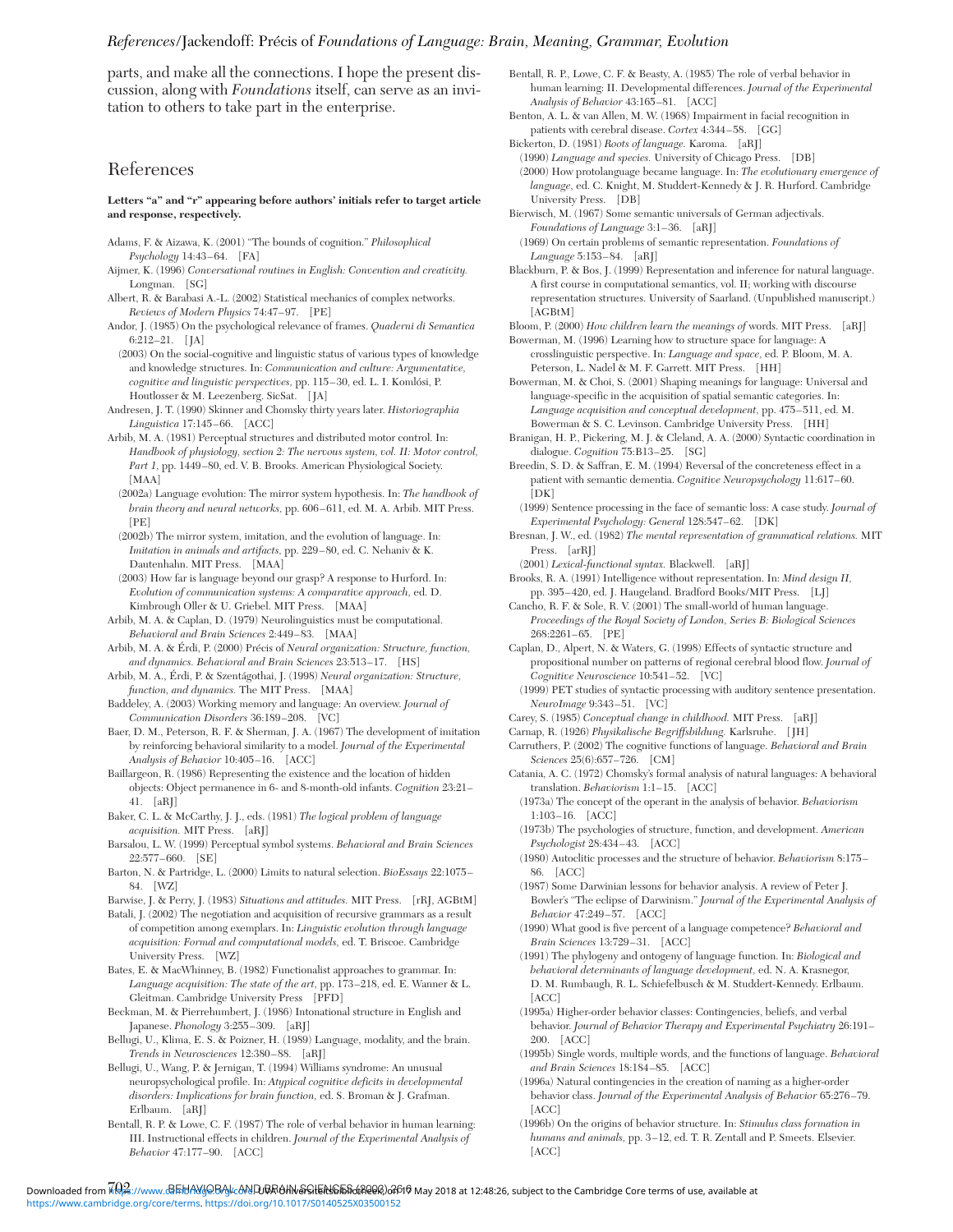parts, and make all the connections. I hope the present discussion, along with *Foundations* itself, can serve as an invitation to others to take part in the enterprise.

## References

**Letters "a" and "r" appearing before authors' initials refer to target article and response, respectively.**

Adams, F. & Aizawa, K. (2001) "The bounds of cognition." *Philosophical Psychology* 14:43–64. [FA]

Aijmer, K. (1996) *Conversational routines in English: Convention and creativity.* Longman. [SG]

Albert, R. & Barabasi A.-L. (2002) Statistical mechanics of complex networks. *Reviews of Modern Physics* 74:47–97. [PE]

Andor, J. (1985) On the psychological relevance of frames. *Quaderni di Semantica* 6:212–21. [JA]

(2003) On the social-cognitive and linguistic status of various types of knowledge and knowledge structures. In: *Communication and culture: Argumentative, cognitive and linguistic perspectives,* pp. 115–30, ed. L. I. Komlósi, P. Houtlosser & M. Leezenberg. SicSat. [JA]

Andresen, J. T. (1990) Skinner and Chomsky thirty years later. *Historiographia Linguistica* 17:145–66. [ACC]

Arbib, M. A. (1981) Perceptual structures and distributed motor control. In: *Handbook of physiology, section 2: The nervous system, vol. II: Motor control, Part 1,* pp. 1449–80, ed. V. B. Brooks. American Physiological Society. [MAA]

(2002a) Language evolution: The mirror system hypothesis. In: *The handbook of brain theory and neural networks,* pp. 606–611, ed. M. A. Arbib. MIT Press. [PE]

(2002b) The mirror system, imitation, and the evolution of language. In: *Imitation in animals and artifacts,* pp. 229–80, ed. C. Nehaniv & K. Dautenhahn. MIT Press. [MAA]

(2003) How far is language beyond our grasp? A response to Hurford. In: *Evolution of communication systems: A comparative approach,* ed. D. Kimbrough Oller & U. Griebel. MIT Press. [MAA]

Arbib, M. A. & Caplan, D. (1979) Neurolinguistics must be computational. *Behavioral and Brain Sciences* 2:449–83. [MAA]

Arbib, M. A. & Érdi, P. (2000) Précis of *Neural organization: Structure, function, and dynamics. Behavioral and Brain Sciences* 23:513–17. [HS]

Arbib, M. A., Érdi, P. & Szentágothai, J. (1998) *Neural organization: Structure, function, and dynamics.* The MIT Press. [MAA]

Baddeley, A. (2003) Working memory and language: An overview. *Journal of Communication Disorders* 36:189–208. [VC]

Baer, D. M., Peterson, R. F. & Sherman, J. A. (1967) The development of imitation by reinforcing behavioral similarity to a model. *Journal of the Experimental Analysis of Behavior* 10:405–16. [ACC]

Baillargeon, R. (1986) Representing the existence and the location of hidden objects: Object permanence in 6- and 8-month-old infants. *Cognition* 23:21–41. [aRJ]

Baker, C. L. & McCarthy, J. J., eds. (1981) *The logical problem of language acquisition.* MIT Press. [aRJ]

Barsalou, L. W. (1999) Perceptual symbol systems. *Behavioral and Brain Sciences* 22:577–660. [SE]

Barton, N. & Partridge, L. (2000) Limits to natural selection. *BioEssays* 22:1075–84. [WZ]

Barwise, J. & Perry, J. (1983) *Situations and attitudes.* MIT Press. [rRJ, AGBtM]

Batali, J. (2002) The negotiation and acquisition of recursive grammars as a result of competition among exemplars. In: *Linguistic evolution through language acquisition: Formal and computational models,* ed. T. Briscoe. Cambridge University Press. [WZ]

Bates, E. & MacWhinney, B. (1982) Functionalist approaches to grammar. In: *Language acquisition: The state of the art,* pp. 173–218, ed. E. Wanner & L. Gleitman. Cambridge University Press [PFD]

Beckman, M. & Pierrehumbert, J. (1986) Intonational structure in English and Japanese. *Phonology* 3:255–309. [aRJ]

Bellugi, U., Klima, E. S. & Poizner, H. (1989) Language, modality, and the brain. *Trends in Neurosciences* 12:380–88. [aRJ]

Bellugi, U., Wang, P. & Jernigan, T. (1994) Williams syndrome: An unusual neuropsychological profile. In: *Atypical cognitive deficits in developmental disorders: Implications for brain function,* ed. S. Broman & J. Grafman. Erlbaum. [aRJ]

Bentall, R. P. & Lowe, C. F. (1987) The role of verbal behavior in human learning: III. Instructional effects in children. *Journal of the Experimental Analysis of Behavior* 47:177–90. [ACC]

Bentall, R. P., Lowe, C. F. & Beasty, A. (1985) The role of verbal behavior in human learning: II. Developmental differences. *Journal of the Experimental Analysis of Behavior* 43:165–81. [ACC]

Benton, A. L. & van Allen, M. W. (1968) Impairment in facial recognition in patients with cerebral disease. *Cortex* 4:344–58. [GG]

Bickerton, D. (1981) *Roots of language.* Karoma. [aRJ]

(1990) *Language and species.* University of Chicago Press. [DB]

(2000) How protolanguage became language. In: *The evolutionary emergence of language,* ed. C. Knight, M. Studdert-Kennedy & J. R. Hurford. Cambridge University Press. [DB]

Bierwisch, M. (1967) Some semantic universals of German adjectivals. *Foundations of Language* 3:1–36. [aRJ]

(1969) On certain problems of semantic representation. *Foundations of Language* 5:153–84. [aRJ]

Blackburn, P. & Bos, J. (1999) Representation and inference for natural language. A first course in computational semantics, vol. II; working with discourse representation structures. University of Saarland. (Unpublished manuscript.) [AGBtM]

Bloom, P. (2000) *How children learn the meanings of* words. MIT Press. [aRJ]

Bowerman, M. (1996) Learning how to structure space for language: A crosslinguistic perspective. In: *Language and space,* ed. P. Bloom, M. A. Peterson, L. Nadel & M. F. Garrett. MIT Press. [HH]

Bowerman, M. & Choi, S. (2001) Shaping meanings for language: Universal and language-specific in the acquisition of spatial semantic categories. In: *Language acquisition and conceptual development,* pp. 475–511, ed. M. Bowerman & S. C. Levinson. Cambridge University Press. [HH]

Branigan, H. P., Pickering, M. J. & Cleland, A. A. (2000) Syntactic coordination in dialogue. *Cognition* 75:B13–25. [SG]

Breedin, S. D. & Saffran, E. M. (1994) Reversal of the concreteness effect in a patient with semantic dementia. *Cognitive Neuropsychology* 11:617–60. [DK]

(1999) Sentence processing in the face of semantic loss: A case study. *Journal of Experimental Psychology: General* 128:547–62. [DK]

Bresnan, J. W., ed. (1982) *The mental representation of grammatical relations.* MIT Press. [arRJ]

(2001) *Lexical-functional syntax.* Blackwell. [aRJ]

Brooks, R. A. (1991) Intelligence without representation. In: *Mind design II,* pp. 395–420, ed. J. Haugeland. Bradford Books/MIT Press. [LJ]

Cancho, R. F. & Sole, R. V. (2001) The small-world of human language. *Proceedings of the Royal Society of London, Series B: Biological Sciences* 268:2261–65. [PE]

Caplan, D., Alpert, N. & Waters, G. (1998) Effects of syntactic structure and propositional number on patterns of regional cerebral blood flow. *Journal of Cognitive Neuroscience* 10:541–52. [VC]

(1999) PET studies of syntactic processing with auditory sentence presentation. *NeuroImage* 9:343–51. [VC]

Carey, S. (1985) *Conceptual change in childhood.* MIT Press. [aRJ]

Carnap, R. (1926) *Physikalische Begriffsbildung.* Karlsruhe. [JH]

Carruthers, P. (2002) The cognitive functions of language. *Behavioral and Brain Sciences* 25(6):657–726. [CM]

Catania, A. C. (1972) Chomsky's formal analysis of natural languages: A behavioral translation. *Behaviorism* 1:1–15. [ACC]

(1973a) The concept of the operant in the analysis of behavior. *Behaviorism* 1:103–16. [ACC]

(1973b) The psychologies of structure, function, and development. *American Psychologist* 28:434–43. [ACC]

(1980) Autoclitic processes and the structure of behavior. *Behaviorism* 8:175–86. [ACC]

(1987) Some Darwinian lessons for behavior analysis. A review of Peter J. Bowler's "The eclipse of Darwinism." *Journal of the Experimental Analysis of Behavior* 47:249–57. [ACC]

(1990) What good is five percent of a language competence? *Behavioral and Brain Sciences* 13:729–31. [ACC]

(1991) The phylogeny and ontogeny of language function. In: *Biological and behavioral determinants of language development,* ed. N. A. Krasnegor, D. M. Rumbaugh, R. L. Schiefelbusch & M. Studdert-Kennedy. Erlbaum. [ACC]

(1995a) Higher-order behavior classes: Contingencies, beliefs, and verbal behavior. *Journal of Behavior Therapy and Experimental Psychiatry* 26:191–200. [ACC]

(1995b) Single words, multiple words, and the functions of language. *Behavioral and Brain Sciences* 18:184–85. [ACC]

(1996a) Natural contingencies in the creation of naming as a higher-order behavior class. *Journal of the Experimental Analysis of Behavior* 65:276–79. [ACC]

(1996b) On the origins of behavior structure. In: *Stimulus class formation in humans and animals,* pp. 3–12, ed. T. R. Zentall and P. Smeets. Elsevier. [ACC]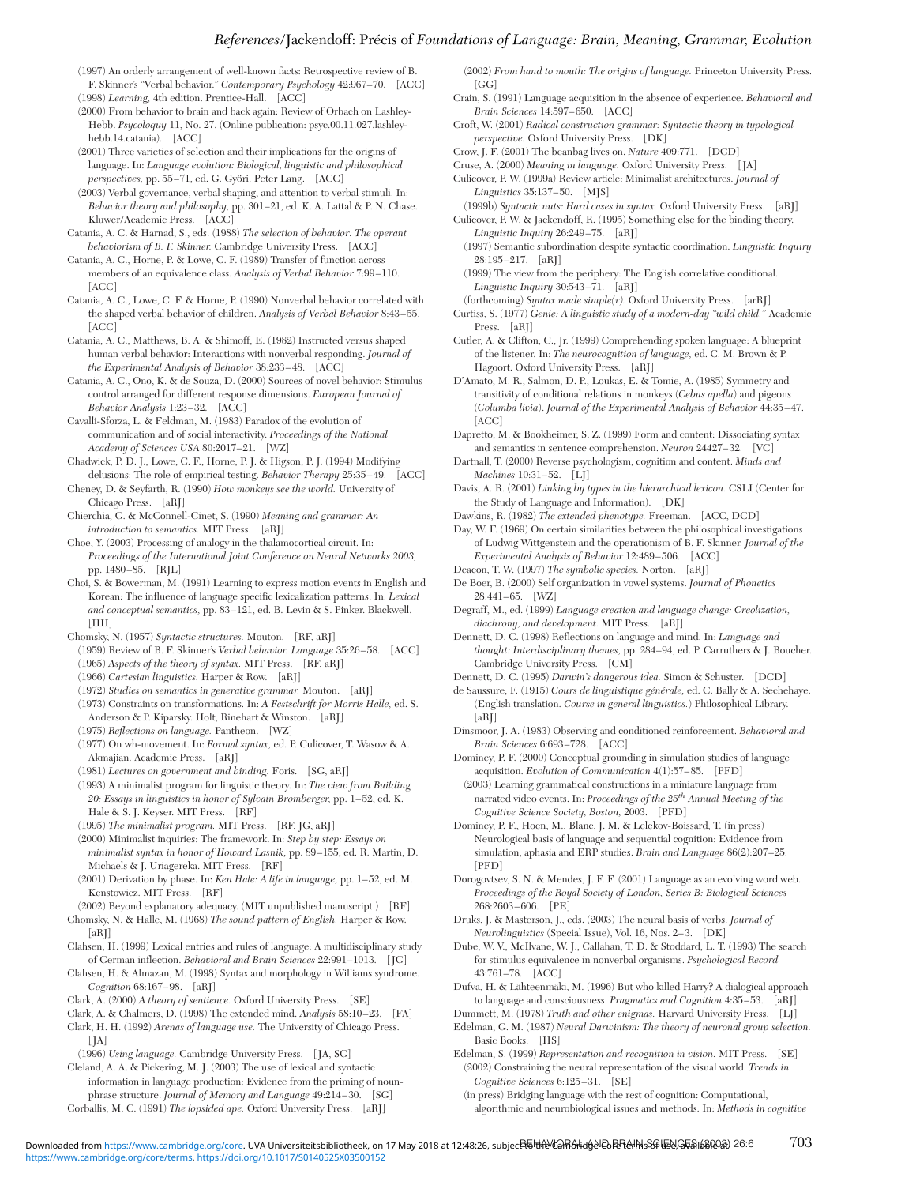(1997) An orderly arrangement of well-known facts: Retrospective review of B. F. Skinner's "Verbal behavior." *Contemporary Psychology* 42:967–70. [ACC]

(1998) *Learning*, 4th edition. Prentice-Hall. [ACC]

(2000) From behavior to brain and back again: Review of Orbach on Lashley-Hebb. *Psycoloquy* 11, No. 27. (Online publication: psyc.00.11.027.lashley-hebb.14.catania). [ACC]

(2001) Three varieties of selection and their implications for the origins of language. In: *Language evolution: Biological, linguistic and philosophical perspectives*, pp. 55–71, ed. G. Györi. Peter Lang. [ACC]

(2003) Verbal governance, verbal shaping, and attention to verbal stimuli. In: *Behavior theory and philosophy*, pp. 301–21, ed. K. A. Lattal & P. N. Chase. Kluwer/Academic Press. [ACC]

Catania, A. C. & Harnad, S., eds. (1988) *The selection of behavior: The operant behaviorism of B. F. Skinner.* Cambridge University Press. [ACC]

Catania, A. C., Horne, P. & Lowe, C. F. (1989) Transfer of function across members of an equivalence class. *Analysis of Verbal Behavior* 7:99–110. [ACC]

Catania, A. C., Lowe, C. F. & Horne, P. (1990) Nonverbal behavior correlated with the shaped verbal behavior of children. *Analysis of Verbal Behavior* 8:43–55. [ACC]

Catania, A. C., Matthews, B. A. & Shimoff, E. (1982) Instructed versus shaped human verbal behavior: Interactions with nonverbal responding. *Journal of the Experimental Analysis of Behavior* 38:233–48. [ACC]

Catania, A. C., Ono, K. & de Souza, D. (2000) Sources of novel behavior: Stimulus control arranged for different response dimensions. *European Journal of Behavior Analysis* 1:23–32. [ACC]

Cavalli-Sforza, L. & Feldman, M. (1983) Paradox of the evolution of communication and of social interactivity. *Proceedings of the National Academy of Sciences USA* 80:2017–21. [WZ]

Chadwick, P. D. J., Lowe, C. F., Horne, P. J. & Higson, P. J. (1994) Modifying delusions: The role of empirical testing. *Behavior Therapy* 25:35–49. [ACC]

Cheney, D. & Seyfarth, R. (1990) *How monkeys see the world.* University of Chicago Press. [aRJ]

Chierchia, G. & McConnell-Ginet, S. (1990) *Meaning and grammar: An introduction to semantics.* MIT Press. [aRJ]

Choe, Y. (2003) Processing of analogy in the thalamocortical circuit. In: *Proceedings of the International Joint Conference on Neural Networks 2003,* pp. 1480–85. [RJL]

Choi, S. & Bowerman, M. (1991) Learning to express motion events in English and Korean: The influence of language specific lexicalization patterns. In: *Lexical and conceptual semantics,* pp. 83–121, ed. B. Levin & S. Pinker. Blackwell. [HH]

Chomsky, N. (1957) *Syntactic structures.* Mouton. [RF, aRJ]

(1959) Review of B. F. Skinner's *Verbal behavior. Language* 35:26–58. [ACC]

(1965) *Aspects of the theory of syntax.* MIT Press. [RF, aRJ]

(1966) *Cartesian linguistics.* Harper & Row. [aRJ]

(1972) *Studies on semantics in generative grammar.* Mouton. [aRJ]

(1973) Constraints on transformations. In: *A Festschrift for Morris Halle,* ed. S. Anderson & P. Kiparsky. Holt, Rinehart & Winston. [aRJ]

(1975) *Reflections on language.* Pantheon. [WZ]

(1977) On wh-movement. In: *Formal syntax,* ed. P. Culicover, T. Wasow & A. Akmajian. Academic Press. [aRJ]

(1981) *Lectures on government and binding.* Foris. [SG, aRJ]

(1993) A minimalist program for linguistic theory. In: *The view from Building 20: Essays in linguistics in honor of Sylvain Bromberger,* pp. 1–52, ed. K. Hale & S. J. Keyser. MIT Press. [RF]

(1995) *The minimalist program.* MIT Press. [RF, JG, aRJ]

(2000) Minimalist inquiries: The framework. In: *Step by step: Essays on minimalist syntax in honor of Howard Lasnik,* pp. 89–155, ed. R. Martin, D. Michaels & J. Uriagereka. MIT Press. [RF]

(2001) Derivation by phase. In: *Ken Hale: A life in language,* pp. 1–52, ed. M. Kenstowicz. MIT Press. [RF]

(2002) Beyond explanatory adequacy. (MIT unpublished manuscript.) [RF]

Chomsky, N. & Halle, M. (1968) *The sound pattern of English.* Harper & Row. [aRJ]

Clahsen, H. (1999) Lexical entries and rules of language: A multidisciplinary study of German inflection. *Behavioral and Brain Sciences* 22:991–1013. [JG]

Clahsen, H. & Almazan, M. (1998) Syntax and morphology in Williams syndrome. *Cognition* 68:167–98. [aRJ]

Clark, A. (2000) *A theory of sentience.* Oxford University Press. [SE]

Clark, A. & Chalmers, D. (1998) The extended mind. *Analysis* 58:10–23. [FA]

Clark, H. H. (1992) *Arenas of language use.* The University of Chicago Press. [JA]

(1996) *Using language.* Cambridge University Press. [JA, SG]

Cleland, A. A. & Pickering, M. J. (2003) The use of lexical and syntactic information in language production: Evidence from the priming of noun-phrase structure. *Journal of Memory and Language* 49:214–30. [SG]

Corballis, M. C. (1991) *The lopsided ape.* Oxford University Press. [aRJ]

(2002) *From hand to mouth: The origins of language.* Princeton University Press. [GG]

Crain, S. (1991) Language acquisition in the absence of experience. *Behavioral and Brain Sciences* 14:597–650. [ACC]

Croft, W. (2001) *Radical construction grammar: Syntactic theory in typological perspective.* Oxford University Press. [DK]

Crow, J. F. (2001) The beanbag lives on. *Nature* 409:771. [DCD]

Cruse, A. (2000) *Meaning in language.* Oxford University Press. [JA]

Culicover, P. W. (1999a) Review article: Minimalist architectures. *Journal of Linguistics* 35:137–50. [MJS]

(1999b) *Syntactic nuts: Hard cases in syntax.* Oxford University Press. [aRJ]

Culicover, P. W. & Jackendoff, R. (1995) Something else for the binding theory. *Linguistic Inquiry* 26:249–75. [aRJ]

(1997) Semantic subordination despite syntactic coordination. *Linguistic Inquiry* 28:195–217. [aRJ]

(1999) The view from the periphery: The English correlative conditional. *Linguistic Inquiry* 30:543–71. [aRJ]

(forthcoming) *Syntax made simple(r).* Oxford University Press. [arRJ]

Curtiss, S. (1977) *Genie: A linguistic study of a modern-day "wild child."* Academic Press. [aRJ]

Cutler, A. & Clifton, C., Jr. (1999) Comprehending spoken language: A blueprint of the listener. In: *The neurocognition of language,* ed. C. M. Brown & P. Hagoort. Oxford University Press. [aRJ]

D'Amato, M. R., Salmon, D. P., Loukas, E. & Tomie, A. (1985) Symmetry and transitivity of conditional relations in monkeys (*Cebus apella*) and pigeons (*Columba livia*). *Journal of the Experimental Analysis of Behavior* 44:35–47. [ACC]

Dapretto, M. & Bookheimer, S. Z. (1999) Form and content: Dissociating syntax and semantics in sentence comprehension. *Neuron* 24427–32. [VC]

Dartnall, T. (2000) Reverse psychologism, cognition and content. *Minds and Machines* 10:31–52. [LJ]

Davis, A. R. (2001) *Linking by types in the hierarchical lexicon.* CSLI (Center for the Study of Language and Information). [DK]

Dawkins, R. (1982) *The extended phenotype.* Freeman. [ACC, DCD]

Day, W. F. (1969) On certain similarities between the philosophical investigations of Ludwig Wittgenstein and the operationism of B. F. Skinner. *Journal of the Experimental Analysis of Behavior* 12:489–506. [ACC]

Deacon, T. W. (1997) *The symbolic species.* Norton. [aRJ]

De Boer, B. (2000) Self organization in vowel systems. *Journal of Phonetics* 28:441–65. [WZ]

Degraff, M., ed. (1999) *Language creation and language change: Creolization, diachrony, and development.* MIT Press. [aRJ]

Dennett, D. C. (1998) Reflections on language and mind. In: *Language and thought: Interdisciplinary themes,* pp. 284–94, ed. P. Carruthers & J. Boucher. Cambridge University Press. [CM]

Dennett, D. C. (1995) *Darwin's dangerous idea.* Simon & Schuster. [DCD]

de Saussure, F. (1915) *Cours de linguistique générale,* ed. C. Bally & A. Sechehaye. (English translation. *Course in general linguistics.*) Philosophical Library. [aRJ]

Dinsmoor, J. A. (1983) Observing and conditioned reinforcement. *Behavioral and Brain Sciences* 6:693–728. [ACC]

Dominey, P. F. (2000) Conceptual grounding in simulation studies of language acquisition. *Evolution of Communication* 4(1):57–85. [PFD]

(2003) Learning grammatical constructions in a miniature language from narrated video events. In: *Proceedings of the 25th Annual Meeting of the Cognitive Science Society, Boston,* 2003. [PFD]

Dominey, P. F., Hoen, M., Blanc, J. M. & Lelekov-Boissard, T. (in press) Neurological basis of language and sequential cognition: Evidence from simulation, aphasia and ERP studies. *Brain and Language* 86(2):207–25. [PFD]

Dorogovtsev, S. N. & Mendes, J. F. F. (2001) Language as an evolving word web. *Proceedings of the Royal Society of London, Series B: Biological Sciences* 268:2603–606. [PE]

Druks, J. & Masterson, J., eds. (2003) The neural basis of verbs. *Journal of Neurolinguistics* (Special Issue), Vol. 16, Nos. 2–3. [DK]

Dube, W. V., McIlvane, W. J., Callahan, T. D. & Stoddard, L. T. (1993) The search for stimulus equivalence in nonverbal organisms. *Psychological Record* 43:761–78. [ACC]

Dufva, H. & Lähteenmäki, M. (1996) But who killed Harry? A dialogical approach to language and consciousness. *Pragmatics and Cognition* 4:35–53. [aRJ]

Dummett, M. (1978) *Truth and other enigmas.* Harvard University Press. [LJ]

Edelman, G. M. (1987) *Neural Darwinism: The theory of neuronal group selection.* Basic Books. [HS]

Edelman, S. (1999) *Representation and recognition in vision.* MIT Press. [SE]

(2002) Constraining the neural representation of the visual world. *Trends in Cognitive Sciences* 6:125–31. [SE]

(in press) Bridging language with the rest of cognition: Computational, algorithmic and neurobiological issues and methods. In: *Methods in cognitive*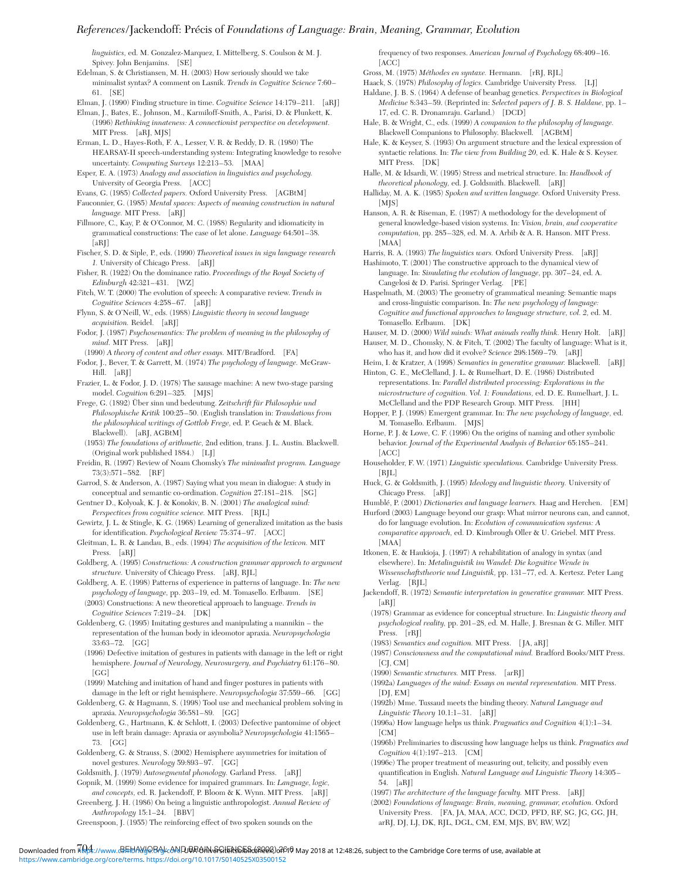linguistics, ed. M. Gonzalez-Marquez, I. Mittelberg, S. Coulson & M. J. Spivey. John Benjamins. [SE]

Edelman, S. & Christiansen, M. H. (2003) How seriously should we take minimalist syntax? A comment on Lasnik. *Trends in Cognitive Science* 7:60–61. [SE]

Elman, J. (1990) Finding structure in time. *Cognitive Science* 14:179–211. [aRJ]

Elman, J., Bates, E., Johnson, M., Karmiloff-Smith, A., Parisi, D. & Plunkett, K. (1996) *Rethinking innateness: A connectionist perspective on development.* MIT Press. [aRJ, MJS]

Erman, L. D., Hayes-Roth, F. A., Lesser, V. R. & Reddy, D. R. (1980) The HEARSAY-II speech-understanding system: Integrating knowledge to resolve uncertainty. *Computing Surveys* 12:213–53. [MAA]

Esper, E. A. (1973) *Analogy and association in linguistics and psychology.* University of Georgia Press. [ACC]

Evans, G. (1985) *Collected papers.* Oxford University Press. [AGBtM]

Fauconnier, G. (1985) *Mental spaces: Aspects of meaning construction in natural language.* MIT Press. [aRJ]

Fillmore, C., Kay, P. & O'Connor, M. C. (1988) Regularity and idiomaticity in grammatical constructions: The case of let alone. *Language* 64:501–38. [aRJ]

Fischer, S. D. & Siple, P., eds. (1990) *Theoretical issues in sign language research 1.* University of Chicago Press. [aRJ]

Fisher, R. (1922) On the dominance ratio. *Proceedings of the Royal Society of Edinburgh* 42:321–431. [WZ]

Fitch, W. T. (2000) The evolution of speech: A comparative review. *Trends in Cognitive Sciences* 4:258–67. [aRJ]

Flynn, S. & O'Neill, W., eds. (1988) *Linguistic theory in second language acquisition.* Reidel. [aRJ]

Fodor, J. (1987) *Psychosemantics: The problem of meaning in the philosophy of mind.* MIT Press. [aRJ]

(1990) *A theory of content and other essays.* MIT/Bradford. [FA]

Fodor, J., Bever, T. & Garrett, M. (1974) *The psychology of language.* McGraw-Hill. [aRJ]

Frazier, L. & Fodor, J. D. (1978) The sausage machine: A new two-stage parsing model. *Cognition* 6:291–325. [MJS]

Frege, G. (1892) Über sinn und bedeutung. *Zeitschrift für Philosophie und Philosophische Kritik* 100:25–50. (English translation in: *Translations from the philosophical writings of Gottlob Frege*, ed. P. Geach & M. Black. Blackwell). [aRJ, AGBtM]

(1953) *The foundations of arithmetic*, 2nd edition, trans. J. L. Austin. Blackwell. (Original work published 1884.) [LJ]

Freidin, R. (1997) Review of Noam Chomsky's *The minimalist program. Language* 73(3):571–582. [RF]

Garrod, S. & Anderson, A. (1987) Saying what you mean in dialogue: A study in conceptual and semantic co-ordination. *Cognition* 27:181–218. [SG]

Gentner D., Kolyoak, K. J. & Konokiv, B. N. (2001) *The analogical mind: Perspectives from cognitive science.* MIT Press. [RJL]

Gewirtz, J. L. & Stingle, K. G. (1968) Learning of generalized imitation as the basis for identification. *Psychological Review* 75:374–97. [ACC]

Gleitman, L. R. & Landau, B., eds. (1994) *The acquisition of the lexicon.* MIT Press. [aRJ]

Goldberg, A. (1995) *Constructions: A construction grammar approach to argument structure.* University of Chicago Press. [aRJ, RJL]

Goldberg, A. E. (1998) Patterns of experience in patterns of language. In: *The new psychology of language*, pp. 203–19, ed. M. Tomasello. Erlbaum. [SE]

(2003) Constructions: A new theoretical approach to language. *Trends in Cognitive Sciences* 7:219–24. [DK]

Goldenberg, G. (1995) Imitating gestures and manipulating a mannikin – the representation of the human body in ideomotor apraxia. *Neuropsychologia* 33:63–72. [GG]

(1996) Defective imitation of gestures in patients with damage in the left or right hemisphere. *Journal of Neurology, Neurosurgery, and Psychiatry* 61:176–80. [GG]

(1999) Matching and imitation of hand and finger postures in patients with damage in the left or right hemisphere. *Neuropsychologia* 37:559–66. [GG]

Goldenberg, G. & Hagmann, S. (1998) Tool use and mechanical problem solving in apraxia. *Neuropsychologia* 36:581–89. [GG]

Goldenberg, G., Hartmann, K. & Schlott, I. (2003) Defective pantomime of object use in left brain damage: Apraxia or asymbolia? *Neuropsychologia* 41:1565–73. [GG]

Goldenberg, G. & Strauss, S. (2002) Hemisphere asymmetries for imitation of novel gestures. *Neurology* 59:893–97. [GG]

Goldsmith, J. (1979) *Autosegmental phonology.* Garland Press. [aRJ]

Gopnik, M. (1999) Some evidence for impaired grammars. In: *Language, logic, and concepts*, ed. R. Jackendoff, P. Bloom & K. Wynn. MIT Press. [aRJ]

Greenberg, J. H. (1986) On being a linguistic anthropologist. *Annual Review of Anthropology* 15:1–24. [BBV]

Greenspoon, J. (1955) The reinforcing effect of two spoken sounds on the frequency of two responses. *American Journal of Psychology* 68:409–16. [ACC]

Gross, M. (1975) *Méthodes en syntaxe.* Hermann. [rRJ, RJL]

Haack, S. (1978) *Philosophy of logics.* Cambridge University Press. [LJ]

Haldane, J. B. S. (1964) A defense of beanbag genetics. *Perspectives in Biological Medicine* 8:343–59. (Reprinted in: *Selected papers of J. B. S. Haldane*, pp. 1–17, ed. C. R. Dronamraju. Garland.) [DCD]

Hale, B. & Wright, C., eds. (1999) *A companion to the philosophy of language.* Blackwell Companions to Philosophy. Blackwell. [AGBtM]

Hale, K. & Keyser, S. (1993) On argument structure and the lexical expression of syntactic relations. In: *The view from Building 20*, ed. K. Hale & S. Keyser. MIT Press. [DK]

Halle, M. & Idsardi, W. (1995) Stress and metrical structure. In: *Handbook of theoretical phonology*, ed. J. Goldsmith. Blackwell. [aRJ]

Halliday, M. A. K. (1985) *Spoken and written language.* Oxford University Press. [MJS]

Hanson, A. R. & Riseman, E. (1987) A methodology for the development of general knowledge-based vision systems. In: *Vision, brain, and cooperative computation*, pp. 285–328, ed. M. A. Arbib & A. R. Hanson. MIT Press. [MAA]

Harris, R. A. (1993) *The linguistics wars.* Oxford University Press. [aRJ]

Hashimoto, T. (2001) The constructive approach to the dynamical view of language. In: *Simulating the evolution of language*, pp. 307–24, ed. A. Cangelosi & D. Parisi. Springer Verlag. [PE]

Haspelmath, M. (2003) The geometry of grammatical meaning: Semantic maps and cross-linguistic comparison. In: *The new psychology of language: Cognitive and functional approaches to language structure, vol. 2*, ed. M. Tomasello. Erlbaum. [DK]

Hauser, M. D. (2000) *Wild minds: What animals really think.* Henry Holt. [aRJ]

Hauser, M. D., Chomsky, N. & Fitch, T. (2002) The faculty of language: What is it, who has it, and how did it evolve? *Science* 298:1569–79. [aRJ]

Heim, I. & Kratzer, A (1998) *Semantics in generative grammar.* Blackwell. [aRJ]

Hinton, G. E., McClelland, J. L. & Rumelhart, D. E. (1986) Distributed representations. In: *Parallel distributed processing: Explorations in the microstructure of cognition. Vol. 1: Foundations*, ed. D. E. Rumelhart, J. L. McClelland and the PDP Research Group. MIT Press. [HH]

Hopper, P. J. (1998) Emergent grammar. In: *The new psychology of language*, ed. M. Tomasello. Erlbaum. [MJS]

Horne, P. J. & Lowe, C. F. (1996) On the origins of naming and other symbolic behavior. *Journal of the Experimental Analysis of Behavior* 65:185–241. [ACC]

Householder, F. W. (1971) *Linguistic speculations.* Cambridge University Press. [RJL]

Huck, G. & Goldsmith, J. (1995) *Ideology and linguistic theory.* University of Chicago Press. [aRJ]

Humblé, P. (2001) *Dictionaries and language learners.* Haag and Herchen. [EM]

Hurford (2003) Language beyond our grasp: What mirror neurons can, and cannot, do for language evolution. In: *Evolution of communication systems: A comparative approach*, ed. D. Kimbrough Oller & U. Griebel. MIT Press. [MAA]

Itkonen, E. & Haukioja, J. (1997) A rehabilitation of analogy in syntax (and elsewhere). In: *Metalinguistik im Wandel: Die kognitive Wende in Wissenschaftstheorie und Linguistik*, pp. 131–77, ed. A. Kertesz. Peter Lang Verlag. [RJL]

Jackendoff, R. (1972) *Semantic interpretation in generative grammar.* MIT Press. [aRJ]

(1978) Grammar as evidence for conceptual structure. In: *Linguistic theory and psychological reality*, pp. 201–28, ed. M. Halle, J. Bresnan & G. Miller. MIT Press. [rRJ]

(1983) *Semantics and cognition.* MIT Press. [JA, aRJ]

(1987) *Consciousness and the computational mind.* Bradford Books/MIT Press. [CJ, CM]

(1990) *Semantic structures.* MIT Press. [arRJ]

(1992a) *Languages of the mind: Essays on mental representation.* MIT Press. [DJ, EM]

(1992b) Mme. Tussaud meets the binding theory. *Natural Language and Linguistic Theory* 10.1:1–31. [aRJ]

(1996a) How language helps us think. *Pragmatics and Cognition* 4(1):1–34. [CM]

(1996b) Preliminaries to discussing how language helps us think. *Pragmatics and Cognition* 4(1):197–213. [CM]

(1996c) The proper treatment of measuring out, telicity, and possibly even quantification in English. *Natural Language and Linguistic Theory* 14:305–54. [aRJ]

(1997) *The architecture of the language faculty.* MIT Press. [aRJ]

(2002) *Foundations of language: Brain, meaning, grammar, evolution.* Oxford University Press. [FA, JA, MAA, ACC, DCD, PFD, RF, SG, JG, GG, JH, arRJ, DJ, LJ, DK, RJL, DGL, CM, EM, MJS, BV, RW, WZ]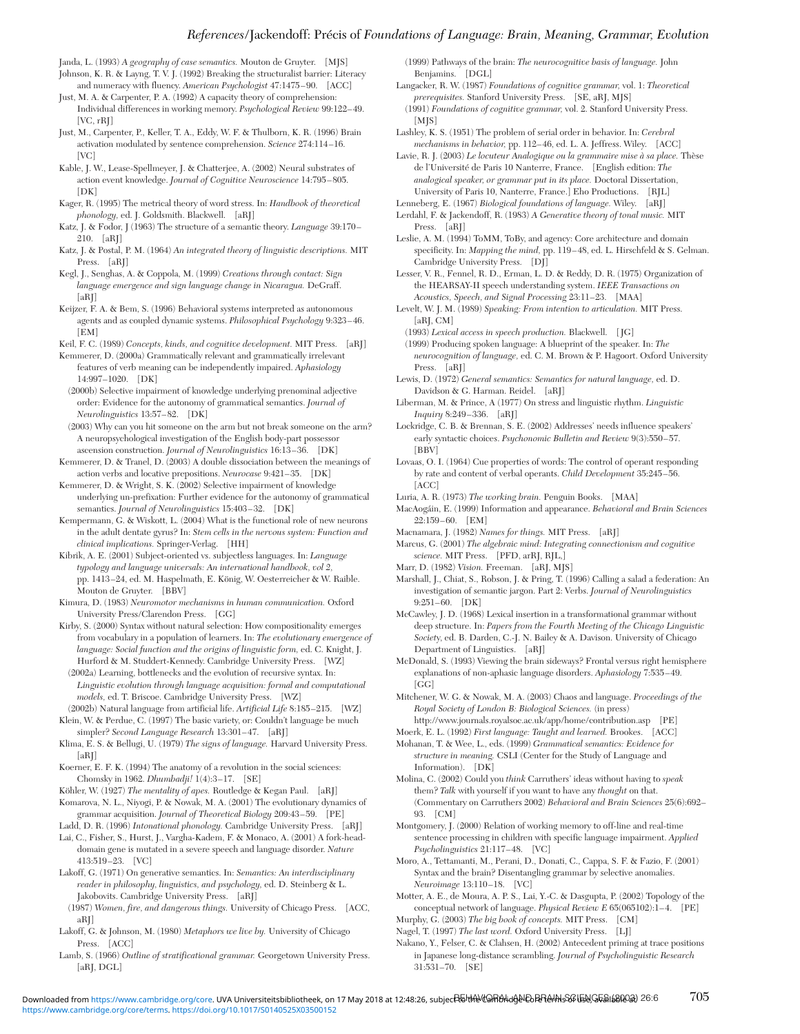Janda, L. (1993) *A geography of case semantics.* Mouton de Gruyter. [MJS]

Johnson, K. R. & Layng, T. V. J. (1992) Breaking the structuralist barrier: Literacy and numeracy with fluency. *American Psychologist* 47:1475–90. [ACC]

Just, M. A. & Carpenter, P. A. (1992) A capacity theory of comprehension: Individual differences in working memory. *Psychological Review* 99:122–49. [VC, rRJ]

Just, M., Carpenter, P., Keller, T. A., Eddy, W. F. & Thulborn, K. R. (1996) Brain activation modulated by sentence comprehension. *Science* 274:114–16. [VC]

Kable, J. W., Lease-Spellmeyer, J. & Chatterjee, A. (2002) Neural substrates of action event knowledge. *Journal of Cognitive Neuroscience* 14:795–805. [DK]

Kager, R. (1995) The metrical theory of word stress. In: *Handbook of theoretical phonology,* ed. J. Goldsmith. Blackwell. [aRJ]

Katz, J. & Fodor, J (1963) The structure of a semantic theory. *Language* 39:170–210. [aRJ]

Katz, J. & Postal, P. M. (1964) *An integrated theory of linguistic descriptions.* MIT Press. [aRJ]

Kegl, J., Senghas, A. & Coppola, M. (1999) *Creations through contact: Sign language emergence and sign language change in Nicaragua.* DeGraff. [aRJ]

Keijzer, F. A. & Bem, S. (1996) Behavioral systems interpreted as autonomous agents and as coupled dynamic systems. *Philosophical Psychology* 9:323–46. [EM]

Keil, F. C. (1989) *Concepts, kinds, and cognitive development.* MIT Press. [aRJ]

Kemmerer, D. (2000a) Grammatically relevant and grammatically irrelevant features of verb meaning can be independently impaired. *Aphasiology* 14:997–1020. [DK]

(2000b) Selective impairment of knowledge underlying prenominal adjective order: Evidence for the autonomy of grammatical semantics. *Journal of Neurolinguistics* 13:57–82. [DK]

(2003) Why can you hit someone on the arm but not break someone on the arm? A neuropsychological investigation of the English body-part possessor ascension construction. *Journal of Neurolinguistics* 16:13–36. [DK]

Kemmerer, D. & Tranel, D. (2003) A double dissociation between the meanings of action verbs and locative prepositions. *Neurocase* 9:421–35. [DK]

Kemmerer, D. & Wright, S. K. (2002) Selective impairment of knowledge underlying un-prefixation: Further evidence for the autonomy of grammatical semantics. *Journal of Neurolinguistics* 15:403–32. [DK]

Kempermann, G. & Wiskott, L. (2004) What is the functional role of new neurons in the adult dentate gyrus? In: *Stem cells in the nervous system: Function and clinical implications.* Springer-Verlag. [HH]

Kibrik, A. E. (2001) Subject-oriented vs. subjectless languages. In: *Language typology and language universals: An international handbook, vol 2,* pp. 1413–24, ed. M. Haspelmath, E. König, W. Oesterreicher & W. Raible. Mouton de Gruyter. [BBV]

Kimura, D. (1983) *Neuromotor mechanisms in human communication.* Oxford University Press/Clarendon Press. [GG]

Kirby, S. (2000) Syntax without natural selection: How compositionality emerges from vocabulary in a population of learners. In: *The evolutionary emergence of language: Social function and the origins of linguistic form,* ed. C. Knight, J. Hurford & M. Studdert-Kennedy. Cambridge University Press. [WZ]

(2002a) Learning, bottlenecks and the evolution of recursive syntax. In: *Linguistic evolution through language acquisition: formal and computational models,* ed. T. Briscoe. Cambridge University Press. [WZ]

(2002b) Natural language from artificial life. *Artificial Life* 8:185–215. [WZ]

Klein, W. & Perdue, C. (1997) The basic variety, or: Couldn't language be much simpler? *Second Language Research* 13:301–47. [aRJ]

Klima, E. S. & Bellugi, U. (1979) *The signs of language.* Harvard University Press. [aRJ]

Koerner, E. F. K. (1994) The anatomy of a revolution in the social sciences: Chomsky in 1962. *Dhumbadji!* 1(4):3–17. [SE]

Köhler, W. (1927) *The mentality of apes.* Routledge & Kegan Paul. [aRJ]

Komarova, N. L., Niyogi, P. & Nowak, M. A. (2001) The evolutionary dynamics of grammar acquisition. *Journal of Theoretical Biology* 209:43–59. [PE]

Ladd, D. R. (1996) *Intonational phonology.* Cambridge University Press. [aRJ]

Lai, C., Fisher, S., Hurst, J., Vargha-Kadem, F. & Monaco, A. (2001) A fork-head-domain gene is mutated in a severe speech and language disorder. *Nature* 413:519–23. [VC]

Lakoff, G. (1971) On generative semantics. In: *Semantics: An interdisciplinary reader in philosophy, linguistics, and psychology,* ed. D. Steinberg & L. Jakobovits. Cambridge University Press. [aRJ]

(1987) *Women, fire, and dangerous things.* University of Chicago Press. [ACC, aRJ]

Lakoff, G. & Johnson, M. (1980) *Metaphors we live by.* University of Chicago Press. [ACC]

Lamb, S. (1966) *Outline of stratificational grammar.* Georgetown University Press. [aRJ, DGL]

(1999) *Pathways of the brain: The neurocognitive basis of language.* John Benjamins. [DGL]

Langacker, R. W. (1987) *Foundations of cognitive grammar,* vol. 1: *Theoretical prerequisites.* Stanford University Press. [SE, aRJ, MJS]

(1991) *Foundations of cognitive grammar,* vol. 2. Stanford University Press. [MJS]

Lashley, K. S. (1951) The problem of serial order in behavior. In: *Cerebral mechanisms in behavior,* pp. 112–46, ed. L. A. Jeffress. Wiley. [ACC]

Lavie, R. J. (2003) *Le locuteur Analogique ou la grammaire mise à sa place.* Thèse de l'Université de Paris 10 Nanterre, France. [English edition: *The analogical speaker, or grammar put in its place.* Doctoral Dissertation, University of Paris 10, Nanterre, France.] Eho Productions. [RJL]

Lenneberg, E. (1967) *Biological foundations of language.* Wiley. [aRJ]

Lerdahl, F. & Jackendoff, R. (1983) *A Generative theory of tonal music.* MIT Press. [aRJ]

Leslie, A. M. (1994) ToMM, ToBy, and agency: Core architecture and domain specificity. In: *Mapping the mind,* pp. 119–48, ed. L. Hirschfeld & S. Gelman. Cambridge University Press. [DJ]

Lesser, V. R., Fennel, R. D., Erman, L. D. & Reddy, D. R. (1975) Organization of the HEARSAY-II speech understanding system. *IEEE Transactions on Acoustics, Speech, and Signal Processing* 23:11–23. [MAA]

Levelt, W. J. M. (1989) *Speaking: From intention to articulation.* MIT Press. [aRJ, CM]

(1993) *Lexical access in speech production.* Blackwell. [JG]

(1999) Producing spoken language: A blueprint of the speaker. In: *The neurocognition of language,* ed. C. M. Brown & P. Hagoort. Oxford University Press. [aRJ]

Lewis, D. (1972) *General semantics: Semantics for natural language,* ed. D. Davidson & G. Harman. Reidel. [aRJ]

Liberman, M. & Prince, A (1977) On stress and linguistic rhythm. *Linguistic Inquiry* 8:249–336. [aRJ]

Lockridge, C. B. & Brennan, S. E. (2002) Addressees' needs influence speakers' early syntactic choices. *Psychonomic Bulletin and Review* 9(3):550–57. [BBV]

Lovaas, O. I. (1964) Cue properties of words: The control of operant responding by rate and content of verbal operants. *Child Development* 35:245–56. [ACC]

Luria, A. R. (1973) *The working brain.* Penguin Books. [MAA]

MacAogáin, E. (1999) Information and appearance. *Behavioral and Brain Sciences* 22:159–60. [EM]

Macnamara, J. (1982) *Names for things.* MIT Press. [aRJ]

Marcus, G. (2001) *The algebraic mind: Integrating connectionism and cognitive science.* MIT Press. [PFD, arRJ, RJL,]

Marr, D. (1982) *Vision.* Freeman. [aRJ, MJS]

Marshall, J., Chiat, S., Robson, J. & Pring, T. (1996) Calling a salad a federation: An investigation of semantic jargon. Part 2: Verbs. *Journal of Neurolinguistics* 9:251–60. [DK]

McCawley, J. D. (1968) Lexical insertion in a transformational grammar without deep structure. In: *Papers from the Fourth Meeting of the Chicago Linguistic Society,* ed. B. Darden, C.-J. N. Bailey & A. Davison. University of Chicago Department of Linguistics. [aRJ]

McDonald, S. (1993) Viewing the brain sideways? Frontal versus right hemisphere explanations of non-aphasic language disorders. *Aphasiology* 7:535–49. [GG]

Mitchener, W. G. & Nowak, M. A. (2003) Chaos and language. *Proceedings of the Royal Society of London B: Biological Sciences.* (in press) http://www.journals.royalsoc.ac.uk/app/home/contribution.asp [PE]

Moerk, E. L. (1992) *First language: Taught and learned.* Brookes. [ACC]

Mohanan, T. & Wee, L., eds. (1999) *Grammatical semantics: Evidence for structure in meaning.* CSLI (Center for the Study of Language and Information). [DK]

Molina, C. (2002) Could you *think* Carruthers' ideas without having to *speak* them? *Talk* with yourself if you want to have any *thought* on that. (Commentary on Carruthers 2002) *Behavioral and Brain Sciences* 25(6):692–93. [CM]

Montgomery, J. (2000) Relation of working memory to off-line and real-time sentence processing in children with specific language impairment. *Applied Psycholinguistics* 21:117–48. [VC]

Moro, A., Tettamanti, M., Perani, D., Donati, C., Cappa, S. F. & Fazio, F. (2001) Syntax and the brain? Disentangling grammar by selective anomalies. *Neuroimage* 13:110–18. [VC]

Motter, A. E., de Moura, A. P. S., Lai, Y.-C. & Dasgupta, P. (2002) Topology of the conceptual network of language. *Physical Review E* 65(065102):1–4. [PE]

Murphy, G. (2003) *The big book of concepts.* MIT Press. [CM]

Nagel, T. (1997) *The last word.* Oxford University Press. [LJ]

Nakano, Y., Felser, C. & Clahsen, H. (2002) Antecedent priming at trace positions in Japanese long-distance scrambling. *Journal of Psycholinguistic Research* 31:531–70. [SE]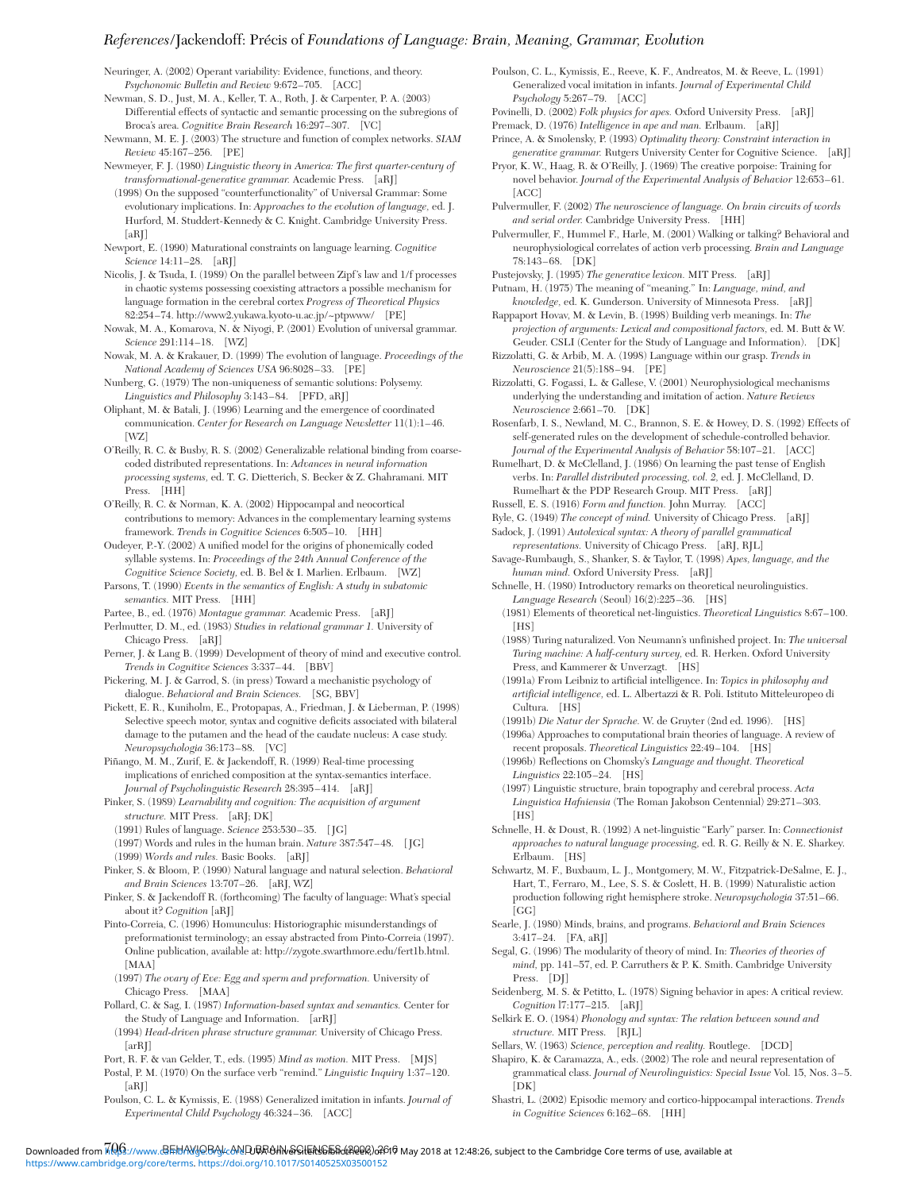Neuringer, A. (2002) Operant variability: Evidence, functions, and theory. *Psychonomic Bulletin and Review* 9:672–705. [ACC]

Newman, S. D., Just, M. A., Keller, T. A., Roth, J. & Carpenter, P. A. (2003) Differential effects of syntactic and semantic processing on the subregions of Broca's area. *Cognitive Brain Research* 16:297–307. [VC]

Newmann, M. E. J. (2003) The structure and function of complex networks. *SIAM Review* 45:167–256. [PE]

Newmeyer, F. J. (1980) *Linguistic theory in America: The first quarter-century of transformational-generative grammar.* Academic Press. [aRJ]

(1998) On the supposed "counterfunctionality" of Universal Grammar: Some evolutionary implications. In: *Approaches to the evolution of language,* ed. J. Hurford, M. Studdert-Kennedy & C. Knight. Cambridge University Press. [aRJ]

Newport, E. (1990) Maturational constraints on language learning. *Cognitive Science* 14:11–28. [aRJ]

Nicolis, J. & Tsuda, I. (1989) On the parallel between Zipf's law and 1/f processes in chaotic systems possessing coexisting attractors a possible mechanism for language formation in the cerebral cortex *Progress of Theoretical Physics* 82:254–74. http://www2.yukawa.kyoto-u.ac.jp/~ptpwww/ [PE]

Nowak, M. A., Komarova, N. & Niyogi, P. (2001) Evolution of universal grammar. *Science* 291:114–18. [WZ]

Nowak, M. A. & Krakauer, D. (1999) The evolution of language. *Proceedings of the National Academy of Sciences USA* 96:8028–33. [PE]

Nunberg, G. (1979) The non-uniqueness of semantic solutions: Polysemy. *Linguistics and Philosophy* 3:143–84. [PFD, aRJ]

Oliphant, M. & Batali, J. (1996) Learning and the emergence of coordinated communication. *Center for Research on Language Newsletter* 11(1):1–46. [WZ]

O'Reilly, R. C. & Busby, R. S. (2002) Generalizable relational binding from coarse-coded distributed representations. In: *Advances in neural information processing systems,* ed. T. G. Dietterich, S. Becker & Z. Ghahramani. MIT Press. [HH]

O'Reilly, R. C. & Norman, K. A. (2002) Hippocampal and neocortical contributions to memory: Advances in the complementary learning systems framework. *Trends in Cognitive Sciences* 6:505–10. [HH]

Oudeyer, P.-Y. (2002) A unified model for the origins of phonemically coded syllable systems. In: *Proceedings of the 24th Annual Conference of the Cognitive Science Society,* ed. B. Bel & I. Marlien. Erlbaum. [WZ]

Parsons, T. (1990) *Events in the semantics of English: A study in subatomic semantics.* MIT Press. [HH]

Partee, B., ed. (1976) *Montague grammar.* Academic Press. [aRJ]

Perlmutter, D. M., ed. (1983) *Studies in relational grammar 1.* University of Chicago Press. [aRJ]

Perner, J. & Lang B. (1999) Development of theory of mind and executive control. *Trends in Cognitive Sciences* 3:337–44. [BBV]

Pickering, M. J. & Garrod, S. (in press) Toward a mechanistic psychology of dialogue. *Behavioral and Brain Sciences.* [SG, BBV]

Pickett, E. R., Kuniholm, E., Protopapas, A., Friedman, J. & Lieberman, P. (1998) Selective speech motor, syntax and cognitive deficits associated with bilateral damage to the putamen and the head of the caudate nucleus: A case study. *Neuropsychologia* 36:173–88. [VC]

Piñango, M. M., Zurif, E. & Jackendoff, R. (1999) Real-time processing implications of enriched composition at the syntax-semantics interface. *Journal of Psycholinguistic Research* 28:395–414. [aRJ]

Pinker, S. (1989) *Learnability and cognition: The acquisition of argument structure.* MIT Press. [aRJ; DK]

(1991) Rules of language. *Science* 253:530–35. [JG]

(1997) Words and rules in the human brain. *Nature* 387:547–48. [JG]

(1999) *Words and rules.* Basic Books. [aRJ]

Pinker, S. & Bloom, P. (1990) Natural language and natural selection. *Behavioral and Brain Sciences* 13:707–26. [aRJ, WZ]

Pinker, S. & Jackendoff R. (forthcoming) The faculty of language: What's special about it? *Cognition* [aRJ]

Pinto-Correia, C. (1996) Homunculus: Historiographic misunderstandings of preformationist terminology; an essay abstracted from Pinto-Correia (1997). Online publication, available at: http://zygote.swarthmore.edu/fert1b.html. [MAA]

(1997) *The ovary of Eve: Egg and sperm and preformation.* University of Chicago Press. [MAA]

Pollard, C. & Sag, I. (1987) *Information-based syntax and semantics.* Center for the Study of Language and Information. [arRJ]

(1994) *Head-driven phrase structure grammar.* University of Chicago Press. [arRJ]

Port, R. F. & van Gelder, T., eds. (1995) *Mind as motion.* MIT Press. [MJS]

Postal, P. M. (1970) On the surface verb "remind." *Linguistic Inquiry* 1:37–120. [aRJ]

Poulson, C. L. & Kymissis, E. (1988) Generalized imitation in infants. *Journal of Experimental Child Psychology* 46:324–36. [ACC]

Poulson, C. L., Kymissis, E., Reeve, K. F., Andreatos, M. & Reeve, L. (1991) Generalized vocal imitation in infants. *Journal of Experimental Child Psychology* 5:267–79. [ACC]

Povinelli, D. (2002) *Folk physics for apes.* Oxford University Press. [aRJ]

Premack, D. (1976) *Intelligence in ape and man.* Erlbaum. [aRJ]

Prince, A. & Smolensky, P. (1993) *Optimality theory: Constraint interaction in generative grammar.* Rutgers University Center for Cognitive Science. [aRJ]

Pryor, K. W., Haag, R. & O'Reilly, J. (1969) The creative porpoise: Training for novel behavior. *Journal of the Experimental Analysis of Behavior* 12:653–61. [ACC]

Pulvermuller, F. (2002) *The neuroscience of language. On brain circuits of words and serial order.* Cambridge University Press. [HH]

Pulvermuller, F., Hummel F., Harle, M. (2001) Walking or talking? Behavioral and neurophysiological correlates of action verb processing. *Brain and Language* 78:143–68. [DK]

Pustejovsky, J. (1995) *The generative lexicon.* MIT Press. [aRJ]

Putnam, H. (1975) The meaning of "meaning." In: *Language, mind, and knowledge,* ed. K. Gunderson. University of Minnesota Press. [aRJ]

Rappaport Hovav, M. & Levin, B. (1998) Building verb meanings. In: *The projection of arguments: Lexical and compositional factors,* ed. M. Butt & W. Geuder. CSLI (Center for the Study of Language and Information). [DK]

Rizzolatti, G. & Arbib, M. A. (1998) Language within our grasp. *Trends in Neuroscience* 21(5):188–94. [PE]

Rizzolatti, G. Fogassi, L. & Gallese, V. (2001) Neurophysiological mechanisms underlying the understanding and imitation of action. *Nature Reviews Neuroscience* 2:661–70. [DK]

Rosenfarb, I. S., Newland, M. C., Brannon, S. E. & Howey, D. S. (1992) Effects of self-generated rules on the development of schedule-controlled behavior. *Journal of the Experimental Analysis of Behavior* 58:107–21. [ACC]

Rumelhart, D. & McClelland, J. (1986) On learning the past tense of English verbs. In: *Parallel distributed processing, vol. 2,* ed. J. McClelland, D. Rumelhart & the PDP Research Group. MIT Press. [aRJ]

Russell, E. S. (1916) *Form and function.* John Murray. [ACC]

Ryle, G. (1949) *The concept of mind.* University of Chicago Press. [aRJ]

Sadock, J. (1991) *Autolexical syntax: A theory of parallel grammatical representations.* University of Chicago Press. [aRJ, RJL]

Savage-Rumbaugh, S., Shanker, S. & Taylor, T. (1998) *Apes, language, and the human mind.* Oxford University Press. [aRJ]

Schnelle, H. (1980) Introductory remarks on theoretical neurolinguistics. *Language Research* (Seoul) 16(2):225–36. [HS]

(1981) Elements of theoretical net-linguistics. *Theoretical Linguistics* 8:67–100. [HS]

(1988) Turing naturalized. Von Neumann's unfinished project. In: *The universal Turing machine: A half-century survey,* ed. R. Herken. Oxford University Press, and Kammerer & Unverzagt. [HS]

(1991a) From Leibniz to artificial intelligence. In: *Topics in philosophy and artificial intelligence,* ed. L. Albertazzi & R. Poli. Istituto Mitteleuropeo di Cultura. [HS]

(1991b) *Die Natur der Sprache.* W. de Gruyter (2nd ed. 1996). [HS]

(1996a) Approaches to computational brain theories of language. A review of recent proposals. *Theoretical Linguistics* 22:49–104. [HS]

(1996b) Reflections on Chomsky's *Language and thought. Theoretical Linguistics* 22:105–24. [HS]

(1997) Linguistic structure, brain topography and cerebral process. *Acta Linguistica Hafniensia* (The Roman Jakobson Centennial) 29:271–303. [HS]

Schnelle, H. & Doust, R. (1992) A net-linguistic "Early" parser. In: *Connectionist approaches to natural language processing,* ed. R. G. Reilly & N. E. Sharkey. Erlbaum. [HS]

Schwartz, M. F., Buxbaum, L. J., Montgomery, M. W., Fitzpatrick-DeSalme, E. J., Hart, T., Ferraro, M., Lee, S. S. & Coslett, H. B. (1999) Naturalistic action production following right hemisphere stroke. *Neuropsychologia* 37:51–66. [GG]

Searle, J. (1980) Minds, brains, and programs. *Behavioral and Brain Sciences* 3:417–24. [FA, aRJ]

Segal, G. (1996) The modularity of theory of mind. In: *Theories of theories of mind,* pp. 141–57, ed. P. Carruthers & P. K. Smith. Cambridge University Press. [DJ]

Seidenberg, M. S. & Petitto, L. (1978) Signing behavior in apes: A critical review. *Cognition* l7:177–215. [aRJ]

Selkirk E. O. (1984) *Phonology and syntax: The relation between sound and structure.* MIT Press. [RJL]

Sellars, W. (1963) *Science, perception and reality.* Routledge. [DCD]

Shapiro, K. & Caramazza, A., eds. (2002) The role and neural representation of grammatical class. *Journal of Neurolinguistics: Special Issue* Vol. 15, Nos. 3–5. [DK]

Shastri, L. (2002) Episodic memory and cortico-hippocampal interactions. *Trends in Cognitive Sciences* 6:162–68. [HH]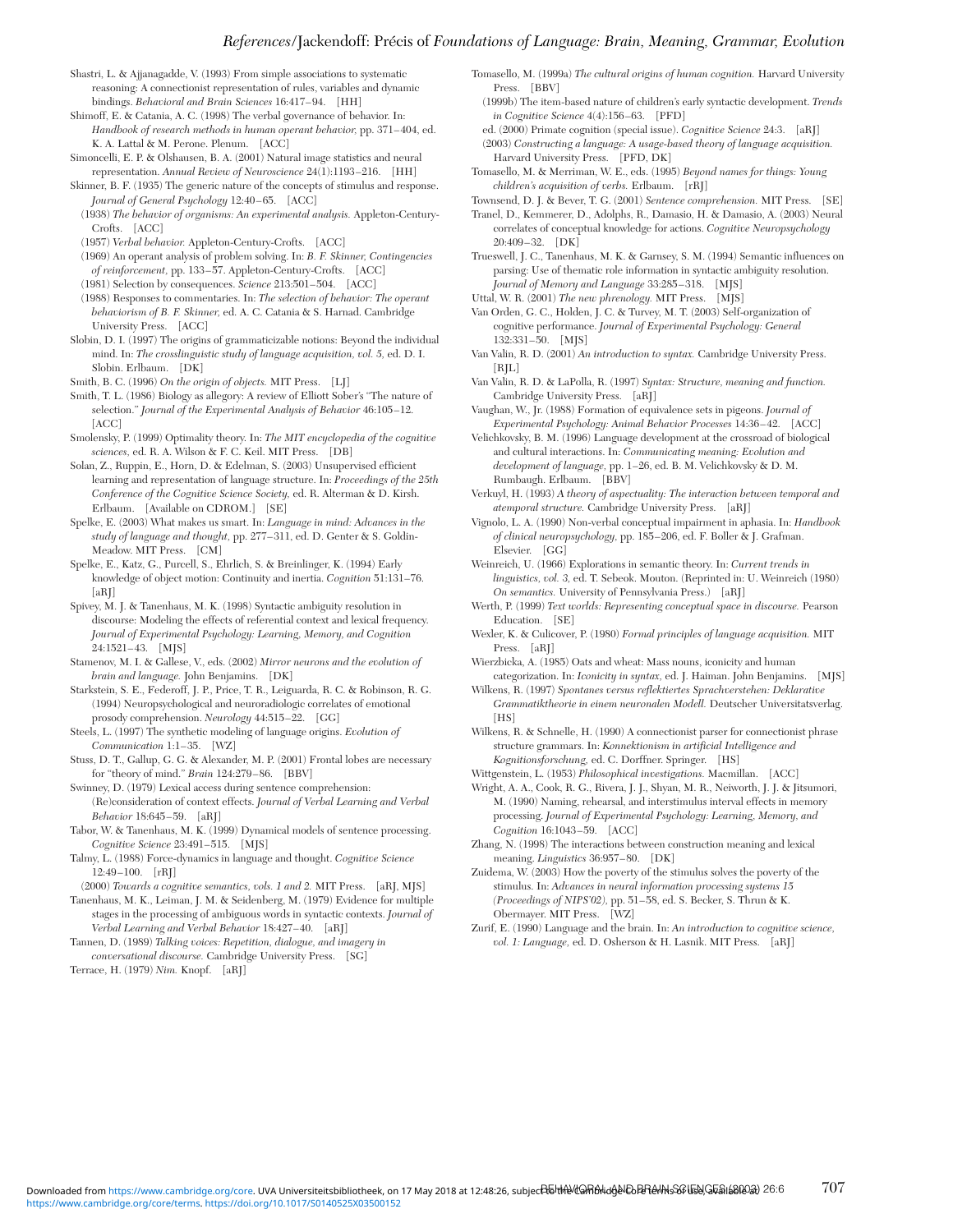Shastri, L. & Ajjanagadde, V. (1993) From simple associations to systematic reasoning: A connectionist representation of rules, variables and dynamic bindings. *Behavioral and Brain Sciences* 16:417–94. [HH]

Shimoff, E. & Catania, A. C. (1998) The verbal governance of behavior. In: *Handbook of research methods in human operant behavior,* pp. 371–404, ed. K. A. Lattal & M. Perone. Plenum. [ACC]

Simoncelli, E. P. & Olshausen, B. A. (2001) Natural image statistics and neural representation. *Annual Review of Neuroscience* 24(1):1193–216. [HH]

Skinner, B. F. (1935) The generic nature of the concepts of stimulus and response. *Journal of General Psychology* 12:40–65. [ACC]

(1938) *The behavior of organisms: An experimental analysis.* Appleton-Century-Crofts. [ACC]

(1957) *Verbal behavior.* Appleton-Century-Crofts. [ACC]

(1969) An operant analysis of problem solving. In: *B. F. Skinner, Contingencies of reinforcement,* pp. 133–57. Appleton-Century-Crofts. [ACC]

(1981) Selection by consequences. *Science* 213:501–504. [ACC]

(1988) Responses to commentaries. In: *The selection of behavior: The operant behaviorism of B. F. Skinner,* ed. A. C. Catania & S. Harnad. Cambridge University Press. [ACC]

Slobin, D. I. (1997) The origins of grammaticizable notions: Beyond the individual mind. In: *The crosslinguistic study of language acquisition, vol. 5,* ed. D. I. Slobin. Erlbaum. [DK]

Smith, B. C. (1996) *On the origin of objects.* MIT Press. [LJ]

Smith, T. L. (1986) Biology as allegory: A review of Elliott Sober's "The nature of selection." *Journal of the Experimental Analysis of Behavior* 46:105–12. [ACC]

Smolensky, P. (1999) Optimality theory. In: *The MIT encyclopedia of the cognitive sciences,* ed. R. A. Wilson & F. C. Keil. MIT Press. [DB]

Solan, Z., Ruppin, E., Horn, D. & Edelman, S. (2003) Unsupervised efficient learning and representation of language structure. In: *Proceedings of the 25th Conference of the Cognitive Science Society,* ed. R. Alterman & D. Kirsh. Erlbaum. [Available on CDROM.] [SE]

Spelke, E. (2003) What makes us smart. In: *Language in mind: Advances in the study of language and thought,* pp. 277–311, ed. D. Genter & S. Goldin-Meadow. MIT Press. [CM]

Spelke, E., Katz, G., Purcell, S., Ehrlich, S. & Breinlinger, K. (1994) Early knowledge of object motion: Continuity and inertia. *Cognition* 51:131–76. [aRJ]

Spivey, M. J. & Tanenhaus, M. K. (1998) Syntactic ambiguity resolution in discourse: Modeling the effects of referential context and lexical frequency. *Journal of Experimental Psychology: Learning, Memory, and Cognition* 24:1521–43. [MJS]

Stamenov, M. I. & Gallese, V., eds. (2002) *Mirror neurons and the evolution of brain and language.* John Benjamins. [DK]

Starkstein, S. E., Federoff, J. P., Price, T. R., Leiguarda, R. C. & Robinson, R. G. (1994) Neuropsychological and neuroradiologic correlates of emotional prosody comprehension. *Neurology* 44:515–22. [GG]

Steels, L. (1997) The synthetic modeling of language origins. *Evolution of Communication* 1:1–35. [WZ]

Stuss, D. T., Gallup, G. G. & Alexander, M. P. (2001) Frontal lobes are necessary for "theory of mind." *Brain* 124:279–86. [BBV]

Swinney, D. (1979) Lexical access during sentence comprehension: (Re)consideration of context effects. *Journal of Verbal Learning and Verbal Behavior* 18:645–59. [aRJ]

Tabor, W. & Tanenhaus, M. K. (1999) Dynamical models of sentence processing. *Cognitive Science* 23:491–515. [MJS]

Talmy, L. (1988) Force-dynamics in language and thought. *Cognitive Science* 12:49–100. [rRJ]

(2000) *Towards a cognitive semantics, vols. 1 and 2.* MIT Press. [aRJ, MJS]

Tanenhaus, M. K., Leiman, J. M. & Seidenberg, M. (1979) Evidence for multiple stages in the processing of ambiguous words in syntactic contexts. *Journal of Verbal Learning and Verbal Behavior* 18:427–40. [aRJ]

Tannen, D. (1989) *Talking voices: Repetition, dialogue, and imagery in conversational discourse.* Cambridge University Press. [SG]

Terrace, H. (1979) *Nim.* Knopf. [aRJ]

Tomasello, M. (1999a) *The cultural origins of human cognition.* Harvard University Press. [BBV]

(1999b) The item-based nature of children's early syntactic development. *Trends in Cognitive Science* 4(4):156–63. [PFD]

ed. (2000) Primate cognition (special issue). *Cognitive Science* 24:3. [aRJ]

(2003) *Constructing a language: A usage-based theory of language acquisition.* Harvard University Press. [PFD, DK]

Tomasello, M. & Merriman, W. E., eds. (1995) *Beyond names for things: Young children's acquisition of verbs.* Erlbaum. [rRJ]

Townsend, D. J. & Bever, T. G. (2001) *Sentence comprehension.* MIT Press. [SE]

Tranel, D., Kemmerer, D., Adolphs, R., Damasio, H. & Damasio, A. (2003) Neural correlates of conceptual knowledge for actions. *Cognitive Neuropsychology* 20:409–32. [DK]

Trueswell, J. C., Tanenhaus, M. K. & Garnsey, S. M. (1994) Semantic influences on parsing: Use of thematic role information in syntactic ambiguity resolution. *Journal of Memory and Language* 33:285–318. [MJS]

Uttal, W. R. (2001) *The new phrenology.* MIT Press. [MJS]

Van Orden, G. C., Holden, J. C. & Turvey, M. T. (2003) Self-organization of cognitive performance. *Journal of Experimental Psychology: General* 132:331–50. [MJS]

Van Valin, R. D. (2001) *An introduction to syntax.* Cambridge University Press. [RJL]

Van Valin, R. D. & LaPolla, R. (1997) *Syntax: Structure, meaning and function.* Cambridge University Press. [aRJ]

Vaughan, W., Jr. (1988) Formation of equivalence sets in pigeons. *Journal of Experimental Psychology: Animal Behavior Processes* 14:36–42. [ACC]

Velichkovsky, B. M. (1996) Language development at the crossroad of biological and cultural interactions. In: *Communicating meaning: Evolution and development of language,* pp. 1–26, ed. B. M. Velichkovsky & D. M. Rumbaugh. Erlbaum. [BBV]

Verkuyl, H. (1993) *A theory of aspectuality: The interaction between temporal and atemporal structure.* Cambridge University Press. [aRJ]

Vignolo, L. A. (1990) Non-verbal conceptual impairment in aphasia. In: *Handbook of clinical neuropsychology,* pp. 185–206, ed. F. Boller & J. Grafman. Elsevier. [GG]

Weinreich, U. (1966) Explorations in semantic theory. In: *Current trends in linguistics, vol. 3,* ed. T. Sebeok. Mouton. (Reprinted in: U. Weinreich (1980) *On semantics.* University of Pennsylvania Press.) [aRJ]

Werth, P. (1999) *Text worlds: Representing conceptual space in discourse.* Pearson Education. [SE]

Wexler, K. & Culicover, P. (1980) *Formal principles of language acquisition.* MIT Press. [aRJ]

Wierzbicka, A. (1985) Oats and wheat: Mass nouns, iconicity and human categorization. In: *Iconicity in syntax,* ed. J. Haiman. John Benjamins. [MJS]

Wilkens, R. (1997) *Spontanes versus reflektiertes Sprachverstehen: Deklarative Grammatiktheorie in einem neuronalen Modell.* Deutscher Universitatsverlag. [HS]

Wilkens, R. & Schnelle, H. (1990) A connectionist parser for connectionist phrase structure grammars. In: *Konnektionism in artificial Intelligence and Kognitionsforschung,* ed. C. Dorffner. Springer. [HS]

Wittgenstein, L. (1953) *Philosophical investigations.* Macmillan. [ACC]

Wright, A. A., Cook, R. G., Rivera, J. J., Shyan, M. R., Neiworth, J. J. & Jitsumori, M. (1990) Naming, rehearsal, and interstimulus interval effects in memory processing. *Journal of Experimental Psychology: Learning, Memory, and Cognition* 16:1043–59. [ACC]

Zhang, N. (1998) The interactions between construction meaning and lexical meaning. *Linguistics* 36:957–80. [DK]

Zuidema, W. (2003) How the poverty of the stimulus solves the poverty of the stimulus. In: *Advances in neural information processing systems 15 (Proceedings of NIPS'02),* pp. 51–58, ed. S. Becker, S. Thrun & K. Obermayer. MIT Press. [WZ]

Zurif, E. (1990) Language and the brain. In: *An introduction to cognitive science, vol. 1: Language,* ed. D. Osherson & H. Lasnik. MIT Press. [aRJ]